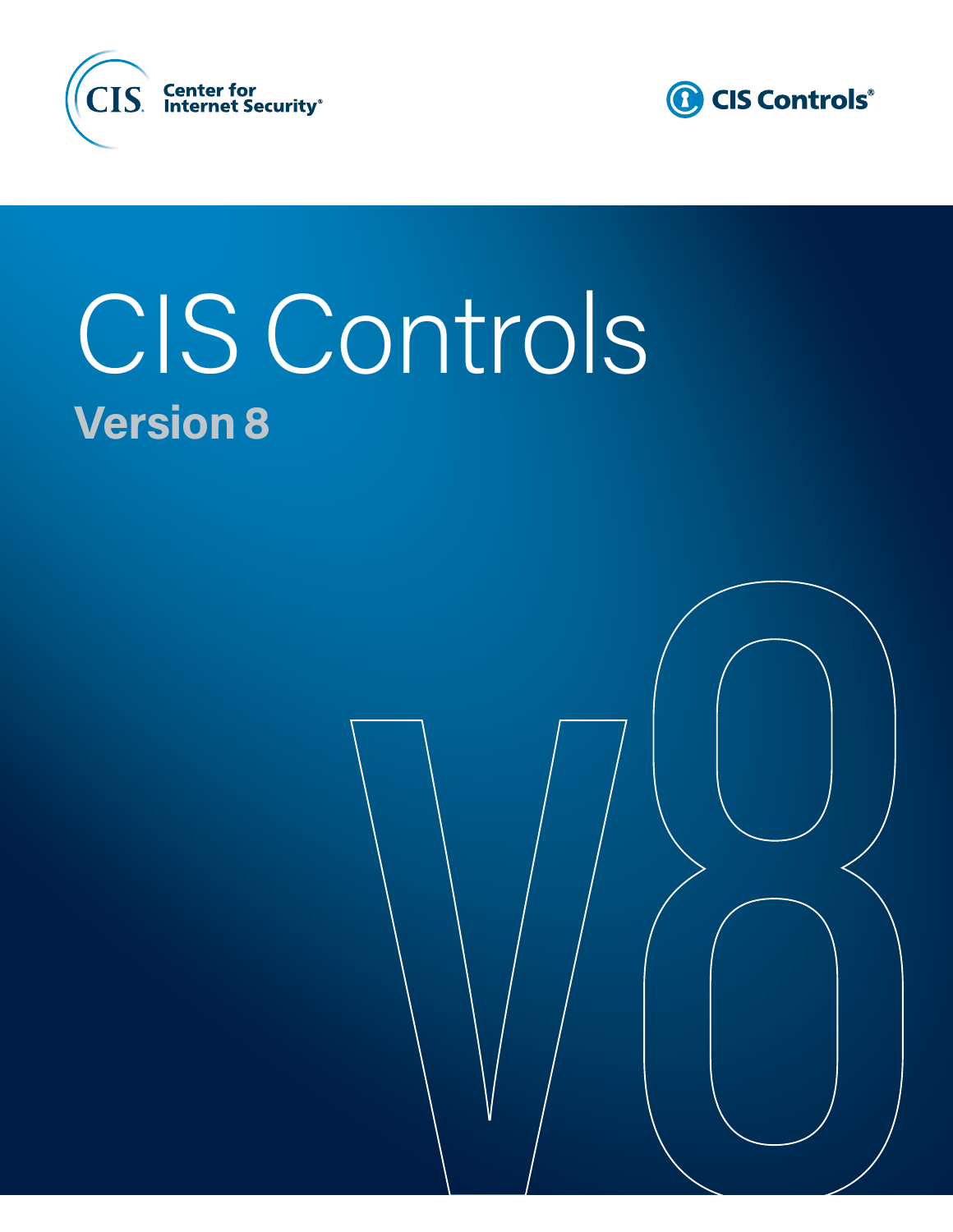CIS Center for Internet Security®

CIS Controls®

# CIS Controls

## Version 8

v8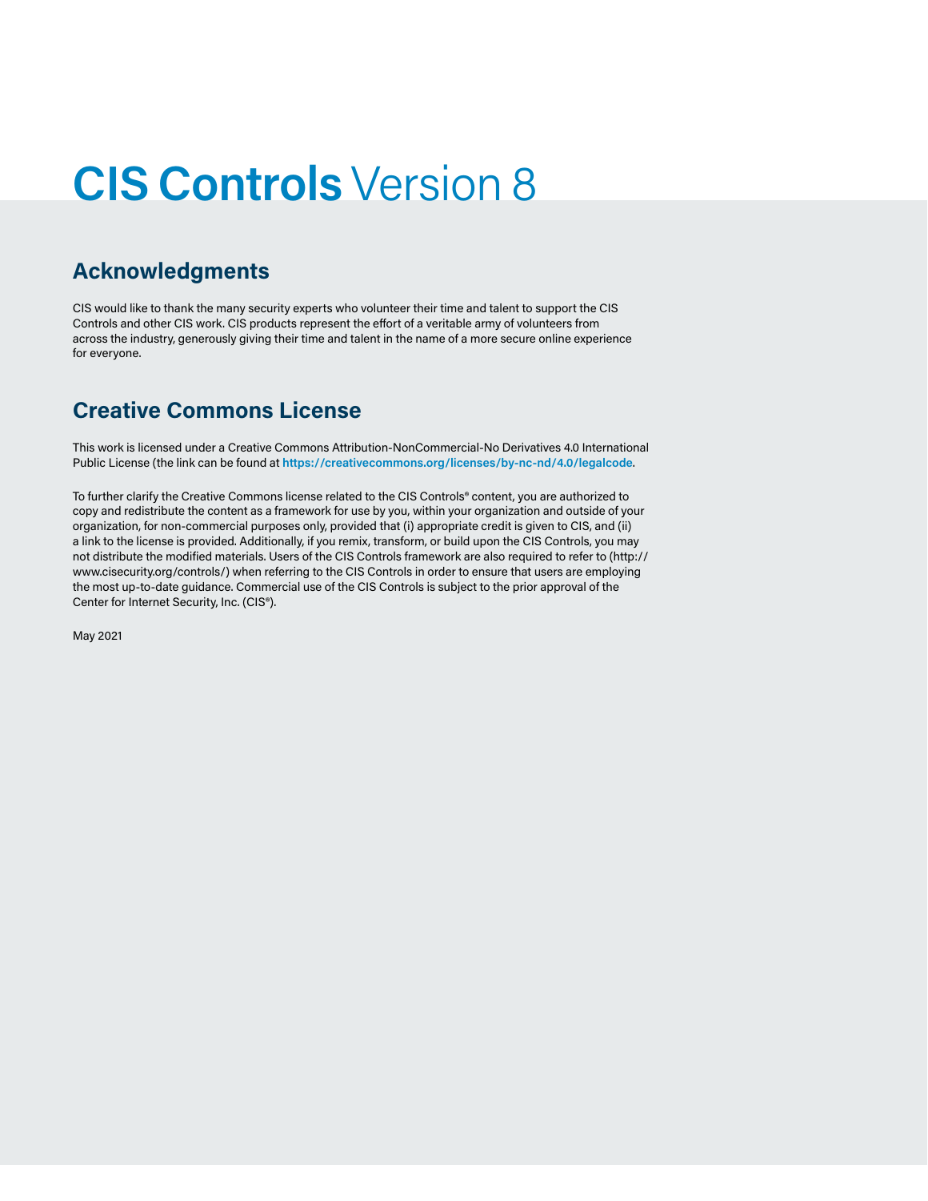# **CIS Controls** Version 8

## Acknowledgments

CIS would like to thank the many security experts who volunteer their time and talent to support the CIS Controls and other CIS work. CIS products represent the effort of a veritable army of volunteers from across the industry, generously giving their time and talent in the name of a more secure online experience for everyone.

## Creative Commons License

This work is licensed under a Creative Commons Attribution-NonCommercial-No Derivatives 4.0 International Public License (the link can be found at **https://creativecommons.org/licenses/by-nc-nd/4.0/legalcode**.

To further clarify the Creative Commons license related to the CIS Controls® content, you are authorized to copy and redistribute the content as a framework for use by you, within your organization and outside of your organization, for non-commercial purposes only, provided that (i) appropriate credit is given to CIS, and (ii) a link to the license is provided. Additionally, if you remix, transform, or build upon the CIS Controls, you may not distribute the modified materials. Users of the CIS Controls framework are also required to refer to (http://www.cisecurity.org/controls/) when referring to the CIS Controls in order to ensure that users are employing the most up-to-date guidance. Commercial use of the CIS Controls is subject to the prior approval of the Center for Internet Security, Inc. (CIS®).

May 2021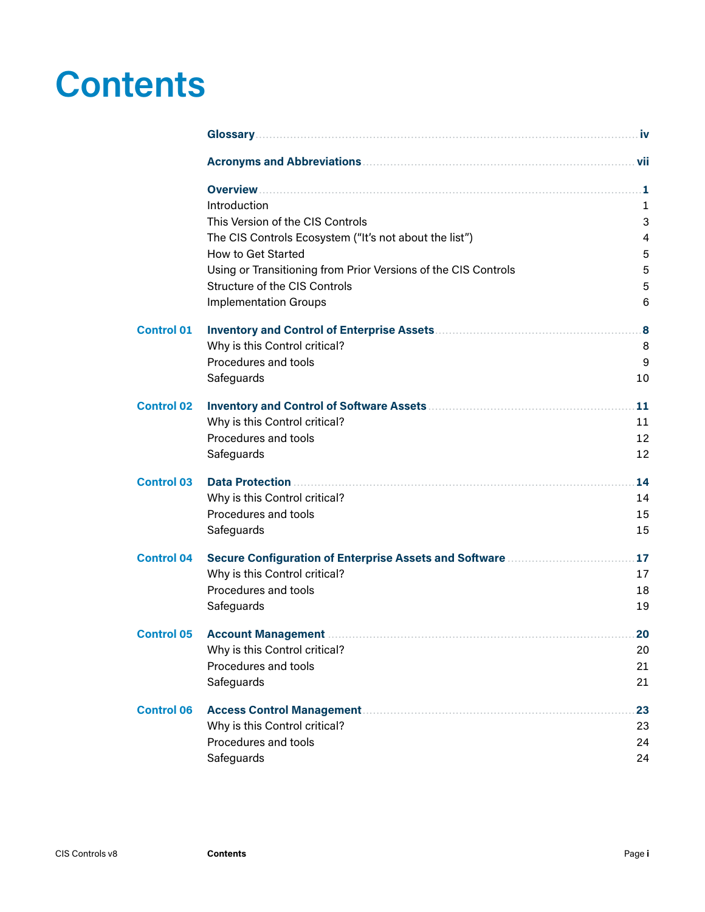# Contents

| | | |
|---|---|---|
| | **Glossary** | **iv** |
| | **Acronyms and Abbreviations** | **vii** |
| | **Overview** | **1** |
| | Introduction | 1 |
| | This Version of the CIS Controls | 3 |
| | The CIS Controls Ecosystem ("It's not about the list") | 4 |
| | How to Get Started | 5 |
| | Using or Transitioning from Prior Versions of the CIS Controls | 5 |
| | Structure of the CIS Controls | 5 |
| | Implementation Groups | 6 |
| **Control 01** | **Inventory and Control of Enterprise Assets** | **8** |
| | Why is this Control critical? | 8 |
| | Procedures and tools | 9 |
| | Safeguards | 10 |
| **Control 02** | **Inventory and Control of Software Assets** | **11** |
| | Why is this Control critical? | 11 |
| | Procedures and tools | 12 |
| | Safeguards | 12 |
| **Control 03** | **Data Protection** | **14** |
| | Why is this Control critical? | 14 |
| | Procedures and tools | 15 |
| | Safeguards | 15 |
| **Control 04** | **Secure Configuration of Enterprise Assets and Software** | **17** |
| | Why is this Control critical? | 17 |
| | Procedures and tools | 18 |
| | Safeguards | 19 |
| **Control 05** | **Account Management** | **20** |
| | Why is this Control critical? | 20 |
| | Procedures and tools | 21 |
| | Safeguards | 21 |
| **Control 06** | **Access Control Management** | **23** |
| | Why is this Control critical? | 23 |
| | Procedures and tools | 24 |
| | Safeguards | 24 |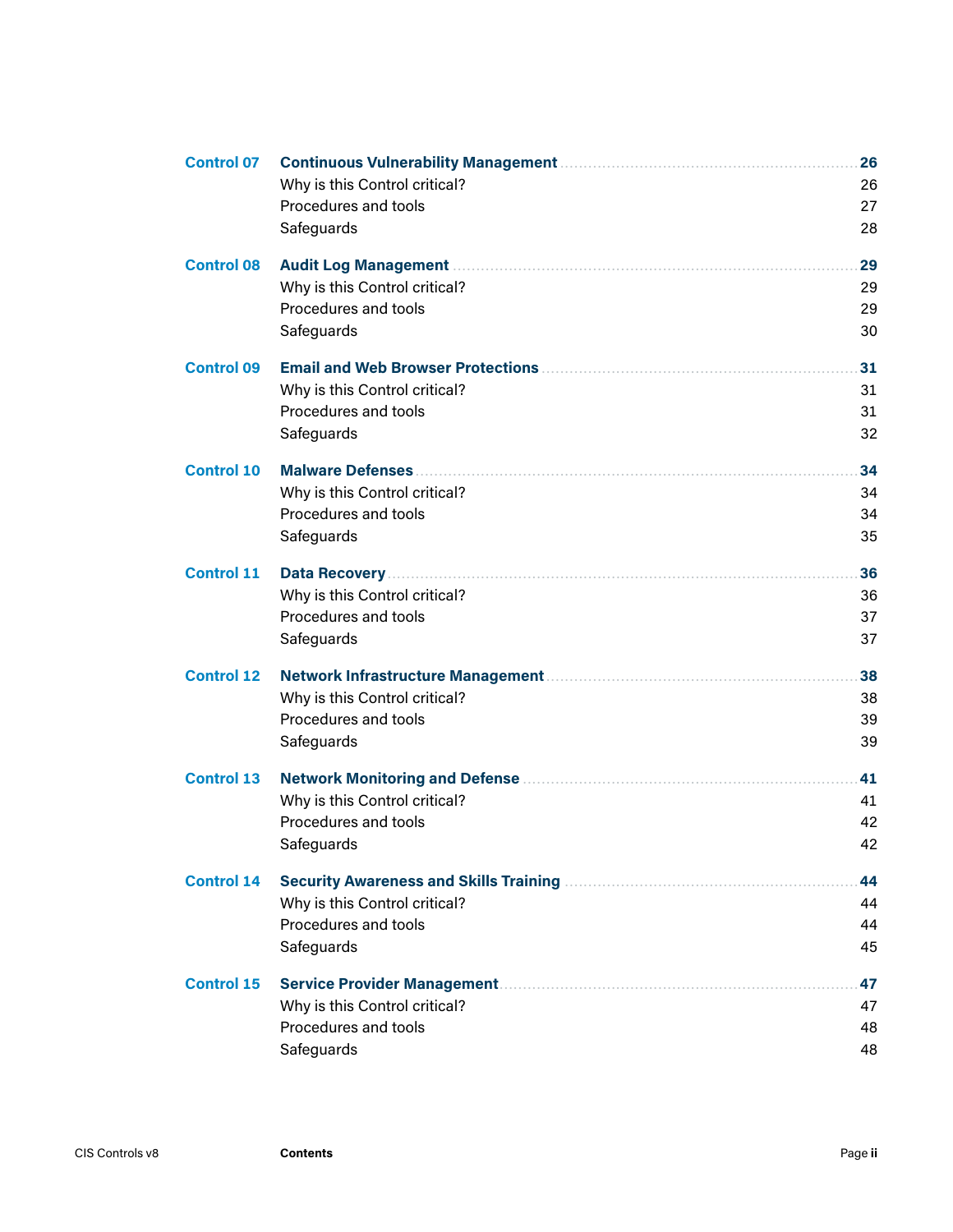| | | |
|---|---|---|
| **Control 07** | **Continuous Vulnerability Management** | **26** |
| | Why is this Control critical? | 26 |
| | Procedures and tools | 27 |
| | Safeguards | 28 |
| **Control 08** | **Audit Log Management** | **29** |
| | Why is this Control critical? | 29 |
| | Procedures and tools | 29 |
| | Safeguards | 30 |
| **Control 09** | **Email and Web Browser Protections** | **31** |
| | Why is this Control critical? | 31 |
| | Procedures and tools | 31 |
| | Safeguards | 32 |
| **Control 10** | **Malware Defenses** | **34** |
| | Why is this Control critical? | 34 |
| | Procedures and tools | 34 |
| | Safeguards | 35 |
| **Control 11** | **Data Recovery** | **36** |
| | Why is this Control critical? | 36 |
| | Procedures and tools | 37 |
| | Safeguards | 37 |
| **Control 12** | **Network Infrastructure Management** | **38** |
| | Why is this Control critical? | 38 |
| | Procedures and tools | 39 |
| | Safeguards | 39 |
| **Control 13** | **Network Monitoring and Defense** | **41** |
| | Why is this Control critical? | 41 |
| | Procedures and tools | 42 |
| | Safeguards | 42 |
| **Control 14** | **Security Awareness and Skills Training** | **44** |
| | Why is this Control critical? | 44 |
| | Procedures and tools | 44 |
| | Safeguards | 45 |
| **Control 15** | **Service Provider Management** | **47** |
| | Why is this Control critical? | 47 |
| | Procedures and tools | 48 |
| | Safeguards | 48 |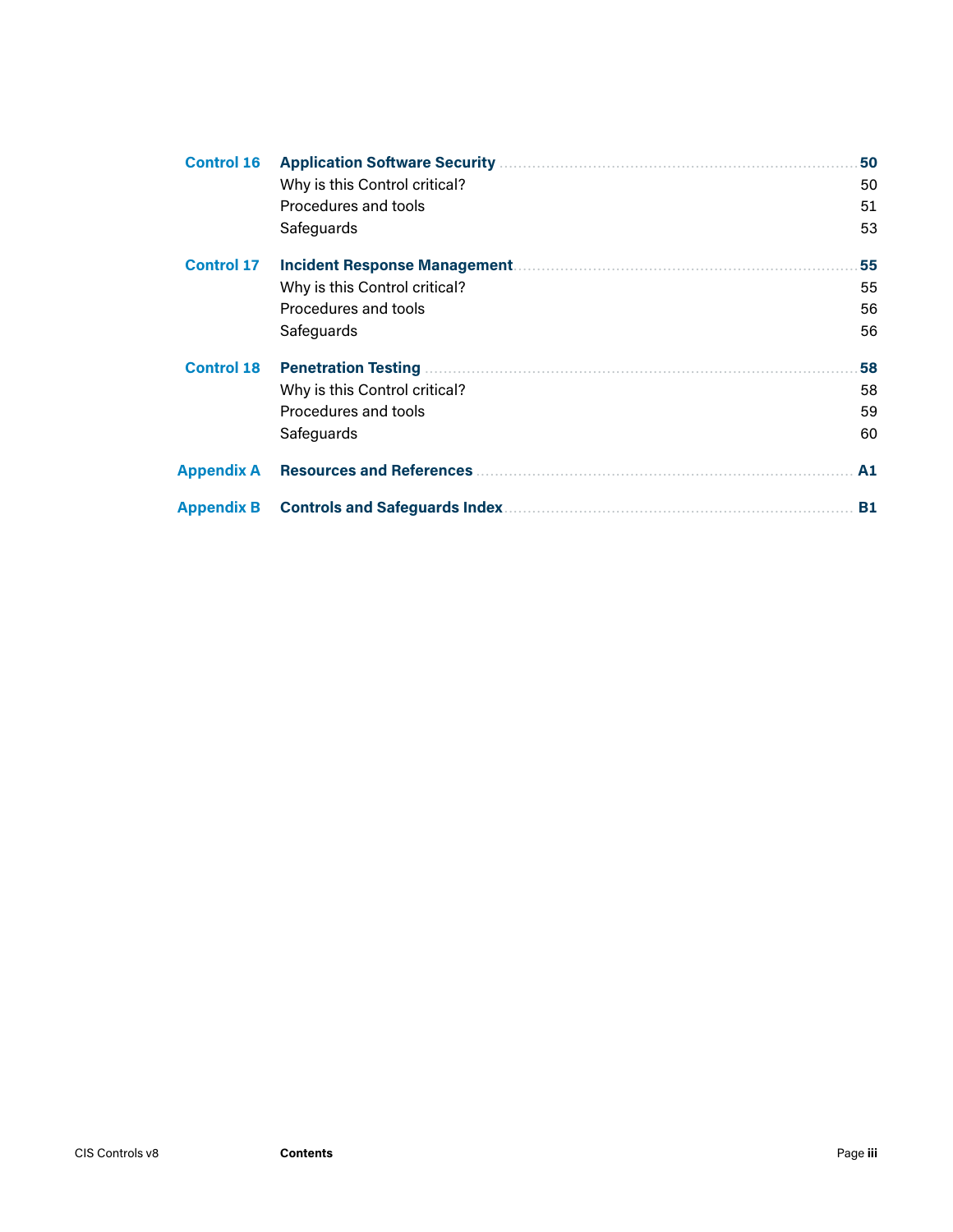| | | |
|---|---|---|
| **Control 16** | **Application Software Security** | **50** |
| | Why is this Control critical? | 50 |
| | Procedures and tools | 51 |
| | Safeguards | 53 |
| **Control 17** | **Incident Response Management** | **55** |
| | Why is this Control critical? | 55 |
| | Procedures and tools | 56 |
| | Safeguards | 56 |
| **Control 18** | **Penetration Testing** | **58** |
| | Why is this Control critical? | 58 |
| | Procedures and tools | 59 |
| | Safeguards | 60 |
| **Appendix A** | **Resources and References** | **A1** |
| **Appendix B** | **Controls and Safeguards Index** | **B1** |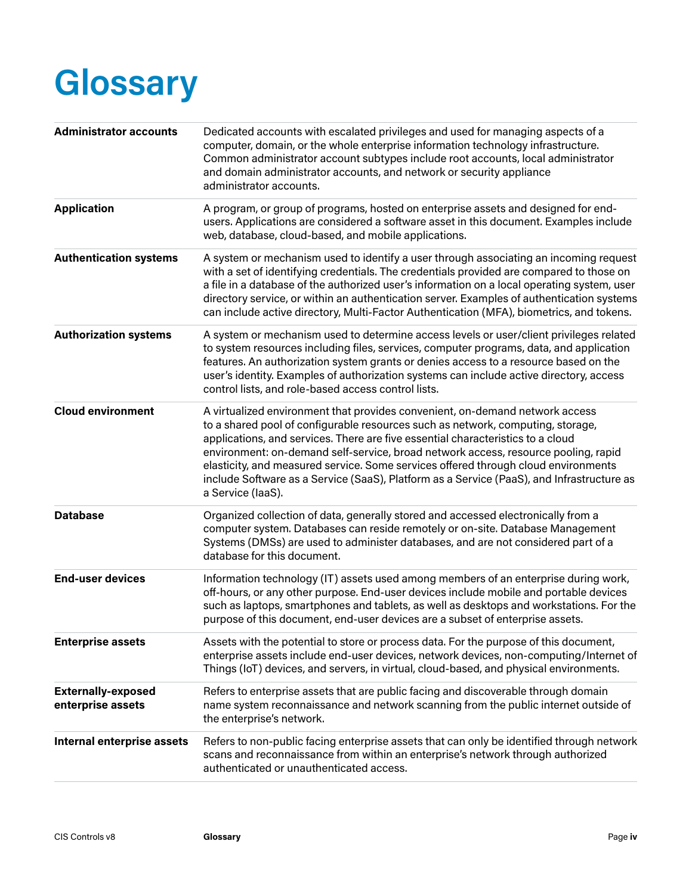# Glossary

| | |
|---|---|
| **Administrator accounts** | Dedicated accounts with escalated privileges and used for managing aspects of a computer, domain, or the whole enterprise information technology infrastructure. Common administrator account subtypes include root accounts, local administrator and domain administrator accounts, and network or security appliance administrator accounts. |
| **Application** | A program, or group of programs, hosted on enterprise assets and designed for end-users. Applications are considered a software asset in this document. Examples include web, database, cloud-based, and mobile applications. |
| **Authentication systems** | A system or mechanism used to identify a user through associating an incoming request with a set of identifying credentials. The credentials provided are compared to those on a file in a database of the authorized user's information on a local operating system, user directory service, or within an authentication server. Examples of authentication systems can include active directory, Multi-Factor Authentication (MFA), biometrics, and tokens. |
| **Authorization systems** | A system or mechanism used to determine access levels or user/client privileges related to system resources including files, services, computer programs, data, and application features. An authorization system grants or denies access to a resource based on the user's identity. Examples of authorization systems can include active directory, access control lists, and role-based access control lists. |
| **Cloud environment** | A virtualized environment that provides convenient, on-demand network access to a shared pool of configurable resources such as network, computing, storage, applications, and services. There are five essential characteristics to a cloud environment: on-demand self-service, broad network access, resource pooling, rapid elasticity, and measured service. Some services offered through cloud environments include Software as a Service (SaaS), Platform as a Service (PaaS), and Infrastructure as a Service (IaaS). |
| **Database** | Organized collection of data, generally stored and accessed electronically from a computer system. Databases can reside remotely or on-site. Database Management Systems (DMSs) are used to administer databases, and are not considered part of a database for this document. |
| **End-user devices** | Information technology (IT) assets used among members of an enterprise during work, off-hours, or any other purpose. End-user devices include mobile and portable devices such as laptops, smartphones and tablets, as well as desktops and workstations. For the purpose of this document, end-user devices are a subset of enterprise assets. |
| **Enterprise assets** | Assets with the potential to store or process data. For the purpose of this document, enterprise assets include end-user devices, network devices, non-computing/Internet of Things (IoT) devices, and servers, in virtual, cloud-based, and physical environments. |
| **Externally-exposed enterprise assets** | Refers to enterprise assets that are public facing and discoverable through domain name system reconnaissance and network scanning from the public internet outside of the enterprise's network. |
| **Internal enterprise assets** | Refers to non-public facing enterprise assets that can only be identified through network scans and reconnaissance from within an enterprise's network through authorized authenticated or unauthenticated access. |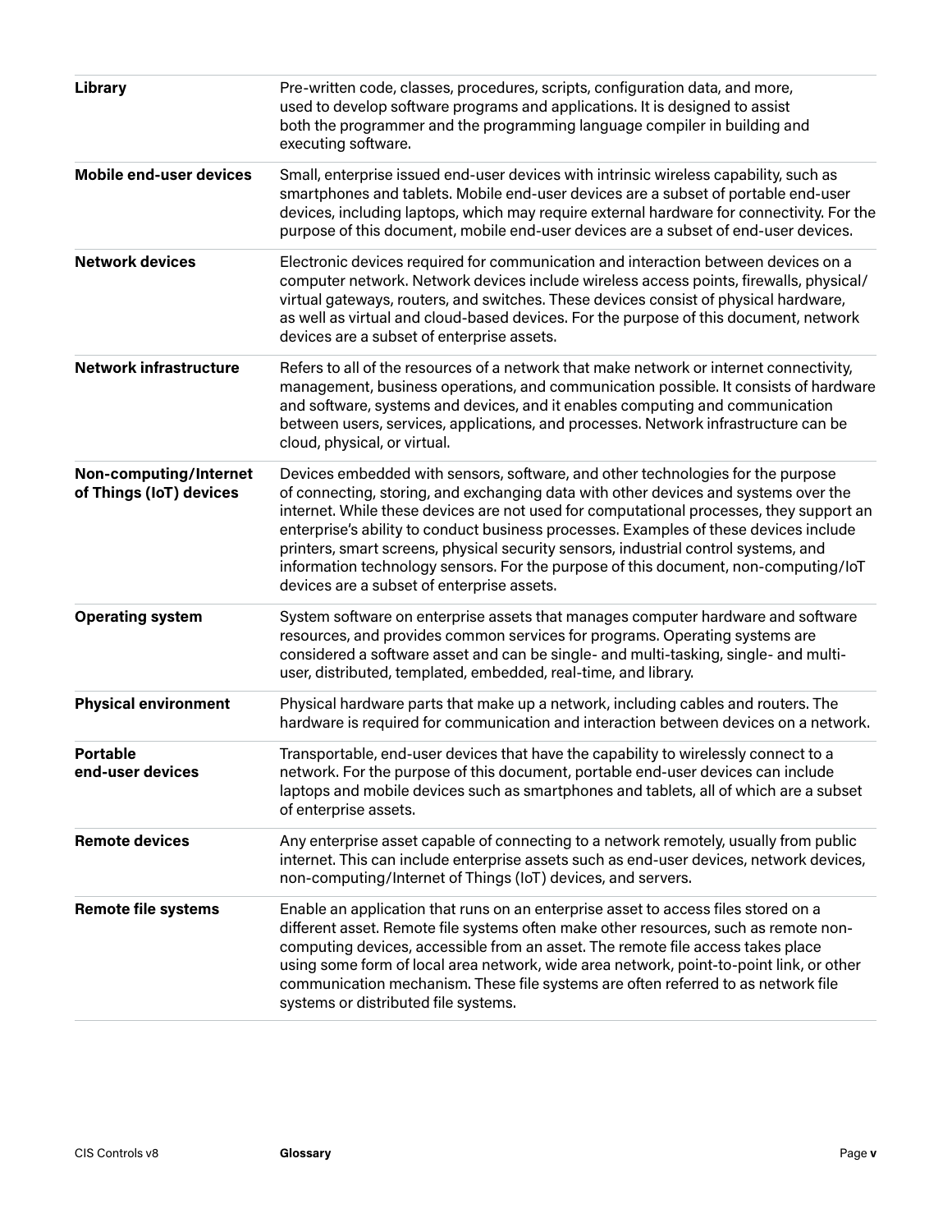| | |
|---|---|
| **Library** | Pre-written code, classes, procedures, scripts, configuration data, and more, used to develop software programs and applications. It is designed to assist both the programmer and the programming language compiler in building and executing software. |
| **Mobile end-user devices** | Small, enterprise issued end-user devices with intrinsic wireless capability, such as smartphones and tablets. Mobile end-user devices are a subset of portable end-user devices, including laptops, which may require external hardware for connectivity. For the purpose of this document, mobile end-user devices are a subset of end-user devices. |
| **Network devices** | Electronic devices required for communication and interaction between devices on a computer network. Network devices include wireless access points, firewalls, physical/virtual gateways, routers, and switches. These devices consist of physical hardware, as well as virtual and cloud-based devices. For the purpose of this document, network devices are a subset of enterprise assets. |
| **Network infrastructure** | Refers to all of the resources of a network that make network or internet connectivity, management, business operations, and communication possible. It consists of hardware and software, systems and devices, and it enables computing and communication between users, services, applications, and processes. Network infrastructure can be cloud, physical, or virtual. |
| **Non-computing/Internet of Things (IoT) devices** | Devices embedded with sensors, software, and other technologies for the purpose of connecting, storing, and exchanging data with other devices and systems over the internet. While these devices are not used for computational processes, they support an enterprise's ability to conduct business processes. Examples of these devices include printers, smart screens, physical security sensors, industrial control systems, and information technology sensors. For the purpose of this document, non-computing/IoT devices are a subset of enterprise assets. |
| **Operating system** | System software on enterprise assets that manages computer hardware and software resources, and provides common services for programs. Operating systems are considered a software asset and can be single- and multi-tasking, single- and multi-user, distributed, templated, embedded, real-time, and library. |
| **Physical environment** | Physical hardware parts that make up a network, including cables and routers. The hardware is required for communication and interaction between devices on a network. |
| **Portable end-user devices** | Transportable, end-user devices that have the capability to wirelessly connect to a network. For the purpose of this document, portable end-user devices can include laptops and mobile devices such as smartphones and tablets, all of which are a subset of enterprise assets. |
| **Remote devices** | Any enterprise asset capable of connecting to a network remotely, usually from public internet. This can include enterprise assets such as end-user devices, network devices, non-computing/Internet of Things (IoT) devices, and servers. |
| **Remote file systems** | Enable an application that runs on an enterprise asset to access files stored on a different asset. Remote file systems often make other resources, such as remote non-computing devices, accessible from an asset. The remote file access takes place using some form of local area network, wide area network, point-to-point link, or other communication mechanism. These file systems are often referred to as network file systems or distributed file systems. |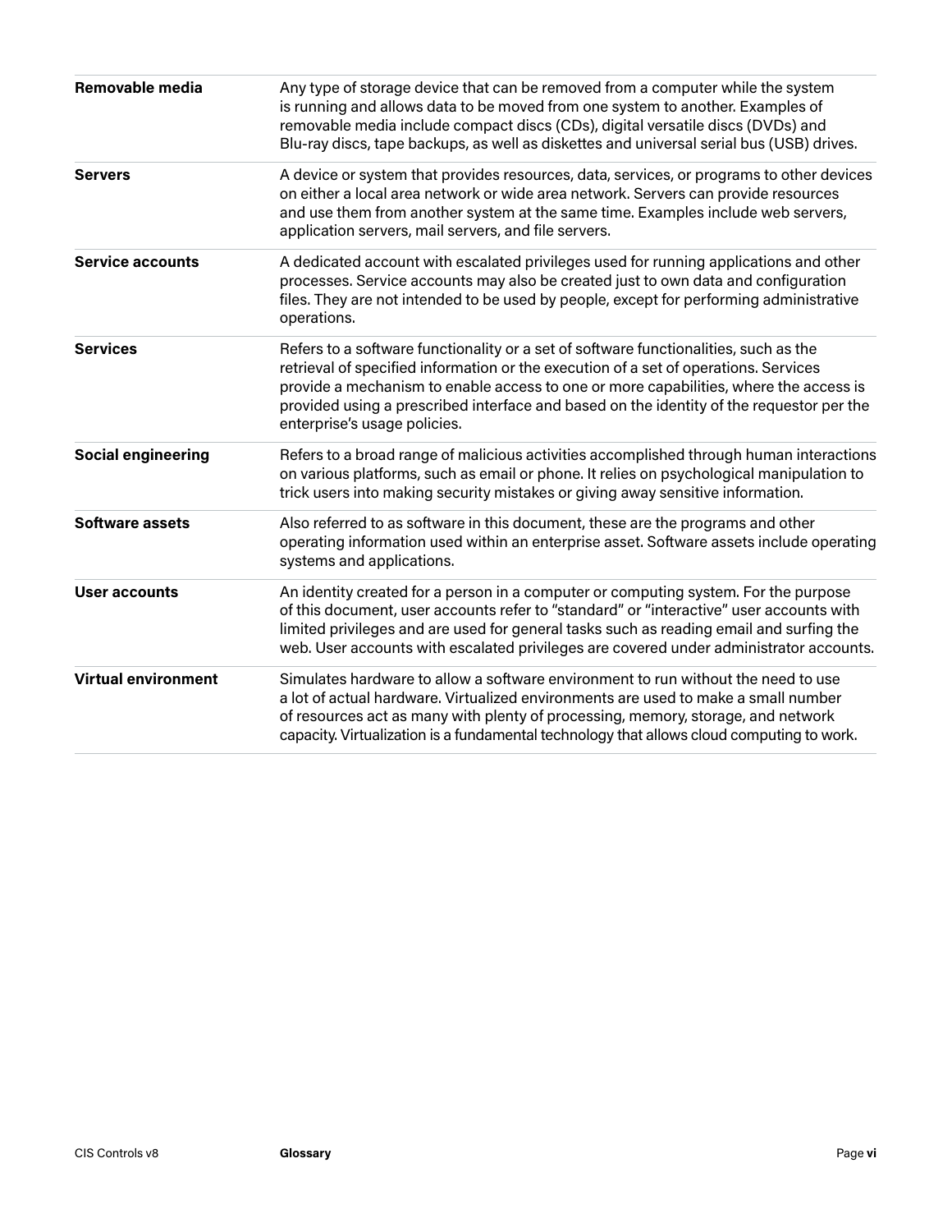| | |
|---|---|
| **Removable media** | Any type of storage device that can be removed from a computer while the system is running and allows data to be moved from one system to another. Examples of removable media include compact discs (CDs), digital versatile discs (DVDs) and Blu-ray discs, tape backups, as well as diskettes and universal serial bus (USB) drives. |
| **Servers** | A device or system that provides resources, data, services, or programs to other devices on either a local area network or wide area network. Servers can provide resources and use them from another system at the same time. Examples include web servers, application servers, mail servers, and file servers. |
| **Service accounts** | A dedicated account with escalated privileges used for running applications and other processes. Service accounts may also be created just to own data and configuration files. They are not intended to be used by people, except for performing administrative operations. |
| **Services** | Refers to a software functionality or a set of software functionalities, such as the retrieval of specified information or the execution of a set of operations. Services provide a mechanism to enable access to one or more capabilities, where the access is provided using a prescribed interface and based on the identity of the requestor per the enterprise's usage policies. |
| **Social engineering** | Refers to a broad range of malicious activities accomplished through human interactions on various platforms, such as email or phone. It relies on psychological manipulation to trick users into making security mistakes or giving away sensitive information. |
| **Software assets** | Also referred to as software in this document, these are the programs and other operating information used within an enterprise asset. Software assets include operating systems and applications. |
| **User accounts** | An identity created for a person in a computer or computing system. For the purpose of this document, user accounts refer to "standard" or "interactive" user accounts with limited privileges and are used for general tasks such as reading email and surfing the web. User accounts with escalated privileges are covered under administrator accounts. |
| **Virtual environment** | Simulates hardware to allow a software environment to run without the need to use a lot of actual hardware. Virtualized environments are used to make a small number of resources act as many with plenty of processing, memory, storage, and network capacity. Virtualization is a fundamental technology that allows cloud computing to work. |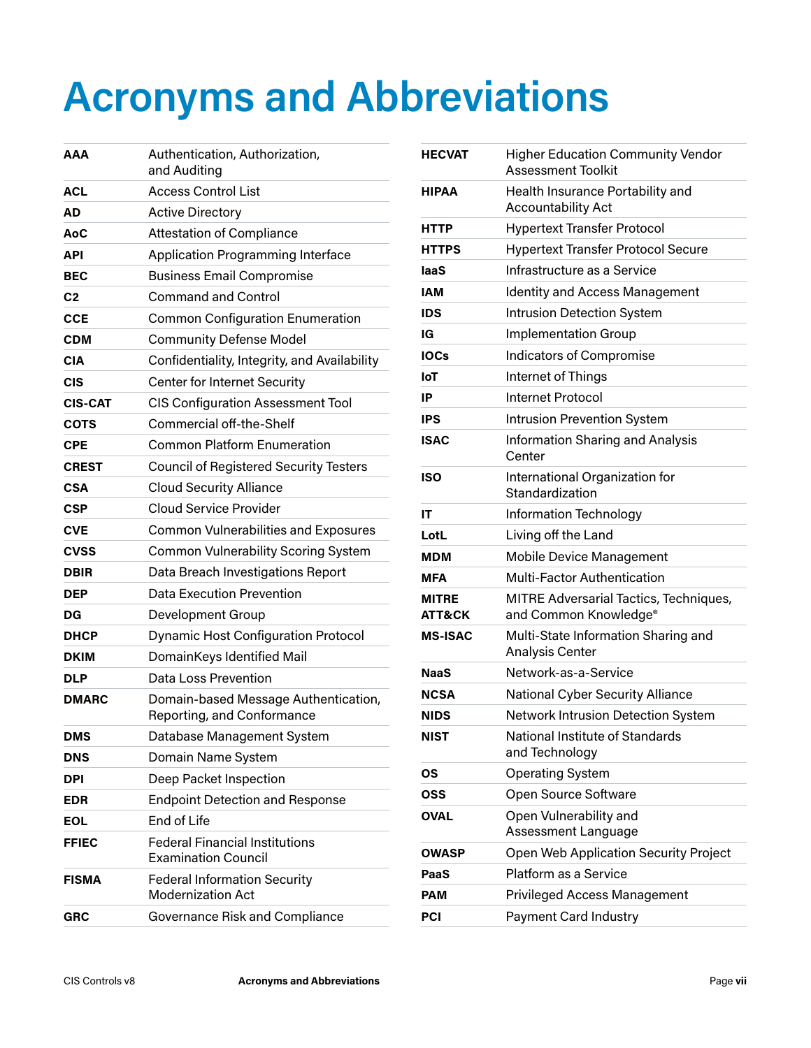# Acronyms and Abbreviations

| | |
|---|---|
| **AAA** | Authentication, Authorization, and Auditing |
| **ACL** | Access Control List |
| **AD** | Active Directory |
| **AoC** | Attestation of Compliance |
| **API** | Application Programming Interface |
| **BEC** | Business Email Compromise |
| **C2** | Command and Control |
| **CCE** | Common Configuration Enumeration |
| **CDM** | Community Defense Model |
| **CIA** | Confidentiality, Integrity, and Availability |
| **CIS** | Center for Internet Security |
| **CIS-CAT** | CIS Configuration Assessment Tool |
| **COTS** | Commercial off-the-Shelf |
| **CPE** | Common Platform Enumeration |
| **CREST** | Council of Registered Security Testers |
| **CSA** | Cloud Security Alliance |
| **CSP** | Cloud Service Provider |
| **CVE** | Common Vulnerabilities and Exposures |
| **CVSS** | Common Vulnerability Scoring System |
| **DBIR** | Data Breach Investigations Report |
| **DEP** | Data Execution Prevention |
| **DG** | Development Group |
| **DHCP** | Dynamic Host Configuration Protocol |
| **DKIM** | DomainKeys Identified Mail |
| **DLP** | Data Loss Prevention |
| **DMARC** | Domain-based Message Authentication, Reporting, and Conformance |
| **DMS** | Database Management System |
| **DNS** | Domain Name System |
| **DPI** | Deep Packet Inspection |
| **EDR** | Endpoint Detection and Response |
| **EOL** | End of Life |
| **FFIEC** | Federal Financial Institutions Examination Council |
| **FISMA** | Federal Information Security Modernization Act |
| **GRC** | Governance Risk and Compliance |
| **HECVAT** | Higher Education Community Vendor Assessment Toolkit |
| **HIPAA** | Health Insurance Portability and Accountability Act |
| **HTTP** | Hypertext Transfer Protocol |
| **HTTPS** | Hypertext Transfer Protocol Secure |
| **IaaS** | Infrastructure as a Service |
| **IAM** | Identity and Access Management |
| **IDS** | Intrusion Detection System |
| **IG** | Implementation Group |
| **IOCs** | Indicators of Compromise |
| **IoT** | Internet of Things |
| **IP** | Internet Protocol |
| **IPS** | Intrusion Prevention System |
| **ISAC** | Information Sharing and Analysis Center |
| **ISO** | International Organization for Standardization |
| **IT** | Information Technology |
| **LotL** | Living off the Land |
| **MDM** | Mobile Device Management |
| **MFA** | Multi-Factor Authentication |
| **MITRE ATT&CK** | MITRE Adversarial Tactics, Techniques, and Common Knowledge® |
| **MS-ISAC** | Multi-State Information Sharing and Analysis Center |
| **NaaS** | Network-as-a-Service |
| **NCSA** | National Cyber Security Alliance |
| **NIDS** | Network Intrusion Detection System |
| **NIST** | National Institute of Standards and Technology |
| **OS** | Operating System |
| **OSS** | Open Source Software |
| **OVAL** | Open Vulnerability and Assessment Language |
| **OWASP** | Open Web Application Security Project |
| **PaaS** | Platform as a Service |
| **PAM** | Privileged Access Management |
| **PCI** | Payment Card Industry |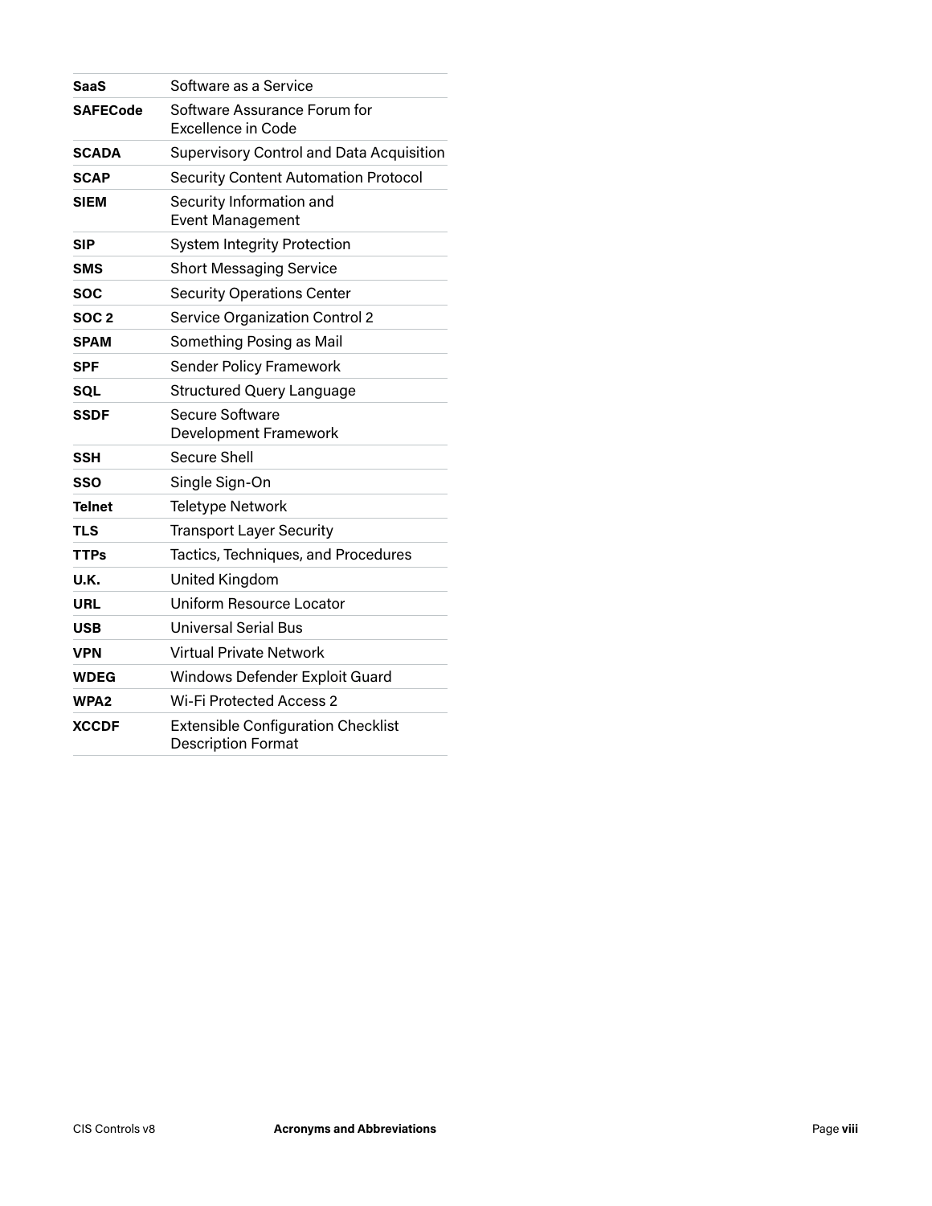| | |
|---|---|
| **SaaS** | Software as a Service |
| **SAFECode** | Software Assurance Forum for Excellence in Code |
| **SCADA** | Supervisory Control and Data Acquisition |
| **SCAP** | Security Content Automation Protocol |
| **SIEM** | Security Information and Event Management |
| **SIP** | System Integrity Protection |
| **SMS** | Short Messaging Service |
| **SOC** | Security Operations Center |
| **SOC 2** | Service Organization Control 2 |
| **SPAM** | Something Posing as Mail |
| **SPF** | Sender Policy Framework |
| **SQL** | Structured Query Language |
| **SSDF** | Secure Software Development Framework |
| **SSH** | Secure Shell |
| **SSO** | Single Sign-On |
| **Telnet** | Teletype Network |
| **TLS** | Transport Layer Security |
| **TTPs** | Tactics, Techniques, and Procedures |
| **U.K.** | United Kingdom |
| **URL** | Uniform Resource Locator |
| **USB** | Universal Serial Bus |
| **VPN** | Virtual Private Network |
| **WDEG** | Windows Defender Exploit Guard |
| **WPA2** | Wi-Fi Protected Access 2 |
| **XCCDF** | Extensible Configuration Checklist Description Format |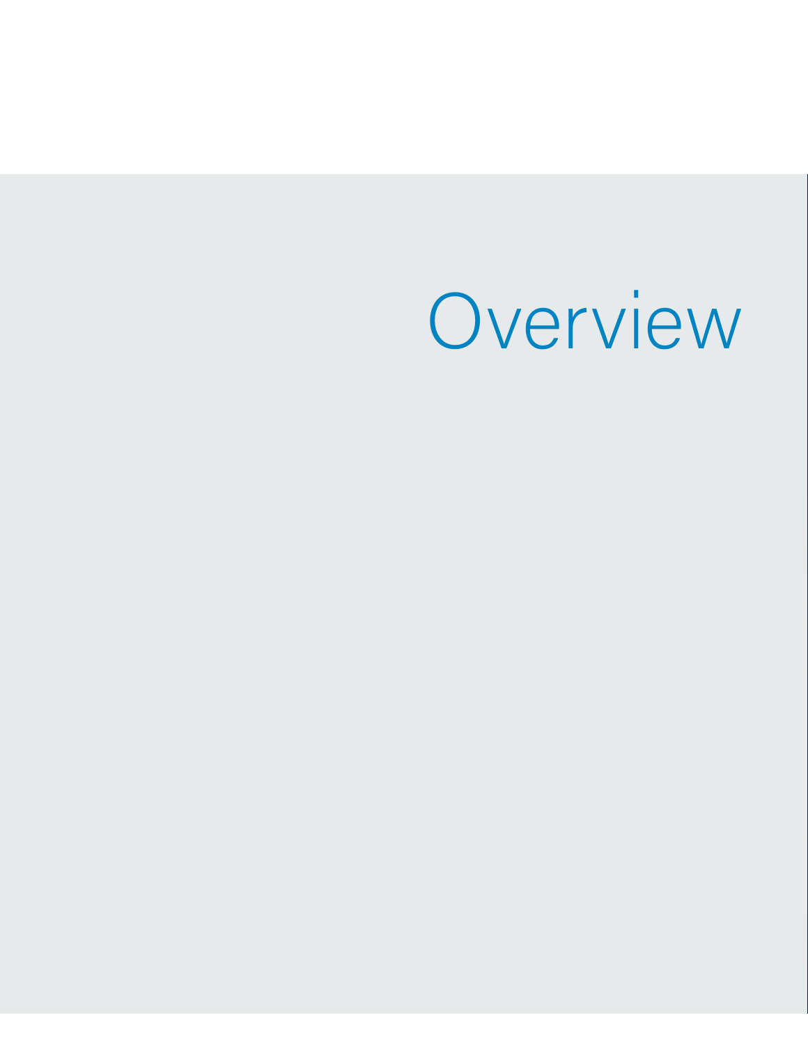# Overview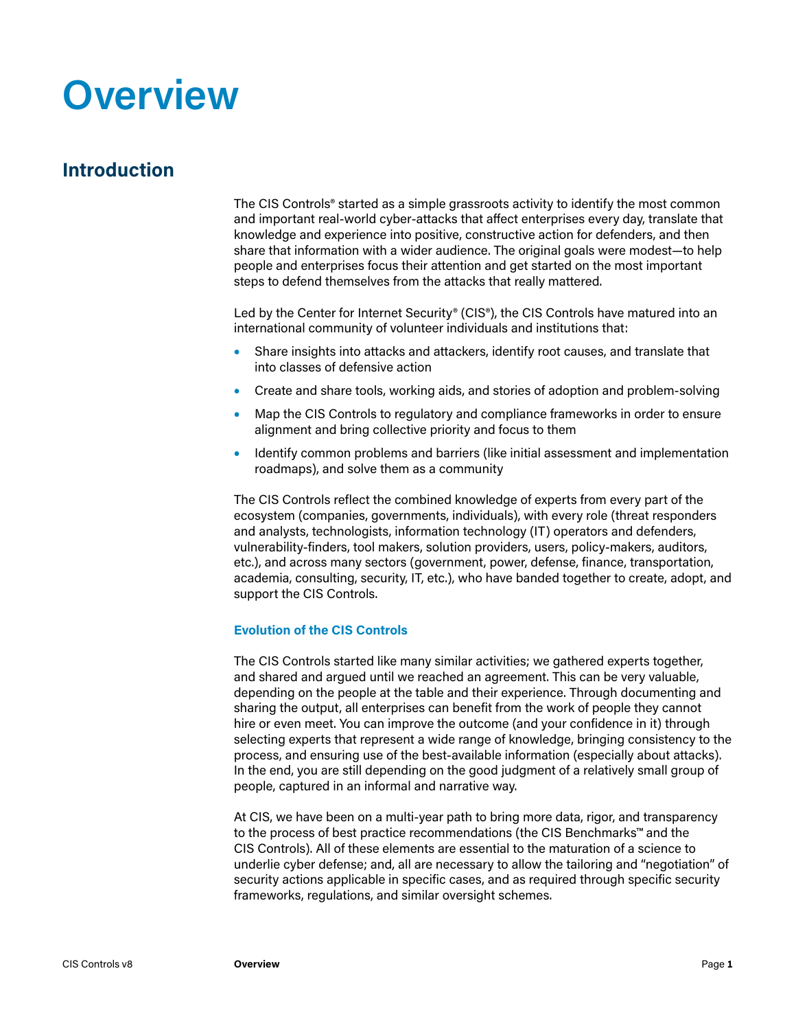# Overview

## Introduction

The CIS Controls® started as a simple grassroots activity to identify the most common and important real-world cyber-attacks that affect enterprises every day, translate that knowledge and experience into positive, constructive action for defenders, and then share that information with a wider audience. The original goals were modest—to help people and enterprises focus their attention and get started on the most important steps to defend themselves from the attacks that really mattered.

Led by the Center for Internet Security® (CIS®), the CIS Controls have matured into an international community of volunteer individuals and institutions that:

- Share insights into attacks and attackers, identify root causes, and translate that into classes of defensive action
- Create and share tools, working aids, and stories of adoption and problem-solving
- Map the CIS Controls to regulatory and compliance frameworks in order to ensure alignment and bring collective priority and focus to them
- Identify common problems and barriers (like initial assessment and implementation roadmaps), and solve them as a community

The CIS Controls reflect the combined knowledge of experts from every part of the ecosystem (companies, governments, individuals), with every role (threat responders and analysts, technologists, information technology (IT) operators and defenders, vulnerability-finders, tool makers, solution providers, users, policy-makers, auditors, etc.), and across many sectors (government, power, defense, finance, transportation, academia, consulting, security, IT, etc.), who have banded together to create, adopt, and support the CIS Controls.

### Evolution of the CIS Controls

The CIS Controls started like many similar activities; we gathered experts together, and shared and argued until we reached an agreement. This can be very valuable, depending on the people at the table and their experience. Through documenting and sharing the output, all enterprises can benefit from the work of people they cannot hire or even meet. You can improve the outcome (and your confidence in it) through selecting experts that represent a wide range of knowledge, bringing consistency to the process, and ensuring use of the best-available information (especially about attacks). In the end, you are still depending on the good judgment of a relatively small group of people, captured in an informal and narrative way.

At CIS, we have been on a multi-year path to bring more data, rigor, and transparency to the process of best practice recommendations (the CIS Benchmarks™ and the CIS Controls). All of these elements are essential to the maturation of a science to underlie cyber defense; and, all are necessary to allow the tailoring and "negotiation" of security actions applicable in specific cases, and as required through specific security frameworks, regulations, and similar oversight schemes.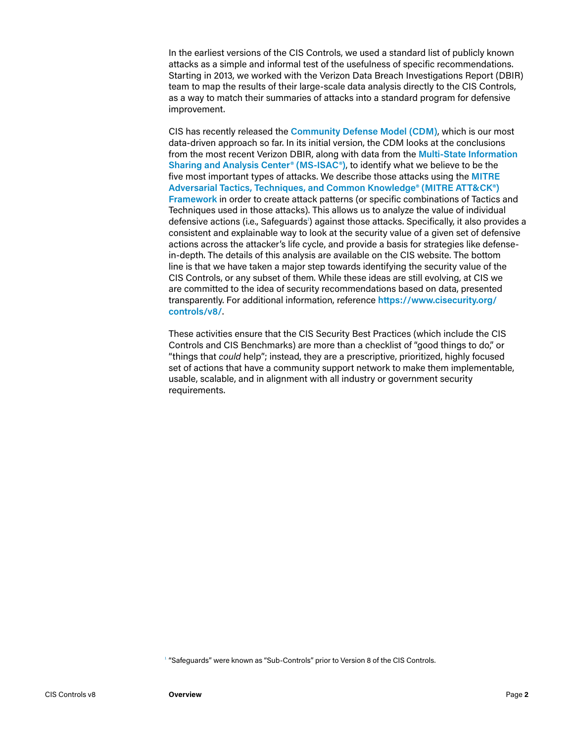In the earliest versions of the CIS Controls, we used a standard list of publicly known attacks as a simple and informal test of the usefulness of specific recommendations. Starting in 2013, we worked with the Verizon Data Breach Investigations Report (DBIR) team to map the results of their large-scale data analysis directly to the CIS Controls, as a way to match their summaries of attacks into a standard program for defensive improvement.

CIS has recently released the **Community Defense Model (CDM)**, which is our most data-driven approach so far. In its initial version, the CDM looks at the conclusions from the most recent Verizon DBIR, along with data from the **Multi-State Information Sharing and Analysis Center® (MS-ISAC®)**, to identify what we believe to be the five most important types of attacks. We describe those attacks using the **MITRE Adversarial Tactics, Techniques, and Common Knowledge® (MITRE ATT&CK®) Framework** in order to create attack patterns (or specific combinations of Tactics and Techniques used in those attacks). This allows us to analyze the value of individual defensive actions (i.e., Safeguards[1]) against those attacks. Specifically, it also provides a consistent and explainable way to look at the security value of a given set of defensive actions across the attacker's life cycle, and provide a basis for strategies like defense-in-depth. The details of this analysis are available on the CIS website. The bottom line is that we have taken a major step towards identifying the security value of the CIS Controls, or any subset of them. While these ideas are still evolving, at CIS we are committed to the idea of security recommendations based on data, presented transparently. For additional information, reference **https://www.cisecurity.org/controls/v8/**.

These activities ensure that the CIS Security Best Practices (which include the CIS Controls and CIS Benchmarks) are more than a checklist of "good things to do," or "things that *could* help"; instead, they are a prescriptive, prioritized, highly focused set of actions that have a community support network to make them implementable, usable, scalable, and in alignment with all industry or government security requirements.

[1] "Safeguards" were known as "Sub-Controls" prior to Version 8 of the CIS Controls.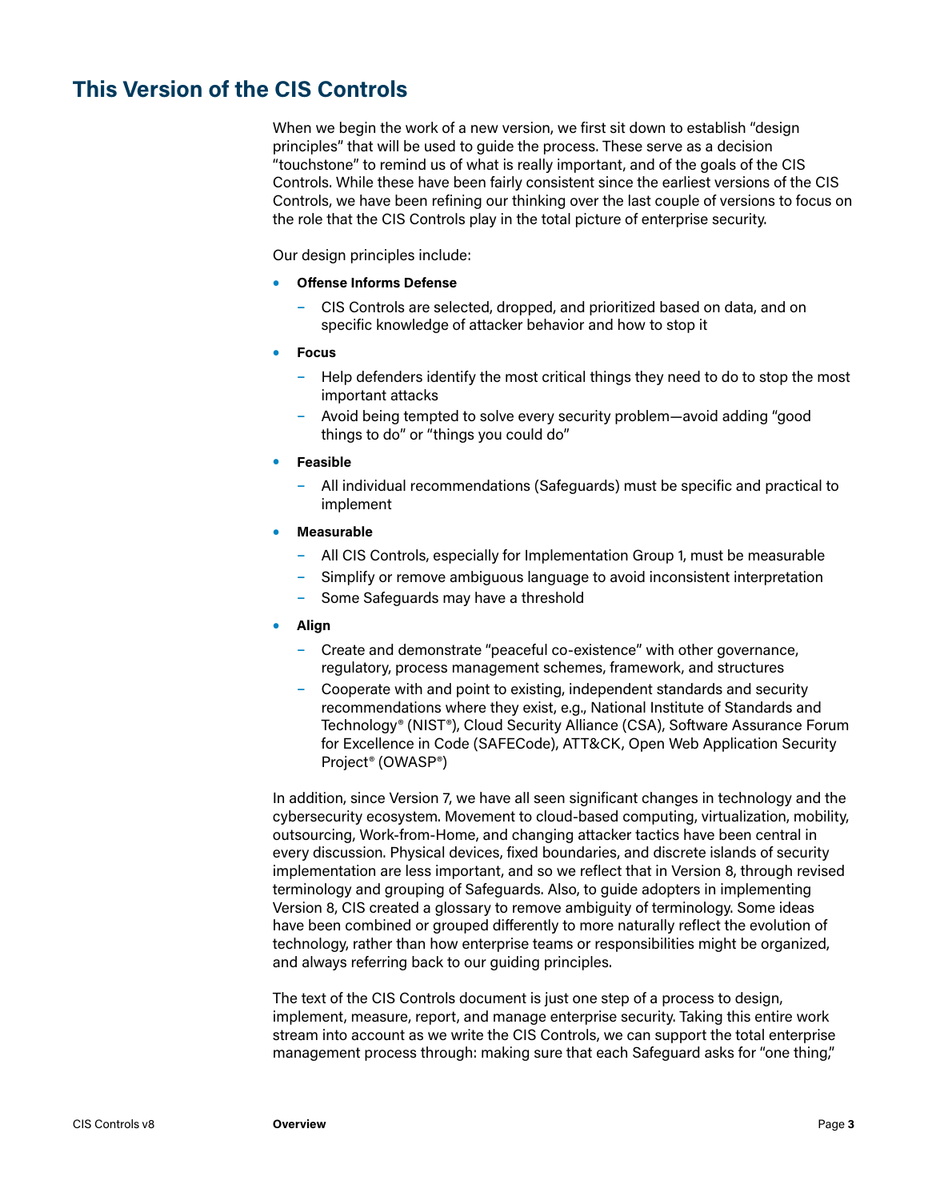## This Version of the CIS Controls

When we begin the work of a new version, we first sit down to establish "design principles" that will be used to guide the process. These serve as a decision "touchstone" to remind us of what is really important, and of the goals of the CIS Controls. While these have been fairly consistent since the earliest versions of the CIS Controls, we have been refining our thinking over the last couple of versions to focus on the role that the CIS Controls play in the total picture of enterprise security.

Our design principles include:

- **Offense Informs Defense**
  - CIS Controls are selected, dropped, and prioritized based on data, and on specific knowledge of attacker behavior and how to stop it
- **Focus**
  - Help defenders identify the most critical things they need to do to stop the most important attacks
  - Avoid being tempted to solve every security problem—avoid adding "good things to do" or "things you could do"
- **Feasible**
  - All individual recommendations (Safeguards) must be specific and practical to implement
- **Measurable**
  - All CIS Controls, especially for Implementation Group 1, must be measurable
  - Simplify or remove ambiguous language to avoid inconsistent interpretation
  - Some Safeguards may have a threshold
- **Align**
  - Create and demonstrate "peaceful co-existence" with other governance, regulatory, process management schemes, framework, and structures
  - Cooperate with and point to existing, independent standards and security recommendations where they exist, e.g., National Institute of Standards and Technology® (NIST®), Cloud Security Alliance (CSA), Software Assurance Forum for Excellence in Code (SAFECode), ATT&CK, Open Web Application Security Project® (OWASP®)

In addition, since Version 7, we have all seen significant changes in technology and the cybersecurity ecosystem. Movement to cloud-based computing, virtualization, mobility, outsourcing, Work-from-Home, and changing attacker tactics have been central in every discussion. Physical devices, fixed boundaries, and discrete islands of security implementation are less important, and so we reflect that in Version 8, through revised terminology and grouping of Safeguards. Also, to guide adopters in implementing Version 8, CIS created a glossary to remove ambiguity of terminology. Some ideas have been combined or grouped differently to more naturally reflect the evolution of technology, rather than how enterprise teams or responsibilities might be organized, and always referring back to our guiding principles.

The text of the CIS Controls document is just one step of a process to design, implement, measure, report, and manage enterprise security. Taking this entire work stream into account as we write the CIS Controls, we can support the total enterprise management process through: making sure that each Safeguard asks for "one thing,"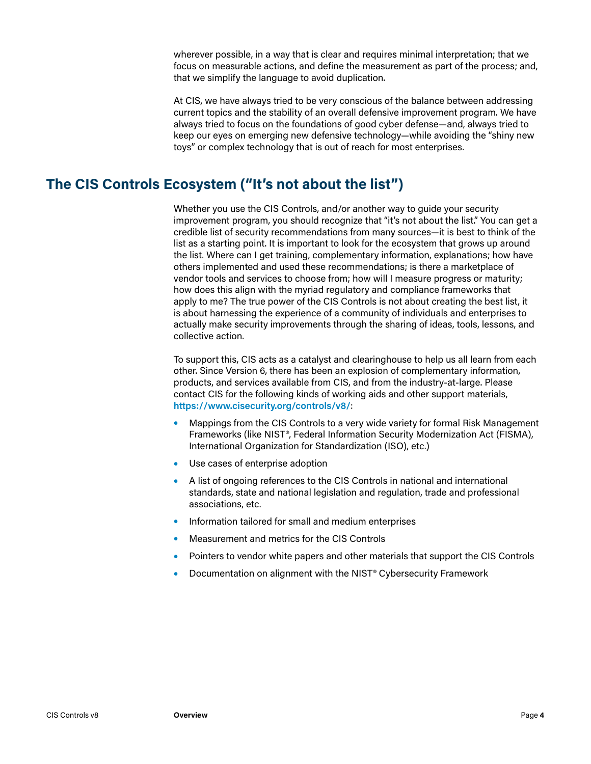wherever possible, in a way that is clear and requires minimal interpretation; that we focus on measurable actions, and define the measurement as part of the process; and, that we simplify the language to avoid duplication.

At CIS, we have always tried to be very conscious of the balance between addressing current topics and the stability of an overall defensive improvement program. We have always tried to focus on the foundations of good cyber defense—and, always tried to keep our eyes on emerging new defensive technology—while avoiding the "shiny new toys" or complex technology that is out of reach for most enterprises.

## The CIS Controls Ecosystem ("It's not about the list")

Whether you use the CIS Controls, and/or another way to guide your security improvement program, you should recognize that "it's not about the list." You can get a credible list of security recommendations from many sources—it is best to think of the list as a starting point. It is important to look for the ecosystem that grows up around the list. Where can I get training, complementary information, explanations; how have others implemented and used these recommendations; is there a marketplace of vendor tools and services to choose from; how will I measure progress or maturity; how does this align with the myriad regulatory and compliance frameworks that apply to me? The true power of the CIS Controls is not about creating the best list, it is about harnessing the experience of a community of individuals and enterprises to actually make security improvements through the sharing of ideas, tools, lessons, and collective action.

To support this, CIS acts as a catalyst and clearinghouse to help us all learn from each other. Since Version 6, there has been an explosion of complementary information, products, and services available from CIS, and from the industry-at-large. Please contact CIS for the following kinds of working aids and other support materials, **https://www.cisecurity.org/controls/v8/**:

- Mappings from the CIS Controls to a very wide variety for formal Risk Management Frameworks (like NIST®, Federal Information Security Modernization Act (FISMA), International Organization for Standardization (ISO), etc.)
- Use cases of enterprise adoption
- A list of ongoing references to the CIS Controls in national and international standards, state and national legislation and regulation, trade and professional associations, etc.
- Information tailored for small and medium enterprises
- Measurement and metrics for the CIS Controls
- Pointers to vendor white papers and other materials that support the CIS Controls
- Documentation on alignment with the NIST® Cybersecurity Framework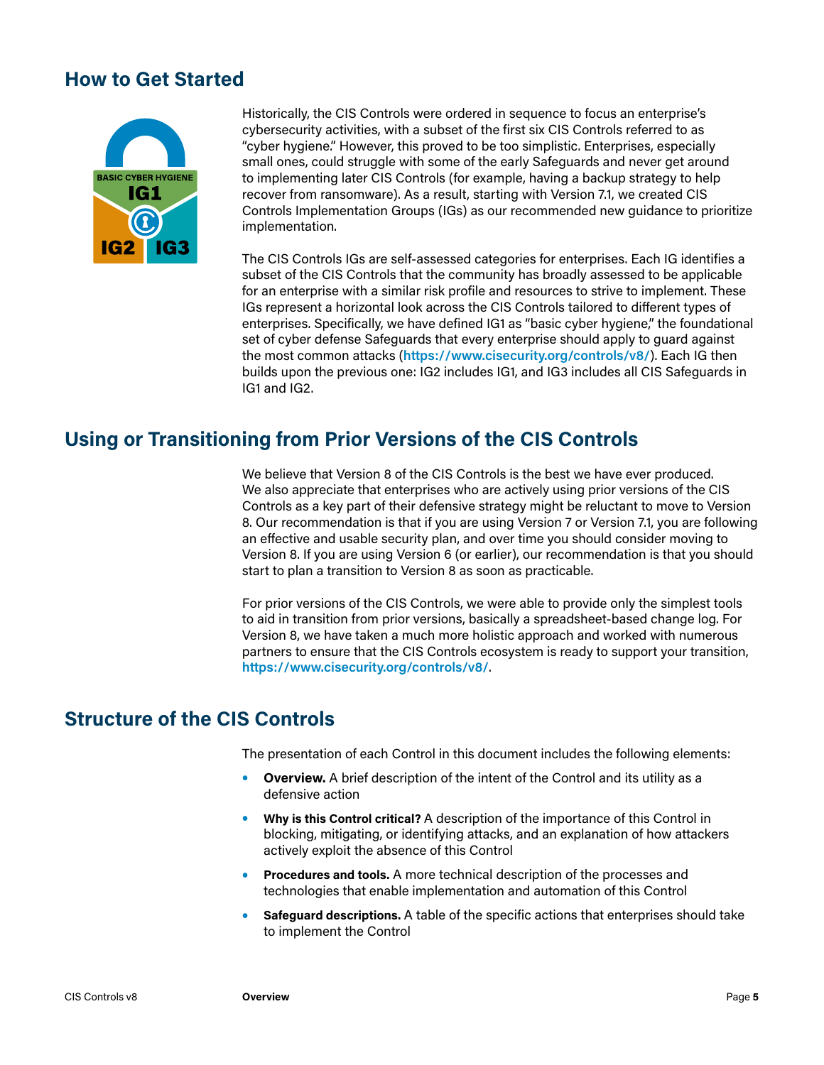## How to Get Started

Historically, the CIS Controls were ordered in sequence to focus an enterprise's cybersecurity activities, with a subset of the first six CIS Controls referred to as "cyber hygiene." However, this proved to be too simplistic. Enterprises, especially small ones, could struggle with some of the early Safeguards and never get around to implementing later CIS Controls (for example, having a backup strategy to help recover from ransomware). As a result, starting with Version 7.1, we created CIS Controls Implementation Groups (IGs) as our recommended new guidance to prioritize implementation.

The CIS Controls IGs are self-assessed categories for enterprises. Each IG identifies a subset of the CIS Controls that the community has broadly assessed to be applicable for an enterprise with a similar risk profile and resources to strive to implement. These IGs represent a horizontal look across the CIS Controls tailored to different types of enterprises. Specifically, we have defined IG1 as "basic cyber hygiene," the foundational set of cyber defense Safeguards that every enterprise should apply to guard against the most common attacks (**https://www.cisecurity.org/controls/v8/**). Each IG then builds upon the previous one: IG2 includes IG1, and IG3 includes all CIS Safeguards in IG1 and IG2.

## Using or Transitioning from Prior Versions of the CIS Controls

We believe that Version 8 of the CIS Controls is the best we have ever produced. We also appreciate that enterprises who are actively using prior versions of the CIS Controls as a key part of their defensive strategy might be reluctant to move to Version 8. Our recommendation is that if you are using Version 7 or Version 7.1, you are following an effective and usable security plan, and over time you should consider moving to Version 8. If you are using Version 6 (or earlier), our recommendation is that you should start to plan a transition to Version 8 as soon as practicable.

For prior versions of the CIS Controls, we were able to provide only the simplest tools to aid in transition from prior versions, basically a spreadsheet-based change log. For Version 8, we have taken a much more holistic approach and worked with numerous partners to ensure that the CIS Controls ecosystem is ready to support your transition, **https://www.cisecurity.org/controls/v8/**.

## Structure of the CIS Controls

The presentation of each Control in this document includes the following elements:

- **Overview.** A brief description of the intent of the Control and its utility as a defensive action
- **Why is this Control critical?** A description of the importance of this Control in blocking, mitigating, or identifying attacks, and an explanation of how attackers actively exploit the absence of this Control
- **Procedures and tools.** A more technical description of the processes and technologies that enable implementation and automation of this Control
- **Safeguard descriptions.** A table of the specific actions that enterprises should take to implement the Control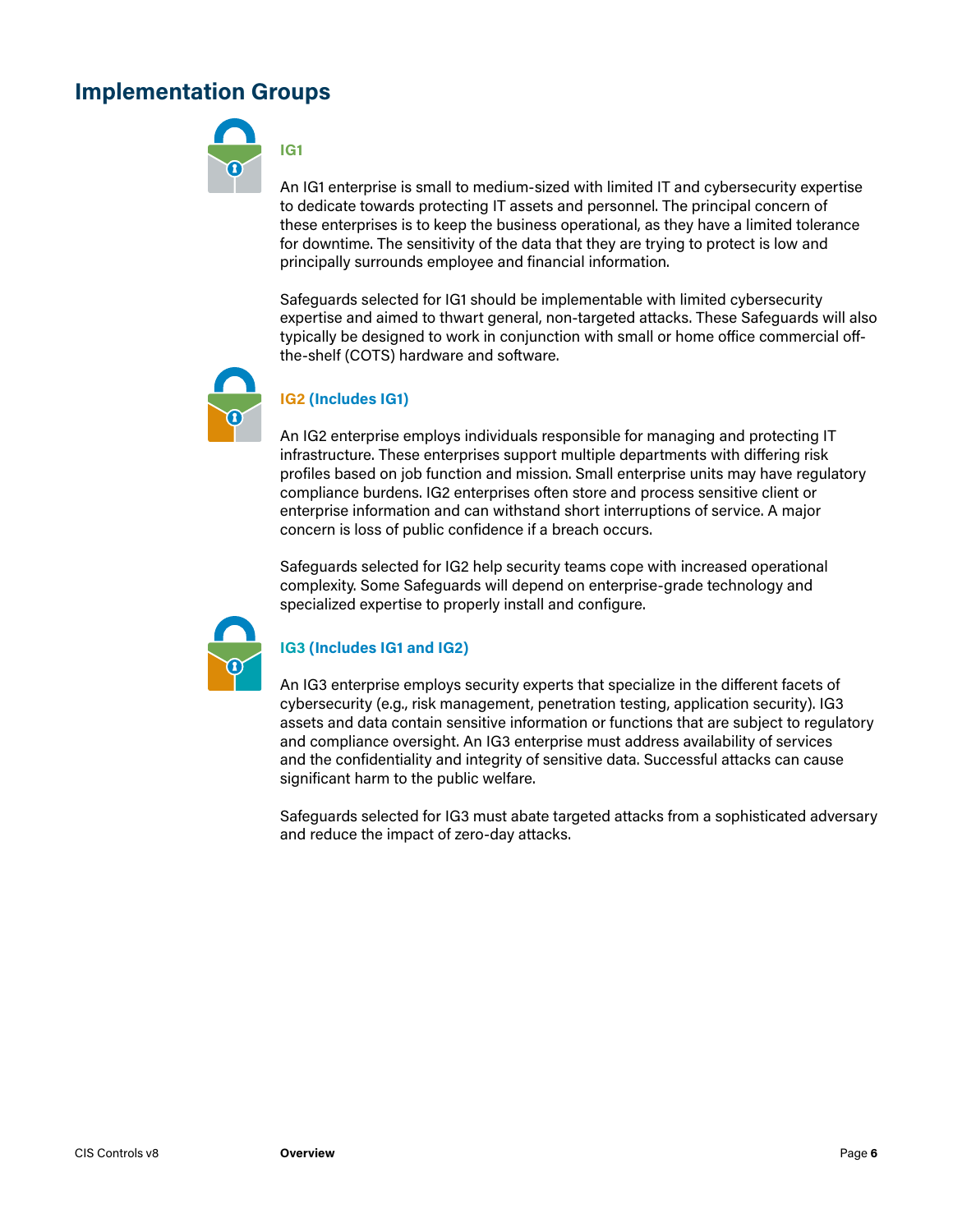## Implementation Groups

### IG1

An IG1 enterprise is small to medium-sized with limited IT and cybersecurity expertise to dedicate towards protecting IT assets and personnel. The principal concern of these enterprises is to keep the business operational, as they have a limited tolerance for downtime. The sensitivity of the data that they are trying to protect is low and principally surrounds employee and financial information.

Safeguards selected for IG1 should be implementable with limited cybersecurity expertise and aimed to thwart general, non-targeted attacks. These Safeguards will also typically be designed to work in conjunction with small or home office commercial off-the-shelf (COTS) hardware and software.

### IG2 (Includes IG1)

An IG2 enterprise employs individuals responsible for managing and protecting IT infrastructure. These enterprises support multiple departments with differing risk profiles based on job function and mission. Small enterprise units may have regulatory compliance burdens. IG2 enterprises often store and process sensitive client or enterprise information and can withstand short interruptions of service. A major concern is loss of public confidence if a breach occurs.

Safeguards selected for IG2 help security teams cope with increased operational complexity. Some Safeguards will depend on enterprise-grade technology and specialized expertise to properly install and configure.

### IG3 (Includes IG1 and IG2)

An IG3 enterprise employs security experts that specialize in the different facets of cybersecurity (e.g., risk management, penetration testing, application security). IG3 assets and data contain sensitive information or functions that are subject to regulatory and compliance oversight. An IG3 enterprise must address availability of services and the confidentiality and integrity of sensitive data. Successful attacks can cause significant harm to the public welfare.

Safeguards selected for IG3 must abate targeted attacks from a sophisticated adversary and reduce the impact of zero-day attacks.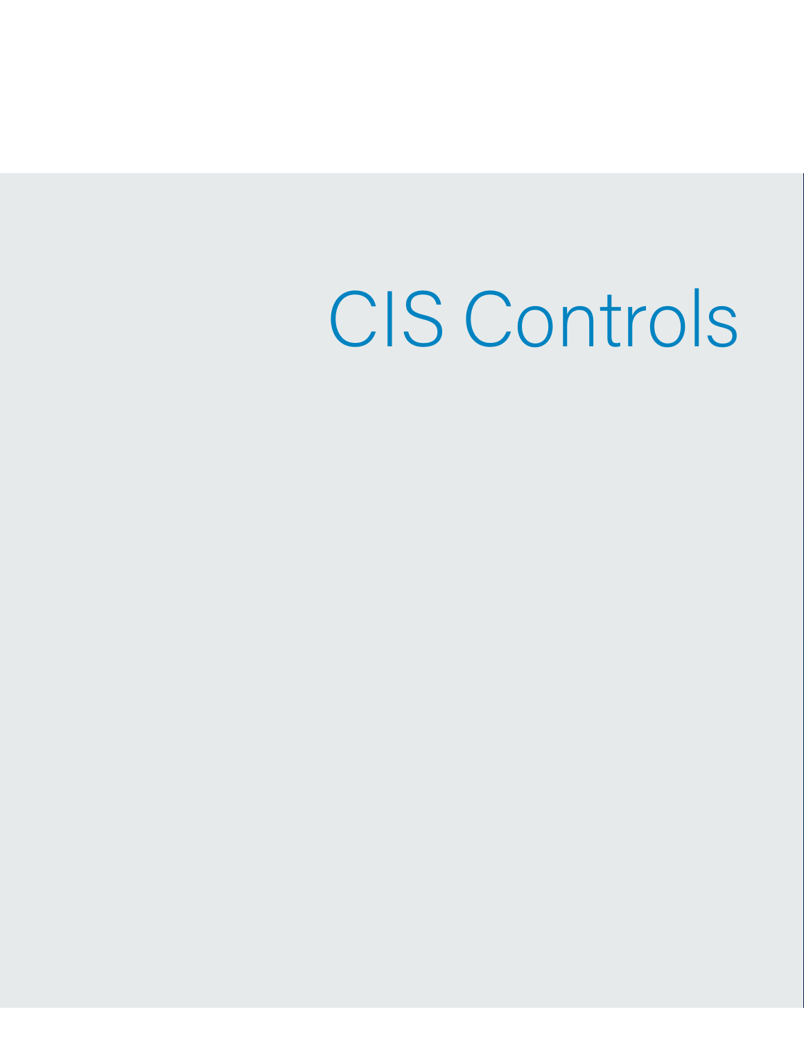# CIS Controls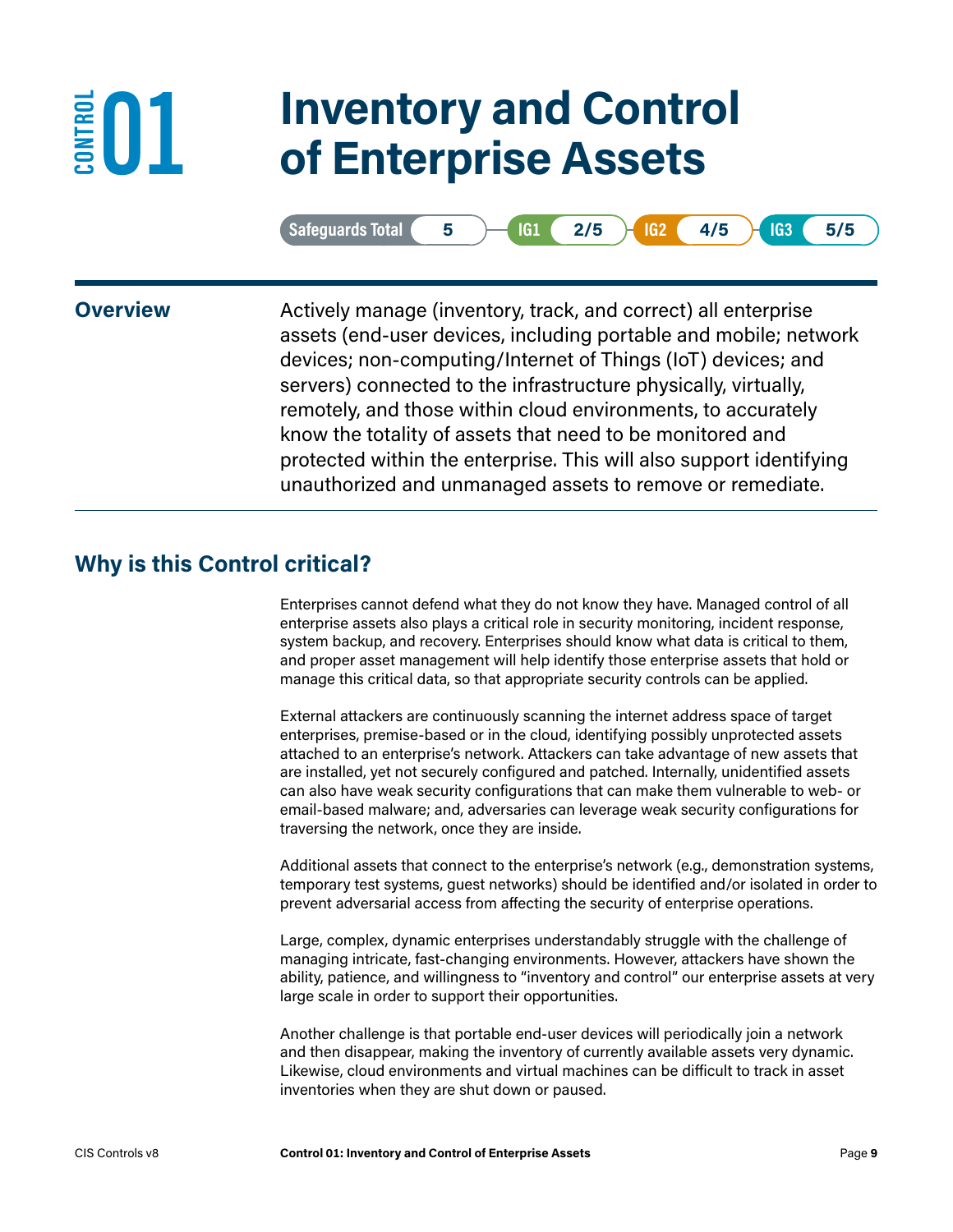# CONTROL 01 Inventory and Control of Enterprise Assets

| Safeguards Total | IG1 | IG2 | IG3 |
|---|---|---|---|
| 5 | 2/5 | 4/5 | 5/5 |

## Overview

Actively manage (inventory, track, and correct) all enterprise assets (end-user devices, including portable and mobile; network devices; non-computing/Internet of Things (IoT) devices; and servers) connected to the infrastructure physically, virtually, remotely, and those within cloud environments, to accurately know the totality of assets that need to be monitored and protected within the enterprise. This will also support identifying unauthorized and unmanaged assets to remove or remediate.

## Why is this Control critical?

Enterprises cannot defend what they do not know they have. Managed control of all enterprise assets also plays a critical role in security monitoring, incident response, system backup, and recovery. Enterprises should know what data is critical to them, and proper asset management will help identify those enterprise assets that hold or manage this critical data, so that appropriate security controls can be applied.

External attackers are continuously scanning the internet address space of target enterprises, premise-based or in the cloud, identifying possibly unprotected assets attached to an enterprise's network. Attackers can take advantage of new assets that are installed, yet not securely configured and patched. Internally, unidentified assets can also have weak security configurations that can make them vulnerable to web- or email-based malware; and, adversaries can leverage weak security configurations for traversing the network, once they are inside.

Additional assets that connect to the enterprise's network (e.g., demonstration systems, temporary test systems, guest networks) should be identified and/or isolated in order to prevent adversarial access from affecting the security of enterprise operations.

Large, complex, dynamic enterprises understandably struggle with the challenge of managing intricate, fast-changing environments. However, attackers have shown the ability, patience, and willingness to "inventory and control" our enterprise assets at very large scale in order to support their opportunities.

Another challenge is that portable end-user devices will periodically join a network and then disappear, making the inventory of currently available assets very dynamic. Likewise, cloud environments and virtual machines can be difficult to track in asset inventories when they are shut down or paused.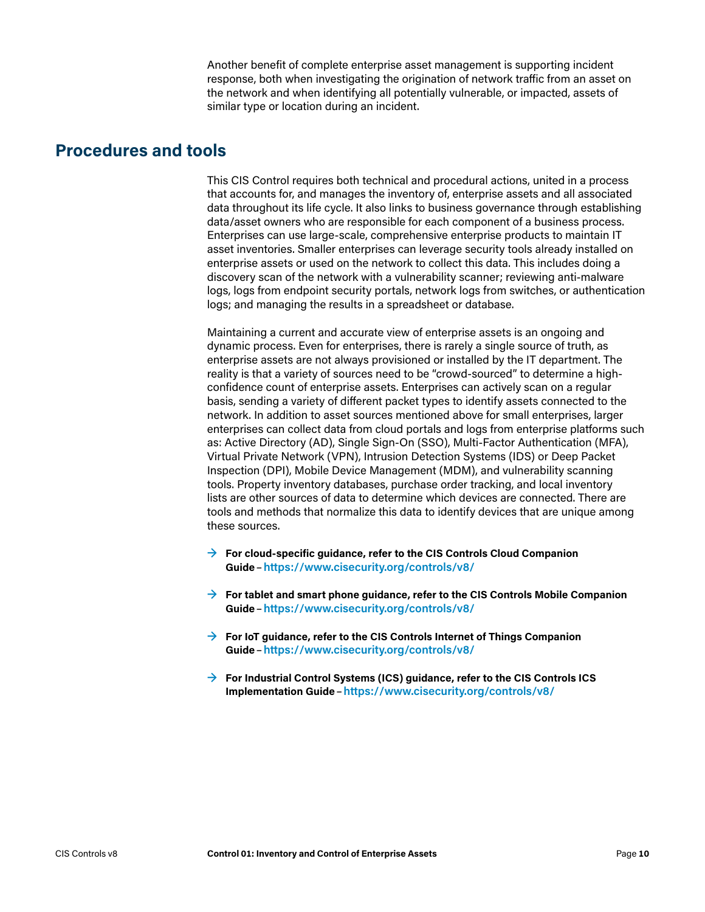Another benefit of complete enterprise asset management is supporting incident response, both when investigating the origination of network traffic from an asset on the network and when identifying all potentially vulnerable, or impacted, assets of similar type or location during an incident.

## Procedures and tools

This CIS Control requires both technical and procedural actions, united in a process that accounts for, and manages the inventory of, enterprise assets and all associated data throughout its life cycle. It also links to business governance through establishing data/asset owners who are responsible for each component of a business process. Enterprises can use large-scale, comprehensive enterprise products to maintain IT asset inventories. Smaller enterprises can leverage security tools already installed on enterprise assets or used on the network to collect this data. This includes doing a discovery scan of the network with a vulnerability scanner; reviewing anti-malware logs, logs from endpoint security portals, network logs from switches, or authentication logs; and managing the results in a spreadsheet or database.

Maintaining a current and accurate view of enterprise assets is an ongoing and dynamic process. Even for enterprises, there is rarely a single source of truth, as enterprise assets are not always provisioned or installed by the IT department. The reality is that a variety of sources need to be "crowd-sourced" to determine a high-confidence count of enterprise assets. Enterprises can actively scan on a regular basis, sending a variety of different packet types to identify assets connected to the network. In addition to asset sources mentioned above for small enterprises, larger enterprises can collect data from cloud portals and logs from enterprise platforms such as: Active Directory (AD), Single Sign-On (SSO), Multi-Factor Authentication (MFA), Virtual Private Network (VPN), Intrusion Detection Systems (IDS) or Deep Packet Inspection (DPI), Mobile Device Management (MDM), and vulnerability scanning tools. Property inventory databases, purchase order tracking, and local inventory lists are other sources of data to determine which devices are connected. There are tools and methods that normalize this data to identify devices that are unique among these sources.

→ **For cloud-specific guidance, refer to the CIS Controls Cloud Companion Guide** – **https://www.cisecurity.org/controls/v8/**

→ **For tablet and smart phone guidance, refer to the CIS Controls Mobile Companion Guide** – **https://www.cisecurity.org/controls/v8/**

→ **For IoT guidance, refer to the CIS Controls Internet of Things Companion Guide** – **https://www.cisecurity.org/controls/v8/**

→ **For Industrial Control Systems (ICS) guidance, refer to the CIS Controls ICS Implementation Guide** – **https://www.cisecurity.org/controls/v8/**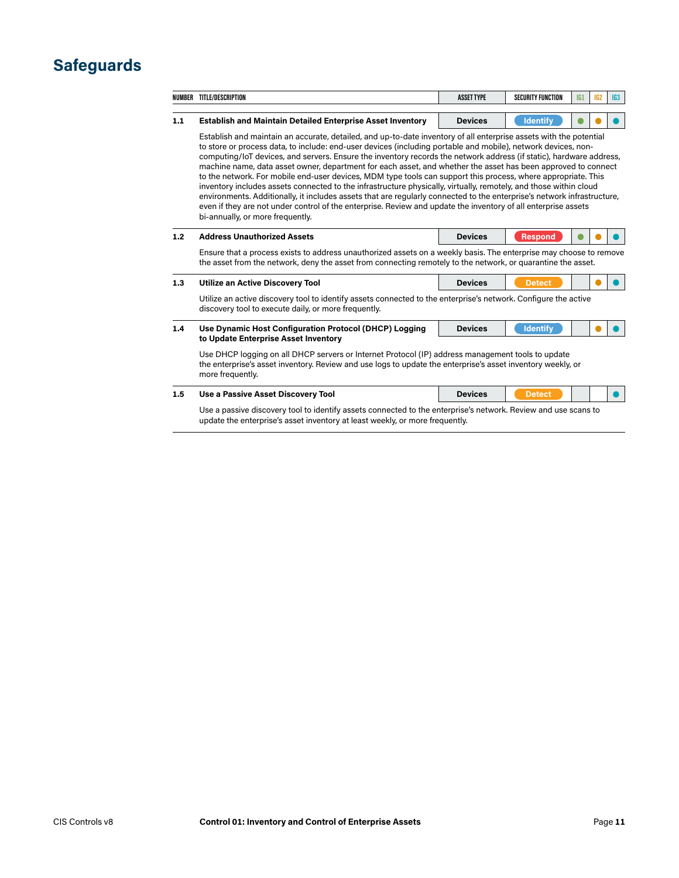## Safeguards

| NUMBER | TITLE/DESCRIPTION | ASSET TYPE | SECURITY FUNCTION | IG1 | IG2 | IG3 |
|---|---|---|---|---|---|---|
| 1.1 | **Establish and Maintain Detailed Enterprise Asset Inventory**<br><br>Establish and maintain an accurate, detailed, and up-to-date inventory of all enterprise assets with the potential to store or process data, to include: end-user devices (including portable and mobile), network devices, non-computing/IoT devices, and servers. Ensure the inventory records the network address (if static), hardware address, machine name, data asset owner, department for each asset, and whether the asset has been approved to connect to the network. For mobile end-user devices, MDM type tools can support this process, where appropriate. This inventory includes assets connected to the infrastructure physically, virtually, remotely, and those within cloud environments. Additionally, it includes assets that are regularly connected to the enterprise's network infrastructure, even if they are not under control of the enterprise. Review and update the inventory of all enterprise assets bi-annually, or more frequently. | Devices | Identify | ● | ● | ● |
| 1.2 | **Address Unauthorized Assets**<br><br>Ensure that a process exists to address unauthorized assets on a weekly basis. The enterprise may choose to remove the asset from the network, deny the asset from connecting remotely to the network, or quarantine the asset. | Devices | Respond | ● | ● | ● |
| 1.3 | **Utilize an Active Discovery Tool**<br><br>Utilize an active discovery tool to identify assets connected to the enterprise's network. Configure the active discovery tool to execute daily, or more frequently. | Devices | Detect | | ● | ● |
| 1.4 | **Use Dynamic Host Configuration Protocol (DHCP) Logging to Update Enterprise Asset Inventory**<br><br>Use DHCP logging on all DHCP servers or Internet Protocol (IP) address management tools to update the enterprise's asset inventory. Review and use logs to update the enterprise's asset inventory weekly, or more frequently. | Devices | Identify | | ● | ● |
| 1.5 | **Use a Passive Asset Discovery Tool**<br><br>Use a passive discovery tool to identify assets connected to the enterprise's network. Review and use scans to update the enterprise's asset inventory at least weekly, or more frequently. | Devices | Detect | | | ● |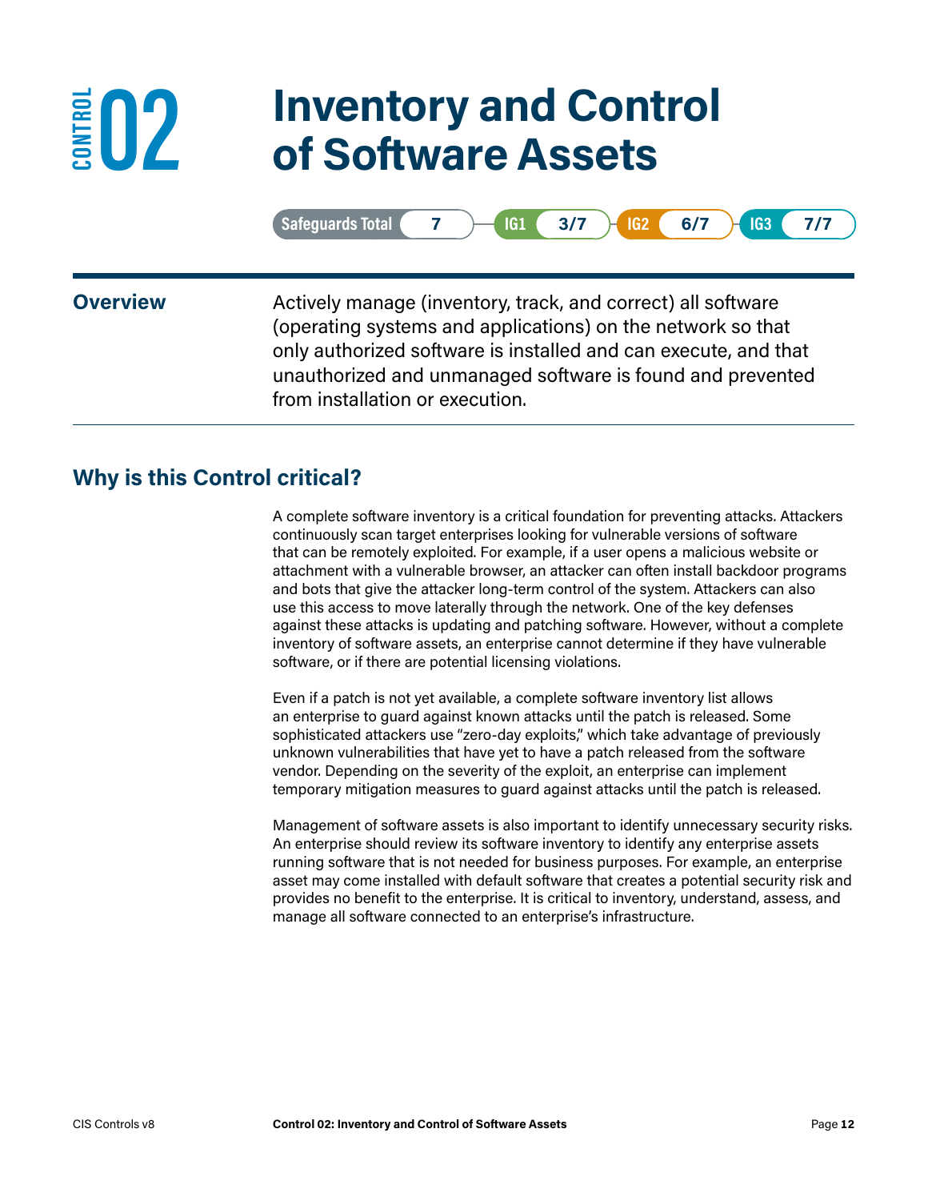# CONTROL 02 Inventory and Control of Software Assets

| Safeguards Total | 7 | IG1 | 3/7 | IG2 | 6/7 | IG3 | 7/7 |
|---|---|---|---|---|---|---|---|

## Overview

Actively manage (inventory, track, and correct) all software (operating systems and applications) on the network so that only authorized software is installed and can execute, and that unauthorized and unmanaged software is found and prevented from installation or execution.

## Why is this Control critical?

A complete software inventory is a critical foundation for preventing attacks. Attackers continuously scan target enterprises looking for vulnerable versions of software that can be remotely exploited. For example, if a user opens a malicious website or attachment with a vulnerable browser, an attacker can often install backdoor programs and bots that give the attacker long-term control of the system. Attackers can also use this access to move laterally through the network. One of the key defenses against these attacks is updating and patching software. However, without a complete inventory of software assets, an enterprise cannot determine if they have vulnerable software, or if there are potential licensing violations.

Even if a patch is not yet available, a complete software inventory list allows an enterprise to guard against known attacks until the patch is released. Some sophisticated attackers use "zero-day exploits," which take advantage of previously unknown vulnerabilities that have yet to have a patch released from the software vendor. Depending on the severity of the exploit, an enterprise can implement temporary mitigation measures to guard against attacks until the patch is released.

Management of software assets is also important to identify unnecessary security risks. An enterprise should review its software inventory to identify any enterprise assets running software that is not needed for business purposes. For example, an enterprise asset may come installed with default software that creates a potential security risk and provides no benefit to the enterprise. It is critical to inventory, understand, assess, and manage all software connected to an enterprise's infrastructure.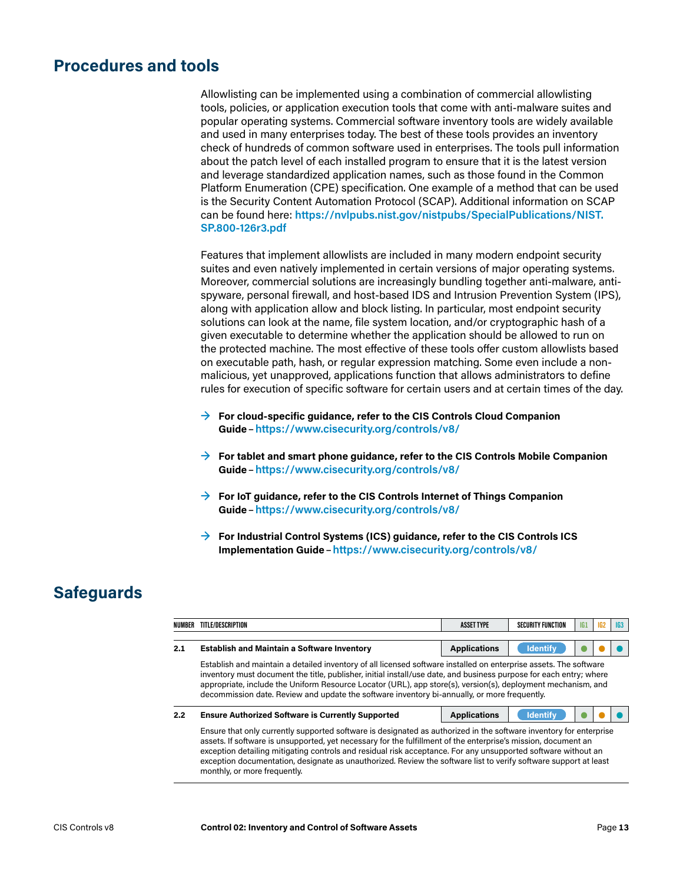## Procedures and tools

Allowlisting can be implemented using a combination of commercial allowlisting tools, policies, or application execution tools that come with anti-malware suites and popular operating systems. Commercial software inventory tools are widely available and used in many enterprises today. The best of these tools provides an inventory check of hundreds of common software used in enterprises. The tools pull information about the patch level of each installed program to ensure that it is the latest version and leverage standardized application names, such as those found in the Common Platform Enumeration (CPE) specification. One example of a method that can be used is the Security Content Automation Protocol (SCAP). Additional information on SCAP can be found here: **https://nvlpubs.nist.gov/nistpubs/SpecialPublications/NIST.SP.800-126r3.pdf**

Features that implement allowlists are included in many modern endpoint security suites and even natively implemented in certain versions of major operating systems. Moreover, commercial solutions are increasingly bundling together anti-malware, anti-spyware, personal firewall, and host-based IDS and Intrusion Prevention System (IPS), along with application allow and block listing. In particular, most endpoint security solutions can look at the name, file system location, and/or cryptographic hash of a given executable to determine whether the application should be allowed to run on the protected machine. The most effective of these tools offer custom allowlists based on executable path, hash, or regular expression matching. Some even include a non-malicious, yet unapproved, applications function that allows administrators to define rules for execution of specific software for certain users and at certain times of the day.

- → **For cloud-specific guidance, refer to the CIS Controls Cloud Companion Guide** – **https://www.cisecurity.org/controls/v8/**
- → **For tablet and smart phone guidance, refer to the CIS Controls Mobile Companion Guide** – **https://www.cisecurity.org/controls/v8/**
- → **For IoT guidance, refer to the CIS Controls Internet of Things Companion Guide** – **https://www.cisecurity.org/controls/v8/**
- → **For Industrial Control Systems (ICS) guidance, refer to the CIS Controls ICS Implementation Guide** – **https://www.cisecurity.org/controls/v8/**

## Safeguards

| NUMBER | TITLE/DESCRIPTION | ASSET TYPE | SECURITY FUNCTION | IG1 | IG2 | IG3 |
|---|---|---|---|---|---|---|
| 2.1 | **Establish and Maintain a Software Inventory** | Applications | Identify | ● | ● | ● |
| | Establish and maintain a detailed inventory of all licensed software installed on enterprise assets. The software inventory must document the title, publisher, initial install/use date, and business purpose for each entry; where appropriate, include the Uniform Resource Locator (URL), app store(s), version(s), deployment mechanism, and decommission date. Review and update the software inventory bi-annually, or more frequently. | | | | | |
| 2.2 | **Ensure Authorized Software is Currently Supported** | Applications | Identify | ● | ● | ● |
| | Ensure that only currently supported software is designated as authorized in the software inventory for enterprise assets. If software is unsupported, yet necessary for the fulfillment of the enterprise's mission, document an exception detailing mitigating controls and residual risk acceptance. For any unsupported software without an exception documentation, designate as unauthorized. Review the software list to verify software support at least monthly, or more frequently. | | | | | |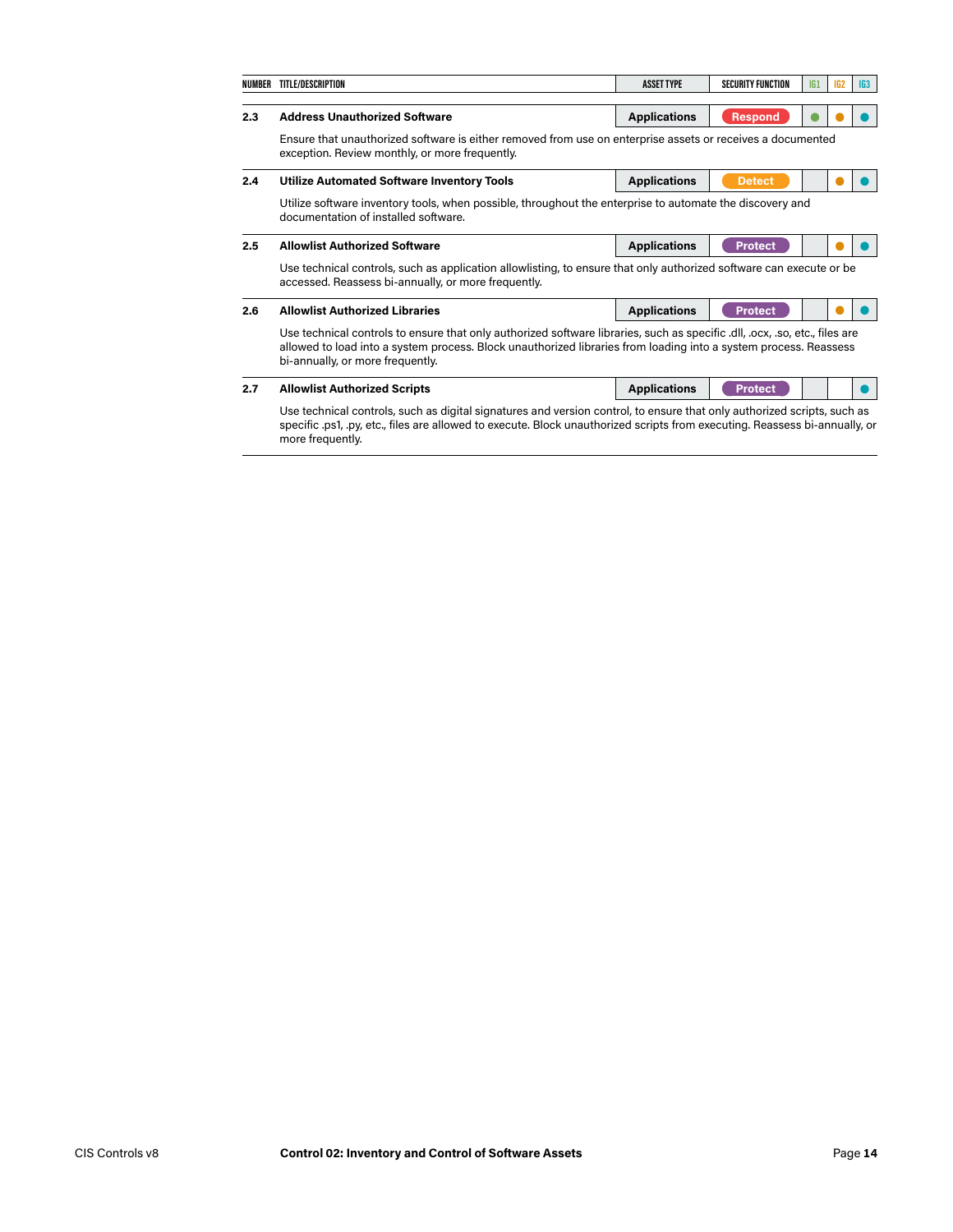| NUMBER | TITLE/DESCRIPTION | ASSET TYPE | SECURITY FUNCTION | IG1 | IG2 | IG3 |
|---|---|---|---|---|---|---|
| 2.3 | **Address Unauthorized Software**<br>Ensure that unauthorized software is either removed from use on enterprise assets or receives a documented exception. Review monthly, or more frequently. | Applications | Respond | ● | ● | ● |
| 2.4 | **Utilize Automated Software Inventory Tools**<br>Utilize software inventory tools, when possible, throughout the enterprise to automate the discovery and documentation of installed software. | Applications | Detect | | ● | ● |
| 2.5 | **Allowlist Authorized Software**<br>Use technical controls, such as application allowlisting, to ensure that only authorized software can execute or be accessed. Reassess bi-annually, or more frequently. | Applications | Protect | | ● | ● |
| 2.6 | **Allowlist Authorized Libraries**<br>Use technical controls to ensure that only authorized software libraries, such as specific .dll, .ocx, .so, etc., files are allowed to load into a system process. Block unauthorized libraries from loading into a system process. Reassess bi-annually, or more frequently. | Applications | Protect | | ● | ● |
| 2.7 | **Allowlist Authorized Scripts**<br>Use technical controls, such as digital signatures and version control, to ensure that only authorized scripts, such as specific .ps1, .py, etc., files are allowed to execute. Block unauthorized scripts from executing. Reassess bi-annually, or more frequently. | Applications | Protect | | | ● |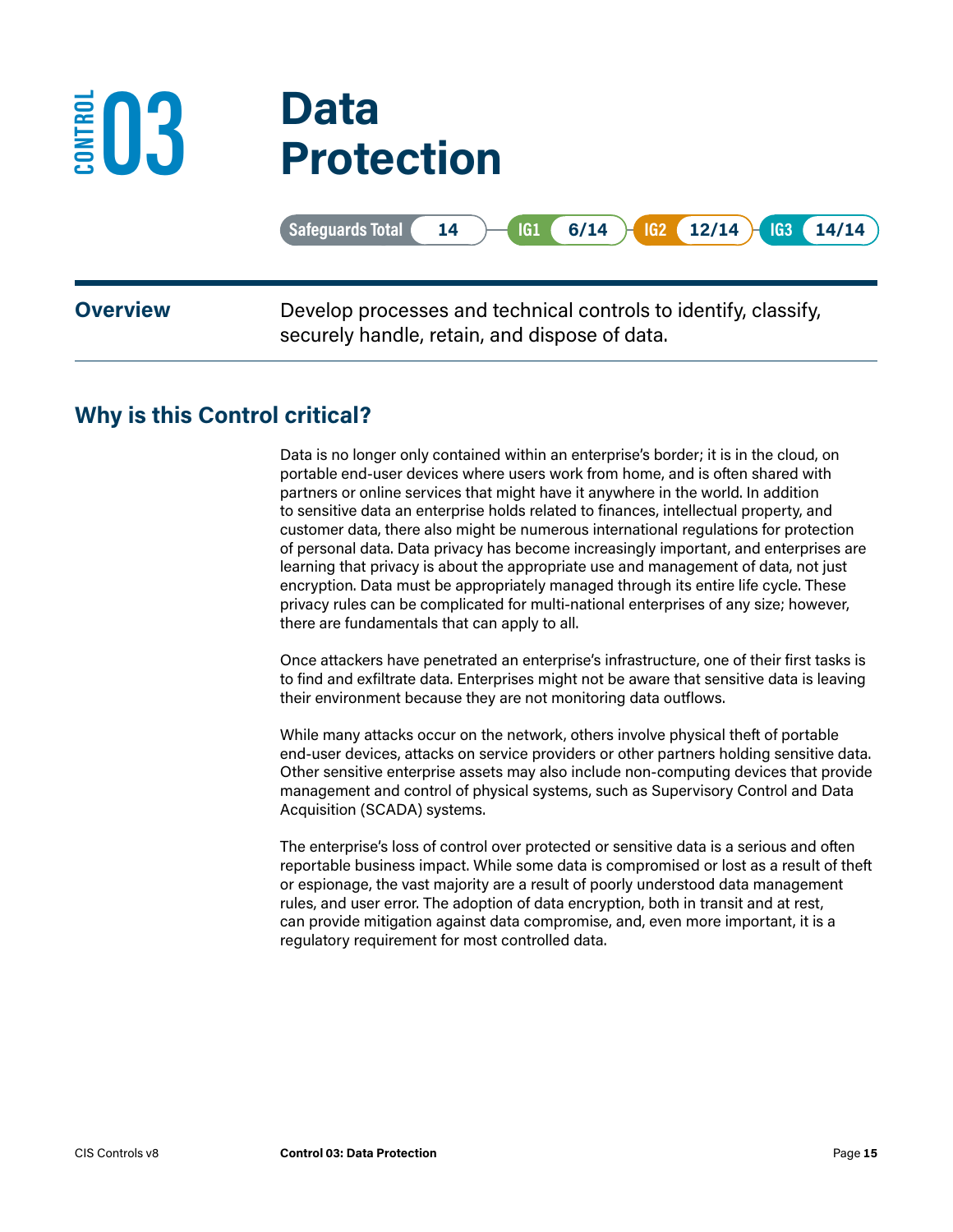# CONTROL 03 Data Protection

Safeguards Total **14** | IG1 **6/14** | IG2 **12/14** | IG3 **14/14**

## Overview

Develop processes and technical controls to identify, classify, securely handle, retain, and dispose of data.

## Why is this Control critical?

Data is no longer only contained within an enterprise's border; it is in the cloud, on portable end-user devices where users work from home, and is often shared with partners or online services that might have it anywhere in the world. In addition to sensitive data an enterprise holds related to finances, intellectual property, and customer data, there also might be numerous international regulations for protection of personal data. Data privacy has become increasingly important, and enterprises are learning that privacy is about the appropriate use and management of data, not just encryption. Data must be appropriately managed through its entire life cycle. These privacy rules can be complicated for multi-national enterprises of any size; however, there are fundamentals that can apply to all.

Once attackers have penetrated an enterprise's infrastructure, one of their first tasks is to find and exfiltrate data. Enterprises might not be aware that sensitive data is leaving their environment because they are not monitoring data outflows.

While many attacks occur on the network, others involve physical theft of portable end-user devices, attacks on service providers or other partners holding sensitive data. Other sensitive enterprise assets may also include non-computing devices that provide management and control of physical systems, such as Supervisory Control and Data Acquisition (SCADA) systems.

The enterprise's loss of control over protected or sensitive data is a serious and often reportable business impact. While some data is compromised or lost as a result of theft or espionage, the vast majority are a result of poorly understood data management rules, and user error. The adoption of data encryption, both in transit and at rest, can provide mitigation against data compromise, and, even more important, it is a regulatory requirement for most controlled data.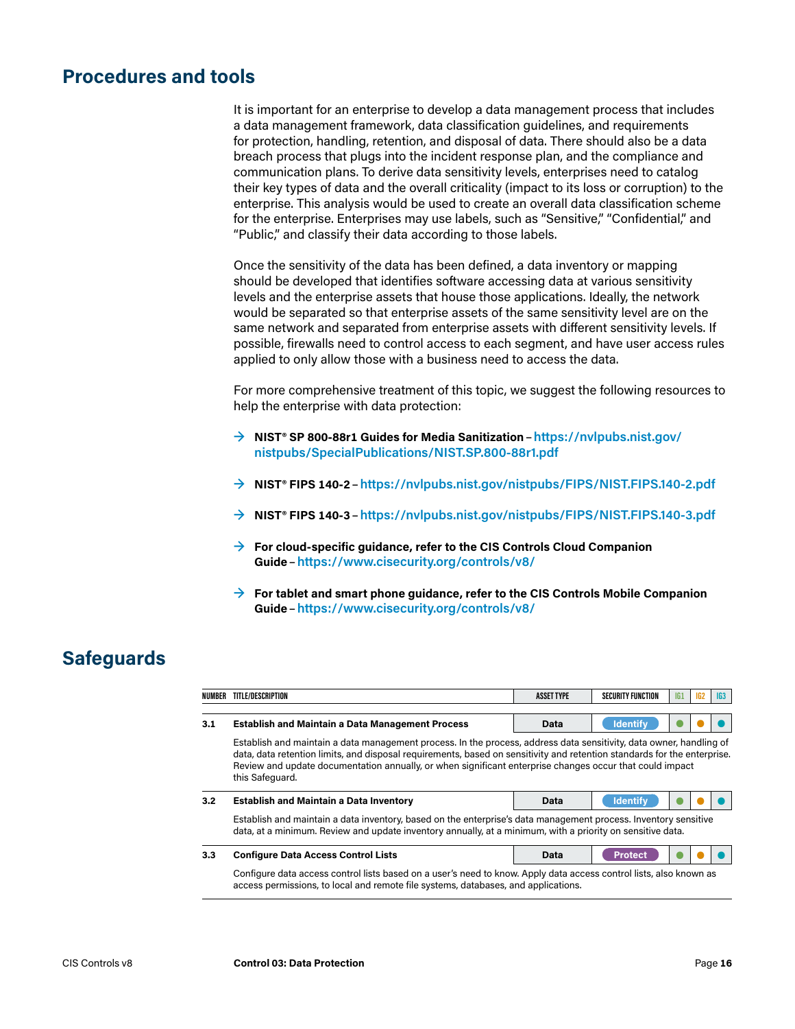## Procedures and tools

It is important for an enterprise to develop a data management process that includes a data management framework, data classification guidelines, and requirements for protection, handling, retention, and disposal of data. There should also be a data breach process that plugs into the incident response plan, and the compliance and communication plans. To derive data sensitivity levels, enterprises need to catalog their key types of data and the overall criticality (impact to its loss or corruption) to the enterprise. This analysis would be used to create an overall data classification scheme for the enterprise. Enterprises may use labels, such as "Sensitive," "Confidential," and "Public," and classify their data according to those labels.

Once the sensitivity of the data has been defined, a data inventory or mapping should be developed that identifies software accessing data at various sensitivity levels and the enterprise assets that house those applications. Ideally, the network would be separated so that enterprise assets of the same sensitivity level are on the same network and separated from enterprise assets with different sensitivity levels. If possible, firewalls need to control access to each segment, and have user access rules applied to only allow those with a business need to access the data.

For more comprehensive treatment of this topic, we suggest the following resources to help the enterprise with data protection:

- **NIST® SP 800-88r1 Guides for Media Sanitization** – https://nvlpubs.nist.gov/nistpubs/SpecialPublications/NIST.SP.800-88r1.pdf
- **NIST® FIPS 140-2** – https://nvlpubs.nist.gov/nistpubs/FIPS/NIST.FIPS.140-2.pdf
- **NIST® FIPS 140-3** – https://nvlpubs.nist.gov/nistpubs/FIPS/NIST.FIPS.140-3.pdf
- **For cloud-specific guidance, refer to the CIS Controls Cloud Companion Guide** – https://www.cisecurity.org/controls/v8/
- **For tablet and smart phone guidance, refer to the CIS Controls Mobile Companion Guide** – https://www.cisecurity.org/controls/v8/

## Safeguards

| NUMBER | TITLE/DESCRIPTION | ASSET TYPE | SECURITY FUNCTION | IG1 | IG2 | IG3 |
|---|---|---|---|---|---|---|
| 3.1 | **Establish and Maintain a Data Management Process** | Data | Identify | ● | ● | ● |
| | Establish and maintain a data management process. In the process, address data sensitivity, data owner, handling of data, data retention limits, and disposal requirements, based on sensitivity and retention standards for the enterprise. Review and update documentation annually, or when significant enterprise changes occur that could impact this Safeguard. | | | | | |
| 3.2 | **Establish and Maintain a Data Inventory** | Data | Identify | ● | ● | ● |
| | Establish and maintain a data inventory, based on the enterprise's data management process. Inventory sensitive data, at a minimum. Review and update inventory annually, at a minimum, with a priority on sensitive data. | | | | | |
| 3.3 | **Configure Data Access Control Lists** | Data | Protect | ● | ● | ● |
| | Configure data access control lists based on a user's need to know. Apply data access control lists, also known as access permissions, to local and remote file systems, databases, and applications. | | | | | |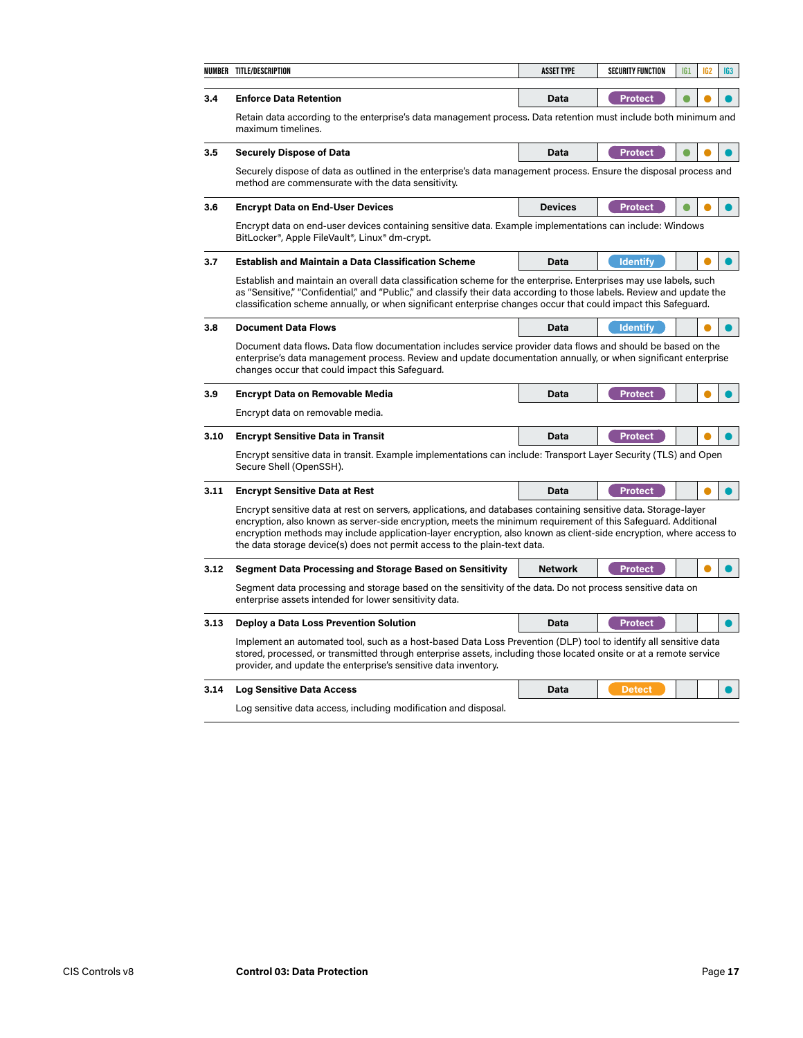| NUMBER | TITLE/DESCRIPTION | ASSET TYPE | SECURITY FUNCTION | IG1 | IG2 | IG3 |
|---|---|---|---|---|---|---|
| 3.4 | **Enforce Data Retention**<br>Retain data according to the enterprise's data management process. Data retention must include both minimum and maximum timelines. | Data | Protect | ● | ● | ● |
| 3.5 | **Securely Dispose of Data**<br>Securely dispose of data as outlined in the enterprise's data management process. Ensure the disposal process and method are commensurate with the data sensitivity. | Data | Protect | ● | ● | ● |
| 3.6 | **Encrypt Data on End-User Devices**<br>Encrypt data on end-user devices containing sensitive data. Example implementations can include: Windows BitLocker®, Apple FileVault®, Linux® dm-crypt. | Devices | Protect | ● | ● | ● |
| 3.7 | **Establish and Maintain a Data Classification Scheme**<br>Establish and maintain an overall data classification scheme for the enterprise. Enterprises may use labels, such as "Sensitive," "Confidential," and "Public," and classify their data according to those labels. Review and update the classification scheme annually, or when significant enterprise changes occur that could impact this Safeguard. | Data | Identify | | ● | ● |
| 3.8 | **Document Data Flows**<br>Document data flows. Data flow documentation includes service provider data flows and should be based on the enterprise's data management process. Review and update documentation annually, or when significant enterprise changes occur that could impact this Safeguard. | Data | Identify | | ● | ● |
| 3.9 | **Encrypt Data on Removable Media**<br>Encrypt data on removable media. | Data | Protect | | ● | ● |
| 3.10 | **Encrypt Sensitive Data in Transit**<br>Encrypt sensitive data in transit. Example implementations can include: Transport Layer Security (TLS) and Open Secure Shell (OpenSSH). | Data | Protect | | ● | ● |
| 3.11 | **Encrypt Sensitive Data at Rest**<br>Encrypt sensitive data at rest on servers, applications, and databases containing sensitive data. Storage-layer encryption, also known as server-side encryption, meets the minimum requirement of this Safeguard. Additional encryption methods may include application-layer encryption, also known as client-side encryption, where access to the data storage device(s) does not permit access to the plain-text data. | Data | Protect | | ● | ● |
| 3.12 | **Segment Data Processing and Storage Based on Sensitivity**<br>Segment data processing and storage based on the sensitivity of the data. Do not process sensitive data on enterprise assets intended for lower sensitivity data. | Network | Protect | | ● | ● |
| 3.13 | **Deploy a Data Loss Prevention Solution**<br>Implement an automated tool, such as a host-based Data Loss Prevention (DLP) tool to identify all sensitive data stored, processed, or transmitted through enterprise assets, including those located onsite or at a remote service provider, and update the enterprise's sensitive data inventory. | Data | Protect | | | ● |
| 3.14 | **Log Sensitive Data Access**<br>Log sensitive data access, including modification and disposal. | Data | Detect | | | ● |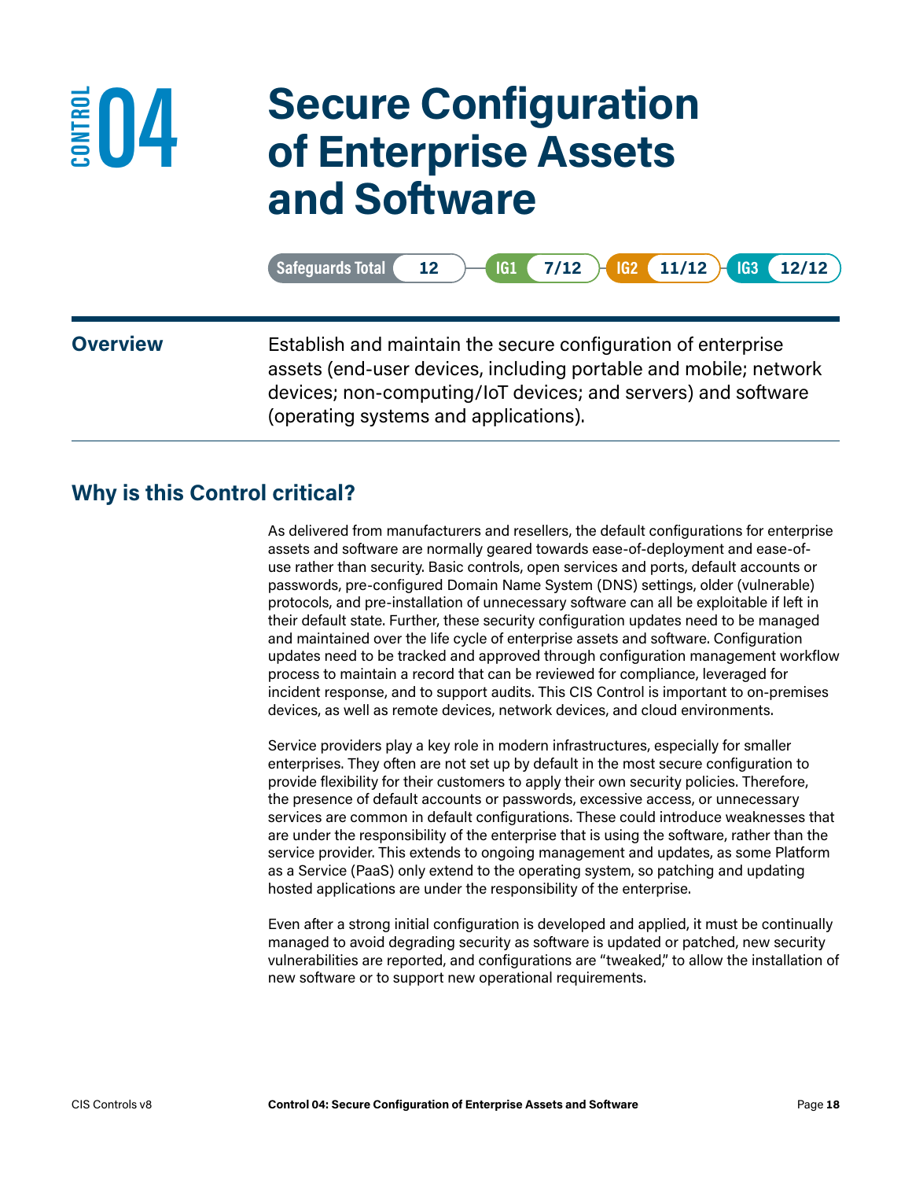# CONTROL 04 Secure Configuration of Enterprise Assets and Software

Safeguards Total 12 | IG1 7/12 | IG2 11/12 | IG3 12/12

**Overview**

Establish and maintain the secure configuration of enterprise assets (end-user devices, including portable and mobile; network devices; non-computing/IoT devices; and servers) and software (operating systems and applications).

## Why is this Control critical?

As delivered from manufacturers and resellers, the default configurations for enterprise assets and software are normally geared towards ease-of-deployment and ease-of-use rather than security. Basic controls, open services and ports, default accounts or passwords, pre-configured Domain Name System (DNS) settings, older (vulnerable) protocols, and pre-installation of unnecessary software can all be exploitable if left in their default state. Further, these security configuration updates need to be managed and maintained over the life cycle of enterprise assets and software. Configuration updates need to be tracked and approved through configuration management workflow process to maintain a record that can be reviewed for compliance, leveraged for incident response, and to support audits. This CIS Control is important to on-premises devices, as well as remote devices, network devices, and cloud environments.

Service providers play a key role in modern infrastructures, especially for smaller enterprises. They often are not set up by default in the most secure configuration to provide flexibility for their customers to apply their own security policies. Therefore, the presence of default accounts or passwords, excessive access, or unnecessary services are common in default configurations. These could introduce weaknesses that are under the responsibility of the enterprise that is using the software, rather than the service provider. This extends to ongoing management and updates, as some Platform as a Service (PaaS) only extend to the operating system, so patching and updating hosted applications are under the responsibility of the enterprise.

Even after a strong initial configuration is developed and applied, it must be continually managed to avoid degrading security as software is updated or patched, new security vulnerabilities are reported, and configurations are "tweaked," to allow the installation of new software or to support new operational requirements.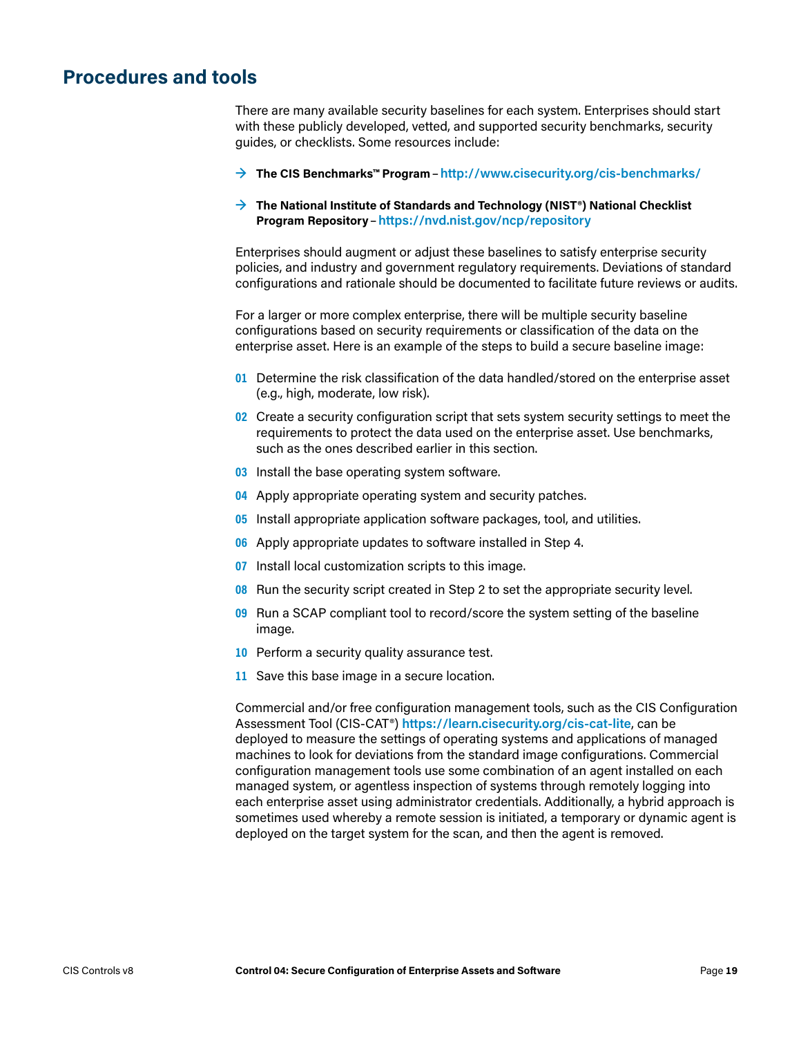## Procedures and tools

There are many available security baselines for each system. Enterprises should start with these publicly developed, vetted, and supported security benchmarks, security guides, or checklists. Some resources include:

- **The CIS Benchmarks™ Program** – **http://www.cisecurity.org/cis-benchmarks/**
- **The National Institute of Standards and Technology (NIST®) National Checklist Program Repository** – **https://nvd.nist.gov/ncp/repository**

Enterprises should augment or adjust these baselines to satisfy enterprise security policies, and industry and government regulatory requirements. Deviations of standard configurations and rationale should be documented to facilitate future reviews or audits.

For a larger or more complex enterprise, there will be multiple security baseline configurations based on security requirements or classification of the data on the enterprise asset. Here is an example of the steps to build a secure baseline image:

01. Determine the risk classification of the data handled/stored on the enterprise asset (e.g., high, moderate, low risk).
02. Create a security configuration script that sets system security settings to meet the requirements to protect the data used on the enterprise asset. Use benchmarks, such as the ones described earlier in this section.
03. Install the base operating system software.
04. Apply appropriate operating system and security patches.
05. Install appropriate application software packages, tool, and utilities.
06. Apply appropriate updates to software installed in Step 4.
07. Install local customization scripts to this image.
08. Run the security script created in Step 2 to set the appropriate security level.
09. Run a SCAP compliant tool to record/score the system setting of the baseline image.
10. Perform a security quality assurance test.
11. Save this base image in a secure location.

Commercial and/or free configuration management tools, such as the CIS Configuration Assessment Tool (CIS-CAT®) **https://learn.cisecurity.org/cis-cat-lite**, can be deployed to measure the settings of operating systems and applications of managed machines to look for deviations from the standard image configurations. Commercial configuration management tools use some combination of an agent installed on each managed system, or agentless inspection of systems through remotely logging into each enterprise asset using administrator credentials. Additionally, a hybrid approach is sometimes used whereby a remote session is initiated, a temporary or dynamic agent is deployed on the target system for the scan, and then the agent is removed.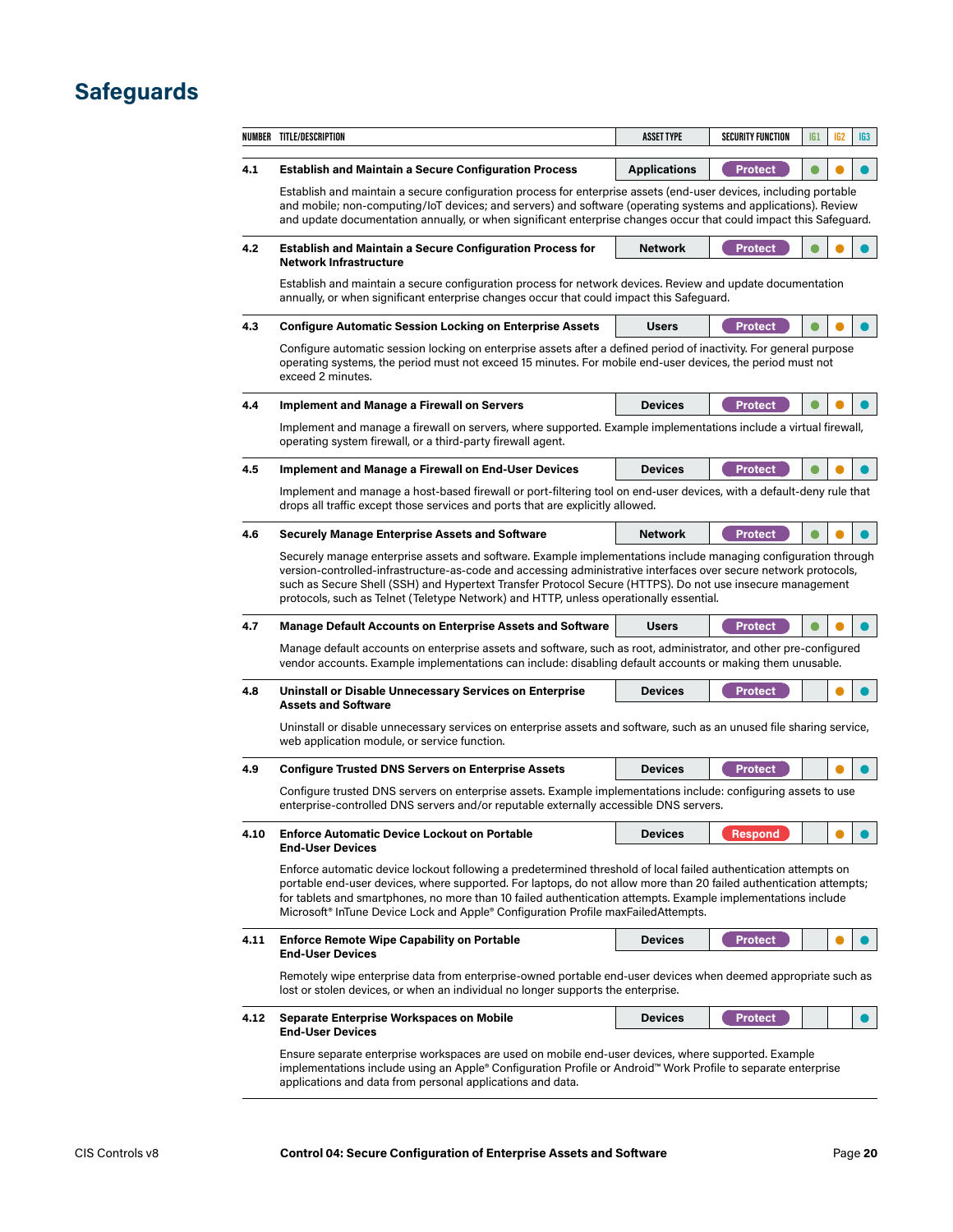## Safeguards

| NUMBER | TITLE/DESCRIPTION | ASSET TYPE | SECURITY FUNCTION | IG1 | IG2 | IG3 |
|---|---|---|---|---|---|---|
| 4.1 | **Establish and Maintain a Secure Configuration Process**<br>Establish and maintain a secure configuration process for enterprise assets (end-user devices, including portable and mobile; non-computing/IoT devices; and servers) and software (operating systems and applications). Review and update documentation annually, or when significant enterprise changes occur that could impact this Safeguard. | Applications | Protect | ● | ● | ● |
| 4.2 | **Establish and Maintain a Secure Configuration Process for Network Infrastructure**<br>Establish and maintain a secure configuration process for network devices. Review and update documentation annually, or when significant enterprise changes occur that could impact this Safeguard. | Network | Protect | ● | ● | ● |
| 4.3 | **Configure Automatic Session Locking on Enterprise Assets**<br>Configure automatic session locking on enterprise assets after a defined period of inactivity. For general purpose operating systems, the period must not exceed 15 minutes. For mobile end-user devices, the period must not exceed 2 minutes. | Users | Protect | ● | ● | ● |
| 4.4 | **Implement and Manage a Firewall on Servers**<br>Implement and manage a firewall on servers, where supported. Example implementations include a virtual firewall, operating system firewall, or a third-party firewall agent. | Devices | Protect | ● | ● | ● |
| 4.5 | **Implement and Manage a Firewall on End-User Devices**<br>Implement and manage a host-based firewall or port-filtering tool on end-user devices, with a default-deny rule that drops all traffic except those services and ports that are explicitly allowed. | Devices | Protect | ● | ● | ● |
| 4.6 | **Securely Manage Enterprise Assets and Software**<br>Securely manage enterprise assets and software. Example implementations include managing configuration through version-controlled-infrastructure-as-code and accessing administrative interfaces over secure network protocols, such as Secure Shell (SSH) and Hypertext Transfer Protocol Secure (HTTPS). Do not use insecure management protocols, such as Telnet (Teletype Network) and HTTP, unless operationally essential. | Network | Protect | ● | ● | ● |
| 4.7 | **Manage Default Accounts on Enterprise Assets and Software**<br>Manage default accounts on enterprise assets and software, such as root, administrator, and other pre-configured vendor accounts. Example implementations can include: disabling default accounts or making them unusable. | Users | Protect | ● | ● | ● |
| 4.8 | **Uninstall or Disable Unnecessary Services on Enterprise Assets and Software**<br>Uninstall or disable unnecessary services on enterprise assets and software, such as an unused file sharing service, web application module, or service function. | Devices | Protect | | ● | ● |
| 4.9 | **Configure Trusted DNS Servers on Enterprise Assets**<br>Configure trusted DNS servers on enterprise assets. Example implementations include: configuring assets to use enterprise-controlled DNS servers and/or reputable externally accessible DNS servers. | Devices | Protect | | ● | ● |
| 4.10 | **Enforce Automatic Device Lockout on Portable End-User Devices**<br>Enforce automatic device lockout following a predetermined threshold of local failed authentication attempts on portable end-user devices, where supported. For laptops, do not allow more than 20 failed authentication attempts; for tablets and smartphones, no more than 10 failed authentication attempts. Example implementations include Microsoft® InTune Device Lock and Apple® Configuration Profile maxFailedAttempts. | Devices | Respond | | ● | ● |
| 4.11 | **Enforce Remote Wipe Capability on Portable End-User Devices**<br>Remotely wipe enterprise data from enterprise-owned portable end-user devices when deemed appropriate such as lost or stolen devices, or when an individual no longer supports the enterprise. | Devices | Protect | | ● | ● |
| 4.12 | **Separate Enterprise Workspaces on Mobile End-User Devices**<br>Ensure separate enterprise workspaces are used on mobile end-user devices, where supported. Example implementations include using an Apple® Configuration Profile or Android™ Work Profile to separate enterprise applications and data from personal applications and data. | Devices | Protect | | | ● |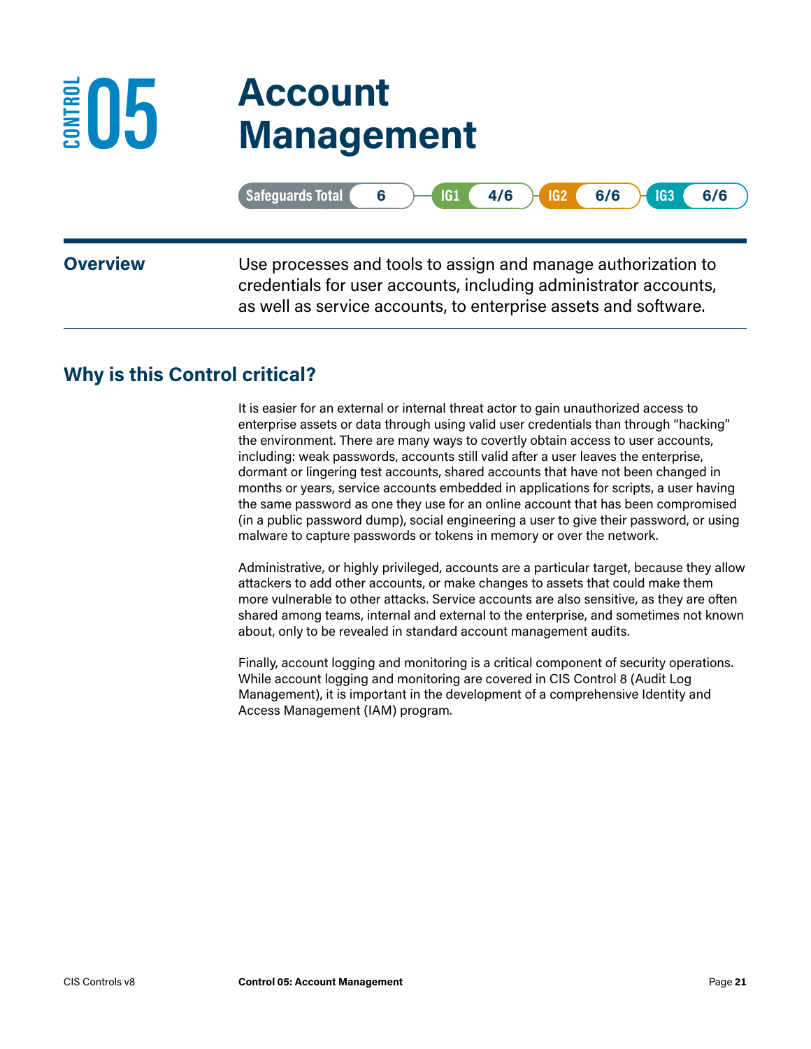# CONTROL 05 Account Management

| Safeguards Total | IG1 | IG2 | IG3 |
|---|---|---|---|
| 6 | 4/6 | 6/6 | 6/6 |

## Overview

Use processes and tools to assign and manage authorization to credentials for user accounts, including administrator accounts, as well as service accounts, to enterprise assets and software.

## Why is this Control critical?

It is easier for an external or internal threat actor to gain unauthorized access to enterprise assets or data through using valid user credentials than through "hacking" the environment. There are many ways to covertly obtain access to user accounts, including: weak passwords, accounts still valid after a user leaves the enterprise, dormant or lingering test accounts, shared accounts that have not been changed in months or years, service accounts embedded in applications for scripts, a user having the same password as one they use for an online account that has been compromised (in a public password dump), social engineering a user to give their password, or using malware to capture passwords or tokens in memory or over the network.

Administrative, or highly privileged, accounts are a particular target, because they allow attackers to add other accounts, or make changes to assets that could make them more vulnerable to other attacks. Service accounts are also sensitive, as they are often shared among teams, internal and external to the enterprise, and sometimes not known about, only to be revealed in standard account management audits.

Finally, account logging and monitoring is a critical component of security operations. While account logging and monitoring are covered in CIS Control 8 (Audit Log Management), it is important in the development of a comprehensive Identity and Access Management (IAM) program.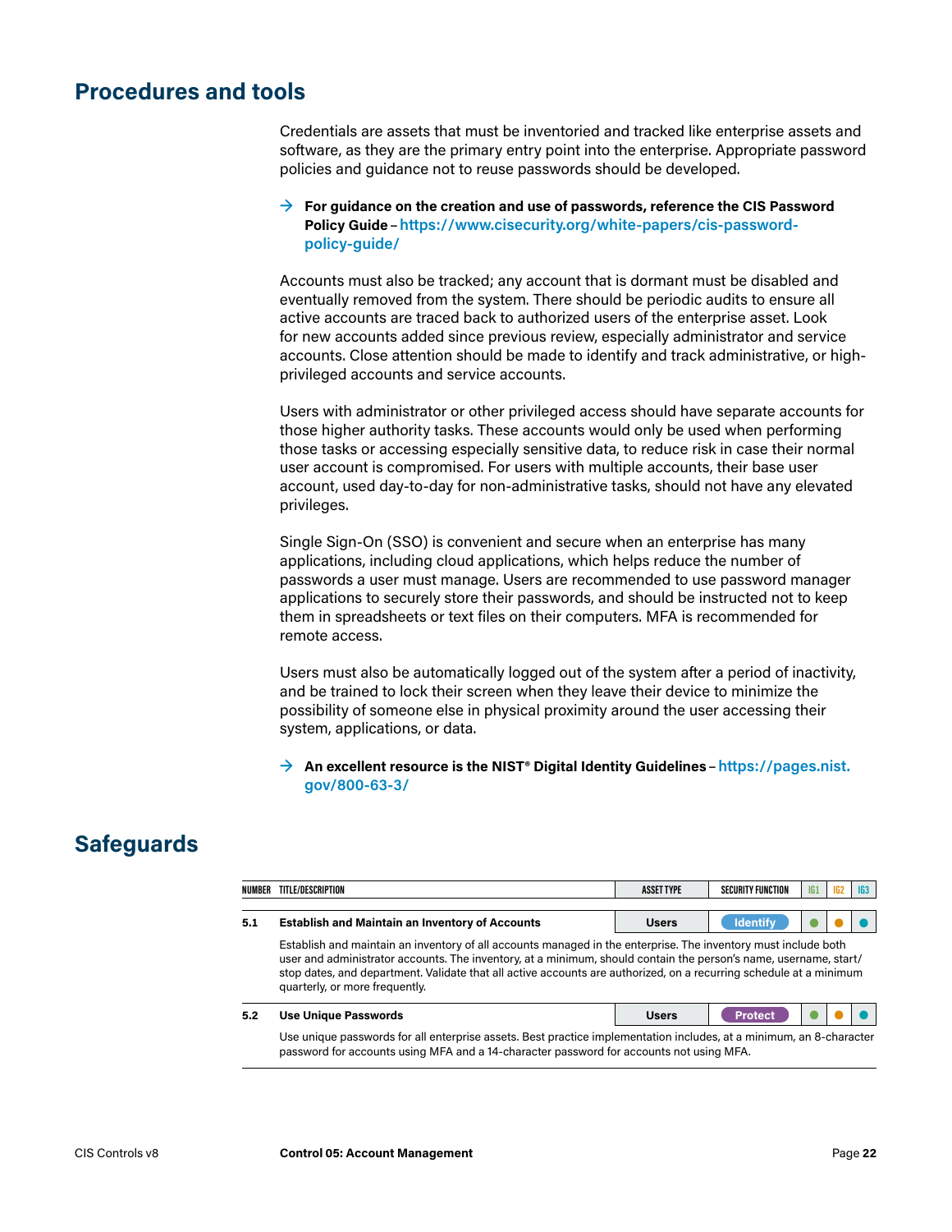## Procedures and tools

Credentials are assets that must be inventoried and tracked like enterprise assets and software, as they are the primary entry point into the enterprise. Appropriate password policies and guidance not to reuse passwords should be developed.

→ **For guidance on the creation and use of passwords, reference the CIS Password Policy Guide** – **https://www.cisecurity.org/white-papers/cis-password-policy-guide/**

Accounts must also be tracked; any account that is dormant must be disabled and eventually removed from the system. There should be periodic audits to ensure all active accounts are traced back to authorized users of the enterprise asset. Look for new accounts added since previous review, especially administrator and service accounts. Close attention should be made to identify and track administrative, or high-privileged accounts and service accounts.

Users with administrator or other privileged access should have separate accounts for those higher authority tasks. These accounts would only be used when performing those tasks or accessing especially sensitive data, to reduce risk in case their normal user account is compromised. For users with multiple accounts, their base user account, used day-to-day for non-administrative tasks, should not have any elevated privileges.

Single Sign-On (SSO) is convenient and secure when an enterprise has many applications, including cloud applications, which helps reduce the number of passwords a user must manage. Users are recommended to use password manager applications to securely store their passwords, and should be instructed not to keep them in spreadsheets or text files on their computers. MFA is recommended for remote access.

Users must also be automatically logged out of the system after a period of inactivity, and be trained to lock their screen when they leave their device to minimize the possibility of someone else in physical proximity around the user accessing their system, applications, or data.

→ **An excellent resource is the NIST® Digital Identity Guidelines** – **https://pages.nist.gov/800-63-3/**

## Safeguards

| NUMBER | TITLE/DESCRIPTION | ASSET TYPE | SECURITY FUNCTION | IG1 | IG2 | IG3 |
|---|---|---|---|---|---|---|
| 5.1 | **Establish and Maintain an Inventory of Accounts** | Users | Identify | ● | ● | ● |
| | Establish and maintain an inventory of all accounts managed in the enterprise. The inventory must include both user and administrator accounts. The inventory, at a minimum, should contain the person's name, username, start/stop dates, and department. Validate that all active accounts are authorized, on a recurring schedule at a minimum quarterly, or more frequently. | | | | | |
| 5.2 | **Use Unique Passwords** | Users | Protect | ● | ● | ● |
| | Use unique passwords for all enterprise assets. Best practice implementation includes, at a minimum, an 8-character password for accounts using MFA and a 14-character password for accounts not using MFA. | | | | | |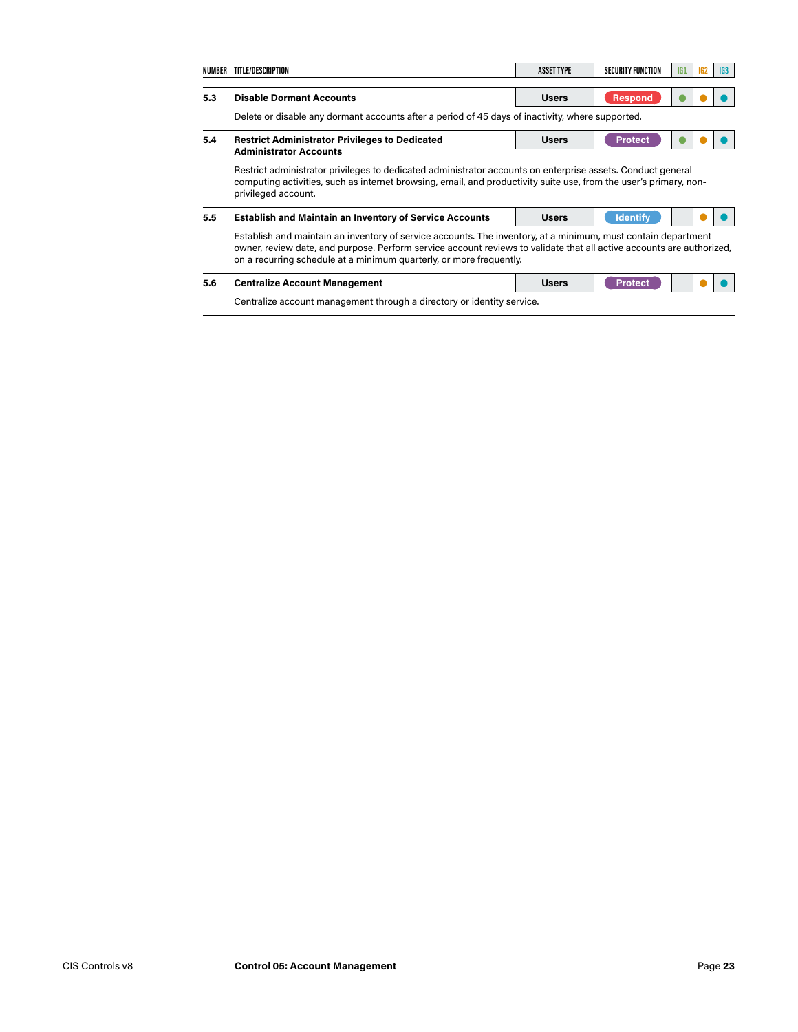| NUMBER | TITLE/DESCRIPTION | ASSET TYPE | SECURITY FUNCTION | IG1 | IG2 | IG3 |
|---|---|---|---|---|---|---|
| 5.3 | **Disable Dormant Accounts** | Users | Respond | ● | ● | ● |
| | Delete or disable any dormant accounts after a period of 45 days of inactivity, where supported. | | | | | |
| 5.4 | **Restrict Administrator Privileges to Dedicated Administrator Accounts** | Users | Protect | ● | ● | ● |
| | Restrict administrator privileges to dedicated administrator accounts on enterprise assets. Conduct general computing activities, such as internet browsing, email, and productivity suite use, from the user's primary, non-privileged account. | | | | | |
| 5.5 | **Establish and Maintain an Inventory of Service Accounts** | Users | Identify | | ● | ● |
| | Establish and maintain an inventory of service accounts. The inventory, at a minimum, must contain department owner, review date, and purpose. Perform service account reviews to validate that all active accounts are authorized, on a recurring schedule at a minimum quarterly, or more frequently. | | | | | |
| 5.6 | **Centralize Account Management** | Users | Protect | | ● | ● |
| | Centralize account management through a directory or identity service. | | | | | |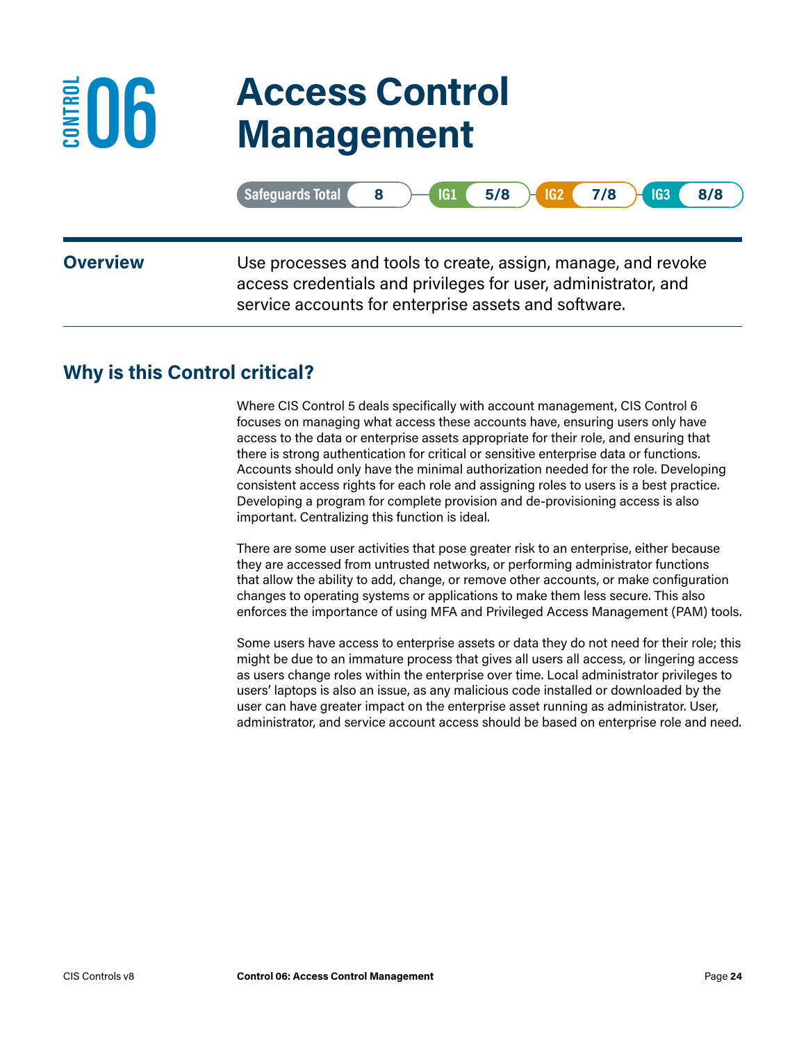# CONTROL 06 Access Control Management

Safeguards Total 8 | IG1 5/8 | IG2 7/8 | IG3 8/8

**Overview**

Use processes and tools to create, assign, manage, and revoke access credentials and privileges for user, administrator, and service accounts for enterprise assets and software.

## Why is this Control critical?

Where CIS Control 5 deals specifically with account management, CIS Control 6 focuses on managing what access these accounts have, ensuring users only have access to the data or enterprise assets appropriate for their role, and ensuring that there is strong authentication for critical or sensitive enterprise data or functions. Accounts should only have the minimal authorization needed for the role. Developing consistent access rights for each role and assigning roles to users is a best practice. Developing a program for complete provision and de-provisioning access is also important. Centralizing this function is ideal.

There are some user activities that pose greater risk to an enterprise, either because they are accessed from untrusted networks, or performing administrator functions that allow the ability to add, change, or remove other accounts, or make configuration changes to operating systems or applications to make them less secure. This also enforces the importance of using MFA and Privileged Access Management (PAM) tools.

Some users have access to enterprise assets or data they do not need for their role; this might be due to an immature process that gives all users all access, or lingering access as users change roles within the enterprise over time. Local administrator privileges to users' laptops is also an issue, as any malicious code installed or downloaded by the user can have greater impact on the enterprise asset running as administrator. User, administrator, and service account access should be based on enterprise role and need.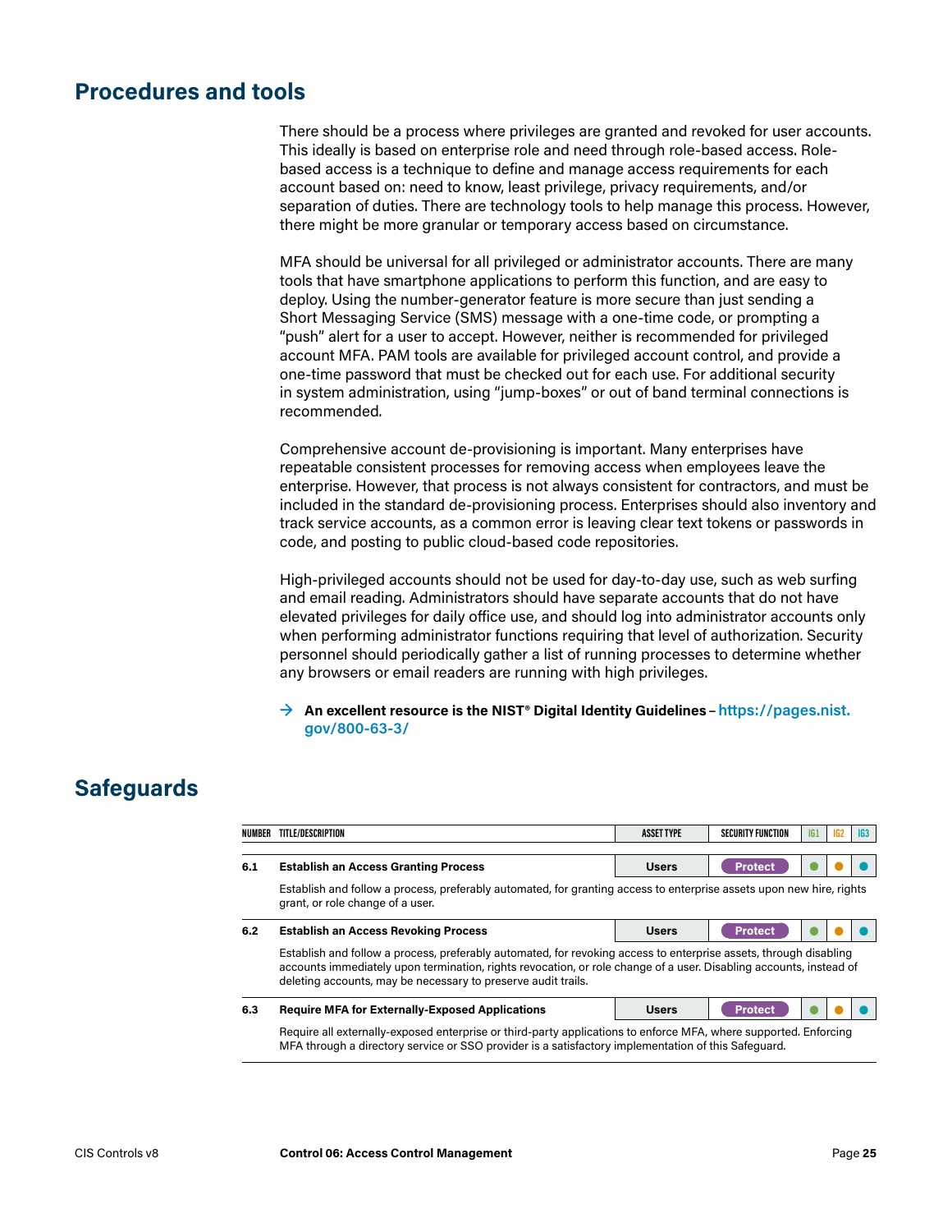## Procedures and tools

There should be a process where privileges are granted and revoked for user accounts. This ideally is based on enterprise role and need through role-based access. Role-based access is a technique to define and manage access requirements for each account based on: need to know, least privilege, privacy requirements, and/or separation of duties. There are technology tools to help manage this process. However, there might be more granular or temporary access based on circumstance.

MFA should be universal for all privileged or administrator accounts. There are many tools that have smartphone applications to perform this function, and are easy to deploy. Using the number-generator feature is more secure than just sending a Short Messaging Service (SMS) message with a one-time code, or prompting a "push" alert for a user to accept. However, neither is recommended for privileged account MFA. PAM tools are available for privileged account control, and provide a one-time password that must be checked out for each use. For additional security in system administration, using "jump-boxes" or out of band terminal connections is recommended.

Comprehensive account de-provisioning is important. Many enterprises have repeatable consistent processes for removing access when employees leave the enterprise. However, that process is not always consistent for contractors, and must be included in the standard de-provisioning process. Enterprises should also inventory and track service accounts, as a common error is leaving clear text tokens or passwords in code, and posting to public cloud-based code repositories.

High-privileged accounts should not be used for day-to-day use, such as web surfing and email reading. Administrators should have separate accounts that do not have elevated privileges for daily office use, and should log into administrator accounts only when performing administrator functions requiring that level of authorization. Security personnel should periodically gather a list of running processes to determine whether any browsers or email readers are running with high privileges.

→ **An excellent resource is the NIST® Digital Identity Guidelines** – **https://pages.nist.gov/800-63-3/**

## Safeguards

| NUMBER | TITLE/DESCRIPTION | ASSET TYPE | SECURITY FUNCTION | IG1 | IG2 | IG3 |
|---|---|---|---|---|---|---|
| 6.1 | **Establish an Access Granting Process**<br>Establish and follow a process, preferably automated, for granting access to enterprise assets upon new hire, rights grant, or role change of a user. | Users | Protect | ● | ● | ● |
| 6.2 | **Establish an Access Revoking Process**<br>Establish and follow a process, preferably automated, for revoking access to enterprise assets, through disabling accounts immediately upon termination, rights revocation, or role change of a user. Disabling accounts, instead of deleting accounts, may be necessary to preserve audit trails. | Users | Protect | ● | ● | ● |
| 6.3 | **Require MFA for Externally-Exposed Applications**<br>Require all externally-exposed enterprise or third-party applications to enforce MFA, where supported. Enforcing MFA through a directory service or SSO provider is a satisfactory implementation of this Safeguard. | Users | Protect | ● | ● | ● |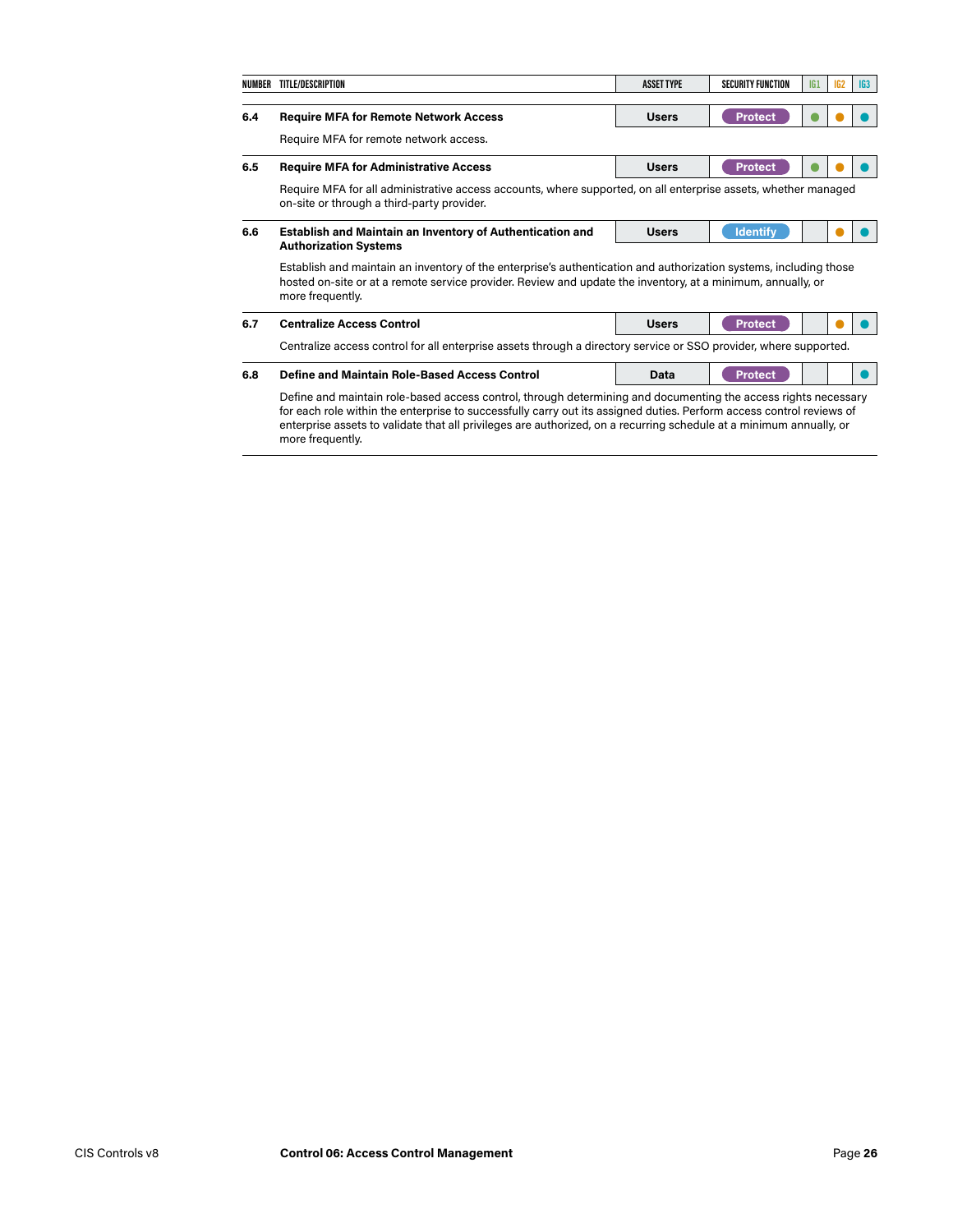| NUMBER | TITLE/DESCRIPTION | ASSET TYPE | SECURITY FUNCTION | IG1 | IG2 | IG3 |
|---|---|---|---|---|---|---|
| 6.4 | **Require MFA for Remote Network Access**<br>Require MFA for remote network access. | Users | Protect | ● | ● | ● |
| 6.5 | **Require MFA for Administrative Access**<br>Require MFA for all administrative access accounts, where supported, on all enterprise assets, whether managed on-site or through a third-party provider. | Users | Protect | ● | ● | ● |
| 6.6 | **Establish and Maintain an Inventory of Authentication and Authorization Systems**<br>Establish and maintain an inventory of the enterprise's authentication and authorization systems, including those hosted on-site or at a remote service provider. Review and update the inventory, at a minimum, annually, or more frequently. | Users | Identify | | ● | ● |
| 6.7 | **Centralize Access Control**<br>Centralize access control for all enterprise assets through a directory service or SSO provider, where supported. | Users | Protect | | ● | ● |
| 6.8 | **Define and Maintain Role-Based Access Control**<br>Define and maintain role-based access control, through determining and documenting the access rights necessary for each role within the enterprise to successfully carry out its assigned duties. Perform access control reviews of enterprise assets to validate that all privileges are authorized, on a recurring schedule at a minimum annually, or more frequently. | Data | Protect | | | ● |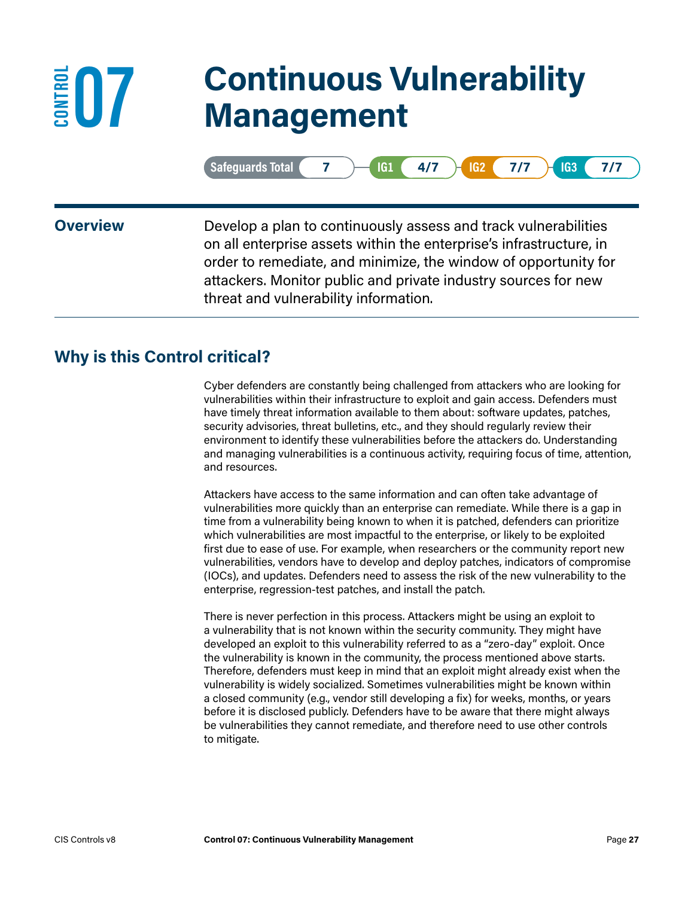# CONTROL 07 Continuous Vulnerability Management

Safeguards Total 7 | IG1 4/7 | IG2 7/7 | IG3 7/7

**Overview**

Develop a plan to continuously assess and track vulnerabilities on all enterprise assets within the enterprise's infrastructure, in order to remediate, and minimize, the window of opportunity for attackers. Monitor public and private industry sources for new threat and vulnerability information.

## Why is this Control critical?

Cyber defenders are constantly being challenged from attackers who are looking for vulnerabilities within their infrastructure to exploit and gain access. Defenders must have timely threat information available to them about: software updates, patches, security advisories, threat bulletins, etc., and they should regularly review their environment to identify these vulnerabilities before the attackers do. Understanding and managing vulnerabilities is a continuous activity, requiring focus of time, attention, and resources.

Attackers have access to the same information and can often take advantage of vulnerabilities more quickly than an enterprise can remediate. While there is a gap in time from a vulnerability being known to when it is patched, defenders can prioritize which vulnerabilities are most impactful to the enterprise, or likely to be exploited first due to ease of use. For example, when researchers or the community report new vulnerabilities, vendors have to develop and deploy patches, indicators of compromise (IOCs), and updates. Defenders need to assess the risk of the new vulnerability to the enterprise, regression-test patches, and install the patch.

There is never perfection in this process. Attackers might be using an exploit to a vulnerability that is not known within the security community. They might have developed an exploit to this vulnerability referred to as a "zero-day" exploit. Once the vulnerability is known in the community, the process mentioned above starts. Therefore, defenders must keep in mind that an exploit might already exist when the vulnerability is widely socialized. Sometimes vulnerabilities might be known within a closed community (e.g., vendor still developing a fix) for weeks, months, or years before it is disclosed publicly. Defenders have to be aware that there might always be vulnerabilities they cannot remediate, and therefore need to use other controls to mitigate.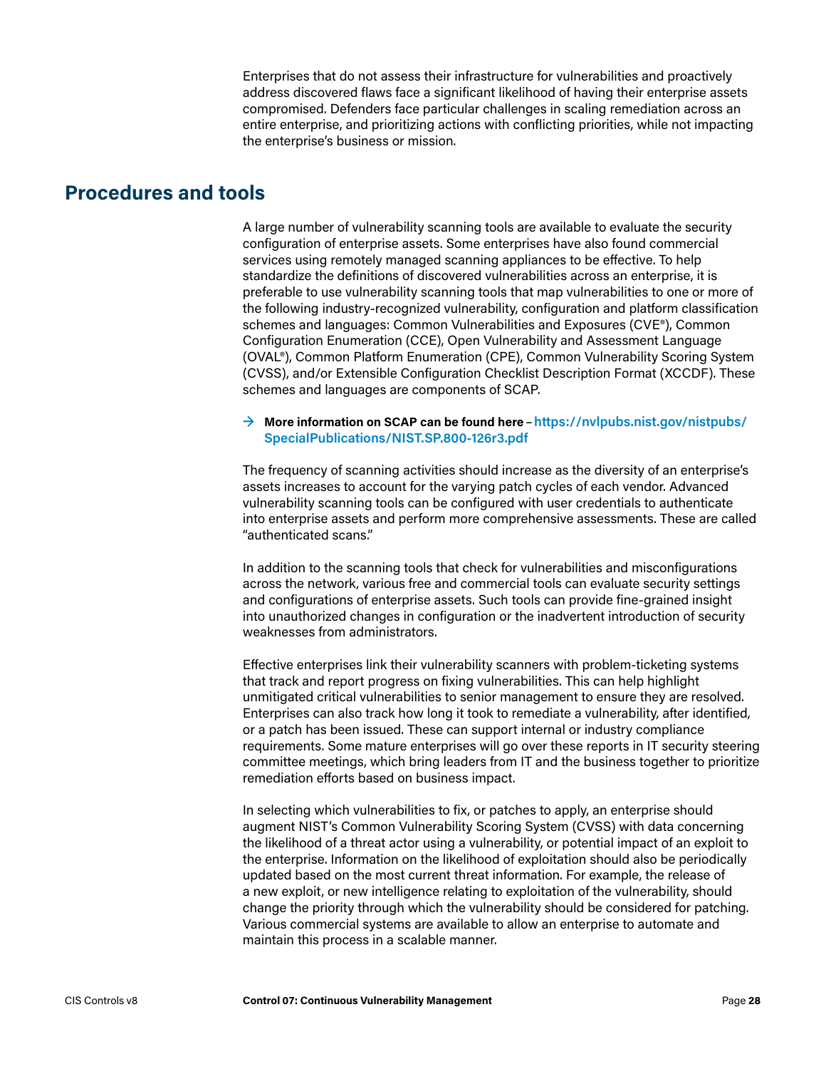Enterprises that do not assess their infrastructure for vulnerabilities and proactively address discovered flaws face a significant likelihood of having their enterprise assets compromised. Defenders face particular challenges in scaling remediation across an entire enterprise, and prioritizing actions with conflicting priorities, while not impacting the enterprise's business or mission.

## Procedures and tools

A large number of vulnerability scanning tools are available to evaluate the security configuration of enterprise assets. Some enterprises have also found commercial services using remotely managed scanning appliances to be effective. To help standardize the definitions of discovered vulnerabilities across an enterprise, it is preferable to use vulnerability scanning tools that map vulnerabilities to one or more of the following industry-recognized vulnerability, configuration and platform classification schemes and languages: Common Vulnerabilities and Exposures (CVE®), Common Configuration Enumeration (CCE), Open Vulnerability and Assessment Language (OVAL®), Common Platform Enumeration (CPE), Common Vulnerability Scoring System (CVSS), and/or Extensible Configuration Checklist Description Format (XCCDF). These schemes and languages are components of SCAP.

→ **More information on SCAP can be found here** – https://nvlpubs.nist.gov/nistpubs/SpecialPublications/NIST.SP.800-126r3.pdf

The frequency of scanning activities should increase as the diversity of an enterprise's assets increases to account for the varying patch cycles of each vendor. Advanced vulnerability scanning tools can be configured with user credentials to authenticate into enterprise assets and perform more comprehensive assessments. These are called "authenticated scans."

In addition to the scanning tools that check for vulnerabilities and misconfigurations across the network, various free and commercial tools can evaluate security settings and configurations of enterprise assets. Such tools can provide fine-grained insight into unauthorized changes in configuration or the inadvertent introduction of security weaknesses from administrators.

Effective enterprises link their vulnerability scanners with problem-ticketing systems that track and report progress on fixing vulnerabilities. This can help highlight unmitigated critical vulnerabilities to senior management to ensure they are resolved. Enterprises can also track how long it took to remediate a vulnerability, after identified, or a patch has been issued. These can support internal or industry compliance requirements. Some mature enterprises will go over these reports in IT security steering committee meetings, which bring leaders from IT and the business together to prioritize remediation efforts based on business impact.

In selecting which vulnerabilities to fix, or patches to apply, an enterprise should augment NIST's Common Vulnerability Scoring System (CVSS) with data concerning the likelihood of a threat actor using a vulnerability, or potential impact of an exploit to the enterprise. Information on the likelihood of exploitation should also be periodically updated based on the most current threat information. For example, the release of a new exploit, or new intelligence relating to exploitation of the vulnerability, should change the priority through which the vulnerability should be considered for patching. Various commercial systems are available to allow an enterprise to automate and maintain this process in a scalable manner.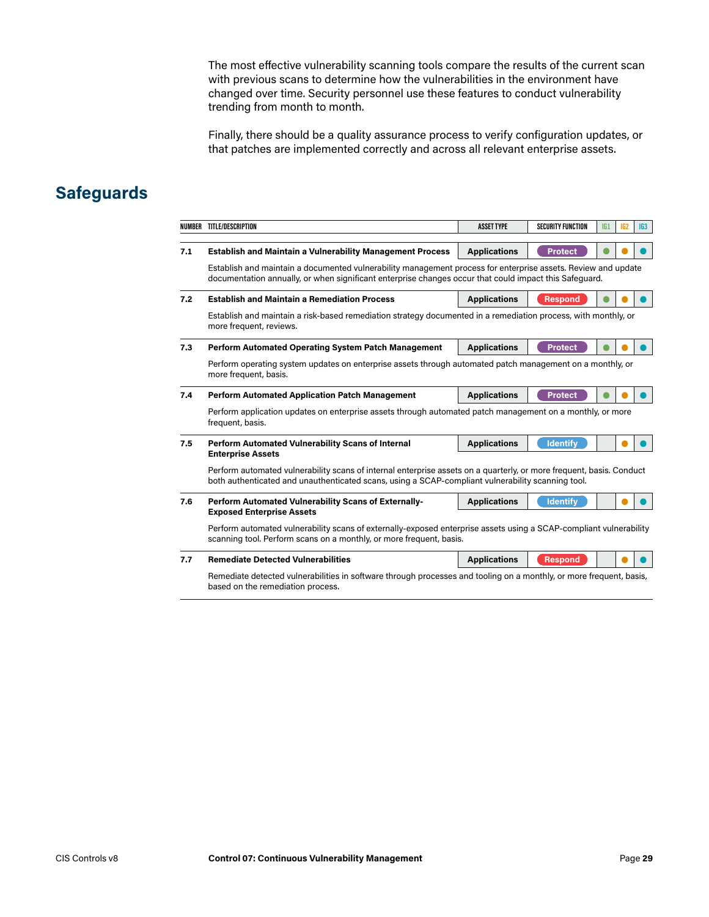The most effective vulnerability scanning tools compare the results of the current scan with previous scans to determine how the vulnerabilities in the environment have changed over time. Security personnel use these features to conduct vulnerability trending from month to month.

Finally, there should be a quality assurance process to verify configuration updates, or that patches are implemented correctly and across all relevant enterprise assets.

## Safeguards

| NUMBER | TITLE/DESCRIPTION | ASSET TYPE | SECURITY FUNCTION | IG1 | IG2 | IG3 |
|---|---|---|---|---|---|---|
| 7.1 | **Establish and Maintain a Vulnerability Management Process**<br>Establish and maintain a documented vulnerability management process for enterprise assets. Review and update documentation annually, or when significant enterprise changes occur that could impact this Safeguard. | Applications | Protect | ● | ● | ● |
| 7.2 | **Establish and Maintain a Remediation Process**<br>Establish and maintain a risk-based remediation strategy documented in a remediation process, with monthly, or more frequent, reviews. | Applications | Respond | ● | ● | ● |
| 7.3 | **Perform Automated Operating System Patch Management**<br>Perform operating system updates on enterprise assets through automated patch management on a monthly, or more frequent, basis. | Applications | Protect | ● | ● | ● |
| 7.4 | **Perform Automated Application Patch Management**<br>Perform application updates on enterprise assets through automated patch management on a monthly, or more frequent, basis. | Applications | Protect | ● | ● | ● |
| 7.5 | **Perform Automated Vulnerability Scans of Internal Enterprise Assets**<br>Perform automated vulnerability scans of internal enterprise assets on a quarterly, or more frequent, basis. Conduct both authenticated and unauthenticated scans, using a SCAP-compliant vulnerability scanning tool. | Applications | Identify | | ● | ● |
| 7.6 | **Perform Automated Vulnerability Scans of Externally-Exposed Enterprise Assets**<br>Perform automated vulnerability scans of externally-exposed enterprise assets using a SCAP-compliant vulnerability scanning tool. Perform scans on a monthly, or more frequent, basis. | Applications | Identify | | ● | ● |
| 7.7 | **Remediate Detected Vulnerabilities**<br>Remediate detected vulnerabilities in software through processes and tooling on a monthly, or more frequent, basis, based on the remediation process. | Applications | Respond | | ● | ● |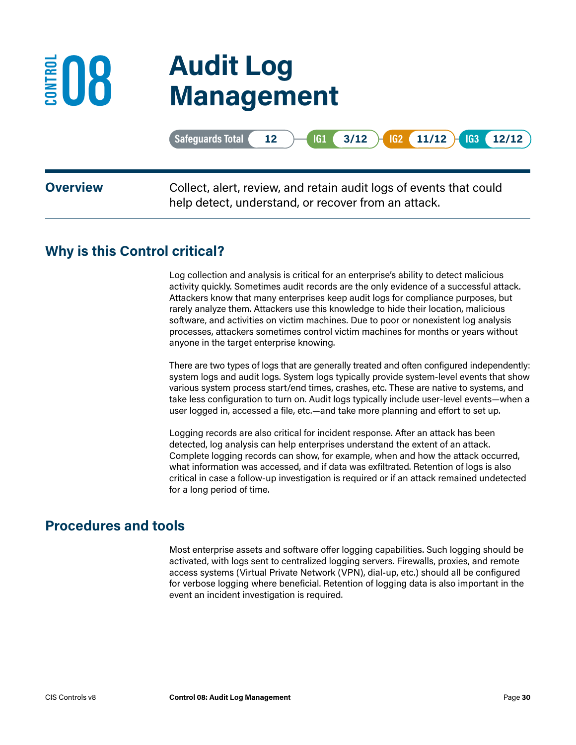# CONTROL 08 Audit Log Management

Safeguards Total 12 | IG1 3/12 | IG2 11/12 | IG3 12/12

**Overview**

Collect, alert, review, and retain audit logs of events that could help detect, understand, or recover from an attack.

## Why is this Control critical?

Log collection and analysis is critical for an enterprise's ability to detect malicious activity quickly. Sometimes audit records are the only evidence of a successful attack. Attackers know that many enterprises keep audit logs for compliance purposes, but rarely analyze them. Attackers use this knowledge to hide their location, malicious software, and activities on victim machines. Due to poor or nonexistent log analysis processes, attackers sometimes control victim machines for months or years without anyone in the target enterprise knowing.

There are two types of logs that are generally treated and often configured independently: system logs and audit logs. System logs typically provide system-level events that show various system process start/end times, crashes, etc. These are native to systems, and take less configuration to turn on. Audit logs typically include user-level events—when a user logged in, accessed a file, etc.—and take more planning and effort to set up.

Logging records are also critical for incident response. After an attack has been detected, log analysis can help enterprises understand the extent of an attack. Complete logging records can show, for example, when and how the attack occurred, what information was accessed, and if data was exfiltrated. Retention of logs is also critical in case a follow-up investigation is required or if an attack remained undetected for a long period of time.

## Procedures and tools

Most enterprise assets and software offer logging capabilities. Such logging should be activated, with logs sent to centralized logging servers. Firewalls, proxies, and remote access systems (Virtual Private Network (VPN), dial-up, etc.) should all be configured for verbose logging where beneficial. Retention of logging data is also important in the event an incident investigation is required.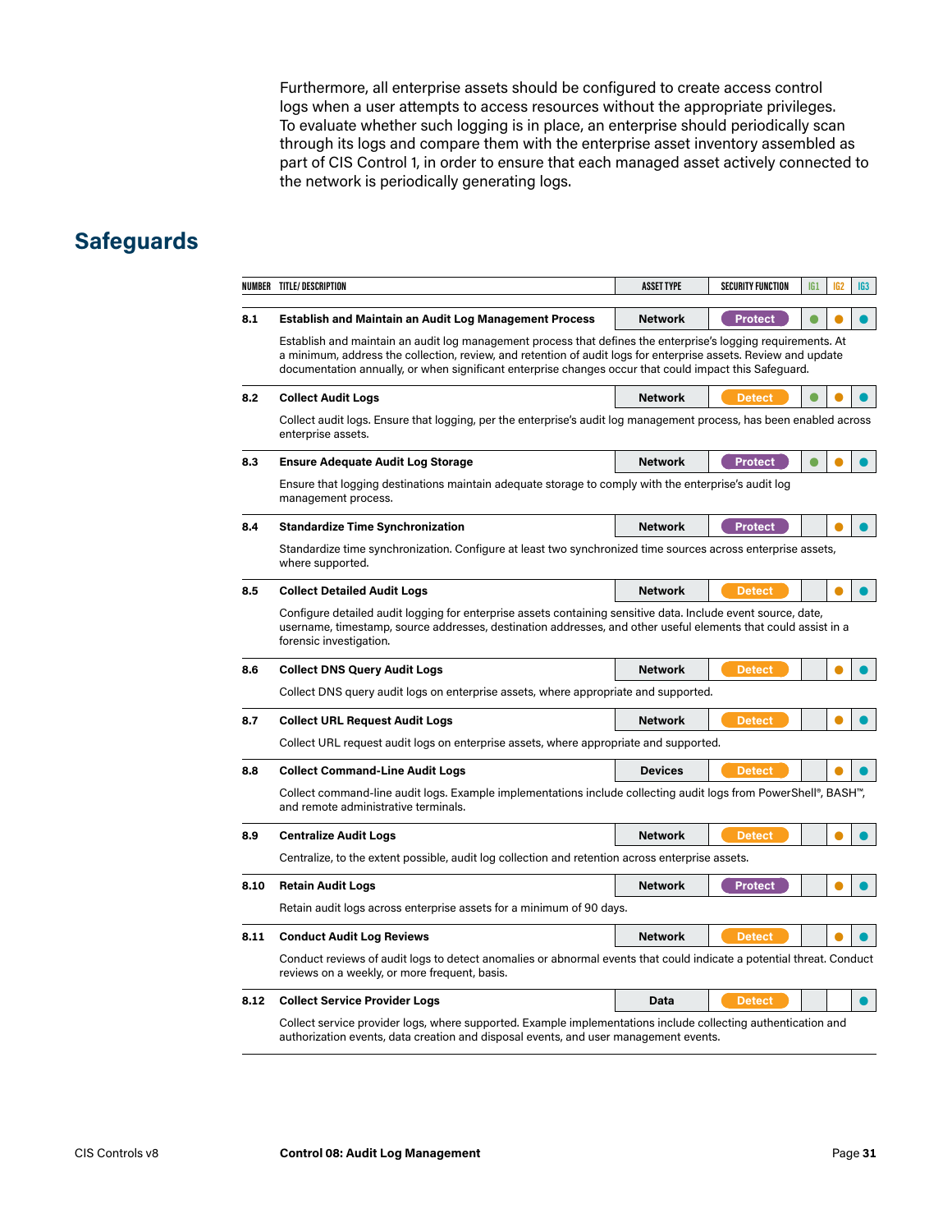Furthermore, all enterprise assets should be configured to create access control logs when a user attempts to access resources without the appropriate privileges. To evaluate whether such logging is in place, an enterprise should periodically scan through its logs and compare them with the enterprise asset inventory assembled as part of CIS Control 1, in order to ensure that each managed asset actively connected to the network is periodically generating logs.

## Safeguards

| NUMBER | TITLE/ DESCRIPTION | ASSET TYPE | SECURITY FUNCTION | IG1 | IG2 | IG3 |
|---|---|---|---|---|---|---|
| 8.1 | **Establish and Maintain an Audit Log Management Process**<br>Establish and maintain an audit log management process that defines the enterprise's logging requirements. At a minimum, address the collection, review, and retention of audit logs for enterprise assets. Review and update documentation annually, or when significant enterprise changes occur that could impact this Safeguard. | Network | Protect | ● | ● | ● |
| 8.2 | **Collect Audit Logs**<br>Collect audit logs. Ensure that logging, per the enterprise's audit log management process, has been enabled across enterprise assets. | Network | Detect | ● | ● | ● |
| 8.3 | **Ensure Adequate Audit Log Storage**<br>Ensure that logging destinations maintain adequate storage to comply with the enterprise's audit log management process. | Network | Protect | ● | ● | ● |
| 8.4 | **Standardize Time Synchronization**<br>Standardize time synchronization. Configure at least two synchronized time sources across enterprise assets, where supported. | Network | Protect | | ● | ● |
| 8.5 | **Collect Detailed Audit Logs**<br>Configure detailed audit logging for enterprise assets containing sensitive data. Include event source, date, username, timestamp, source addresses, destination addresses, and other useful elements that could assist in a forensic investigation. | Network | Detect | | ● | ● |
| 8.6 | **Collect DNS Query Audit Logs**<br>Collect DNS query audit logs on enterprise assets, where appropriate and supported. | Network | Detect | | ● | ● |
| 8.7 | **Collect URL Request Audit Logs**<br>Collect URL request audit logs on enterprise assets, where appropriate and supported. | Network | Detect | | ● | ● |
| 8.8 | **Collect Command-Line Audit Logs**<br>Collect command-line audit logs. Example implementations include collecting audit logs from PowerShell®, BASH™, and remote administrative terminals. | Devices | Detect | | ● | ● |
| 8.9 | **Centralize Audit Logs**<br>Centralize, to the extent possible, audit log collection and retention across enterprise assets. | Network | Detect | | ● | ● |
| 8.10 | **Retain Audit Logs**<br>Retain audit logs across enterprise assets for a minimum of 90 days. | Network | Protect | | ● | ● |
| 8.11 | **Conduct Audit Log Reviews**<br>Conduct reviews of audit logs to detect anomalies or abnormal events that could indicate a potential threat. Conduct reviews on a weekly, or more frequent, basis. | Network | Detect | | ● | ● |
| 8.12 | **Collect Service Provider Logs**<br>Collect service provider logs, where supported. Example implementations include collecting authentication and authorization events, data creation and disposal events, and user management events. | Data | Detect | | | ● |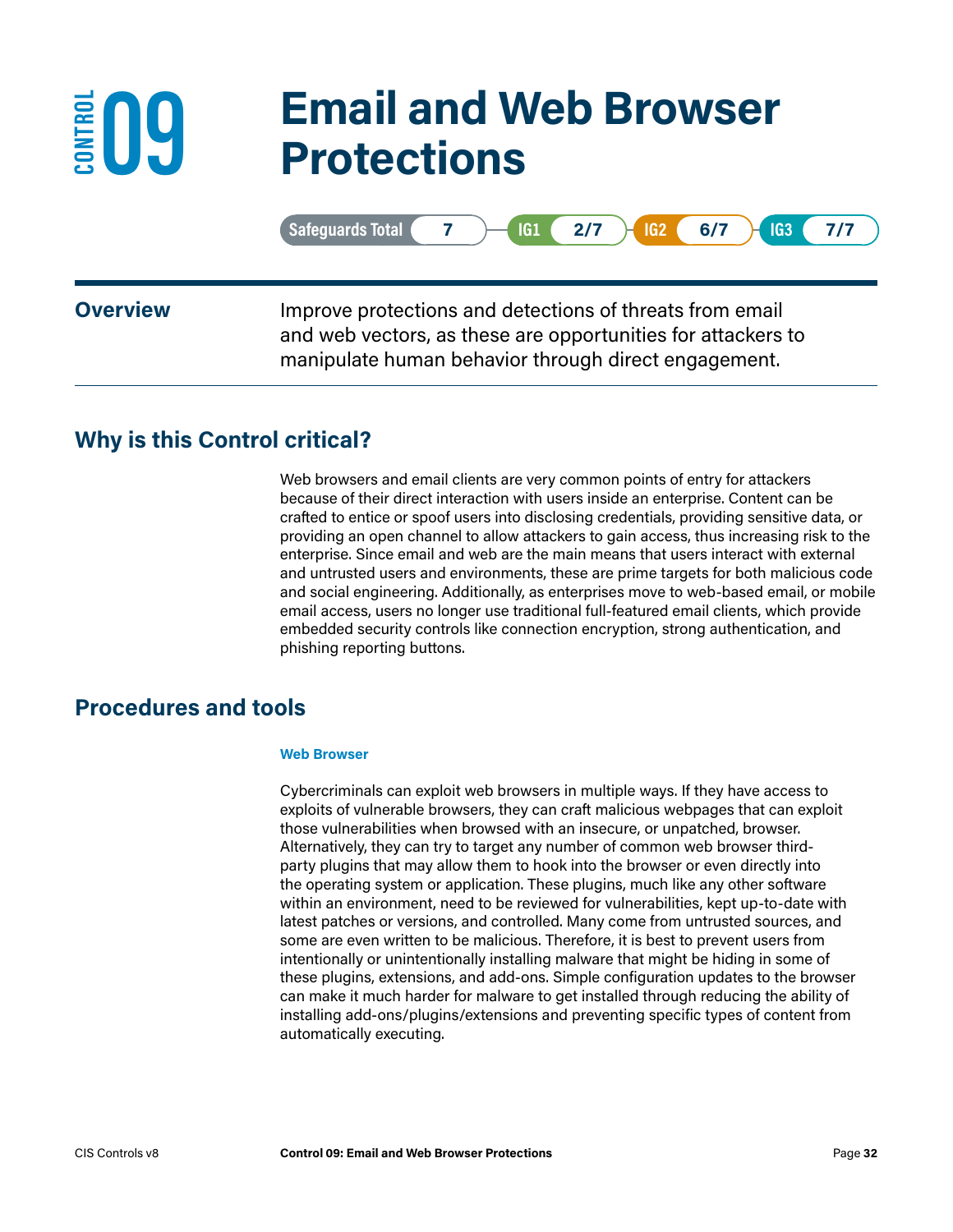# CONTROL 09 Email and Web Browser Protections

Safeguards Total **7** | IG1 **2/7** | IG2 **6/7** | IG3 **7/7**

## Overview

Improve protections and detections of threats from email and web vectors, as these are opportunities for attackers to manipulate human behavior through direct engagement.

## Why is this Control critical?

Web browsers and email clients are very common points of entry for attackers because of their direct interaction with users inside an enterprise. Content can be crafted to entice or spoof users into disclosing credentials, providing sensitive data, or providing an open channel to allow attackers to gain access, thus increasing risk to the enterprise. Since email and web are the main means that users interact with external and untrusted users and environments, these are prime targets for both malicious code and social engineering. Additionally, as enterprises move to web-based email, or mobile email access, users no longer use traditional full-featured email clients, which provide embedded security controls like connection encryption, strong authentication, and phishing reporting buttons.

## Procedures and tools

#### Web Browser

Cybercriminals can exploit web browsers in multiple ways. If they have access to exploits of vulnerable browsers, they can craft malicious webpages that can exploit those vulnerabilities when browsed with an insecure, or unpatched, browser. Alternatively, they can try to target any number of common web browser third-party plugins that may allow them to hook into the browser or even directly into the operating system or application. These plugins, much like any other software within an environment, need to be reviewed for vulnerabilities, kept up-to-date with latest patches or versions, and controlled. Many come from untrusted sources, and some are even written to be malicious. Therefore, it is best to prevent users from intentionally or unintentionally installing malware that might be hiding in some of these plugins, extensions, and add-ons. Simple configuration updates to the browser can make it much harder for malware to get installed through reducing the ability of installing add-ons/plugins/extensions and preventing specific types of content from automatically executing.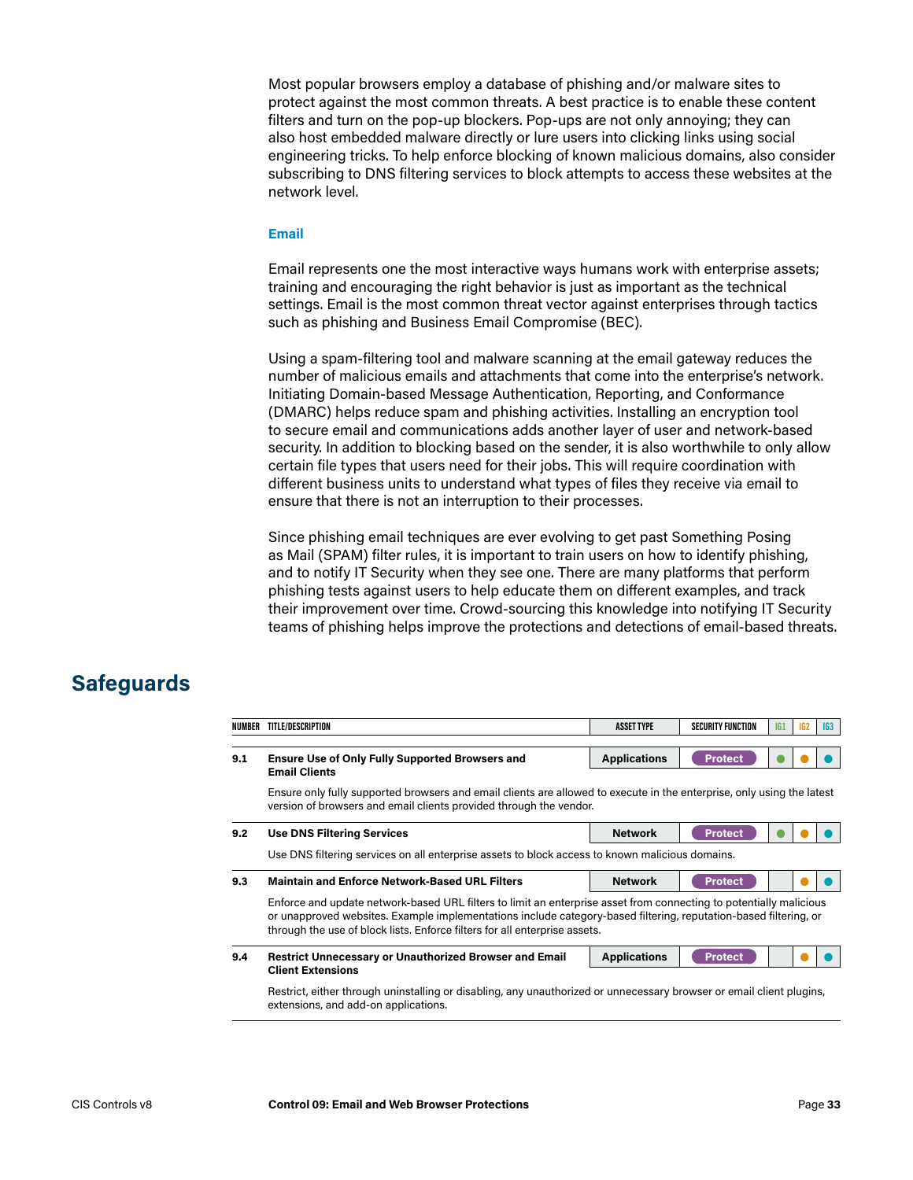Most popular browsers employ a database of phishing and/or malware sites to protect against the most common threats. A best practice is to enable these content filters and turn on the pop-up blockers. Pop-ups are not only annoying; they can also host embedded malware directly or lure users into clicking links using social engineering tricks. To help enforce blocking of known malicious domains, also consider subscribing to DNS filtering services to block attempts to access these websites at the network level.

### Email

Email represents one the most interactive ways humans work with enterprise assets; training and encouraging the right behavior is just as important as the technical settings. Email is the most common threat vector against enterprises through tactics such as phishing and Business Email Compromise (BEC).

Using a spam-filtering tool and malware scanning at the email gateway reduces the number of malicious emails and attachments that come into the enterprise's network. Initiating Domain-based Message Authentication, Reporting, and Conformance (DMARC) helps reduce spam and phishing activities. Installing an encryption tool to secure email and communications adds another layer of user and network-based security. In addition to blocking based on the sender, it is also worthwhile to only allow certain file types that users need for their jobs. This will require coordination with different business units to understand what types of files they receive via email to ensure that there is not an interruption to their processes.

Since phishing email techniques are ever evolving to get past Something Posing as Mail (SPAM) filter rules, it is important to train users on how to identify phishing, and to notify IT Security when they see one. There are many platforms that perform phishing tests against users to help educate them on different examples, and track their improvement over time. Crowd-sourcing this knowledge into notifying IT Security teams of phishing helps improve the protections and detections of email-based threats.

## Safeguards

| NUMBER | TITLE/DESCRIPTION | ASSET TYPE | SECURITY FUNCTION | IG1 | IG2 | IG3 |
|---|---|---|---|---|---|---|
| 9.1 | **Ensure Use of Only Fully Supported Browsers and Email Clients** | Applications | Protect | ● | ● | ● |
| | Ensure only fully supported browsers and email clients are allowed to execute in the enterprise, only using the latest version of browsers and email clients provided through the vendor. | | | | | |
| 9.2 | **Use DNS Filtering Services** | Network | Protect | ● | ● | ● |
| | Use DNS filtering services on all enterprise assets to block access to known malicious domains. | | | | | |
| 9.3 | **Maintain and Enforce Network-Based URL Filters** | Network | Protect | | ● | ● |
| | Enforce and update network-based URL filters to limit an enterprise asset from connecting to potentially malicious or unapproved websites. Example implementations include category-based filtering, reputation-based filtering, or through the use of block lists. Enforce filters for all enterprise assets. | | | | | |
| 9.4 | **Restrict Unnecessary or Unauthorized Browser and Email Client Extensions** | Applications | Protect | | ● | ● |
| | Restrict, either through uninstalling or disabling, any unauthorized or unnecessary browser or email client plugins, extensions, and add-on applications. | | | | | |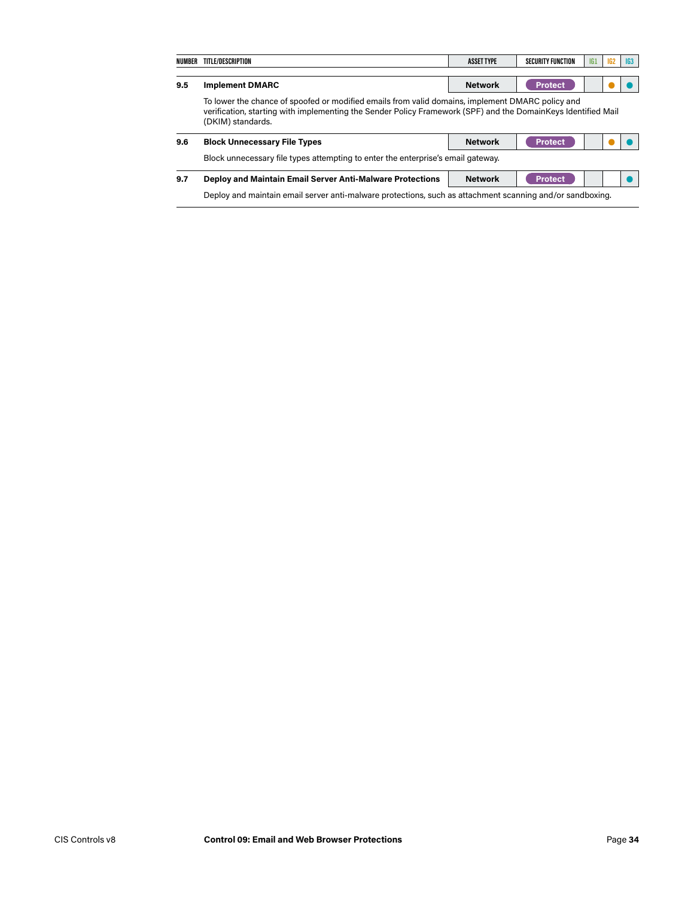| NUMBER | TITLE/DESCRIPTION | ASSET TYPE | SECURITY FUNCTION | IG1 | IG2 | IG3 |
|---|---|---|---|---|---|---|
| 9.5 | **Implement DMARC** | Network | Protect | | ● | ● |
| | To lower the chance of spoofed or modified emails from valid domains, implement DMARC policy and verification, starting with implementing the Sender Policy Framework (SPF) and the DomainKeys Identified Mail (DKIM) standards. | | | | | |
| 9.6 | **Block Unnecessary File Types** | Network | Protect | | ● | ● |
| | Block unnecessary file types attempting to enter the enterprise's email gateway. | | | | | |
| 9.7 | **Deploy and Maintain Email Server Anti-Malware Protections** | Network | Protect | | | ● |
| | Deploy and maintain email server anti-malware protections, such as attachment scanning and/or sandboxing. | | | | | |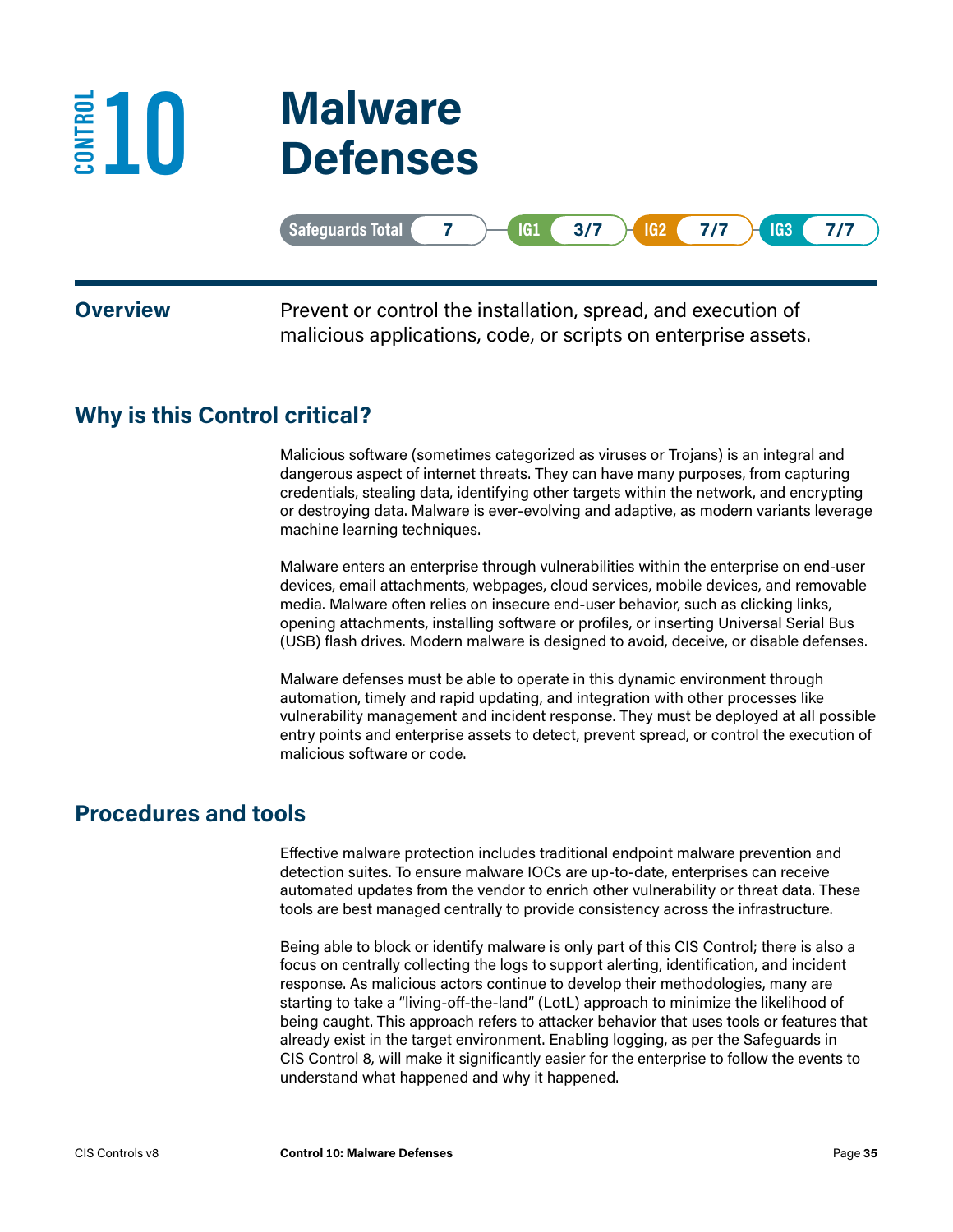# CONTROL 10 Malware Defenses

Safeguards Total 7 | IG1 3/7 | IG2 7/7 | IG3 7/7

**Overview** Prevent or control the installation, spread, and execution of malicious applications, code, or scripts on enterprise assets.

## Why is this Control critical?

Malicious software (sometimes categorized as viruses or Trojans) is an integral and dangerous aspect of internet threats. They can have many purposes, from capturing credentials, stealing data, identifying other targets within the network, and encrypting or destroying data. Malware is ever-evolving and adaptive, as modern variants leverage machine learning techniques.

Malware enters an enterprise through vulnerabilities within the enterprise on end-user devices, email attachments, webpages, cloud services, mobile devices, and removable media. Malware often relies on insecure end-user behavior, such as clicking links, opening attachments, installing software or profiles, or inserting Universal Serial Bus (USB) flash drives. Modern malware is designed to avoid, deceive, or disable defenses.

Malware defenses must be able to operate in this dynamic environment through automation, timely and rapid updating, and integration with other processes like vulnerability management and incident response. They must be deployed at all possible entry points and enterprise assets to detect, prevent spread, or control the execution of malicious software or code.

## Procedures and tools

Effective malware protection includes traditional endpoint malware prevention and detection suites. To ensure malware IOCs are up-to-date, enterprises can receive automated updates from the vendor to enrich other vulnerability or threat data. These tools are best managed centrally to provide consistency across the infrastructure.

Being able to block or identify malware is only part of this CIS Control; there is also a focus on centrally collecting the logs to support alerting, identification, and incident response. As malicious actors continue to develop their methodologies, many are starting to take a "living-off-the-land" (LotL) approach to minimize the likelihood of being caught. This approach refers to attacker behavior that uses tools or features that already exist in the target environment. Enabling logging, as per the Safeguards in CIS Control 8, will make it significantly easier for the enterprise to follow the events to understand what happened and why it happened.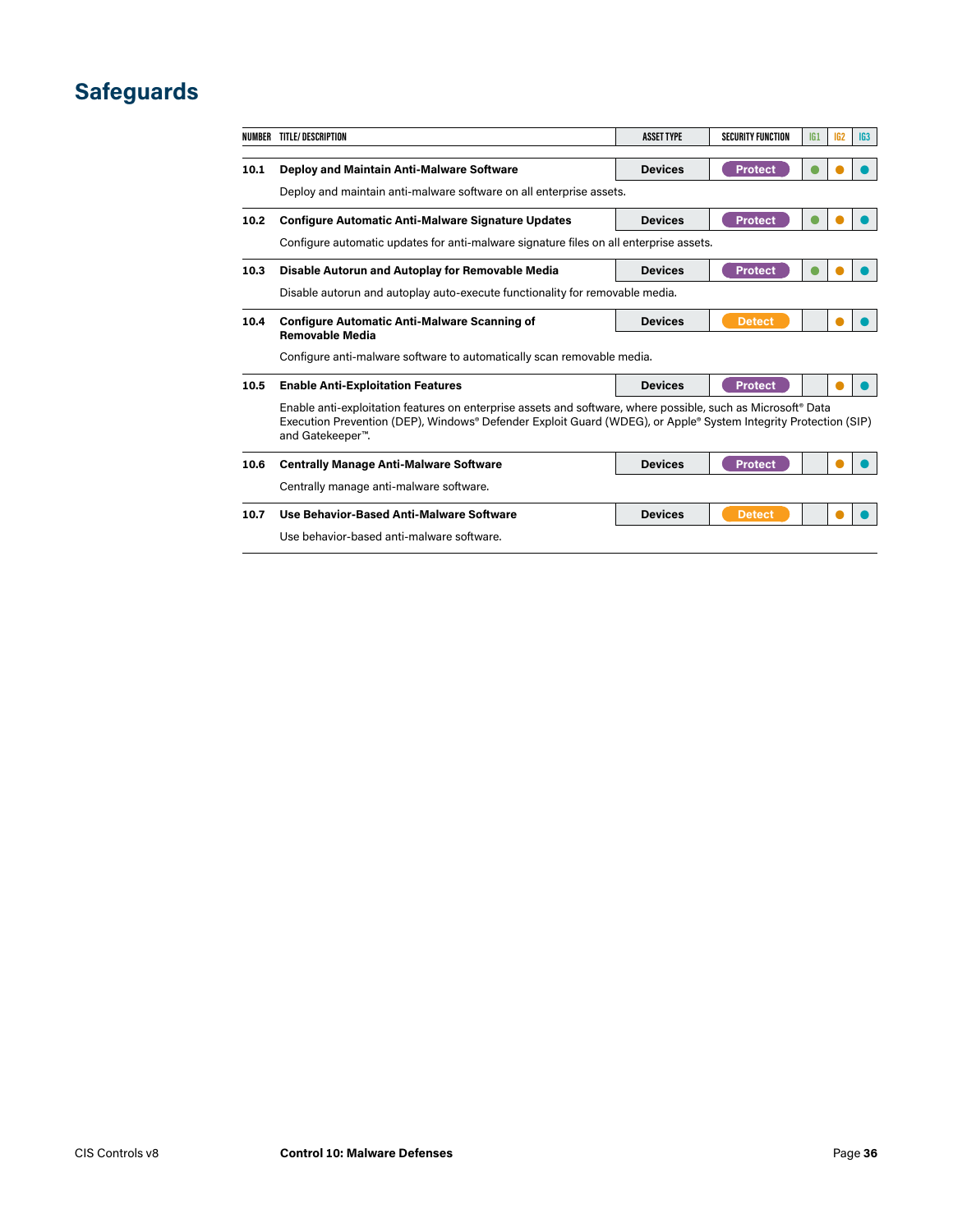## Safeguards

| NUMBER | TITLE/ DESCRIPTION | ASSET TYPE | SECURITY FUNCTION | IG1 | IG2 | IG3 |
|---|---|---|---|---|---|---|
| 10.1 | **Deploy and Maintain Anti-Malware Software**<br>Deploy and maintain anti-malware software on all enterprise assets. | Devices | Protect | ● | ● | ● |
| 10.2 | **Configure Automatic Anti-Malware Signature Updates**<br>Configure automatic updates for anti-malware signature files on all enterprise assets. | Devices | Protect | ● | ● | ● |
| 10.3 | **Disable Autorun and Autoplay for Removable Media**<br>Disable autorun and autoplay auto-execute functionality for removable media. | Devices | Protect | ● | ● | ● |
| 10.4 | **Configure Automatic Anti-Malware Scanning of Removable Media**<br>Configure anti-malware software to automatically scan removable media. | Devices | Detect | | ● | ● |
| 10.5 | **Enable Anti-Exploitation Features**<br>Enable anti-exploitation features on enterprise assets and software, where possible, such as Microsoft® Data Execution Prevention (DEP), Windows® Defender Exploit Guard (WDEG), or Apple® System Integrity Protection (SIP) and Gatekeeper™. | Devices | Protect | | ● | ● |
| 10.6 | **Centrally Manage Anti-Malware Software**<br>Centrally manage anti-malware software. | Devices | Protect | | ● | ● |
| 10.7 | **Use Behavior-Based Anti-Malware Software**<br>Use behavior-based anti-malware software. | Devices | Detect | | ● | ● |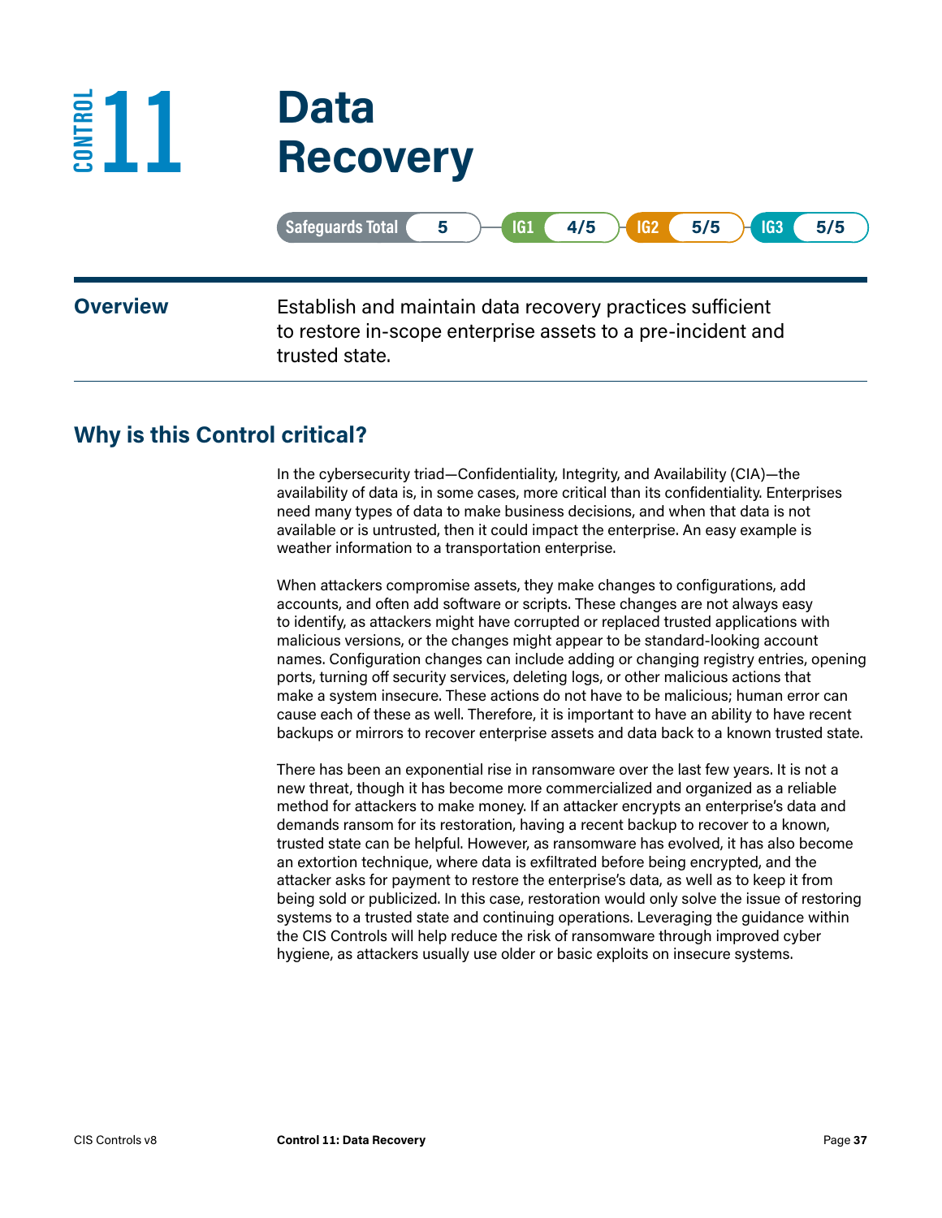# CONTROL 11 Data Recovery

Safeguards Total 5 | IG1 4/5 | IG2 5/5 | IG3 5/5

## Overview

Establish and maintain data recovery practices sufficient to restore in-scope enterprise assets to a pre-incident and trusted state.

## Why is this Control critical?

In the cybersecurity triad—Confidentiality, Integrity, and Availability (CIA)—the availability of data is, in some cases, more critical than its confidentiality. Enterprises need many types of data to make business decisions, and when that data is not available or is untrusted, then it could impact the enterprise. An easy example is weather information to a transportation enterprise.

When attackers compromise assets, they make changes to configurations, add accounts, and often add software or scripts. These changes are not always easy to identify, as attackers might have corrupted or replaced trusted applications with malicious versions, or the changes might appear to be standard-looking account names. Configuration changes can include adding or changing registry entries, opening ports, turning off security services, deleting logs, or other malicious actions that make a system insecure. These actions do not have to be malicious; human error can cause each of these as well. Therefore, it is important to have an ability to have recent backups or mirrors to recover enterprise assets and data back to a known trusted state.

There has been an exponential rise in ransomware over the last few years. It is not a new threat, though it has become more commercialized and organized as a reliable method for attackers to make money. If an attacker encrypts an enterprise's data and demands ransom for its restoration, having a recent backup to recover to a known, trusted state can be helpful. However, as ransomware has evolved, it has also become an extortion technique, where data is exfiltrated before being encrypted, and the attacker asks for payment to restore the enterprise's data, as well as to keep it from being sold or publicized. In this case, restoration would only solve the issue of restoring systems to a trusted state and continuing operations. Leveraging the guidance within the CIS Controls will help reduce the risk of ransomware through improved cyber hygiene, as attackers usually use older or basic exploits on insecure systems.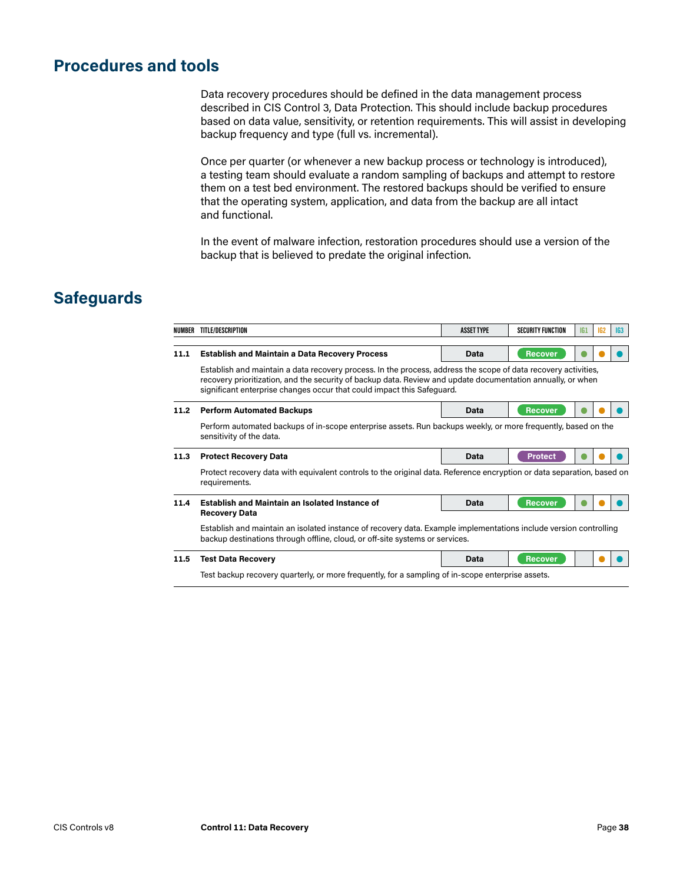## Procedures and tools

Data recovery procedures should be defined in the data management process described in CIS Control 3, Data Protection. This should include backup procedures based on data value, sensitivity, or retention requirements. This will assist in developing backup frequency and type (full vs. incremental).

Once per quarter (or whenever a new backup process or technology is introduced), a testing team should evaluate a random sampling of backups and attempt to restore them on a test bed environment. The restored backups should be verified to ensure that the operating system, application, and data from the backup are all intact and functional.

In the event of malware infection, restoration procedures should use a version of the backup that is believed to predate the original infection.

## Safeguards

| NUMBER | TITLE/DESCRIPTION | ASSET TYPE | SECURITY FUNCTION | IG1 | IG2 | IG3 |
|---|---|---|---|---|---|---|
| 11.1 | **Establish and Maintain a Data Recovery Process**<br>Establish and maintain a data recovery process. In the process, address the scope of data recovery activities, recovery prioritization, and the security of backup data. Review and update documentation annually, or when significant enterprise changes occur that could impact this Safeguard. | Data | Recover | ● | ● | ● |
| 11.2 | **Perform Automated Backups**<br>Perform automated backups of in-scope enterprise assets. Run backups weekly, or more frequently, based on the sensitivity of the data. | Data | Recover | ● | ● | ● |
| 11.3 | **Protect Recovery Data**<br>Protect recovery data with equivalent controls to the original data. Reference encryption or data separation, based on requirements. | Data | Protect | ● | ● | ● |
| 11.4 | **Establish and Maintain an Isolated Instance of Recovery Data**<br>Establish and maintain an isolated instance of recovery data. Example implementations include version controlling backup destinations through offline, cloud, or off-site systems or services. | Data | Recover | ● | ● | ● |
| 11.5 | **Test Data Recovery**<br>Test backup recovery quarterly, or more frequently, for a sampling of in-scope enterprise assets. | Data | Recover | | ● | ● |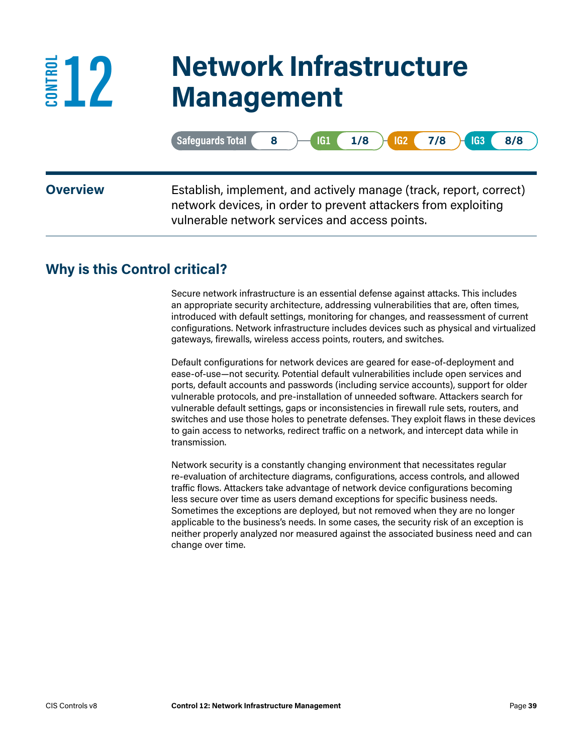# CONTROL 12 Network Infrastructure Management

Safeguards Total 8 | IG1 1/8 | IG2 7/8 | IG3 8/8

**Overview**

Establish, implement, and actively manage (track, report, correct) network devices, in order to prevent attackers from exploiting vulnerable network services and access points.

## Why is this Control critical?

Secure network infrastructure is an essential defense against attacks. This includes an appropriate security architecture, addressing vulnerabilities that are, often times, introduced with default settings, monitoring for changes, and reassessment of current configurations. Network infrastructure includes devices such as physical and virtualized gateways, firewalls, wireless access points, routers, and switches.

Default configurations for network devices are geared for ease-of-deployment and ease-of-use—not security. Potential default vulnerabilities include open services and ports, default accounts and passwords (including service accounts), support for older vulnerable protocols, and pre-installation of unneeded software. Attackers search for vulnerable default settings, gaps or inconsistencies in firewall rule sets, routers, and switches and use those holes to penetrate defenses. They exploit flaws in these devices to gain access to networks, redirect traffic on a network, and intercept data while in transmission.

Network security is a constantly changing environment that necessitates regular re-evaluation of architecture diagrams, configurations, access controls, and allowed traffic flows. Attackers take advantage of network device configurations becoming less secure over time as users demand exceptions for specific business needs. Sometimes the exceptions are deployed, but not removed when they are no longer applicable to the business's needs. In some cases, the security risk of an exception is neither properly analyzed nor measured against the associated business need and can change over time.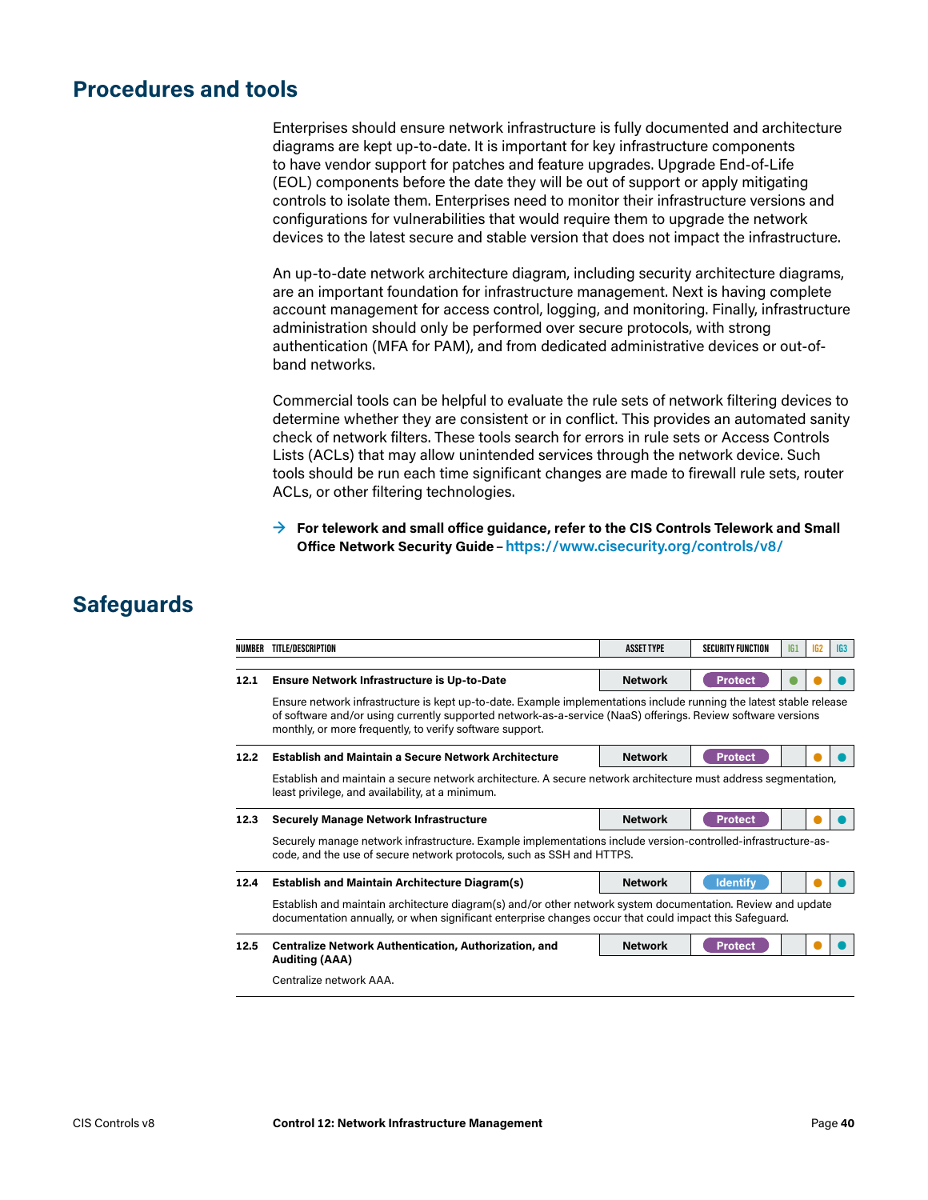## Procedures and tools

Enterprises should ensure network infrastructure is fully documented and architecture diagrams are kept up-to-date. It is important for key infrastructure components to have vendor support for patches and feature upgrades. Upgrade End-of-Life (EOL) components before the date they will be out of support or apply mitigating controls to isolate them. Enterprises need to monitor their infrastructure versions and configurations for vulnerabilities that would require them to upgrade the network devices to the latest secure and stable version that does not impact the infrastructure.

An up-to-date network architecture diagram, including security architecture diagrams, are an important foundation for infrastructure management. Next is having complete account management for access control, logging, and monitoring. Finally, infrastructure administration should only be performed over secure protocols, with strong authentication (MFA for PAM), and from dedicated administrative devices or out-of-band networks.

Commercial tools can be helpful to evaluate the rule sets of network filtering devices to determine whether they are consistent or in conflict. This provides an automated sanity check of network filters. These tools search for errors in rule sets or Access Controls Lists (ACLs) that may allow unintended services through the network device. Such tools should be run each time significant changes are made to firewall rule sets, router ACLs, or other filtering technologies.

→ **For telework and small office guidance, refer to the CIS Controls Telework and Small Office Network Security Guide** – **https://www.cisecurity.org/controls/v8/**

## Safeguards

| NUMBER | TITLE/DESCRIPTION | ASSET TYPE | SECURITY FUNCTION | IG1 | IG2 | IG3 |
|---|---|---|---|---|---|---|
| **12.1** | **Ensure Network Infrastructure is Up-to-Date**<br>Ensure network infrastructure is kept up-to-date. Example implementations include running the latest stable release of software and/or using currently supported network-as-a-service (NaaS) offerings. Review software versions monthly, or more frequently, to verify software support. | Network | Protect | ● | ● | ● |
| **12.2** | **Establish and Maintain a Secure Network Architecture**<br>Establish and maintain a secure network architecture. A secure network architecture must address segmentation, least privilege, and availability, at a minimum. | Network | Protect | | ● | ● |
| **12.3** | **Securely Manage Network Infrastructure**<br>Securely manage network infrastructure. Example implementations include version-controlled-infrastructure-as-code, and the use of secure network protocols, such as SSH and HTTPS. | Network | Protect | | ● | ● |
| **12.4** | **Establish and Maintain Architecture Diagram(s)**<br>Establish and maintain architecture diagram(s) and/or other network system documentation. Review and update documentation annually, or when significant enterprise changes occur that could impact this Safeguard. | Network | Identify | | ● | ● |
| **12.5** | **Centralize Network Authentication, Authorization, and Auditing (AAA)**<br>Centralize network AAA. | Network | Protect | | ● | ● |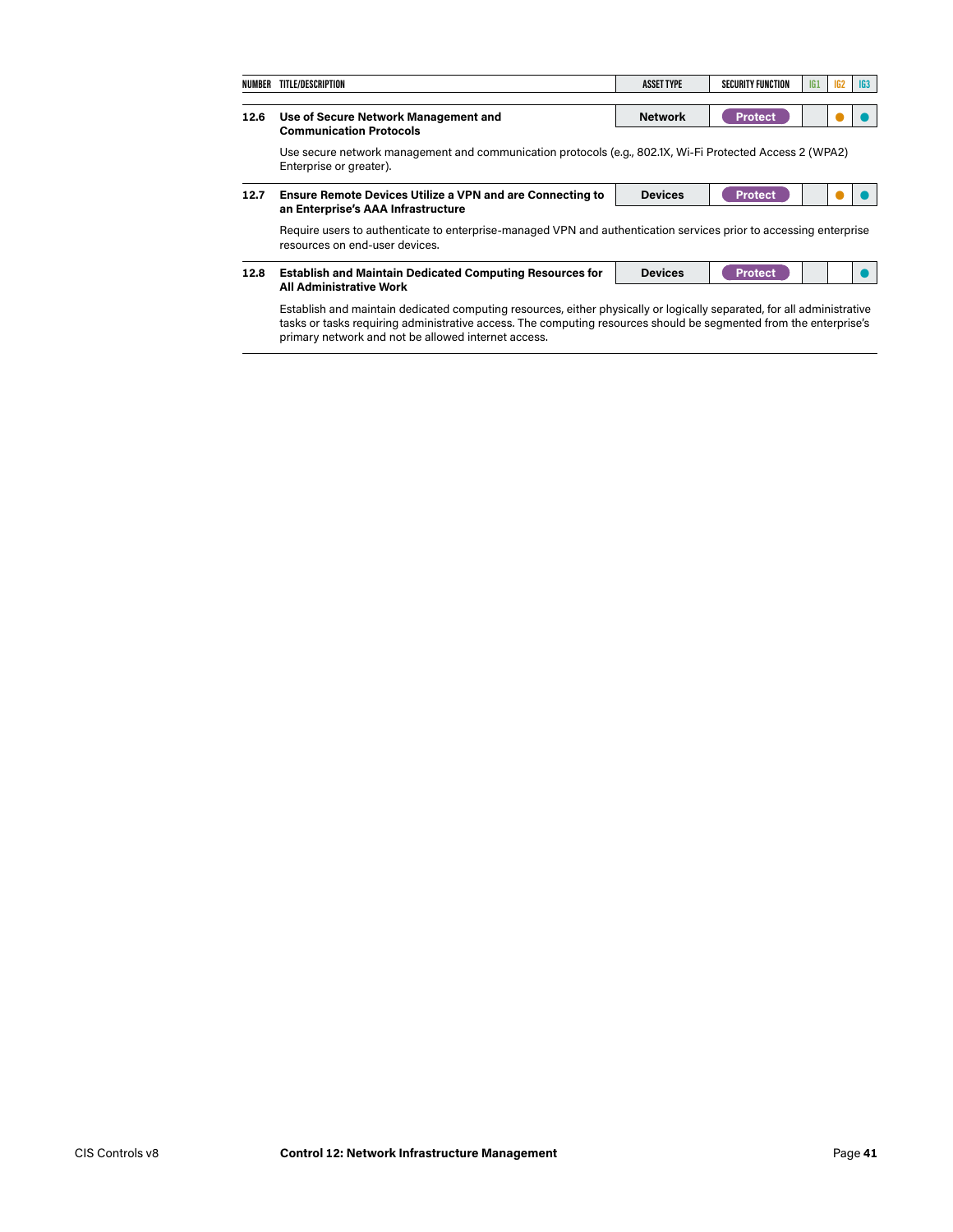| NUMBER | TITLE/DESCRIPTION | ASSET TYPE | SECURITY FUNCTION | IG1 | IG2 | IG3 |
|---|---|---|---|---|---|---|
| **12.6** | **Use of Secure Network Management and Communication Protocols** | **Network** | **Protect** | | ● | ● |
| | Use secure network management and communication protocols (e.g., 802.1X, Wi-Fi Protected Access 2 (WPA2) Enterprise or greater). | | | | | |
| **12.7** | **Ensure Remote Devices Utilize a VPN and are Connecting to an Enterprise's AAA Infrastructure** | **Devices** | **Protect** | | ● | ● |
| | Require users to authenticate to enterprise-managed VPN and authentication services prior to accessing enterprise resources on end-user devices. | | | | | |
| **12.8** | **Establish and Maintain Dedicated Computing Resources for All Administrative Work** | **Devices** | **Protect** | | | ● |
| | Establish and maintain dedicated computing resources, either physically or logically separated, for all administrative tasks or tasks requiring administrative access. The computing resources should be segmented from the enterprise's primary network and not be allowed internet access. | | | | | |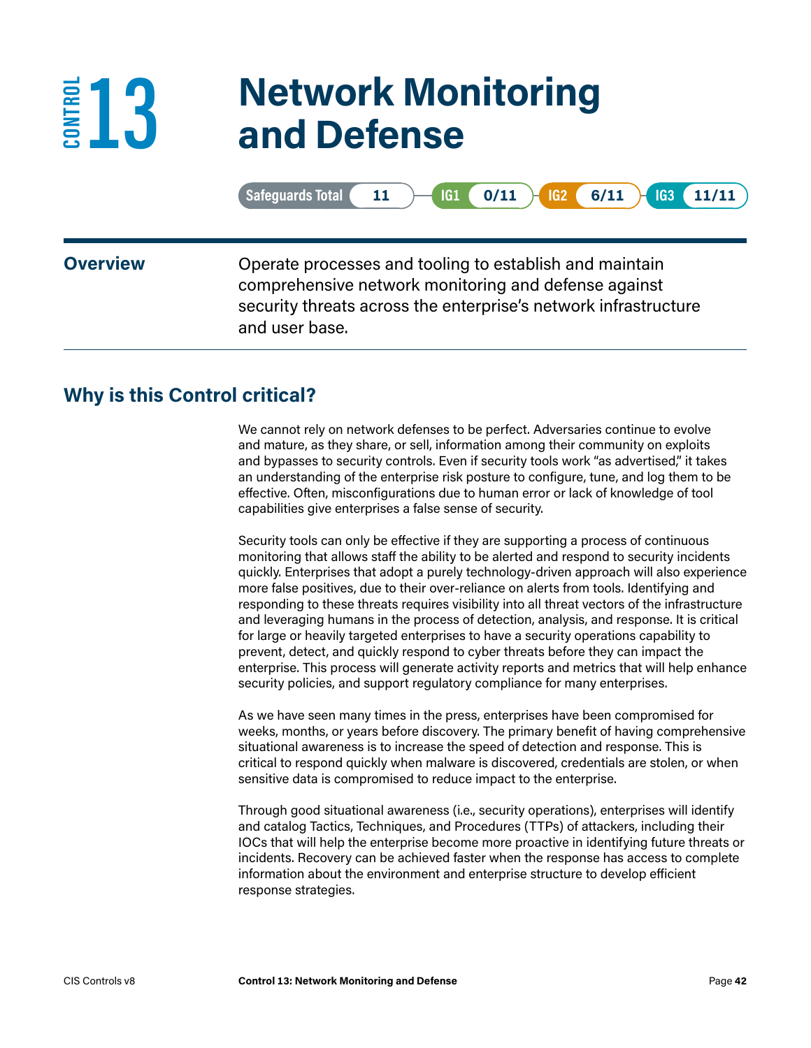# CONTROL 13 Network Monitoring and Defense

Safeguards Total 11 | IG1 0/11 | IG2 6/11 | IG3 11/11

**Overview**

Operate processes and tooling to establish and maintain comprehensive network monitoring and defense against security threats across the enterprise's network infrastructure and user base.

## Why is this Control critical?

We cannot rely on network defenses to be perfect. Adversaries continue to evolve and mature, as they share, or sell, information among their community on exploits and bypasses to security controls. Even if security tools work "as advertised," it takes an understanding of the enterprise risk posture to configure, tune, and log them to be effective. Often, misconfigurations due to human error or lack of knowledge of tool capabilities give enterprises a false sense of security.

Security tools can only be effective if they are supporting a process of continuous monitoring that allows staff the ability to be alerted and respond to security incidents quickly. Enterprises that adopt a purely technology-driven approach will also experience more false positives, due to their over-reliance on alerts from tools. Identifying and responding to these threats requires visibility into all threat vectors of the infrastructure and leveraging humans in the process of detection, analysis, and response. It is critical for large or heavily targeted enterprises to have a security operations capability to prevent, detect, and quickly respond to cyber threats before they can impact the enterprise. This process will generate activity reports and metrics that will help enhance security policies, and support regulatory compliance for many enterprises.

As we have seen many times in the press, enterprises have been compromised for weeks, months, or years before discovery. The primary benefit of having comprehensive situational awareness is to increase the speed of detection and response. This is critical to respond quickly when malware is discovered, credentials are stolen, or when sensitive data is compromised to reduce impact to the enterprise.

Through good situational awareness (i.e., security operations), enterprises will identify and catalog Tactics, Techniques, and Procedures (TTPs) of attackers, including their IOCs that will help the enterprise become more proactive in identifying future threats or incidents. Recovery can be achieved faster when the response has access to complete information about the environment and enterprise structure to develop efficient response strategies.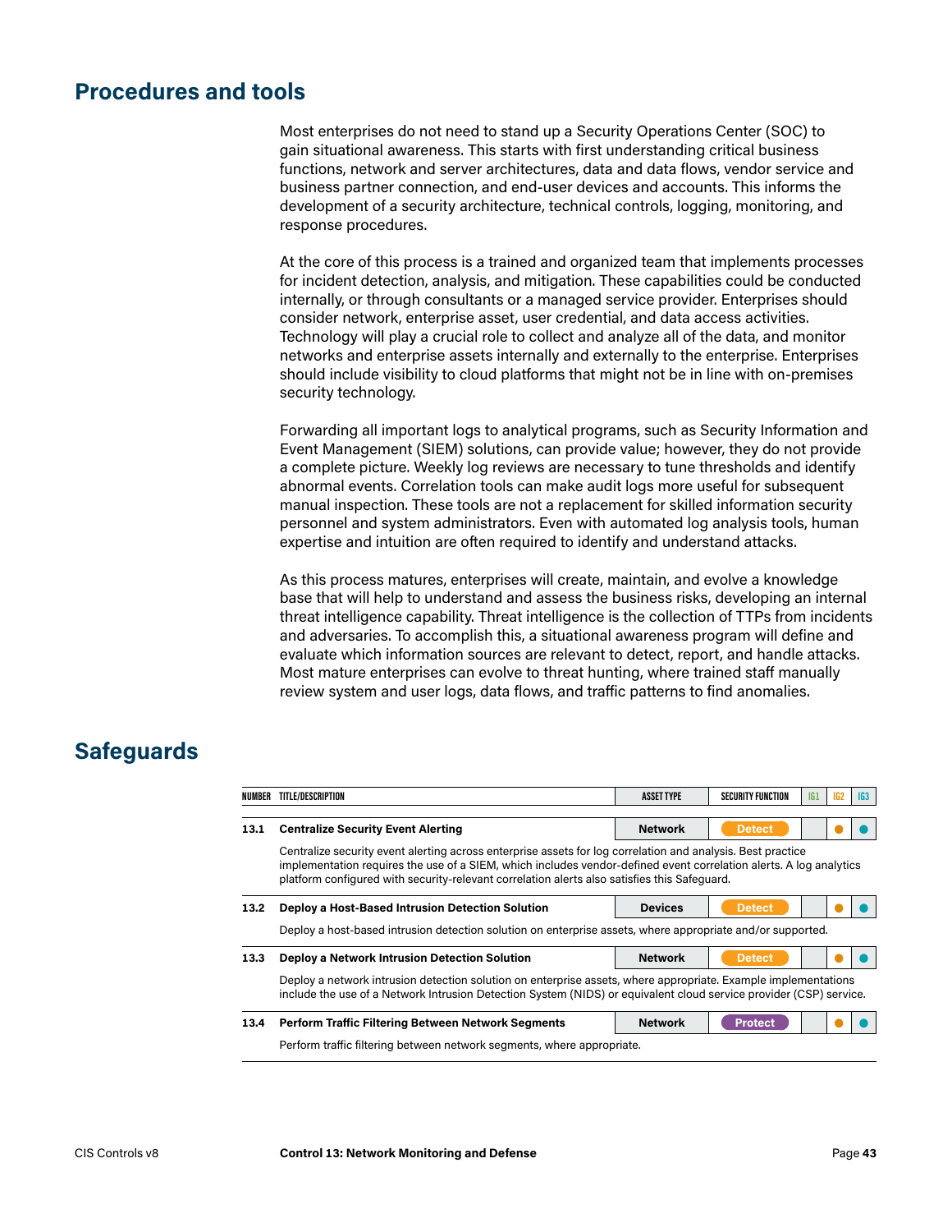## Procedures and tools

Most enterprises do not need to stand up a Security Operations Center (SOC) to gain situational awareness. This starts with first understanding critical business functions, network and server architectures, data and data flows, vendor service and business partner connection, and end-user devices and accounts. This informs the development of a security architecture, technical controls, logging, monitoring, and response procedures.

At the core of this process is a trained and organized team that implements processes for incident detection, analysis, and mitigation. These capabilities could be conducted internally, or through consultants or a managed service provider. Enterprises should consider network, enterprise asset, user credential, and data access activities. Technology will play a crucial role to collect and analyze all of the data, and monitor networks and enterprise assets internally and externally to the enterprise. Enterprises should include visibility to cloud platforms that might not be in line with on-premises security technology.

Forwarding all important logs to analytical programs, such as Security Information and Event Management (SIEM) solutions, can provide value; however, they do not provide a complete picture. Weekly log reviews are necessary to tune thresholds and identify abnormal events. Correlation tools can make audit logs more useful for subsequent manual inspection. These tools are not a replacement for skilled information security personnel and system administrators. Even with automated log analysis tools, human expertise and intuition are often required to identify and understand attacks.

As this process matures, enterprises will create, maintain, and evolve a knowledge base that will help to understand and assess the business risks, developing an internal threat intelligence capability. Threat intelligence is the collection of TTPs from incidents and adversaries. To accomplish this, a situational awareness program will define and evaluate which information sources are relevant to detect, report, and handle attacks. Most mature enterprises can evolve to threat hunting, where trained staff manually review system and user logs, data flows, and traffic patterns to find anomalies.

## Safeguards

| NUMBER | TITLE/DESCRIPTION | ASSET TYPE | SECURITY FUNCTION | IG1 | IG2 | IG3 |
|---|---|---|---|---|---|---|
| 13.1 | **Centralize Security Event Alerting** | Network | Detect | | ● | ● |
| | Centralize security event alerting across enterprise assets for log correlation and analysis. Best practice implementation requires the use of a SIEM, which includes vendor-defined event correlation alerts. A log analytics platform configured with security-relevant correlation alerts also satisfies this Safeguard. | | | | | |
| 13.2 | **Deploy a Host-Based Intrusion Detection Solution** | Devices | Detect | | ● | ● |
| | Deploy a host-based intrusion detection solution on enterprise assets, where appropriate and/or supported. | | | | | |
| 13.3 | **Deploy a Network Intrusion Detection Solution** | Network | Detect | | ● | ● |
| | Deploy a network intrusion detection solution on enterprise assets, where appropriate. Example implementations include the use of a Network Intrusion Detection System (NIDS) or equivalent cloud service provider (CSP) service. | | | | | |
| 13.4 | **Perform Traffic Filtering Between Network Segments** | Network | Protect | | ● | ● |
| | Perform traffic filtering between network segments, where appropriate. | | | | | |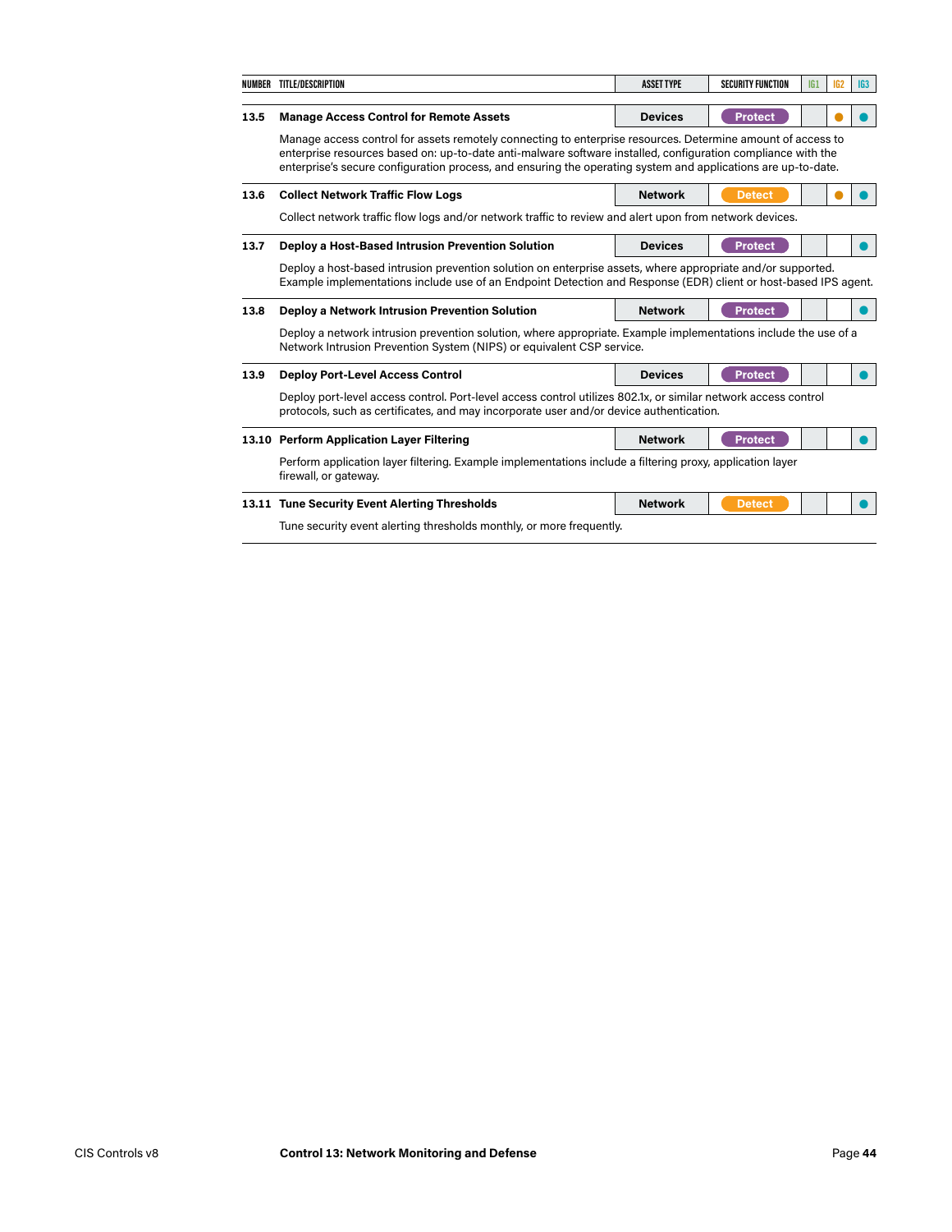| NUMBER | TITLE/DESCRIPTION | ASSET TYPE | SECURITY FUNCTION | IG1 | IG2 | IG3 |
|---|---|---|---|---|---|---|
| 13.5 | **Manage Access Control for Remote Assets** | Devices | Protect | | ● | ● |
| | Manage access control for assets remotely connecting to enterprise resources. Determine amount of access to enterprise resources based on: up-to-date anti-malware software installed, configuration compliance with the enterprise's secure configuration process, and ensuring the operating system and applications are up-to-date. | | | | | |
| 13.6 | **Collect Network Traffic Flow Logs** | Network | Detect | | ● | ● |
| | Collect network traffic flow logs and/or network traffic to review and alert upon from network devices. | | | | | |
| 13.7 | **Deploy a Host-Based Intrusion Prevention Solution** | Devices | Protect | | | ● |
| | Deploy a host-based intrusion prevention solution on enterprise assets, where appropriate and/or supported. Example implementations include use of an Endpoint Detection and Response (EDR) client or host-based IPS agent. | | | | | |
| 13.8 | **Deploy a Network Intrusion Prevention Solution** | Network | Protect | | | ● |
| | Deploy a network intrusion prevention solution, where appropriate. Example implementations include the use of a Network Intrusion Prevention System (NIPS) or equivalent CSP service. | | | | | |
| 13.9 | **Deploy Port-Level Access Control** | Devices | Protect | | | ● |
| | Deploy port-level access control. Port-level access control utilizes 802.1x, or similar network access control protocols, such as certificates, and may incorporate user and/or device authentication. | | | | | |
| 13.10 | **Perform Application Layer Filtering** | Network | Protect | | | ● |
| | Perform application layer filtering. Example implementations include a filtering proxy, application layer firewall, or gateway. | | | | | |
| 13.11 | **Tune Security Event Alerting Thresholds** | Network | Detect | | | ● |
| | Tune security event alerting thresholds monthly, or more frequently. | | | | | |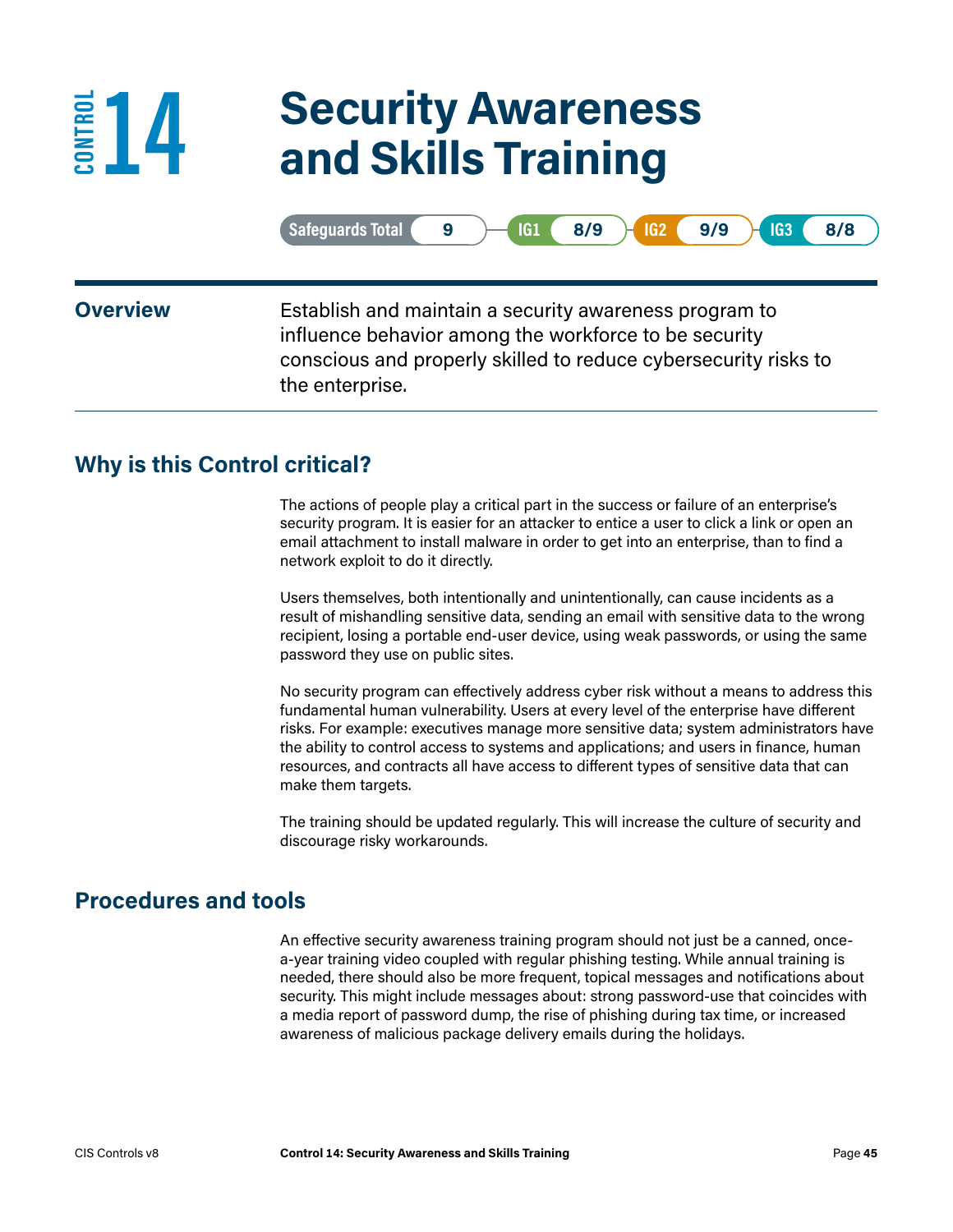# CONTROL 14 Security Awareness and Skills Training

| Safeguards Total | 9 | IG1 | 8/9 | IG2 | 9/9 | IG3 | 8/8 |
|---|---|---|---|---|---|---|---|

## Overview

Establish and maintain a security awareness program to influence behavior among the workforce to be security conscious and properly skilled to reduce cybersecurity risks to the enterprise.

## Why is this Control critical?

The actions of people play a critical part in the success or failure of an enterprise's security program. It is easier for an attacker to entice a user to click a link or open an email attachment to install malware in order to get into an enterprise, than to find a network exploit to do it directly.

Users themselves, both intentionally and unintentionally, can cause incidents as a result of mishandling sensitive data, sending an email with sensitive data to the wrong recipient, losing a portable end-user device, using weak passwords, or using the same password they use on public sites.

No security program can effectively address cyber risk without a means to address this fundamental human vulnerability. Users at every level of the enterprise have different risks. For example: executives manage more sensitive data; system administrators have the ability to control access to systems and applications; and users in finance, human resources, and contracts all have access to different types of sensitive data that can make them targets.

The training should be updated regularly. This will increase the culture of security and discourage risky workarounds.

## Procedures and tools

An effective security awareness training program should not just be a canned, once-a-year training video coupled with regular phishing testing. While annual training is needed, there should also be more frequent, topical messages and notifications about security. This might include messages about: strong password-use that coincides with a media report of password dump, the rise of phishing during tax time, or increased awareness of malicious package delivery emails during the holidays.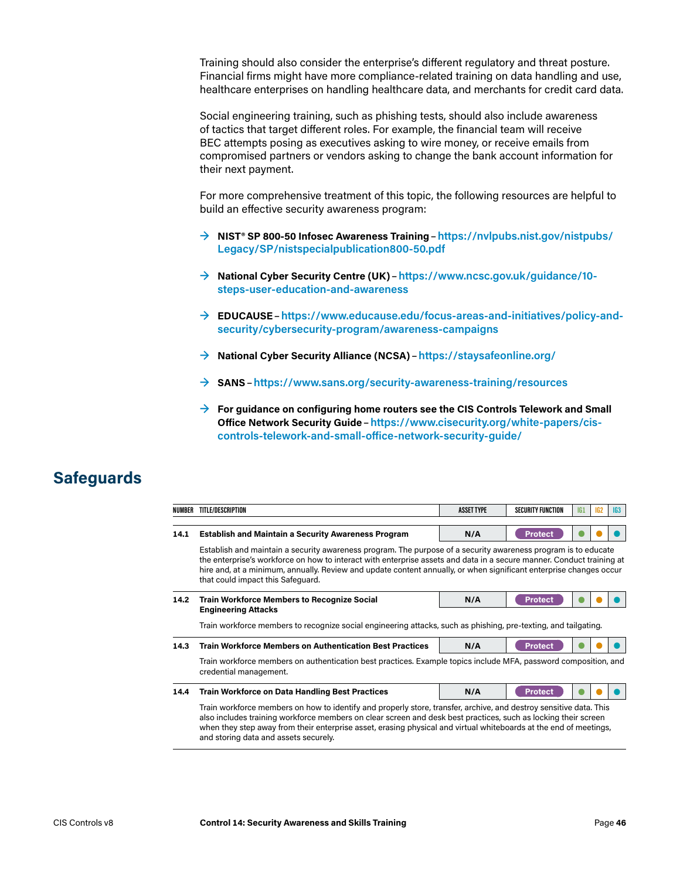Training should also consider the enterprise's different regulatory and threat posture. Financial firms might have more compliance-related training on data handling and use, healthcare enterprises on handling healthcare data, and merchants for credit card data.

Social engineering training, such as phishing tests, should also include awareness of tactics that target different roles. For example, the financial team will receive BEC attempts posing as executives asking to wire money, or receive emails from compromised partners or vendors asking to change the bank account information for their next payment.

For more comprehensive treatment of this topic, the following resources are helpful to build an effective security awareness program:

- → **NIST® SP 800-50 Infosec Awareness Training** – https://nvlpubs.nist.gov/nistpubs/Legacy/SP/nistspecialpublication800-50.pdf
- → **National Cyber Security Centre (UK)** – https://www.ncsc.gov.uk/guidance/10-steps-user-education-and-awareness
- → **EDUCAUSE** – https://www.educause.edu/focus-areas-and-initiatives/policy-and-security/cybersecurity-program/awareness-campaigns
- → **National Cyber Security Alliance (NCSA)** – https://staysafeonline.org/
- → **SANS** – https://www.sans.org/security-awareness-training/resources
- → **For guidance on configuring home routers see the CIS Controls Telework and Small Office Network Security Guide** – https://www.cisecurity.org/white-papers/cis-controls-telework-and-small-office-network-security-guide/

## Safeguards

| NUMBER | TITLE/DESCRIPTION | ASSET TYPE | SECURITY FUNCTION | IG1 | IG2 | IG3 |
|---|---|---|---|---|---|---|
| 14.1 | **Establish and Maintain a Security Awareness Program** | N/A | Protect | ● | ● | ● |
| | Establish and maintain a security awareness program. The purpose of a security awareness program is to educate the enterprise's workforce on how to interact with enterprise assets and data in a secure manner. Conduct training at hire and, at a minimum, annually. Review and update content annually, or when significant enterprise changes occur that could impact this Safeguard. | | | | | |
| 14.2 | **Train Workforce Members to Recognize Social Engineering Attacks** | N/A | Protect | ● | ● | ● |
| | Train workforce members to recognize social engineering attacks, such as phishing, pre-texting, and tailgating. | | | | | |
| 14.3 | **Train Workforce Members on Authentication Best Practices** | N/A | Protect | ● | ● | ● |
| | Train workforce members on authentication best practices. Example topics include MFA, password composition, and credential management. | | | | | |
| 14.4 | **Train Workforce on Data Handling Best Practices** | N/A | Protect | ● | ● | ● |
| | Train workforce members on how to identify and properly store, transfer, archive, and destroy sensitive data. This also includes training workforce members on clear screen and desk best practices, such as locking their screen when they step away from their enterprise asset, erasing physical and virtual whiteboards at the end of meetings, and storing data and assets securely. | | | | | |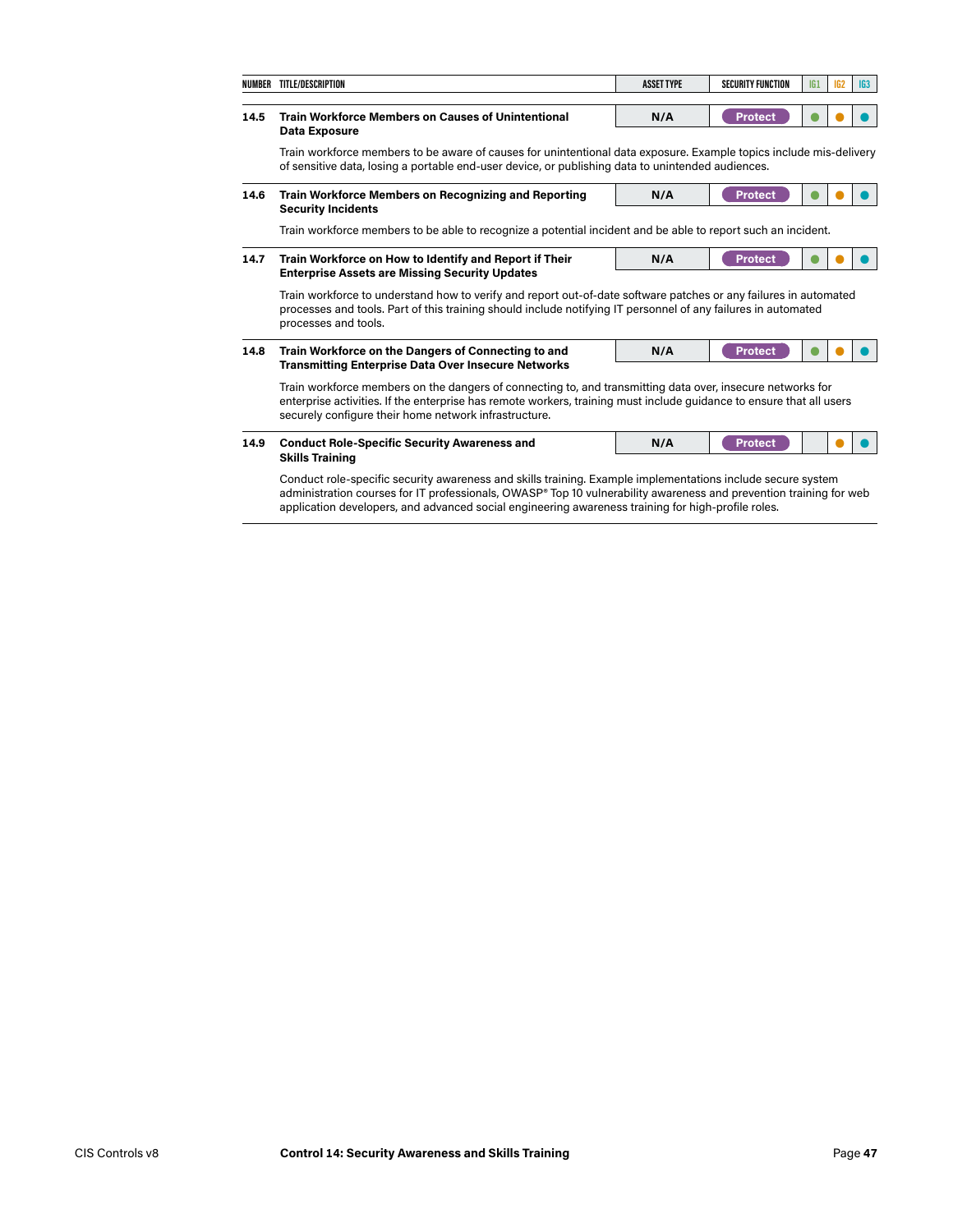| NUMBER | TITLE/DESCRIPTION | ASSET TYPE | SECURITY FUNCTION | IG1 | IG2 | IG3 |
|---|---|---|---|---|---|---|
| 14.5 | **Train Workforce Members on Causes of Unintentional Data Exposure** | N/A | Protect | ● | ● | ● |
| | Train workforce members to be aware of causes for unintentional data exposure. Example topics include mis-delivery of sensitive data, losing a portable end-user device, or publishing data to unintended audiences. | | | | | |
| 14.6 | **Train Workforce Members on Recognizing and Reporting Security Incidents** | N/A | Protect | ● | ● | ● |
| | Train workforce members to be able to recognize a potential incident and be able to report such an incident. | | | | | |
| 14.7 | **Train Workforce on How to Identify and Report if Their Enterprise Assets are Missing Security Updates** | N/A | Protect | ● | ● | ● |
| | Train workforce to understand how to verify and report out-of-date software patches or any failures in automated processes and tools. Part of this training should include notifying IT personnel of any failures in automated processes and tools. | | | | | |
| 14.8 | **Train Workforce on the Dangers of Connecting to and Transmitting Enterprise Data Over Insecure Networks** | N/A | Protect | ● | ● | ● |
| | Train workforce members on the dangers of connecting to, and transmitting data over, insecure networks for enterprise activities. If the enterprise has remote workers, training must include guidance to ensure that all users securely configure their home network infrastructure. | | | | | |
| 14.9 | **Conduct Role-Specific Security Awareness and Skills Training** | N/A | Protect | | ● | ● |
| | Conduct role-specific security awareness and skills training. Example implementations include secure system administration courses for IT professionals, OWASP® Top 10 vulnerability awareness and prevention training for web application developers, and advanced social engineering awareness training for high-profile roles. | | | | | |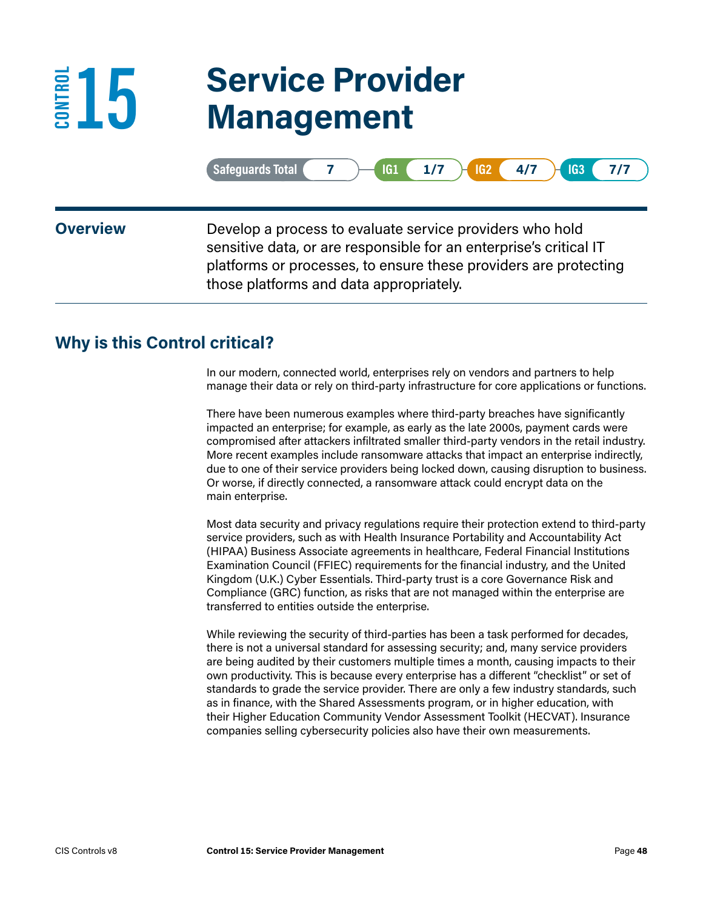# CONTROL 15 Service Provider Management

| Safeguards Total | 7 | IG1 | 1/7 | IG2 | 4/7 | IG3 | 7/7 |
|---|---|---|---|---|---|---|---|

**Overview**

Develop a process to evaluate service providers who hold sensitive data, or are responsible for an enterprise's critical IT platforms or processes, to ensure these providers are protecting those platforms and data appropriately.

## Why is this Control critical?

In our modern, connected world, enterprises rely on vendors and partners to help manage their data or rely on third-party infrastructure for core applications or functions.

There have been numerous examples where third-party breaches have significantly impacted an enterprise; for example, as early as the late 2000s, payment cards were compromised after attackers infiltrated smaller third-party vendors in the retail industry. More recent examples include ransomware attacks that impact an enterprise indirectly, due to one of their service providers being locked down, causing disruption to business. Or worse, if directly connected, a ransomware attack could encrypt data on the main enterprise.

Most data security and privacy regulations require their protection extend to third-party service providers, such as with Health Insurance Portability and Accountability Act (HIPAA) Business Associate agreements in healthcare, Federal Financial Institutions Examination Council (FFIEC) requirements for the financial industry, and the United Kingdom (U.K.) Cyber Essentials. Third-party trust is a core Governance Risk and Compliance (GRC) function, as risks that are not managed within the enterprise are transferred to entities outside the enterprise.

While reviewing the security of third-parties has been a task performed for decades, there is not a universal standard for assessing security; and, many service providers are being audited by their customers multiple times a month, causing impacts to their own productivity. This is because every enterprise has a different "checklist" or set of standards to grade the service provider. There are only a few industry standards, such as in finance, with the Shared Assessments program, or in higher education, with their Higher Education Community Vendor Assessment Toolkit (HECVAT). Insurance companies selling cybersecurity policies also have their own measurements.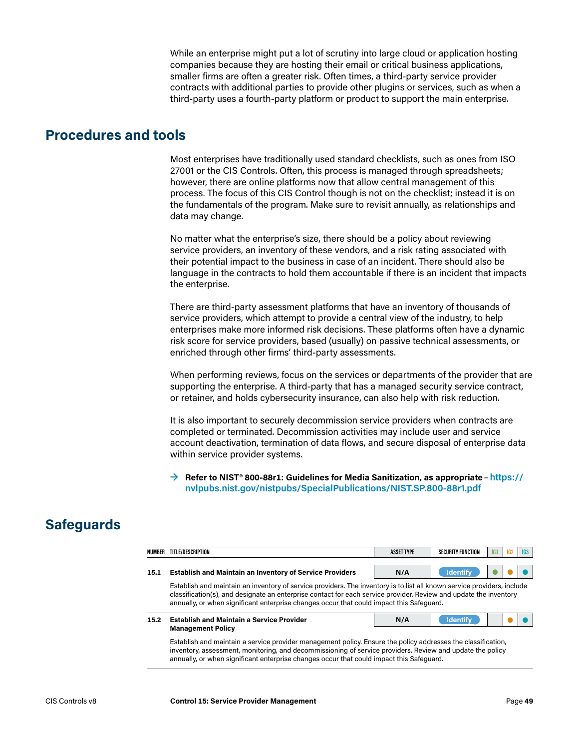While an enterprise might put a lot of scrutiny into large cloud or application hosting companies because they are hosting their email or critical business applications, smaller firms are often a greater risk. Often times, a third-party service provider contracts with additional parties to provide other plugins or services, such as when a third-party uses a fourth-party platform or product to support the main enterprise.

## Procedures and tools

Most enterprises have traditionally used standard checklists, such as ones from ISO 27001 or the CIS Controls. Often, this process is managed through spreadsheets; however, there are online platforms now that allow central management of this process. The focus of this CIS Control though is not on the checklist; instead it is on the fundamentals of the program. Make sure to revisit annually, as relationships and data may change.

No matter what the enterprise's size, there should be a policy about reviewing service providers, an inventory of these vendors, and a risk rating associated with their potential impact to the business in case of an incident. There should also be language in the contracts to hold them accountable if there is an incident that impacts the enterprise.

There are third-party assessment platforms that have an inventory of thousands of service providers, which attempt to provide a central view of the industry, to help enterprises make more informed risk decisions. These platforms often have a dynamic risk score for service providers, based (usually) on passive technical assessments, or enriched through other firms' third-party assessments.

When performing reviews, focus on the services or departments of the provider that are supporting the enterprise. A third-party that has a managed security service contract, or retainer, and holds cybersecurity insurance, can also help with risk reduction.

It is also important to securely decommission service providers when contracts are completed or terminated. Decommission activities may include user and service account deactivation, termination of data flows, and secure disposal of enterprise data within service provider systems.

→ **Refer to NIST® 800-88r1: Guidelines for Media Sanitization, as appropriate** – https://nvlpubs.nist.gov/nistpubs/SpecialPublications/NIST.SP.800-88r1.pdf

## Safeguards

| NUMBER | TITLE/DESCRIPTION | ASSET TYPE | SECURITY FUNCTION | IG1 | IG2 | IG3 |
|---|---|---|---|---|---|---|
| 15.1 | **Establish and Maintain an Inventory of Service Providers** | N/A | Identify | ● | ● | ● |
| | Establish and maintain an inventory of service providers. The inventory is to list all known service providers, include classification(s), and designate an enterprise contact for each service provider. Review and update the inventory annually, or when significant enterprise changes occur that could impact this Safeguard. | | | | | |
| 15.2 | **Establish and Maintain a Service Provider Management Policy** | N/A | Identify | | ● | ● |
| | Establish and maintain a service provider management policy. Ensure the policy addresses the classification, inventory, assessment, monitoring, and decommissioning of service providers. Review and update the policy annually, or when significant enterprise changes occur that could impact this Safeguard. | | | | | |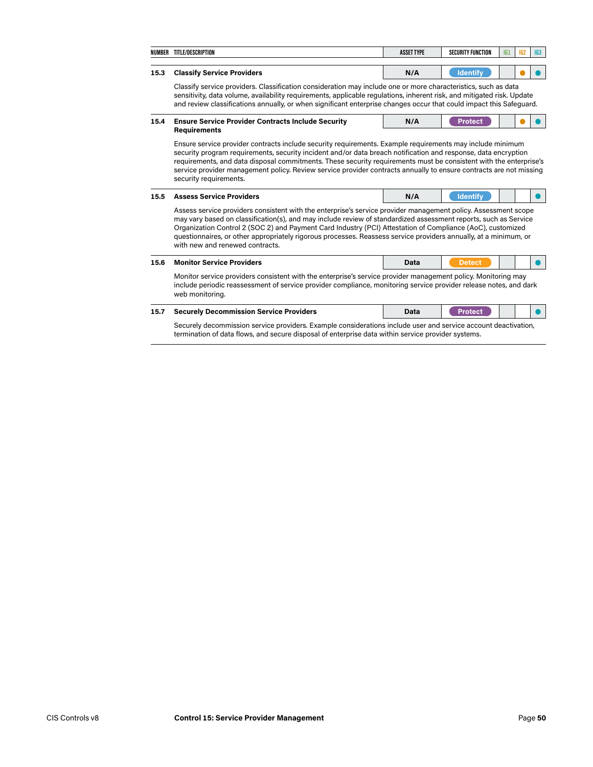| NUMBER | TITLE/DESCRIPTION | ASSET TYPE | SECURITY FUNCTION | IG1 | IG2 | IG3 |
|---|---|---|---|---|---|---|
| 15.3 | **Classify Service Providers** | N/A | Identify | | ● | ● |
| | Classify service providers. Classification consideration may include one or more characteristics, such as data sensitivity, data volume, availability requirements, applicable regulations, inherent risk, and mitigated risk. Update and review classifications annually, or when significant enterprise changes occur that could impact this Safeguard. | | | | | |
| 15.4 | **Ensure Service Provider Contracts Include Security Requirements** | N/A | Protect | | ● | ● |
| | Ensure service provider contracts include security requirements. Example requirements may include minimum security program requirements, security incident and/or data breach notification and response, data encryption requirements, and data disposal commitments. These security requirements must be consistent with the enterprise's service provider management policy. Review service provider contracts annually to ensure contracts are not missing security requirements. | | | | | |
| 15.5 | **Assess Service Providers** | N/A | Identify | | | ● |
| | Assess service providers consistent with the enterprise's service provider management policy. Assessment scope may vary based on classification(s), and may include review of standardized assessment reports, such as Service Organization Control 2 (SOC 2) and Payment Card Industry (PCI) Attestation of Compliance (AoC), customized questionnaires, or other appropriately rigorous processes. Reassess service providers annually, at a minimum, or with new and renewed contracts. | | | | | |
| 15.6 | **Monitor Service Providers** | Data | Detect | | | ● |
| | Monitor service providers consistent with the enterprise's service provider management policy. Monitoring may include periodic reassessment of service provider compliance, monitoring service provider release notes, and dark web monitoring. | | | | | |
| 15.7 | **Securely Decommission Service Providers** | Data | Protect | | | ● |
| | Securely decommission service providers. Example considerations include user and service account deactivation, termination of data flows, and secure disposal of enterprise data within service provider systems. | | | | | |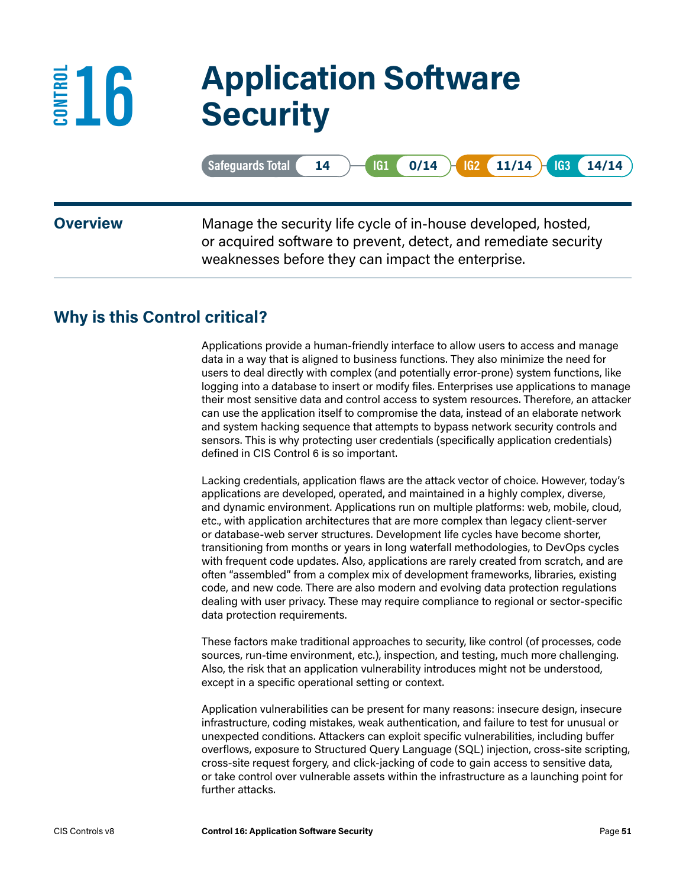# CONTROL 16 Application Software Security

Safeguards Total 14 | IG1 0/14 | IG2 11/14 | IG3 14/14

**Overview**

Manage the security life cycle of in-house developed, hosted, or acquired software to prevent, detect, and remediate security weaknesses before they can impact the enterprise.

## Why is this Control critical?

Applications provide a human-friendly interface to allow users to access and manage data in a way that is aligned to business functions. They also minimize the need for users to deal directly with complex (and potentially error-prone) system functions, like logging into a database to insert or modify files. Enterprises use applications to manage their most sensitive data and control access to system resources. Therefore, an attacker can use the application itself to compromise the data, instead of an elaborate network and system hacking sequence that attempts to bypass network security controls and sensors. This is why protecting user credentials (specifically application credentials) defined in CIS Control 6 is so important.

Lacking credentials, application flaws are the attack vector of choice. However, today's applications are developed, operated, and maintained in a highly complex, diverse, and dynamic environment. Applications run on multiple platforms: web, mobile, cloud, etc., with application architectures that are more complex than legacy client-server or database-web server structures. Development life cycles have become shorter, transitioning from months or years in long waterfall methodologies, to DevOps cycles with frequent code updates. Also, applications are rarely created from scratch, and are often "assembled" from a complex mix of development frameworks, libraries, existing code, and new code. There are also modern and evolving data protection regulations dealing with user privacy. These may require compliance to regional or sector-specific data protection requirements.

These factors make traditional approaches to security, like control (of processes, code sources, run-time environment, etc.), inspection, and testing, much more challenging. Also, the risk that an application vulnerability introduces might not be understood, except in a specific operational setting or context.

Application vulnerabilities can be present for many reasons: insecure design, insecure infrastructure, coding mistakes, weak authentication, and failure to test for unusual or unexpected conditions. Attackers can exploit specific vulnerabilities, including buffer overflows, exposure to Structured Query Language (SQL) injection, cross-site scripting, cross-site request forgery, and click-jacking of code to gain access to sensitive data, or take control over vulnerable assets within the infrastructure as a launching point for further attacks.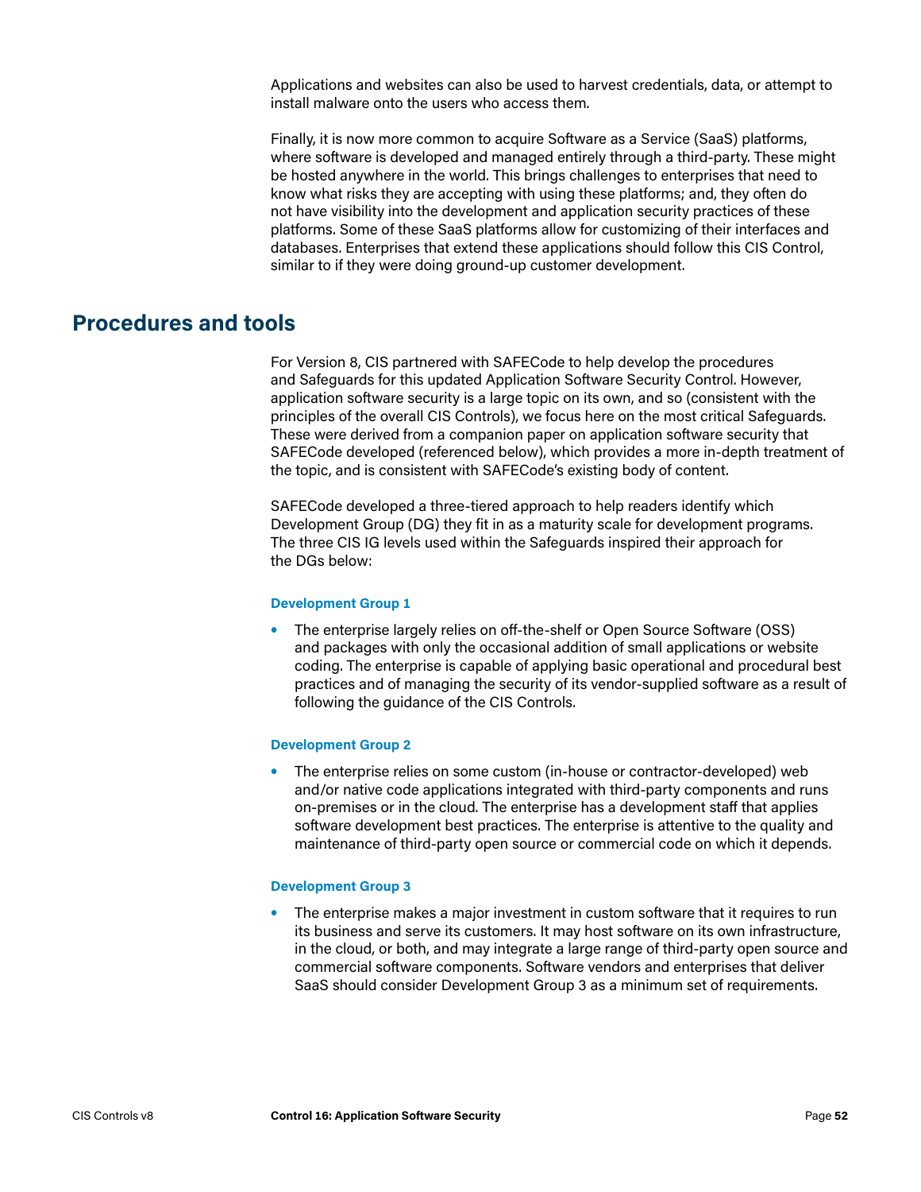Applications and websites can also be used to harvest credentials, data, or attempt to install malware onto the users who access them.

Finally, it is now more common to acquire Software as a Service (SaaS) platforms, where software is developed and managed entirely through a third-party. These might be hosted anywhere in the world. This brings challenges to enterprises that need to know what risks they are accepting with using these platforms; and, they often do not have visibility into the development and application security practices of these platforms. Some of these SaaS platforms allow for customizing of their interfaces and databases. Enterprises that extend these applications should follow this CIS Control, similar to if they were doing ground-up customer development.

## Procedures and tools

For Version 8, CIS partnered with SAFECode to help develop the procedures and Safeguards for this updated Application Software Security Control. However, application software security is a large topic on its own, and so (consistent with the principles of the overall CIS Controls), we focus here on the most critical Safeguards. These were derived from a companion paper on application software security that SAFECode developed (referenced below), which provides a more in-depth treatment of the topic, and is consistent with SAFECode's existing body of content.

SAFECode developed a three-tiered approach to help readers identify which Development Group (DG) they fit in as a maturity scale for development programs. The three CIS IG levels used within the Safeguards inspired their approach for the DGs below:

#### Development Group 1

- The enterprise largely relies on off-the-shelf or Open Source Software (OSS) and packages with only the occasional addition of small applications or website coding. The enterprise is capable of applying basic operational and procedural best practices and of managing the security of its vendor-supplied software as a result of following the guidance of the CIS Controls.

#### Development Group 2

- The enterprise relies on some custom (in-house or contractor-developed) web and/or native code applications integrated with third-party components and runs on-premises or in the cloud. The enterprise has a development staff that applies software development best practices. The enterprise is attentive to the quality and maintenance of third-party open source or commercial code on which it depends.

#### Development Group 3

- The enterprise makes a major investment in custom software that it requires to run its business and serve its customers. It may host software on its own infrastructure, in the cloud, or both, and may integrate a large range of third-party open source and commercial software components. Software vendors and enterprises that deliver SaaS should consider Development Group 3 as a minimum set of requirements.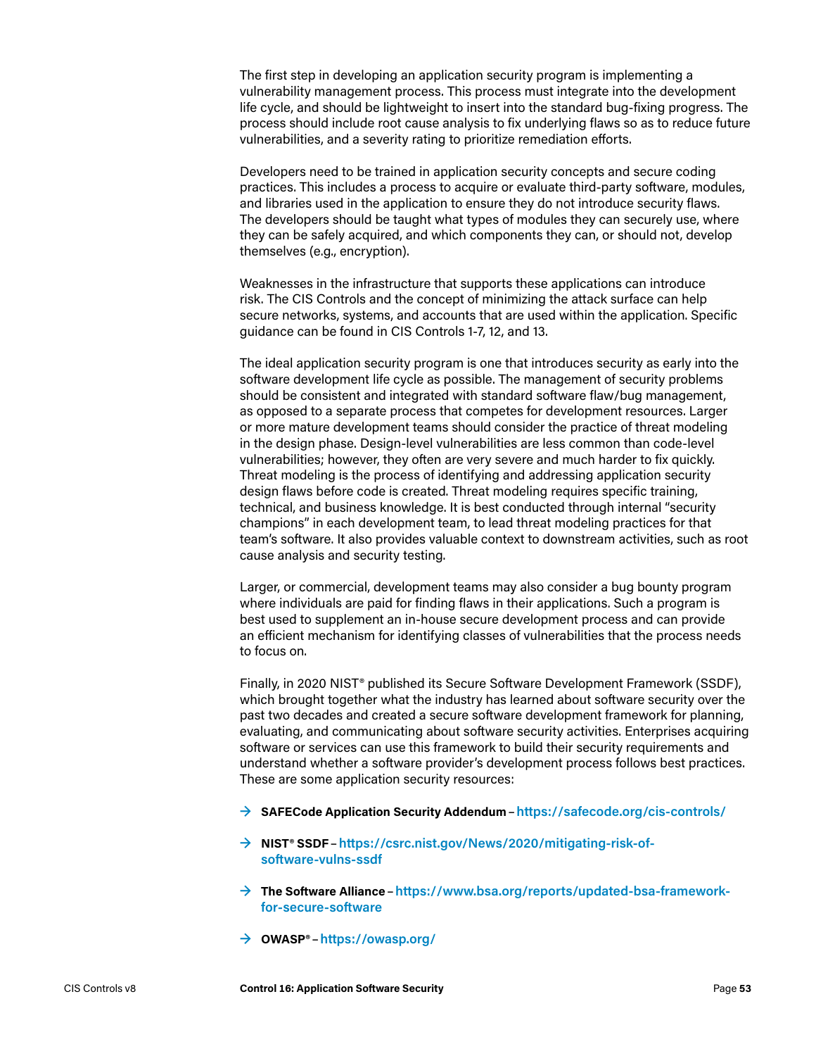The first step in developing an application security program is implementing a vulnerability management process. This process must integrate into the development life cycle, and should be lightweight to insert into the standard bug-fixing progress. The process should include root cause analysis to fix underlying flaws so as to reduce future vulnerabilities, and a severity rating to prioritize remediation efforts.

Developers need to be trained in application security concepts and secure coding practices. This includes a process to acquire or evaluate third-party software, modules, and libraries used in the application to ensure they do not introduce security flaws. The developers should be taught what types of modules they can securely use, where they can be safely acquired, and which components they can, or should not, develop themselves (e.g., encryption).

Weaknesses in the infrastructure that supports these applications can introduce risk. The CIS Controls and the concept of minimizing the attack surface can help secure networks, systems, and accounts that are used within the application. Specific guidance can be found in CIS Controls 1-7, 12, and 13.

The ideal application security program is one that introduces security as early into the software development life cycle as possible. The management of security problems should be consistent and integrated with standard software flaw/bug management, as opposed to a separate process that competes for development resources. Larger or more mature development teams should consider the practice of threat modeling in the design phase. Design-level vulnerabilities are less common than code-level vulnerabilities; however, they often are very severe and much harder to fix quickly. Threat modeling is the process of identifying and addressing application security design flaws before code is created. Threat modeling requires specific training, technical, and business knowledge. It is best conducted through internal "security champions" in each development team, to lead threat modeling practices for that team's software. It also provides valuable context to downstream activities, such as root cause analysis and security testing.

Larger, or commercial, development teams may also consider a bug bounty program where individuals are paid for finding flaws in their applications. Such a program is best used to supplement an in-house secure development process and can provide an efficient mechanism for identifying classes of vulnerabilities that the process needs to focus on.

Finally, in 2020 NIST® published its Secure Software Development Framework (SSDF), which brought together what the industry has learned about software security over the past two decades and created a secure software development framework for planning, evaluating, and communicating about software security activities. Enterprises acquiring software or services can use this framework to build their security requirements and understand whether a software provider's development process follows best practices. These are some application security resources:

- **SAFECode Application Security Addendum** – https://safecode.org/cis-controls/
- **NIST® SSDF** – https://csrc.nist.gov/News/2020/mitigating-risk-of-software-vulns-ssdf
- **The Software Alliance** – https://www.bsa.org/reports/updated-bsa-framework-for-secure-software
- **OWASP®** – https://owasp.org/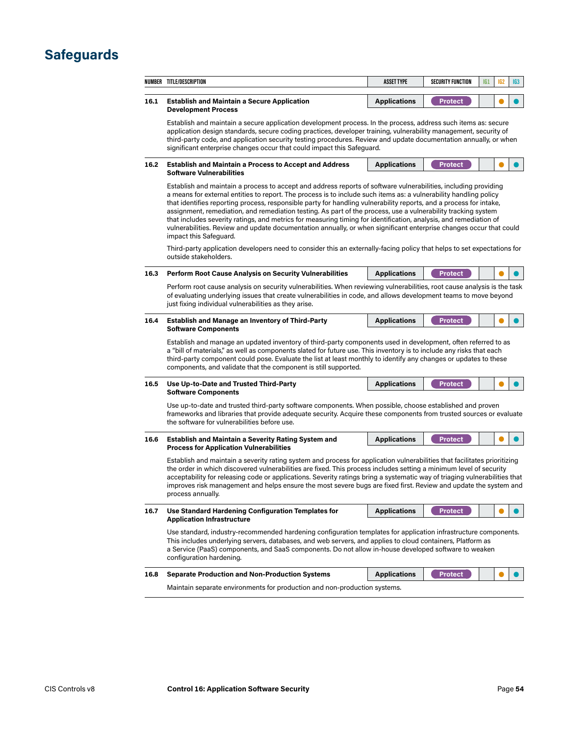## Safeguards

| NUMBER | TITLE/DESCRIPTION | ASSET TYPE | SECURITY FUNCTION | IG1 | IG2 | IG3 |
|---|---|---|---|---|---|---|
| 16.1 | **Establish and Maintain a Secure Application Development Process** | Applications | Protect | | ● | ● |
| 16.2 | **Establish and Maintain a Process to Accept and Address Software Vulnerabilities** | Applications | Protect | | ● | ● |
| 16.3 | **Perform Root Cause Analysis on Security Vulnerabilities** | Applications | Protect | | ● | ● |
| 16.4 | **Establish and Manage an Inventory of Third-Party Software Components** | Applications | Protect | | ● | ● |
| 16.5 | **Use Up-to-Date and Trusted Third-Party Software Components** | Applications | Protect | | ● | ● |
| 16.6 | **Establish and Maintain a Severity Rating System and Process for Application Vulnerabilities** | Applications | Protect | | ● | ● |
| 16.7 | **Use Standard Hardening Configuration Templates for Application Infrastructure** | Applications | Protect | | ● | ● |
| 16.8 | **Separate Production and Non-Production Systems** | Applications | Protect | | ● | ● |

**16.1 Establish and Maintain a Secure Application Development Process**

Establish and maintain a secure application development process. In the process, address such items as: secure application design standards, secure coding practices, developer training, vulnerability management, security of third-party code, and application security testing procedures. Review and update documentation annually, or when significant enterprise changes occur that could impact this Safeguard.

**16.2 Establish and Maintain a Process to Accept and Address Software Vulnerabilities**

Establish and maintain a process to accept and address reports of software vulnerabilities, including providing a means for external entities to report. The process is to include such items as: a vulnerability handling policy that identifies reporting process, responsible party for handling vulnerability reports, and a process for intake, assignment, remediation, and remediation testing. As part of the process, use a vulnerability tracking system that includes severity ratings, and metrics for measuring timing for identification, analysis, and remediation of vulnerabilities. Review and update documentation annually, or when significant enterprise changes occur that could impact this Safeguard.

Third-party application developers need to consider this an externally-facing policy that helps to set expectations for outside stakeholders.

**16.3 Perform Root Cause Analysis on Security Vulnerabilities**

Perform root cause analysis on security vulnerabilities. When reviewing vulnerabilities, root cause analysis is the task of evaluating underlying issues that create vulnerabilities in code, and allows development teams to move beyond just fixing individual vulnerabilities as they arise.

**16.4 Establish and Manage an Inventory of Third-Party Software Components**

Establish and manage an updated inventory of third-party components used in development, often referred to as a "bill of materials," as well as components slated for future use. This inventory is to include any risks that each third-party component could pose. Evaluate the list at least monthly to identify any changes or updates to these components, and validate that the component is still supported.

**16.5 Use Up-to-Date and Trusted Third-Party Software Components**

Use up-to-date and trusted third-party software components. When possible, choose established and proven frameworks and libraries that provide adequate security. Acquire these components from trusted sources or evaluate the software for vulnerabilities before use.

**16.6 Establish and Maintain a Severity Rating System and Process for Application Vulnerabilities**

Establish and maintain a severity rating system and process for application vulnerabilities that facilitates prioritizing the order in which discovered vulnerabilities are fixed. This process includes setting a minimum level of security acceptability for releasing code or applications. Severity ratings bring a systematic way of triaging vulnerabilities that improves risk management and helps ensure the most severe bugs are fixed first. Review and update the system and process annually.

**16.7 Use Standard Hardening Configuration Templates for Application Infrastructure**

Use standard, industry-recommended hardening configuration templates for application infrastructure components. This includes underlying servers, databases, and web servers, and applies to cloud containers, Platform as a Service (PaaS) components, and SaaS components. Do not allow in-house developed software to weaken configuration hardening.

**16.8 Separate Production and Non-Production Systems**

Maintain separate environments for production and non-production systems.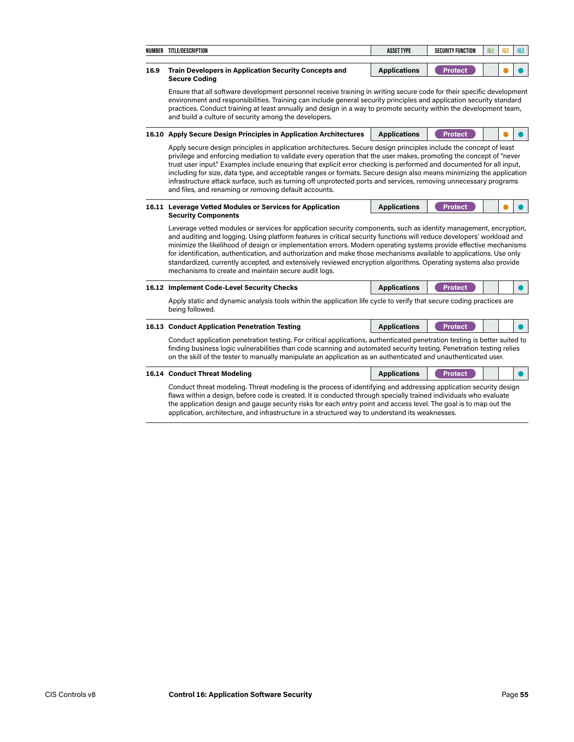| NUMBER | TITLE/DESCRIPTION | ASSET TYPE | SECURITY FUNCTION | IG1 | IG2 | IG3 |
|---|---|---|---|---|---|---|
| 16.9 | **Train Developers in Application Security Concepts and Secure Coding** | Applications | Protect | | ● | ● |
| | Ensure that all software development personnel receive training in writing secure code for their specific development environment and responsibilities. Training can include general security principles and application security standard practices. Conduct training at least annually and design in a way to promote security within the development team, and build a culture of security among the developers. | | | | | |
| 16.10 | **Apply Secure Design Principles in Application Architectures** | Applications | Protect | | ● | ● |
| | Apply secure design principles in application architectures. Secure design principles include the concept of least privilege and enforcing mediation to validate every operation that the user makes, promoting the concept of "never trust user input." Examples include ensuring that explicit error checking is performed and documented for all input, including for size, data type, and acceptable ranges or formats. Secure design also means minimizing the application infrastructure attack surface, such as turning off unprotected ports and services, removing unnecessary programs and files, and renaming or removing default accounts. | | | | | |
| 16.11 | **Leverage Vetted Modules or Services for Application Security Components** | Applications | Protect | | ● | ● |
| | Leverage vetted modules or services for application security components, such as identity management, encryption, and auditing and logging. Using platform features in critical security functions will reduce developers' workload and minimize the likelihood of design or implementation errors. Modern operating systems provide effective mechanisms for identification, authentication, and authorization and make those mechanisms available to applications. Use only standardized, currently accepted, and extensively reviewed encryption algorithms. Operating systems also provide mechanisms to create and maintain secure audit logs. | | | | | |
| 16.12 | **Implement Code-Level Security Checks** | Applications | Protect | | | ● |
| | Apply static and dynamic analysis tools within the application life cycle to verify that secure coding practices are being followed. | | | | | |
| 16.13 | **Conduct Application Penetration Testing** | Applications | Protect | | | ● |
| | Conduct application penetration testing. For critical applications, authenticated penetration testing is better suited to finding business logic vulnerabilities than code scanning and automated security testing. Penetration testing relies on the skill of the tester to manually manipulate an application as an authenticated and unauthenticated user. | | | | | |
| 16.14 | **Conduct Threat Modeling** | Applications | Protect | | | ● |
| | Conduct threat modeling. Threat modeling is the process of identifying and addressing application security design flaws within a design, before code is created. It is conducted through specially trained individuals who evaluate the application design and gauge security risks for each entry point and access level. The goal is to map out the application, architecture, and infrastructure in a structured way to understand its weaknesses. | | | | | |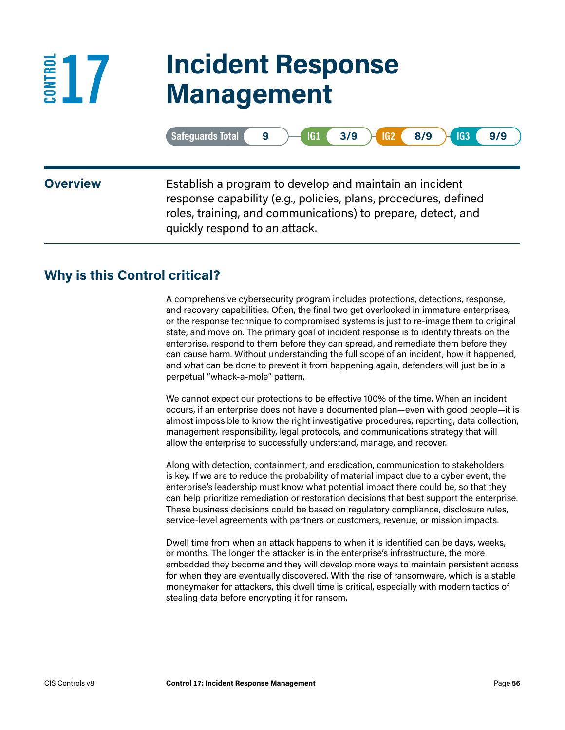# CONTROL 17 Incident Response Management

| Safeguards Total | IG1 | IG2 | IG3 |
|---|---|---|---|
| 9 | 3/9 | 8/9 | 9/9 |

**Overview**

Establish a program to develop and maintain an incident response capability (e.g., policies, plans, procedures, defined roles, training, and communications) to prepare, detect, and quickly respond to an attack.

## Why is this Control critical?

A comprehensive cybersecurity program includes protections, detections, response, and recovery capabilities. Often, the final two get overlooked in immature enterprises, or the response technique to compromised systems is just to re-image them to original state, and move on. The primary goal of incident response is to identify threats on the enterprise, respond to them before they can spread, and remediate them before they can cause harm. Without understanding the full scope of an incident, how it happened, and what can be done to prevent it from happening again, defenders will just be in a perpetual "whack-a-mole" pattern.

We cannot expect our protections to be effective 100% of the time. When an incident occurs, if an enterprise does not have a documented plan—even with good people—it is almost impossible to know the right investigative procedures, reporting, data collection, management responsibility, legal protocols, and communications strategy that will allow the enterprise to successfully understand, manage, and recover.

Along with detection, containment, and eradication, communication to stakeholders is key. If we are to reduce the probability of material impact due to a cyber event, the enterprise's leadership must know what potential impact there could be, so that they can help prioritize remediation or restoration decisions that best support the enterprise. These business decisions could be based on regulatory compliance, disclosure rules, service-level agreements with partners or customers, revenue, or mission impacts.

Dwell time from when an attack happens to when it is identified can be days, weeks, or months. The longer the attacker is in the enterprise's infrastructure, the more embedded they become and they will develop more ways to maintain persistent access for when they are eventually discovered. With the rise of ransomware, which is a stable moneymaker for attackers, this dwell time is critical, especially with modern tactics of stealing data before encrypting it for ransom.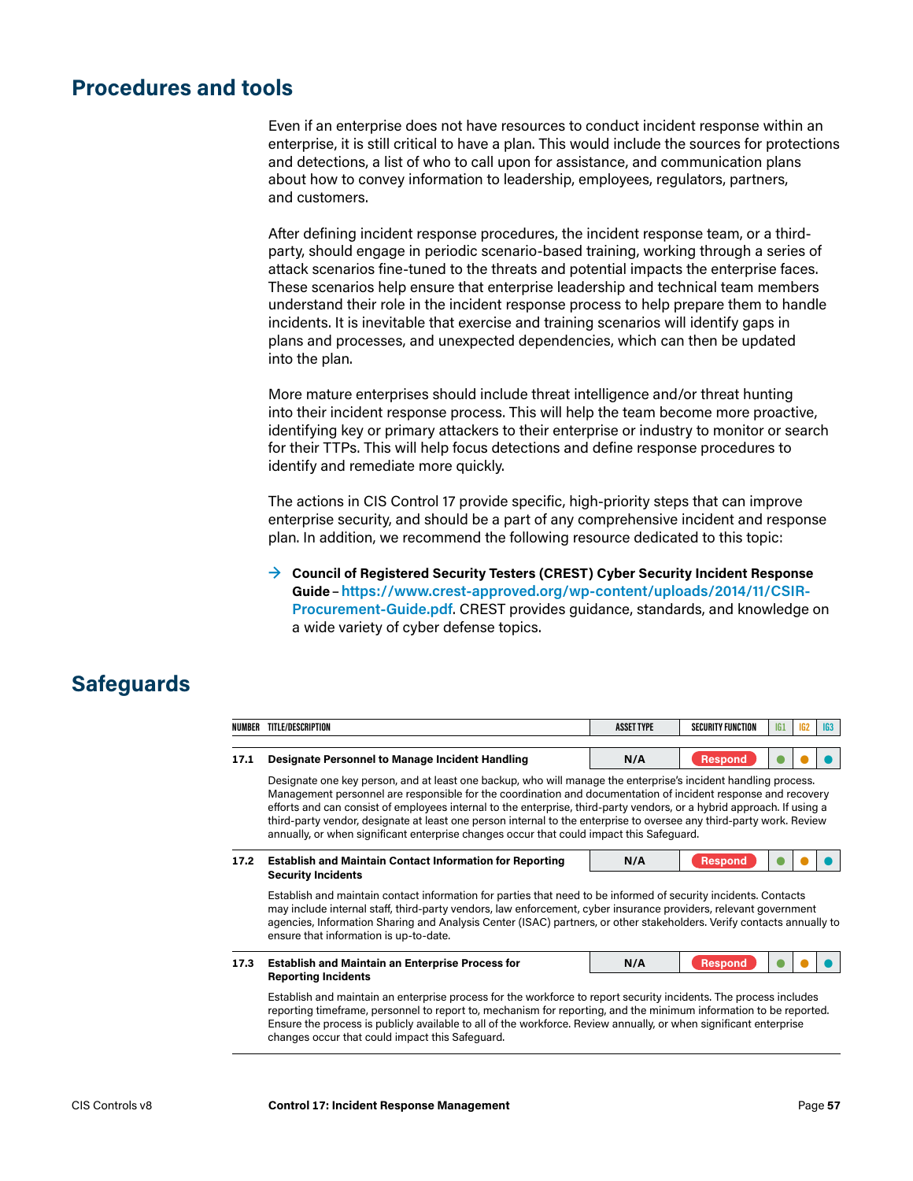## Procedures and tools

Even if an enterprise does not have resources to conduct incident response within an enterprise, it is still critical to have a plan. This would include the sources for protections and detections, a list of who to call upon for assistance, and communication plans about how to convey information to leadership, employees, regulators, partners, and customers.

After defining incident response procedures, the incident response team, or a third-party, should engage in periodic scenario-based training, working through a series of attack scenarios fine-tuned to the threats and potential impacts the enterprise faces. These scenarios help ensure that enterprise leadership and technical team members understand their role in the incident response process to help prepare them to handle incidents. It is inevitable that exercise and training scenarios will identify gaps in plans and processes, and unexpected dependencies, which can then be updated into the plan.

More mature enterprises should include threat intelligence and/or threat hunting into their incident response process. This will help the team become more proactive, identifying key or primary attackers to their enterprise or industry to monitor or search for their TTPs. This will help focus detections and define response procedures to identify and remediate more quickly.

The actions in CIS Control 17 provide specific, high-priority steps that can improve enterprise security, and should be a part of any comprehensive incident and response plan. In addition, we recommend the following resource dedicated to this topic:

- **Council of Registered Security Testers (CREST) Cyber Security Incident Response Guide** – https://www.crest-approved.org/wp-content/uploads/2014/11/CSIR-Procurement-Guide.pdf. CREST provides guidance, standards, and knowledge on a wide variety of cyber defense topics.

## Safeguards

| NUMBER | TITLE/DESCRIPTION | ASSET TYPE | SECURITY FUNCTION | IG1 | IG2 | IG3 |
|---|---|---|---|---|---|---|
| 17.1 | **Designate Personnel to Manage Incident Handling** | N/A | Respond | ● | ● | ● |
| | Designate one key person, and at least one backup, who will manage the enterprise's incident handling process. Management personnel are responsible for the coordination and documentation of incident response and recovery efforts and can consist of employees internal to the enterprise, third-party vendors, or a hybrid approach. If using a third-party vendor, designate at least one person internal to the enterprise to oversee any third-party work. Review annually, or when significant enterprise changes occur that could impact this Safeguard. | | | | | |
| 17.2 | **Establish and Maintain Contact Information for Reporting Security Incidents** | N/A | Respond | ● | ● | ● |
| | Establish and maintain contact information for parties that need to be informed of security incidents. Contacts may include internal staff, third-party vendors, law enforcement, cyber insurance providers, relevant government agencies, Information Sharing and Analysis Center (ISAC) partners, or other stakeholders. Verify contacts annually to ensure that information is up-to-date. | | | | | |
| 17.3 | **Establish and Maintain an Enterprise Process for Reporting Incidents** | N/A | Respond | ● | ● | ● |
| | Establish and maintain an enterprise process for the workforce to report security incidents. The process includes reporting timeframe, personnel to report to, mechanism for reporting, and the minimum information to be reported. Ensure the process is publicly available to all of the workforce. Review annually, or when significant enterprise changes occur that could impact this Safeguard. | | | | | |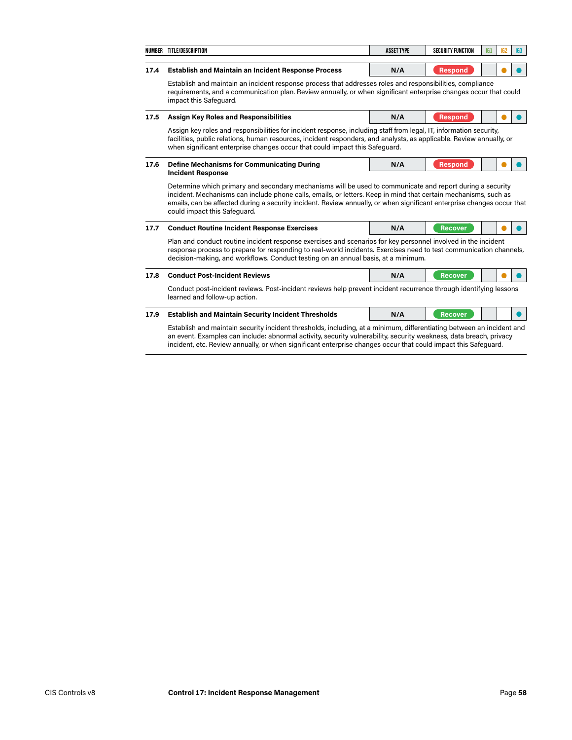| NUMBER | TITLE/DESCRIPTION | ASSET TYPE | SECURITY FUNCTION | IG1 | IG2 | IG3 |
|---|---|---|---|---|---|---|
| 17.4 | **Establish and Maintain an Incident Response Process** | N/A | Respond | | ● | ● |
| | Establish and maintain an incident response process that addresses roles and responsibilities, compliance requirements, and a communication plan. Review annually, or when significant enterprise changes occur that could impact this Safeguard. | | | | | |
| 17.5 | **Assign Key Roles and Responsibilities** | N/A | Respond | | ● | ● |
| | Assign key roles and responsibilities for incident response, including staff from legal, IT, information security, facilities, public relations, human resources, incident responders, and analysts, as applicable. Review annually, or when significant enterprise changes occur that could impact this Safeguard. | | | | | |
| 17.6 | **Define Mechanisms for Communicating During Incident Response** | N/A | Respond | | ● | ● |
| | Determine which primary and secondary mechanisms will be used to communicate and report during a security incident. Mechanisms can include phone calls, emails, or letters. Keep in mind that certain mechanisms, such as emails, can be affected during a security incident. Review annually, or when significant enterprise changes occur that could impact this Safeguard. | | | | | |
| 17.7 | **Conduct Routine Incident Response Exercises** | N/A | Recover | | ● | ● |
| | Plan and conduct routine incident response exercises and scenarios for key personnel involved in the incident response process to prepare for responding to real-world incidents. Exercises need to test communication channels, decision-making, and workflows. Conduct testing on an annual basis, at a minimum. | | | | | |
| 17.8 | **Conduct Post-Incident Reviews** | N/A | Recover | | ● | ● |
| | Conduct post-incident reviews. Post-incident reviews help prevent incident recurrence through identifying lessons learned and follow-up action. | | | | | |
| 17.9 | **Establish and Maintain Security Incident Thresholds** | N/A | Recover | | | ● |
| | Establish and maintain security incident thresholds, including, at a minimum, differentiating between an incident and an event. Examples can include: abnormal activity, security vulnerability, security weakness, data breach, privacy incident, etc. Review annually, or when significant enterprise changes occur that could impact this Safeguard. | | | | | |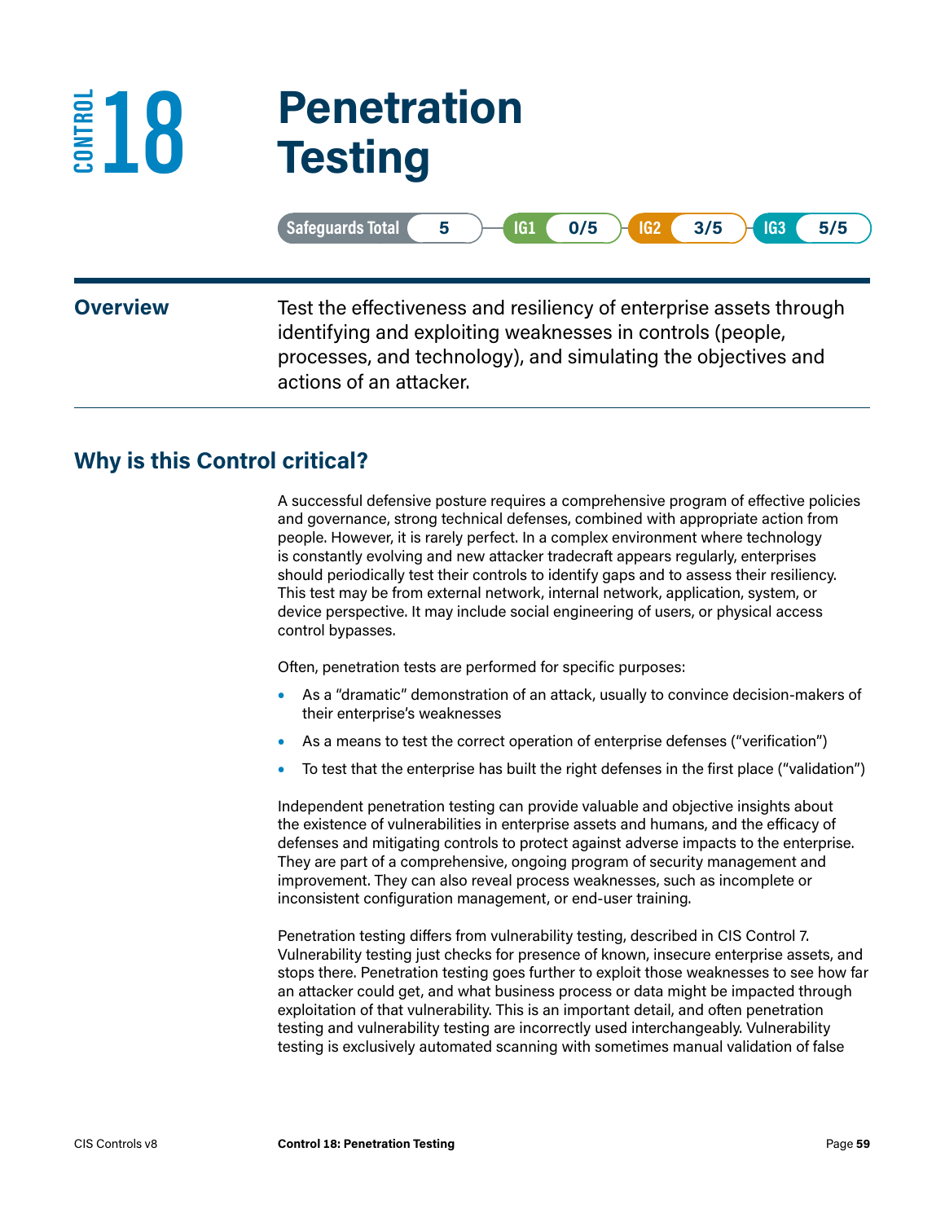# CONTROL 18 Penetration Testing

Safeguards Total 5 | IG1 0/5 | IG2 3/5 | IG3 5/5

**Overview**

Test the effectiveness and resiliency of enterprise assets through identifying and exploiting weaknesses in controls (people, processes, and technology), and simulating the objectives and actions of an attacker.

## Why is this Control critical?

A successful defensive posture requires a comprehensive program of effective policies and governance, strong technical defenses, combined with appropriate action from people. However, it is rarely perfect. In a complex environment where technology is constantly evolving and new attacker tradecraft appears regularly, enterprises should periodically test their controls to identify gaps and to assess their resiliency. This test may be from external network, internal network, application, system, or device perspective. It may include social engineering of users, or physical access control bypasses.

Often, penetration tests are performed for specific purposes:

- As a "dramatic" demonstration of an attack, usually to convince decision-makers of their enterprise's weaknesses
- As a means to test the correct operation of enterprise defenses ("verification")
- To test that the enterprise has built the right defenses in the first place ("validation")

Independent penetration testing can provide valuable and objective insights about the existence of vulnerabilities in enterprise assets and humans, and the efficacy of defenses and mitigating controls to protect against adverse impacts to the enterprise. They are part of a comprehensive, ongoing program of security management and improvement. They can also reveal process weaknesses, such as incomplete or inconsistent configuration management, or end-user training.

Penetration testing differs from vulnerability testing, described in CIS Control 7. Vulnerability testing just checks for presence of known, insecure enterprise assets, and stops there. Penetration testing goes further to exploit those weaknesses to see how far an attacker could get, and what business process or data might be impacted through exploitation of that vulnerability. This is an important detail, and often penetration testing and vulnerability testing are incorrectly used interchangeably. Vulnerability testing is exclusively automated scanning with sometimes manual validation of false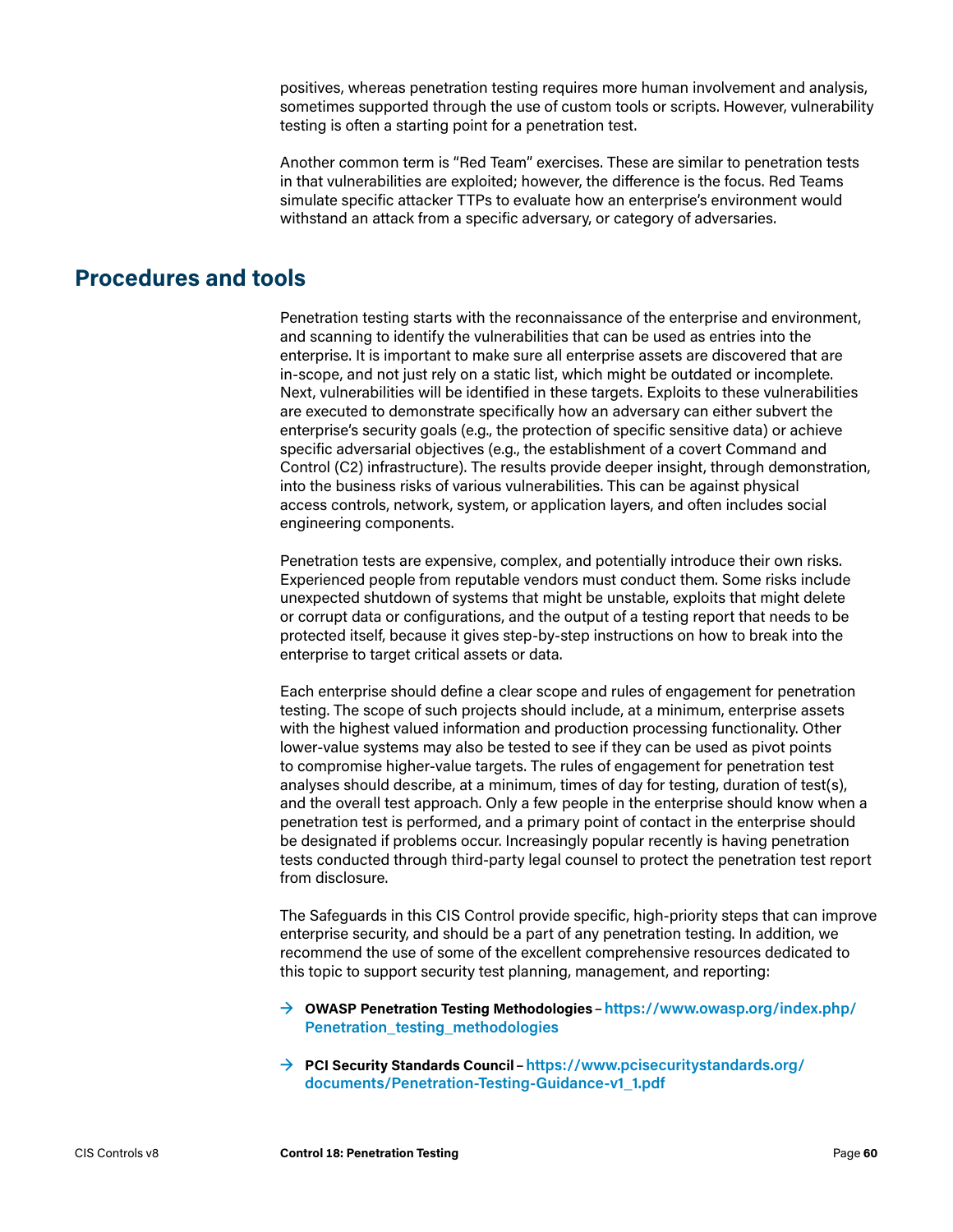positives, whereas penetration testing requires more human involvement and analysis, sometimes supported through the use of custom tools or scripts. However, vulnerability testing is often a starting point for a penetration test.

Another common term is "Red Team" exercises. These are similar to penetration tests in that vulnerabilities are exploited; however, the difference is the focus. Red Teams simulate specific attacker TTPs to evaluate how an enterprise's environment would withstand an attack from a specific adversary, or category of adversaries.

## Procedures and tools

Penetration testing starts with the reconnaissance of the enterprise and environment, and scanning to identify the vulnerabilities that can be used as entries into the enterprise. It is important to make sure all enterprise assets are discovered that are in-scope, and not just rely on a static list, which might be outdated or incomplete. Next, vulnerabilities will be identified in these targets. Exploits to these vulnerabilities are executed to demonstrate specifically how an adversary can either subvert the enterprise's security goals (e.g., the protection of specific sensitive data) or achieve specific adversarial objectives (e.g., the establishment of a covert Command and Control (C2) infrastructure). The results provide deeper insight, through demonstration, into the business risks of various vulnerabilities. This can be against physical access controls, network, system, or application layers, and often includes social engineering components.

Penetration tests are expensive, complex, and potentially introduce their own risks. Experienced people from reputable vendors must conduct them. Some risks include unexpected shutdown of systems that might be unstable, exploits that might delete or corrupt data or configurations, and the output of a testing report that needs to be protected itself, because it gives step-by-step instructions on how to break into the enterprise to target critical assets or data.

Each enterprise should define a clear scope and rules of engagement for penetration testing. The scope of such projects should include, at a minimum, enterprise assets with the highest valued information and production processing functionality. Other lower-value systems may also be tested to see if they can be used as pivot points to compromise higher-value targets. The rules of engagement for penetration test analyses should describe, at a minimum, times of day for testing, duration of test(s), and the overall test approach. Only a few people in the enterprise should know when a penetration test is performed, and a primary point of contact in the enterprise should be designated if problems occur. Increasingly popular recently is having penetration tests conducted through third-party legal counsel to protect the penetration test report from disclosure.

The Safeguards in this CIS Control provide specific, high-priority steps that can improve enterprise security, and should be a part of any penetration testing. In addition, we recommend the use of some of the excellent comprehensive resources dedicated to this topic to support security test planning, management, and reporting:

- **OWASP Penetration Testing Methodologies** – **https://www.owasp.org/index.php/Penetration_testing_methodologies**
- **PCI Security Standards Council** – **https://www.pcisecuritystandards.org/documents/Penetration-Testing-Guidance-v1_1.pdf**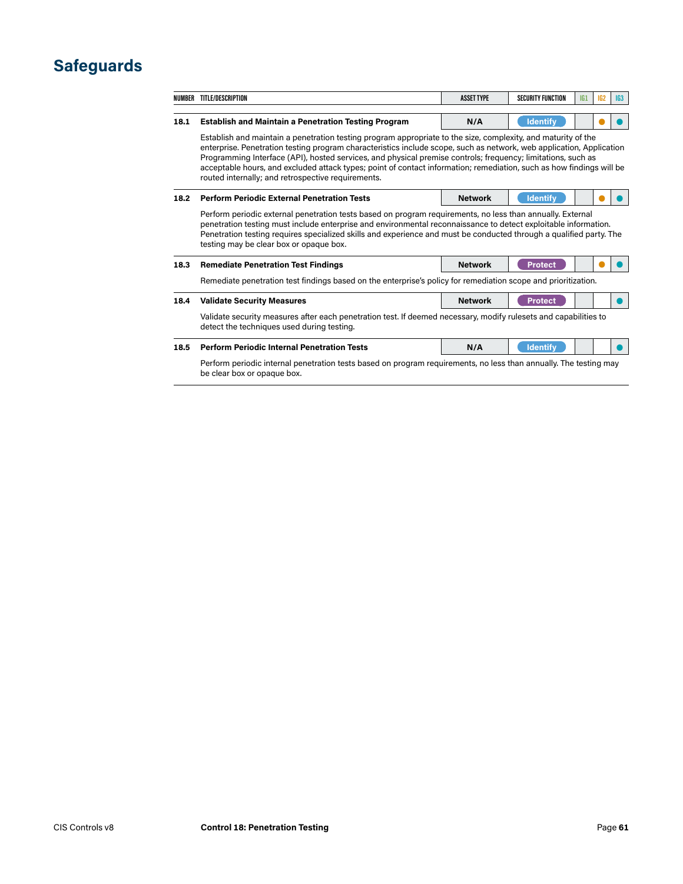# Safeguards

| NUMBER | TITLE/DESCRIPTION | ASSET TYPE | SECURITY FUNCTION | IG1 | IG2 | IG3 |
|---|---|---|---|---|---|---|
| 18.1 | **Establish and Maintain a Penetration Testing Program**<br>Establish and maintain a penetration testing program appropriate to the size, complexity, and maturity of the enterprise. Penetration testing program characteristics include scope, such as network, web application, Application Programming Interface (API), hosted services, and physical premise controls; frequency; limitations, such as acceptable hours, and excluded attack types; point of contact information; remediation, such as how findings will be routed internally; and retrospective requirements. | N/A | Identify | | ● | ● |
| 18.2 | **Perform Periodic External Penetration Tests**<br>Perform periodic external penetration tests based on program requirements, no less than annually. External penetration testing must include enterprise and environmental reconnaissance to detect exploitable information. Penetration testing requires specialized skills and experience and must be conducted through a qualified party. The testing may be clear box or opaque box. | Network | Identify | | ● | ● |
| 18.3 | **Remediate Penetration Test Findings**<br>Remediate penetration test findings based on the enterprise's policy for remediation scope and prioritization. | Network | Protect | | ● | ● |
| 18.4 | **Validate Security Measures**<br>Validate security measures after each penetration test. If deemed necessary, modify rulesets and capabilities to detect the techniques used during testing. | Network | Protect | | | ● |
| 18.5 | **Perform Periodic Internal Penetration Tests**<br>Perform periodic internal penetration tests based on program requirements, no less than annually. The testing may be clear box or opaque box. | N/A | Identify | | | ● |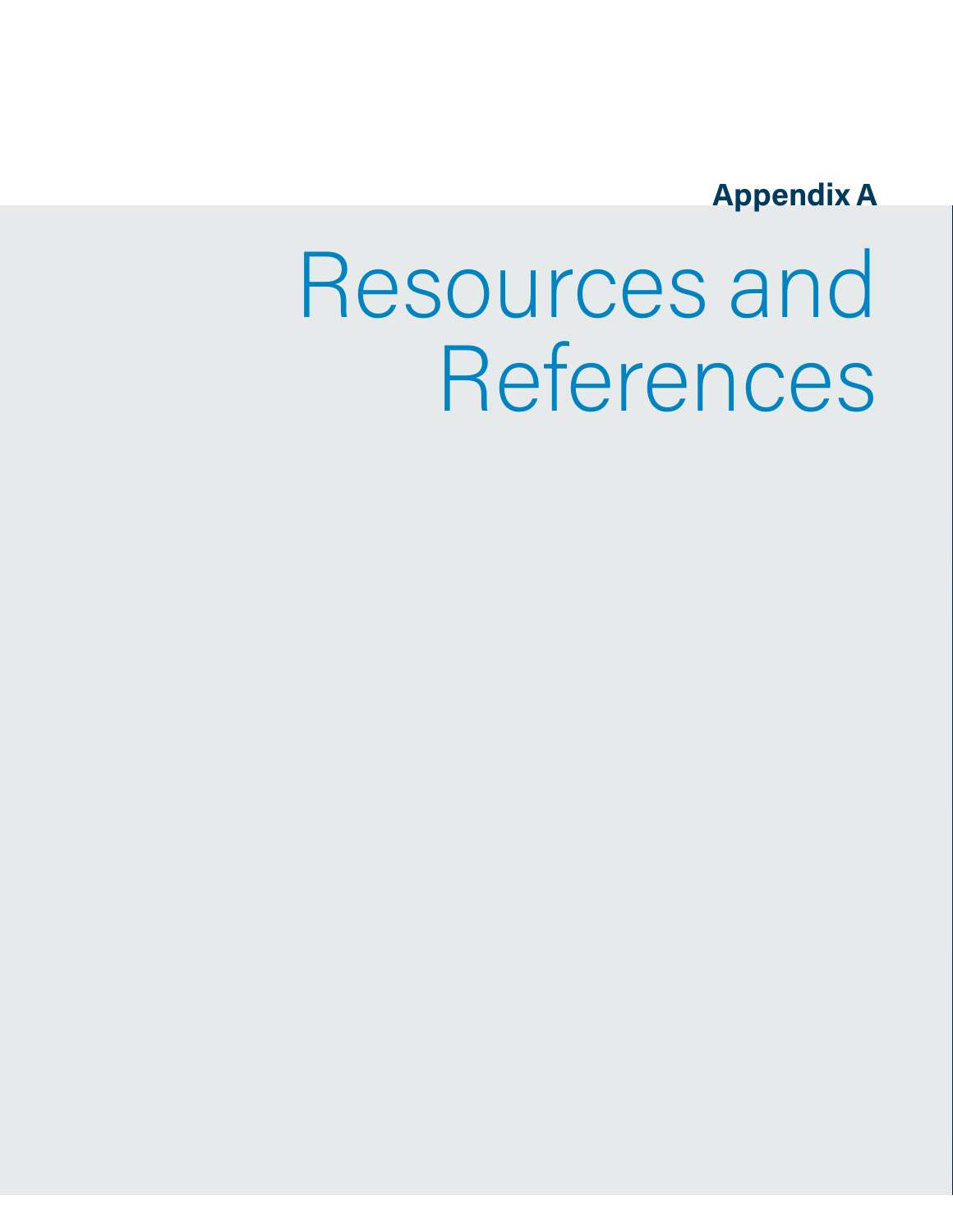**Appendix A**

# Resources and References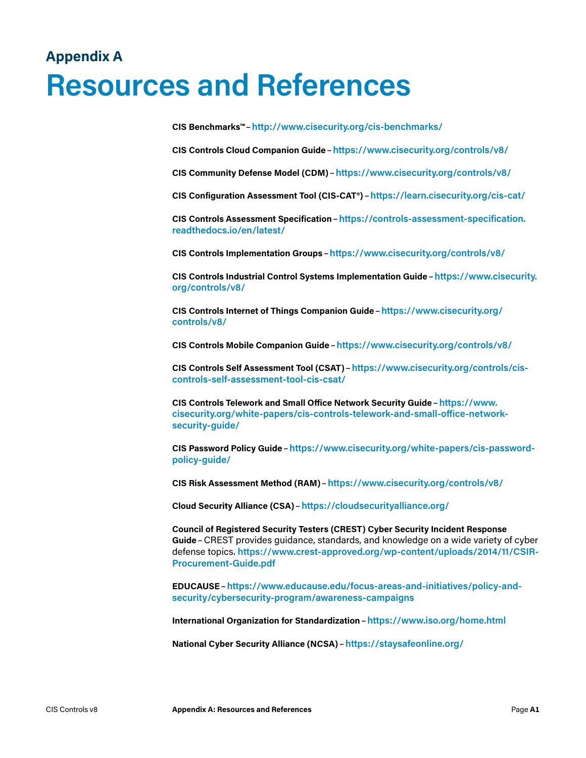## Appendix A

# Resources and References

**CIS Benchmarks™** – http://www.cisecurity.org/cis-benchmarks/

**CIS Controls Cloud Companion Guide** – https://www.cisecurity.org/controls/v8/

**CIS Community Defense Model (CDM)** – https://www.cisecurity.org/controls/v8/

**CIS Configuration Assessment Tool (CIS-CAT®)** – https://learn.cisecurity.org/cis-cat/

**CIS Controls Assessment Specification** – https://controls-assessment-specification.readthedocs.io/en/latest/

**CIS Controls Implementation Groups** – https://www.cisecurity.org/controls/v8/

**CIS Controls Industrial Control Systems Implementation Guide** – https://www.cisecurity.org/controls/v8/

**CIS Controls Internet of Things Companion Guide** – https://www.cisecurity.org/controls/v8/

**CIS Controls Mobile Companion Guide** – https://www.cisecurity.org/controls/v8/

**CIS Controls Self Assessment Tool (CSAT)** – https://www.cisecurity.org/controls/cis-controls-self-assessment-tool-cis-csat/

**CIS Controls Telework and Small Office Network Security Guide** – https://www.cisecurity.org/white-papers/cis-controls-telework-and-small-office-network-security-guide/

**CIS Password Policy Guide** – https://www.cisecurity.org/white-papers/cis-password-policy-guide/

**CIS Risk Assessment Method (RAM)** – https://www.cisecurity.org/controls/v8/

**Cloud Security Alliance (CSA)** – https://cloudsecurityalliance.org/

**Council of Registered Security Testers (CREST) Cyber Security Incident Response Guide** – CREST provides guidance, standards, and knowledge on a wide variety of cyber defense topics. https://www.crest-approved.org/wp-content/uploads/2014/11/CSIR-Procurement-Guide.pdf

**EDUCAUSE** – https://www.educause.edu/focus-areas-and-initiatives/policy-and-security/cybersecurity-program/awareness-campaigns

**International Organization for Standardization** – https://www.iso.org/home.html

**National Cyber Security Alliance (NCSA)** – https://staysafeonline.org/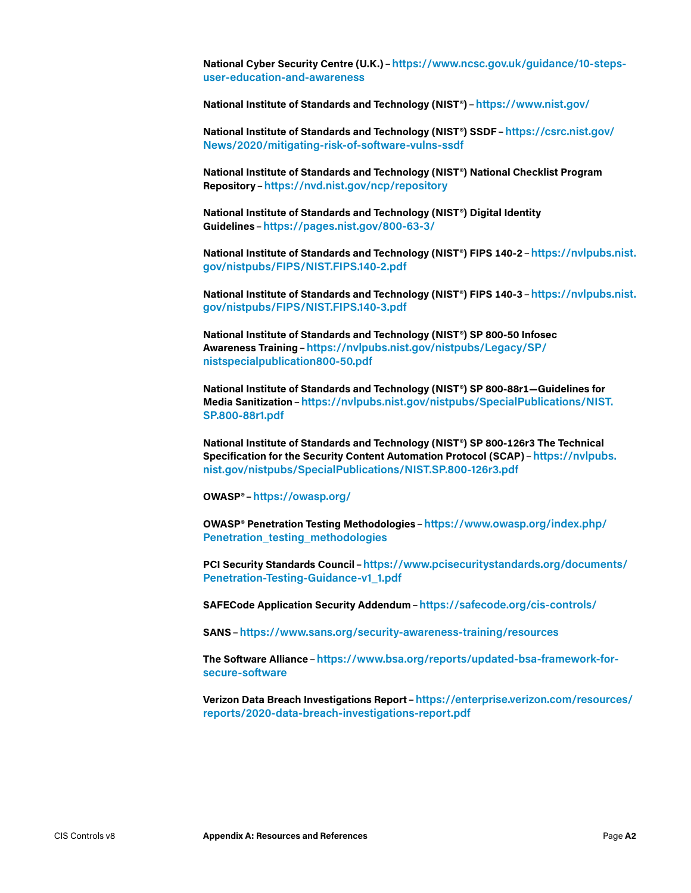**National Cyber Security Centre (U.K.)** – https://www.ncsc.gov.uk/guidance/10-steps-user-education-and-awareness

**National Institute of Standards and Technology (NIST®)** – https://www.nist.gov/

**National Institute of Standards and Technology (NIST®) SSDF** – https://csrc.nist.gov/News/2020/mitigating-risk-of-software-vulns-ssdf

**National Institute of Standards and Technology (NIST®) National Checklist Program Repository** – https://nvd.nist.gov/ncp/repository

**National Institute of Standards and Technology (NIST®) Digital Identity Guidelines** – https://pages.nist.gov/800-63-3/

**National Institute of Standards and Technology (NIST®) FIPS 140-2** – https://nvlpubs.nist.gov/nistpubs/FIPS/NIST.FIPS.140-2.pdf

**National Institute of Standards and Technology (NIST®) FIPS 140-3** – https://nvlpubs.nist.gov/nistpubs/FIPS/NIST.FIPS.140-3.pdf

**National Institute of Standards and Technology (NIST®) SP 800-50 Infosec Awareness Training** – https://nvlpubs.nist.gov/nistpubs/Legacy/SP/nistspecialpublication800-50.pdf

**National Institute of Standards and Technology (NIST®) SP 800-88r1—Guidelines for Media Sanitization** – https://nvlpubs.nist.gov/nistpubs/SpecialPublications/NIST.SP.800-88r1.pdf

**National Institute of Standards and Technology (NIST®) SP 800-126r3 The Technical Specification for the Security Content Automation Protocol (SCAP)** – https://nvlpubs.nist.gov/nistpubs/SpecialPublications/NIST.SP.800-126r3.pdf

**OWASP®** – https://owasp.org/

**OWASP® Penetration Testing Methodologies** – https://www.owasp.org/index.php/Penetration_testing_methodologies

**PCI Security Standards Council** – https://www.pcisecuritystandards.org/documents/Penetration-Testing-Guidance-v1_1.pdf

**SAFECode Application Security Addendum** – https://safecode.org/cis-controls/

**SANS** – https://www.sans.org/security-awareness-training/resources

**The Software Alliance** – https://www.bsa.org/reports/updated-bsa-framework-for-secure-software

**Verizon Data Breach Investigations Report** – https://enterprise.verizon.com/resources/reports/2020-data-breach-investigations-report.pdf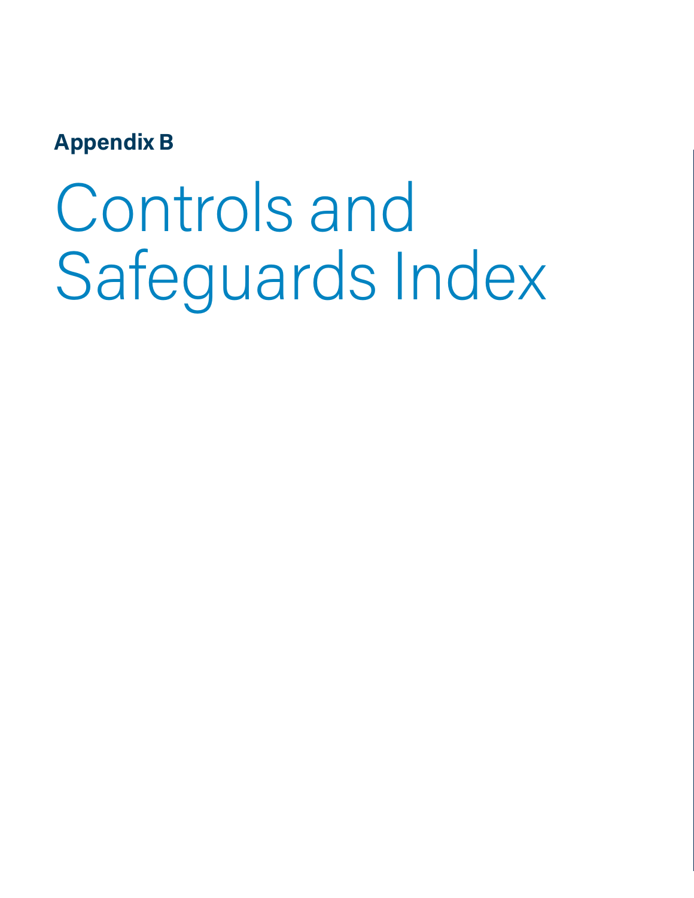**Appendix B**

# Controls and Safeguards Index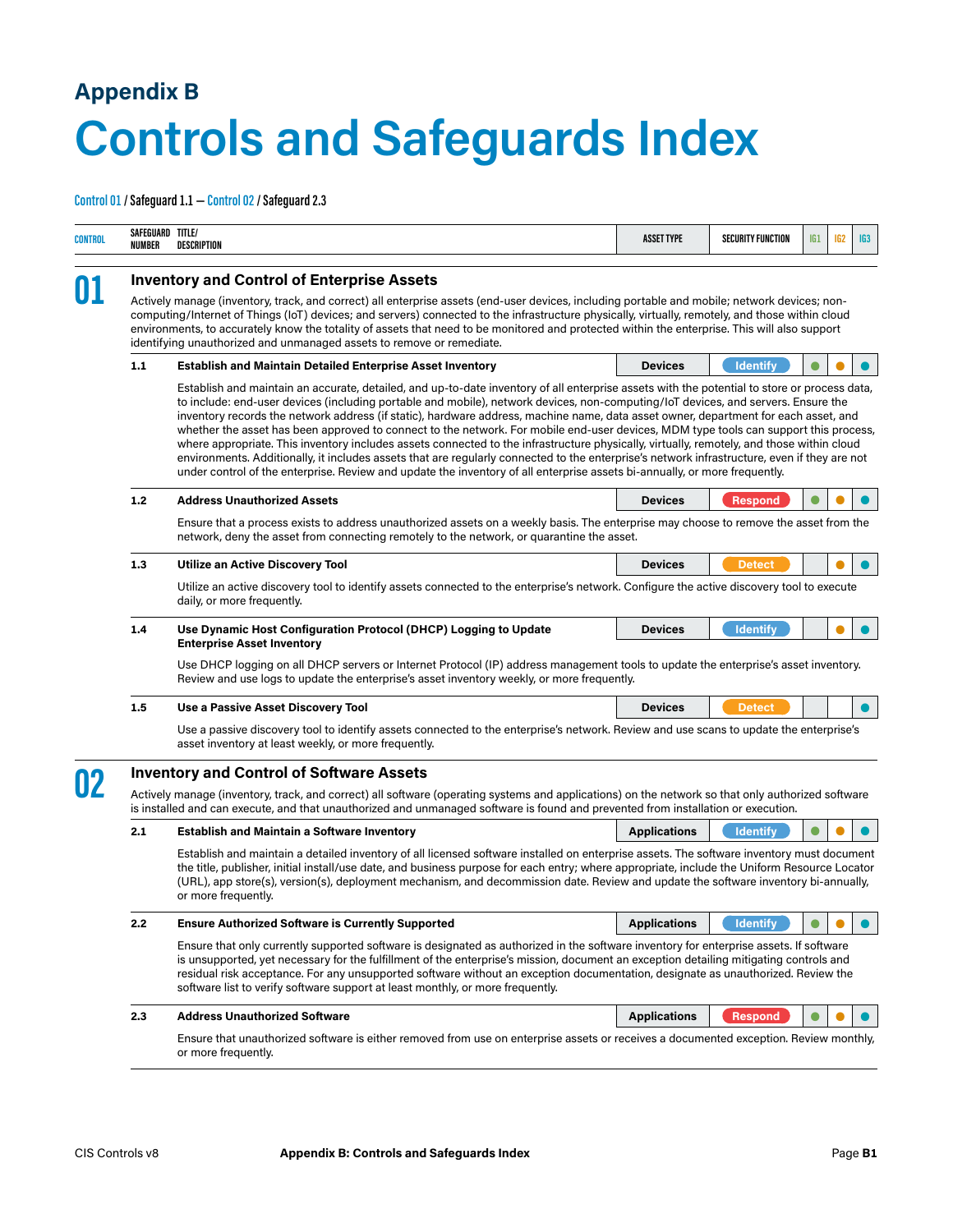## Appendix B

# Controls and Safeguards Index

Control 01 / Safeguard 1.1 — Control 02 / Safeguard 2.3

| CONTROL | SAFEGUARD NUMBER | TITLE/ DESCRIPTION | ASSET TYPE | SECURITY FUNCTION | IG1 | IG2 | IG3 |
|---|---|---|---|---|---|---|---|
| **01** | | **Inventory and Control of Enterprise Assets** | | | | | |
| | | Actively manage (inventory, track, and correct) all enterprise assets (end-user devices, including portable and mobile; network devices; non-computing/Internet of Things (IoT) devices; and servers) connected to the infrastructure physically, virtually, remotely, and those within cloud environments, to accurately know the totality of assets that need to be monitored and protected within the enterprise. This will also support identifying unauthorized and unmanaged assets to remove or remediate. | | | | | |
| | 1.1 | **Establish and Maintain Detailed Enterprise Asset Inventory** | Devices | Identify | ● | ● | ● |
| | | Establish and maintain an accurate, detailed, and up-to-date inventory of all enterprise assets with the potential to store or process data, to include: end-user devices (including portable and mobile), network devices, non-computing/IoT devices, and servers. Ensure the inventory records the network address (if static), hardware address, machine name, data asset owner, department for each asset, and whether the asset has been approved to connect to the network. For mobile end-user devices, MDM type tools can support this process, where appropriate. This inventory includes assets connected to the infrastructure physically, virtually, remotely, and those within cloud environments. Additionally, it includes assets that are regularly connected to the enterprise's network infrastructure, even if they are not under control of the enterprise. Review and update the inventory of all enterprise assets bi-annually, or more frequently. | | | | | |
| | 1.2 | **Address Unauthorized Assets** | Devices | Respond | ● | ● | ● |
| | | Ensure that a process exists to address unauthorized assets on a weekly basis. The enterprise may choose to remove the asset from the network, deny the asset from connecting remotely to the network, or quarantine the asset. | | | | | |
| | 1.3 | **Utilize an Active Discovery Tool** | Devices | Detect | | ● | ● |
| | | Utilize an active discovery tool to identify assets connected to the enterprise's network. Configure the active discovery tool to execute daily, or more frequently. | | | | | |
| | 1.4 | **Use Dynamic Host Configuration Protocol (DHCP) Logging to Update Enterprise Asset Inventory** | Devices | Identify | | ● | ● |
| | | Use DHCP logging on all DHCP servers or Internet Protocol (IP) address management tools to update the enterprise's asset inventory. Review and use logs to update the enterprise's asset inventory weekly, or more frequently. | | | | | |
| | 1.5 | **Use a Passive Asset Discovery Tool** | Devices | Detect | | | ● |
| | | Use a passive discovery tool to identify assets connected to the enterprise's network. Review and use scans to update the enterprise's asset inventory at least weekly, or more frequently. | | | | | |
| **02** | | **Inventory and Control of Software Assets** | | | | | |
| | | Actively manage (inventory, track, and correct) all software (operating systems and applications) on the network so that only authorized software is installed and can execute, and that unauthorized and unmanaged software is found and prevented from installation or execution. | | | | | |
| | 2.1 | **Establish and Maintain a Software Inventory** | Applications | Identify | ● | ● | ● |
| | | Establish and maintain a detailed inventory of all licensed software installed on enterprise assets. The software inventory must document the title, publisher, initial install/use date, and business purpose for each entry; where appropriate, include the Uniform Resource Locator (URL), app store(s), version(s), deployment mechanism, and decommission date. Review and update the software inventory bi-annually, or more frequently. | | | | | |
| | 2.2 | **Ensure Authorized Software is Currently Supported** | Applications | Identify | ● | ● | ● |
| | | Ensure that only currently supported software is designated as authorized in the software inventory for enterprise assets. If software is unsupported, yet necessary for the fulfillment of the enterprise's mission, document an exception detailing mitigating controls and residual risk acceptance. For any unsupported software without an exception documentation, designate as unauthorized. Review the software list to verify software support at least monthly, or more frequently. | | | | | |
| | 2.3 | **Address Unauthorized Software** | Applications | Respond | ● | ● | ● |
| | | Ensure that unauthorized software is either removed from use on enterprise assets or receives a documented exception. Review monthly, or more frequently. | | | | | |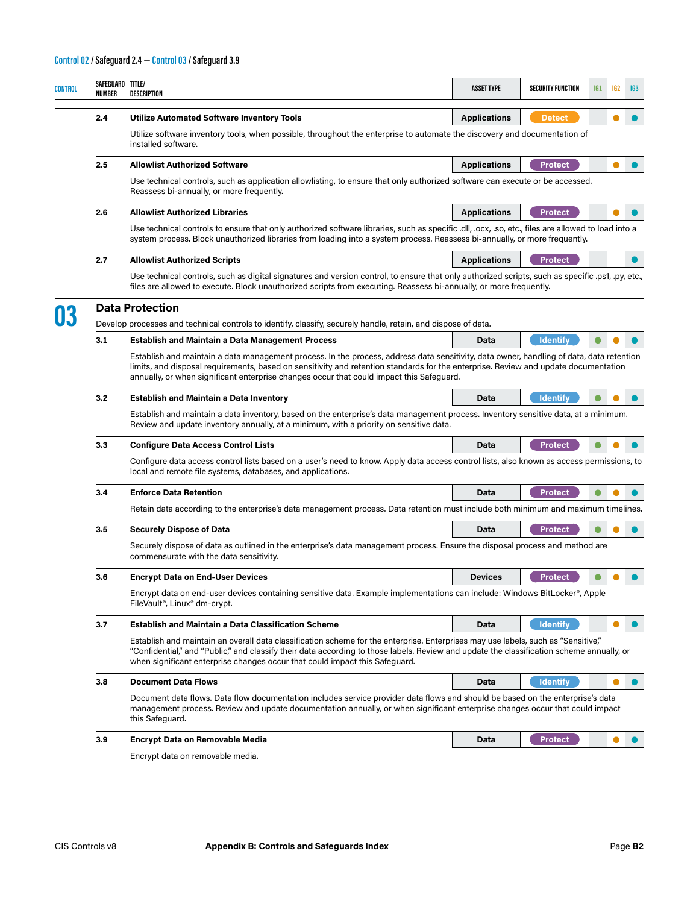Control 02 / Safeguard 2.4 — Control 03 / Safeguard 3.9

| CONTROL | SAFEGUARD NUMBER | TITLE/ DESCRIPTION | ASSET TYPE | SECURITY FUNCTION | IG1 | IG2 | IG3 |
|---|---|---|---|---|---|---|---|
| | 2.4 | **Utilize Automated Software Inventory Tools**<br>Utilize software inventory tools, when possible, throughout the enterprise to automate the discovery and documentation of installed software. | Applications | Detect | | ● | ● |
| | 2.5 | **Allowlist Authorized Software**<br>Use technical controls, such as application allowlisting, to ensure that only authorized software can execute or be accessed. Reassess bi-annually, or more frequently. | Applications | Protect | | ● | ● |
| | 2.6 | **Allowlist Authorized Libraries**<br>Use technical controls to ensure that only authorized software libraries, such as specific .dll, .ocx, .so, etc., files are allowed to load into a system process. Block unauthorized libraries from loading into a system process. Reassess bi-annually, or more frequently. | Applications | Protect | | ● | ● |
| | 2.7 | **Allowlist Authorized Scripts**<br>Use technical controls, such as digital signatures and version control, to ensure that only authorized scripts, such as specific .ps1, .py, etc., files are allowed to execute. Block unauthorized scripts from executing. Reassess bi-annually, or more frequently. | Applications | Protect | | | ● |
| **03** | | **Data Protection**<br>Develop processes and technical controls to identify, classify, securely handle, retain, and dispose of data. | | | | | |
| | 3.1 | **Establish and Maintain a Data Management Process**<br>Establish and maintain a data management process. In the process, address data sensitivity, data owner, handling of data, data retention limits, and disposal requirements, based on sensitivity and retention standards for the enterprise. Review and update documentation annually, or when significant enterprise changes occur that could impact this Safeguard. | Data | Identify | ● | ● | ● |
| | 3.2 | **Establish and Maintain a Data Inventory**<br>Establish and maintain a data inventory, based on the enterprise's data management process. Inventory sensitive data, at a minimum. Review and update inventory annually, at a minimum, with a priority on sensitive data. | Data | Identify | ● | ● | ● |
| | 3.3 | **Configure Data Access Control Lists**<br>Configure data access control lists based on a user's need to know. Apply data access control lists, also known as access permissions, to local and remote file systems, databases, and applications. | Data | Protect | ● | ● | ● |
| | 3.4 | **Enforce Data Retention**<br>Retain data according to the enterprise's data management process. Data retention must include both minimum and maximum timelines. | Data | Protect | ● | ● | ● |
| | 3.5 | **Securely Dispose of Data**<br>Securely dispose of data as outlined in the enterprise's data management process. Ensure the disposal process and method are commensurate with the data sensitivity. | Data | Protect | ● | ● | ● |
| | 3.6 | **Encrypt Data on End-User Devices**<br>Encrypt data on end-user devices containing sensitive data. Example implementations can include: Windows BitLocker®, Apple FileVault®, Linux® dm-crypt. | Devices | Protect | ● | ● | ● |
| | 3.7 | **Establish and Maintain a Data Classification Scheme**<br>Establish and maintain an overall data classification scheme for the enterprise. Enterprises may use labels, such as "Sensitive," "Confidential," and "Public," and classify their data according to those labels. Review and update the classification scheme annually, or when significant enterprise changes occur that could impact this Safeguard. | Data | Identify | | ● | ● |
| | 3.8 | **Document Data Flows**<br>Document data flows. Data flow documentation includes service provider data flows and should be based on the enterprise's data management process. Review and update documentation annually, or when significant enterprise changes occur that could impact this Safeguard. | Data | Identify | | ● | ● |
| | 3.9 | **Encrypt Data on Removable Media**<br>Encrypt data on removable media. | Data | Protect | | ● | ● |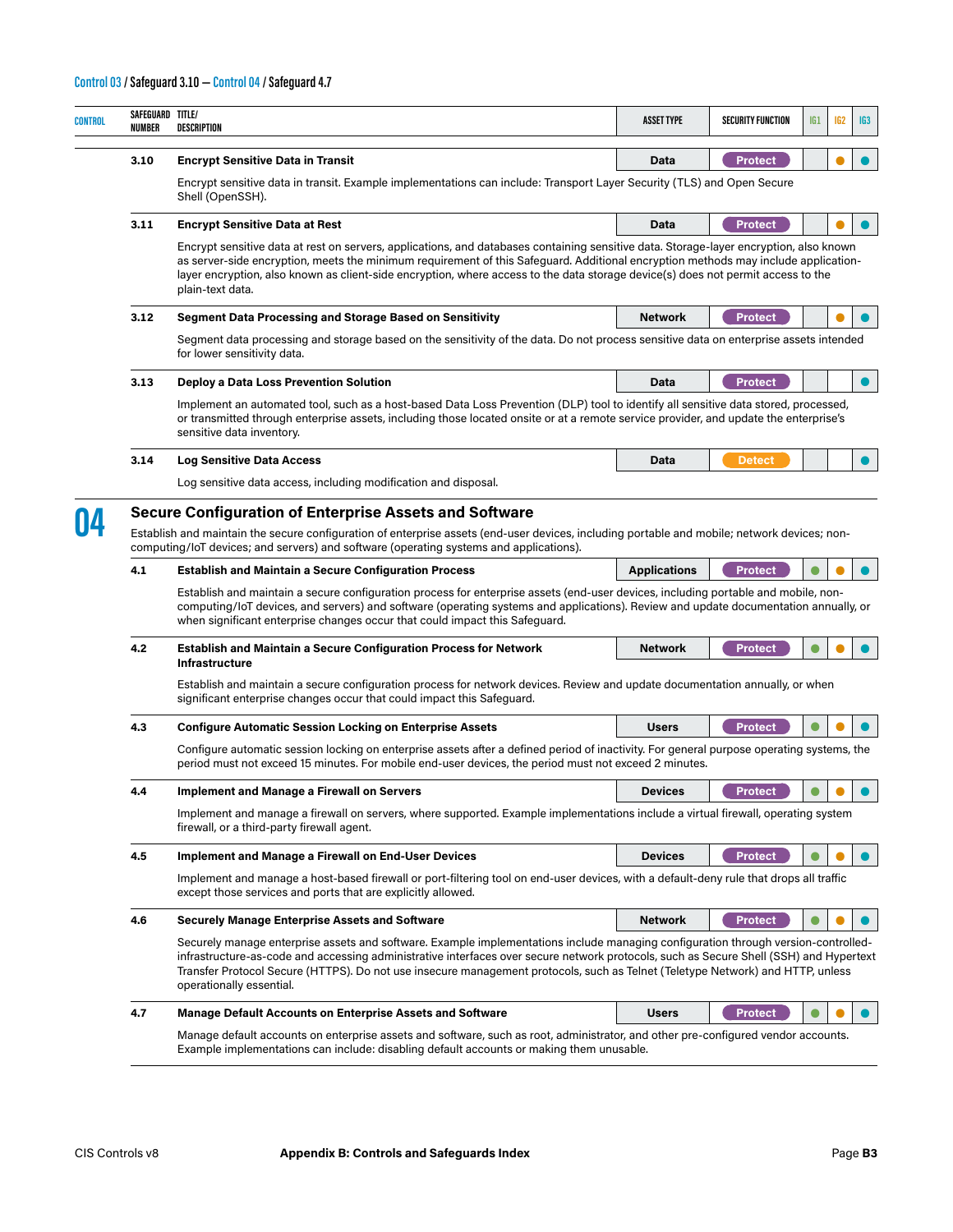Control 03 / Safeguard 3.10 — Control 04 / Safeguard 4.7

| CONTROL | SAFEGUARD NUMBER | TITLE/ DESCRIPTION | ASSET TYPE | SECURITY FUNCTION | IG1 | IG2 | IG3 |
|---|---|---|---|---|---|---|---|
| | 3.10 | **Encrypt Sensitive Data in Transit** | Data | Protect | | ● | ● |
| | | Encrypt sensitive data in transit. Example implementations can include: Transport Layer Security (TLS) and Open Secure Shell (OpenSSH). | | | | | |
| | 3.11 | **Encrypt Sensitive Data at Rest** | Data | Protect | | ● | ● |
| | | Encrypt sensitive data at rest on servers, applications, and databases containing sensitive data. Storage-layer encryption, also known as server-side encryption, meets the minimum requirement of this Safeguard. Additional encryption methods may include application-layer encryption, also known as client-side encryption, where access to the data storage device(s) does not permit access to the plain-text data. | | | | | |
| | 3.12 | **Segment Data Processing and Storage Based on Sensitivity** | Network | Protect | | ● | ● |
| | | Segment data processing and storage based on the sensitivity of the data. Do not process sensitive data on enterprise assets intended for lower sensitivity data. | | | | | |
| | 3.13 | **Deploy a Data Loss Prevention Solution** | Data | Protect | | | ● |
| | | Implement an automated tool, such as a host-based Data Loss Prevention (DLP) tool to identify all sensitive data stored, processed, or transmitted through enterprise assets, including those located onsite or at a remote service provider, and update the enterprise's sensitive data inventory. | | | | | |
| | 3.14 | **Log Sensitive Data Access** | Data | Detect | | | ● |
| | | Log sensitive data access, including modification and disposal. | | | | | |
| **04** | | **Secure Configuration of Enterprise Assets and Software** | | | | | |
| | | Establish and maintain the secure configuration of enterprise assets (end-user devices, including portable and mobile; network devices; non-computing/IoT devices; and servers) and software (operating systems and applications). | | | | | |
| | 4.1 | **Establish and Maintain a Secure Configuration Process** | Applications | Protect | ● | ● | ● |
| | | Establish and maintain a secure configuration process for enterprise assets (end-user devices, including portable and mobile, non-computing/IoT devices, and servers) and software (operating systems and applications). Review and update documentation annually, or when significant enterprise changes occur that could impact this Safeguard. | | | | | |
| | 4.2 | **Establish and Maintain a Secure Configuration Process for Network Infrastructure** | Network | Protect | ● | ● | ● |
| | | Establish and maintain a secure configuration process for network devices. Review and update documentation annually, or when significant enterprise changes occur that could impact this Safeguard. | | | | | |
| | 4.3 | **Configure Automatic Session Locking on Enterprise Assets** | Users | Protect | ● | ● | ● |
| | | Configure automatic session locking on enterprise assets after a defined period of inactivity. For general purpose operating systems, the period must not exceed 15 minutes. For mobile end-user devices, the period must not exceed 2 minutes. | | | | | |
| | 4.4 | **Implement and Manage a Firewall on Servers** | Devices | Protect | ● | ● | ● |
| | | Implement and manage a firewall on servers, where supported. Example implementations include a virtual firewall, operating system firewall, or a third-party firewall agent. | | | | | |
| | 4.5 | **Implement and Manage a Firewall on End-User Devices** | Devices | Protect | ● | ● | ● |
| | | Implement and manage a host-based firewall or port-filtering tool on end-user devices, with a default-deny rule that drops all traffic except those services and ports that are explicitly allowed. | | | | | |
| | 4.6 | **Securely Manage Enterprise Assets and Software** | Network | Protect | ● | ● | ● |
| | | Securely manage enterprise assets and software. Example implementations include managing configuration through version-controlled-infrastructure-as-code and accessing administrative interfaces over secure network protocols, such as Secure Shell (SSH) and Hypertext Transfer Protocol Secure (HTTPS). Do not use insecure management protocols, such as Telnet (Teletype Network) and HTTP, unless operationally essential. | | | | | |
| | 4.7 | **Manage Default Accounts on Enterprise Assets and Software** | Users | Protect | ● | ● | ● |
| | | Manage default accounts on enterprise assets and software, such as root, administrator, and other pre-configured vendor accounts. Example implementations can include: disabling default accounts or making them unusable. | | | | | |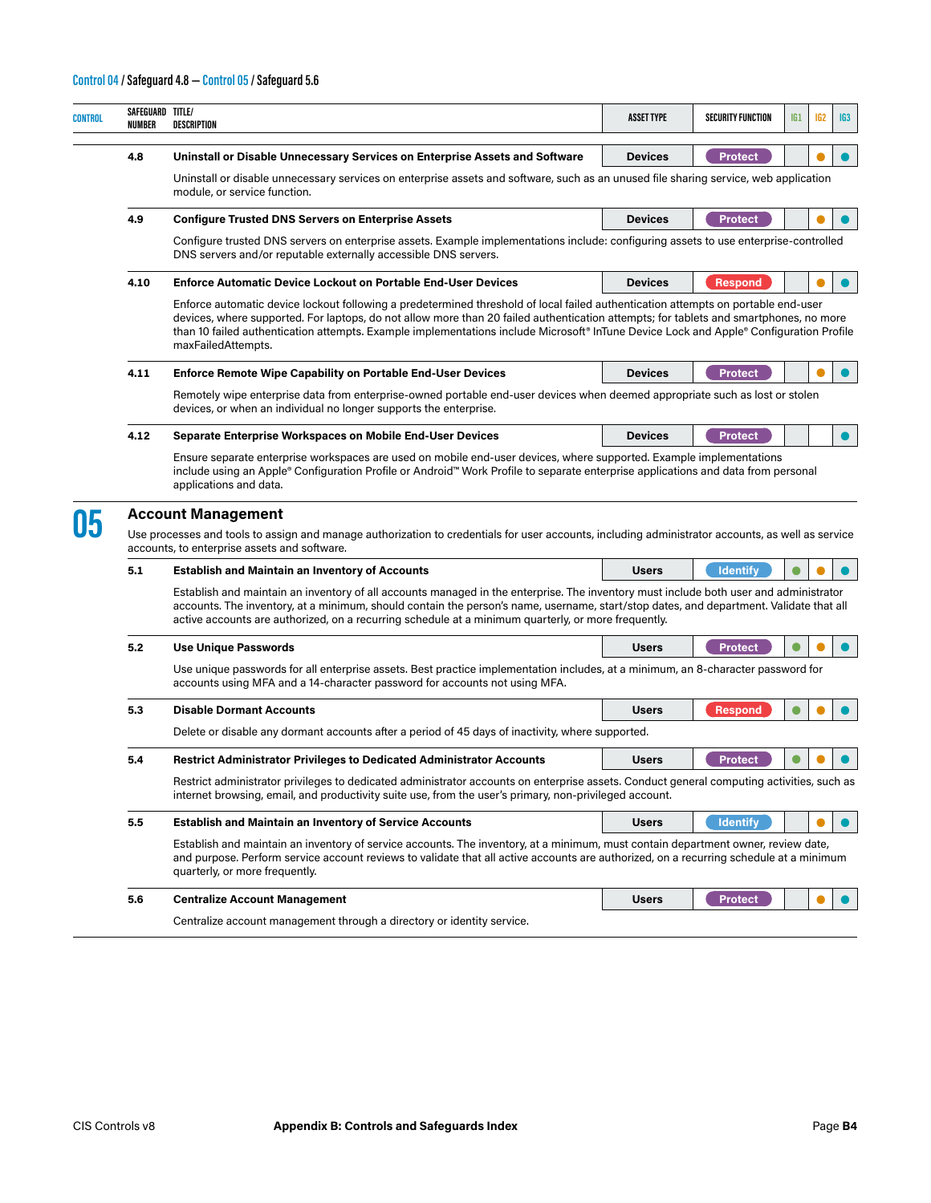Control 04 / Safeguard 4.8 — Control 05 / Safeguard 5.6

| CONTROL | SAFEGUARD NUMBER | TITLE/ DESCRIPTION | ASSET TYPE | SECURITY FUNCTION | IG1 | IG2 | IG3 |
|---|---|---|---|---|---|---|---|
| | 4.8 | **Uninstall or Disable Unnecessary Services on Enterprise Assets and Software**<br>Uninstall or disable unnecessary services on enterprise assets and software, such as an unused file sharing service, web application module, or service function. | Devices | Protect | | ● | ● |
| | 4.9 | **Configure Trusted DNS Servers on Enterprise Assets**<br>Configure trusted DNS servers on enterprise assets. Example implementations include: configuring assets to use enterprise-controlled DNS servers and/or reputable externally accessible DNS servers. | Devices | Protect | | ● | ● |
| | 4.10 | **Enforce Automatic Device Lockout on Portable End-User Devices**<br>Enforce automatic device lockout following a predetermined threshold of local failed authentication attempts on portable end-user devices, where supported. For laptops, do not allow more than 20 failed authentication attempts; for tablets and smartphones, no more than 10 failed authentication attempts. Example implementations include Microsoft® InTune Device Lock and Apple® Configuration Profile maxFailedAttempts. | Devices | Respond | | ● | ● |
| | 4.11 | **Enforce Remote Wipe Capability on Portable End-User Devices**<br>Remotely wipe enterprise data from enterprise-owned portable end-user devices when deemed appropriate such as lost or stolen devices, or when an individual no longer supports the enterprise. | Devices | Protect | | ● | ● |
| | 4.12 | **Separate Enterprise Workspaces on Mobile End-User Devices**<br>Ensure separate enterprise workspaces are used on mobile end-user devices, where supported. Example implementations include using an Apple® Configuration Profile or Android™ Work Profile to separate enterprise applications and data from personal applications and data. | Devices | Protect | | | ● |
| **05** | | **Account Management**<br>Use processes and tools to assign and manage authorization to credentials for user accounts, including administrator accounts, as well as service accounts, to enterprise assets and software. | | | | | |
| | 5.1 | **Establish and Maintain an Inventory of Accounts**<br>Establish and maintain an inventory of all accounts managed in the enterprise. The inventory must include both user and administrator accounts. The inventory, at a minimum, should contain the person's name, username, start/stop dates, and department. Validate that all active accounts are authorized, on a recurring schedule at a minimum quarterly, or more frequently. | Users | Identify | ● | ● | ● |
| | 5.2 | **Use Unique Passwords**<br>Use unique passwords for all enterprise assets. Best practice implementation includes, at a minimum, an 8-character password for accounts using MFA and a 14-character password for accounts not using MFA. | Users | Protect | ● | ● | ● |
| | 5.3 | **Disable Dormant Accounts**<br>Delete or disable any dormant accounts after a period of 45 days of inactivity, where supported. | Users | Respond | ● | ● | ● |
| | 5.4 | **Restrict Administrator Privileges to Dedicated Administrator Accounts**<br>Restrict administrator privileges to dedicated administrator accounts on enterprise assets. Conduct general computing activities, such as internet browsing, email, and productivity suite use, from the user's primary, non-privileged account. | Users | Protect | ● | ● | ● |
| | 5.5 | **Establish and Maintain an Inventory of Service Accounts**<br>Establish and maintain an inventory of service accounts. The inventory, at a minimum, must contain department owner, review date, and purpose. Perform service account reviews to validate that all active accounts are authorized, on a recurring schedule at a minimum quarterly, or more frequently. | Users | Identify | | ● | ● |
| | 5.6 | **Centralize Account Management**<br>Centralize account management through a directory or identity service. | Users | Protect | | ● | ● |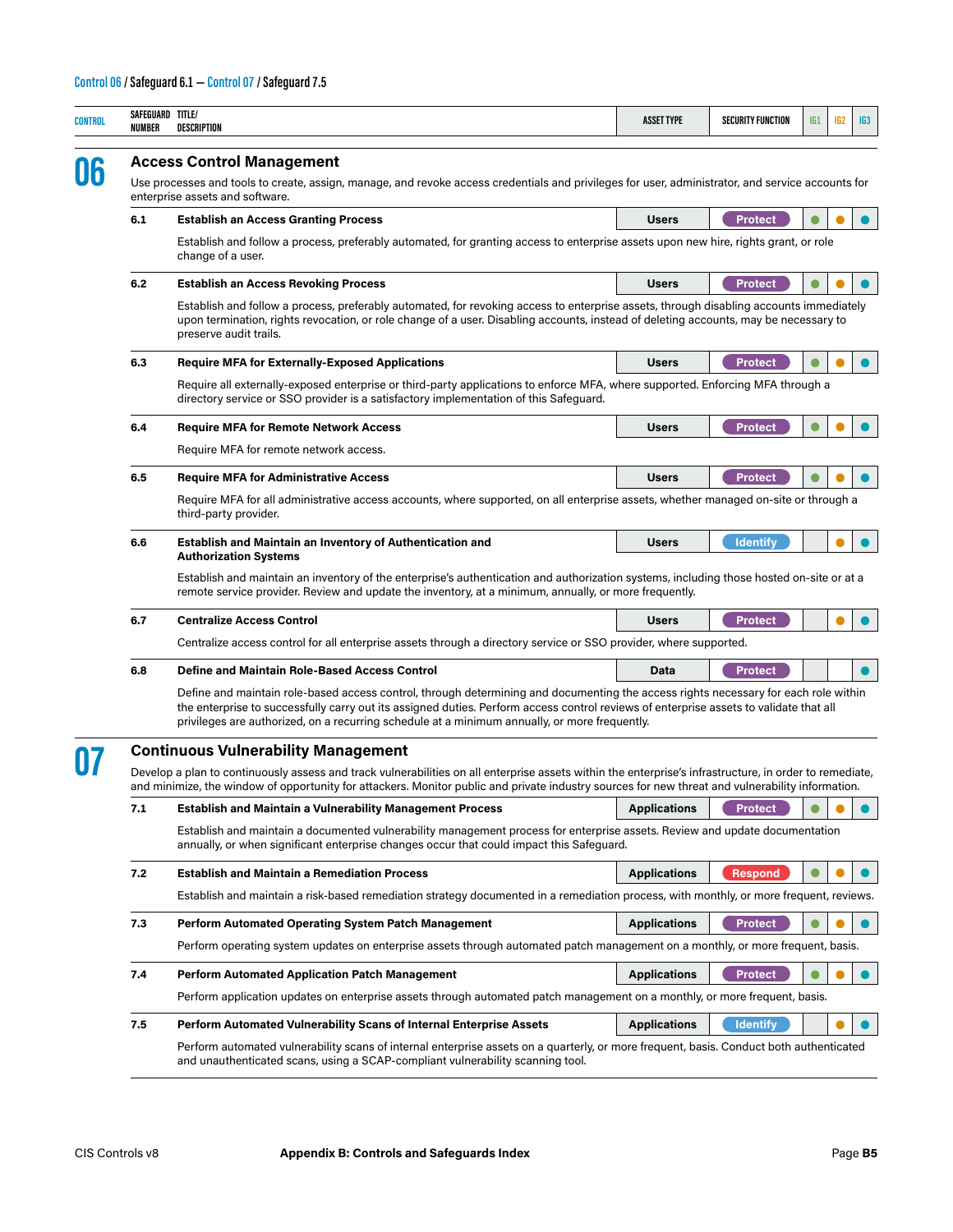Control 06 / Safeguard 6.1 — Control 07 / Safeguard 7.5

| CONTROL | SAFEGUARD NUMBER | TITLE/ DESCRIPTION | ASSET TYPE | SECURITY FUNCTION | IG1 | IG2 | IG3 |
|---|---|---|---|---|---|---|---|
| **06** | | **Access Control Management** | | | | | |
| | | Use processes and tools to create, assign, manage, and revoke access credentials and privileges for user, administrator, and service accounts for enterprise assets and software. | | | | | |
| | **6.1** | **Establish an Access Granting Process** | Users | Protect | ● | ● | ● |
| | | Establish and follow a process, preferably automated, for granting access to enterprise assets upon new hire, rights grant, or role change of a user. | | | | | |
| | **6.2** | **Establish an Access Revoking Process** | Users | Protect | ● | ● | ● |
| | | Establish and follow a process, preferably automated, for revoking access to enterprise assets, through disabling accounts immediately upon termination, rights revocation, or role change of a user. Disabling accounts, instead of deleting accounts, may be necessary to preserve audit trails. | | | | | |
| | **6.3** | **Require MFA for Externally-Exposed Applications** | Users | Protect | ● | ● | ● |
| | | Require all externally-exposed enterprise or third-party applications to enforce MFA, where supported. Enforcing MFA through a directory service or SSO provider is a satisfactory implementation of this Safeguard. | | | | | |
| | **6.4** | **Require MFA for Remote Network Access** | Users | Protect | ● | ● | ● |
| | | Require MFA for remote network access. | | | | | |
| | **6.5** | **Require MFA for Administrative Access** | Users | Protect | ● | ● | ● |
| | | Require MFA for all administrative access accounts, where supported, on all enterprise assets, whether managed on-site or through a third-party provider. | | | | | |
| | **6.6** | **Establish and Maintain an Inventory of Authentication and Authorization Systems** | Users | Identify | | ● | ● |
| | | Establish and maintain an inventory of the enterprise's authentication and authorization systems, including those hosted on-site or at a remote service provider. Review and update the inventory, at a minimum, annually, or more frequently. | | | | | |
| | **6.7** | **Centralize Access Control** | Users | Protect | | ● | ● |
| | | Centralize access control for all enterprise assets through a directory service or SSO provider, where supported. | | | | | |
| | **6.8** | **Define and Maintain Role-Based Access Control** | Data | Protect | | | ● |
| | | Define and maintain role-based access control, through determining and documenting the access rights necessary for each role within the enterprise to successfully carry out its assigned duties. Perform access control reviews of enterprise assets to validate that all privileges are authorized, on a recurring schedule at a minimum annually, or more frequently. | | | | | |
| **07** | | **Continuous Vulnerability Management** | | | | | |
| | | Develop a plan to continuously assess and track vulnerabilities on all enterprise assets within the enterprise's infrastructure, in order to remediate, and minimize, the window of opportunity for attackers. Monitor public and private industry sources for new threat and vulnerability information. | | | | | |
| | **7.1** | **Establish and Maintain a Vulnerability Management Process** | Applications | Protect | ● | ● | ● |
| | | Establish and maintain a documented vulnerability management process for enterprise assets. Review and update documentation annually, or when significant enterprise changes occur that could impact this Safeguard. | | | | | |
| | **7.2** | **Establish and Maintain a Remediation Process** | Applications | Respond | ● | ● | ● |
| | | Establish and maintain a risk-based remediation strategy documented in a remediation process, with monthly, or more frequent, reviews. | | | | | |
| | **7.3** | **Perform Automated Operating System Patch Management** | Applications | Protect | ● | ● | ● |
| | | Perform operating system updates on enterprise assets through automated patch management on a monthly, or more frequent, basis. | | | | | |
| | **7.4** | **Perform Automated Application Patch Management** | Applications | Protect | ● | ● | ● |
| | | Perform application updates on enterprise assets through automated patch management on a monthly, or more frequent, basis. | | | | | |
| | **7.5** | **Perform Automated Vulnerability Scans of Internal Enterprise Assets** | Applications | Identify | | ● | ● |
| | | Perform automated vulnerability scans of internal enterprise assets on a quarterly, or more frequent, basis. Conduct both authenticated and unauthenticated scans, using a SCAP-compliant vulnerability scanning tool. | | | | | |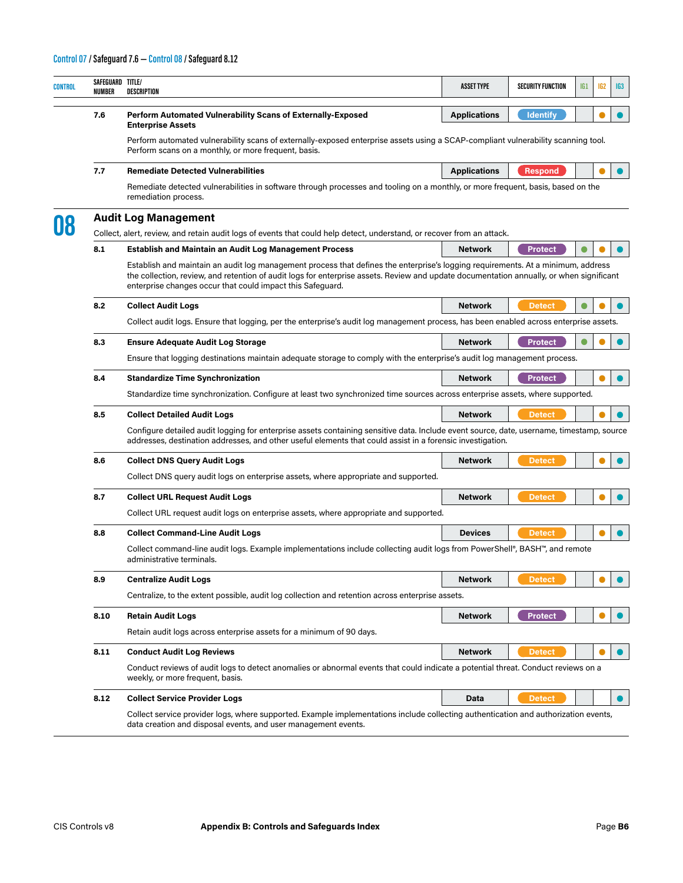Control 07 / Safeguard 7.6 — Control 08 / Safeguard 8.12

| CONTROL | SAFEGUARD NUMBER | TITLE/ DESCRIPTION | ASSET TYPE | SECURITY FUNCTION | IG1 | IG2 | IG3 |
|---|---|---|---|---|---|---|---|
| | 7.6 | **Perform Automated Vulnerability Scans of Externally-Exposed Enterprise Assets**<br>Perform automated vulnerability scans of externally-exposed enterprise assets using a SCAP-compliant vulnerability scanning tool. Perform scans on a monthly, or more frequent, basis. | Applications | Identify | | ● | ● |
| | 7.7 | **Remediate Detected Vulnerabilities**<br>Remediate detected vulnerabilities in software through processes and tooling on a monthly, or more frequent, basis, based on the remediation process. | Applications | Respond | | ● | ● |
| **08** | | **Audit Log Management**<br>Collect, alert, review, and retain audit logs of events that could help detect, understand, or recover from an attack. | | | | | |
| | 8.1 | **Establish and Maintain an Audit Log Management Process**<br>Establish and maintain an audit log management process that defines the enterprise's logging requirements. At a minimum, address the collection, review, and retention of audit logs for enterprise assets. Review and update documentation annually, or when significant enterprise changes occur that could impact this Safeguard. | Network | Protect | ● | ● | ● |
| | 8.2 | **Collect Audit Logs**<br>Collect audit logs. Ensure that logging, per the enterprise's audit log management process, has been enabled across enterprise assets. | Network | Detect | ● | ● | ● |
| | 8.3 | **Ensure Adequate Audit Log Storage**<br>Ensure that logging destinations maintain adequate storage to comply with the enterprise's audit log management process. | Network | Protect | ● | ● | ● |
| | 8.4 | **Standardize Time Synchronization**<br>Standardize time synchronization. Configure at least two synchronized time sources across enterprise assets, where supported. | Network | Protect | | ● | ● |
| | 8.5 | **Collect Detailed Audit Logs**<br>Configure detailed audit logging for enterprise assets containing sensitive data. Include event source, date, username, timestamp, source addresses, destination addresses, and other useful elements that could assist in a forensic investigation. | Network | Detect | | ● | ● |
| | 8.6 | **Collect DNS Query Audit Logs**<br>Collect DNS query audit logs on enterprise assets, where appropriate and supported. | Network | Detect | | ● | ● |
| | 8.7 | **Collect URL Request Audit Logs**<br>Collect URL request audit logs on enterprise assets, where appropriate and supported. | Network | Detect | | ● | ● |
| | 8.8 | **Collect Command-Line Audit Logs**<br>Collect command-line audit logs. Example implementations include collecting audit logs from PowerShell®, BASH™, and remote administrative terminals. | Devices | Detect | | ● | ● |
| | 8.9 | **Centralize Audit Logs**<br>Centralize, to the extent possible, audit log collection and retention across enterprise assets. | Network | Detect | | ● | ● |
| | 8.10 | **Retain Audit Logs**<br>Retain audit logs across enterprise assets for a minimum of 90 days. | Network | Protect | | ● | ● |
| | 8.11 | **Conduct Audit Log Reviews**<br>Conduct reviews of audit logs to detect anomalies or abnormal events that could indicate a potential threat. Conduct reviews on a weekly, or more frequent, basis. | Network | Detect | | ● | ● |
| | 8.12 | **Collect Service Provider Logs**<br>Collect service provider logs, where supported. Example implementations include collecting authentication and authorization events, data creation and disposal events, and user management events. | Data | Detect | | | ● |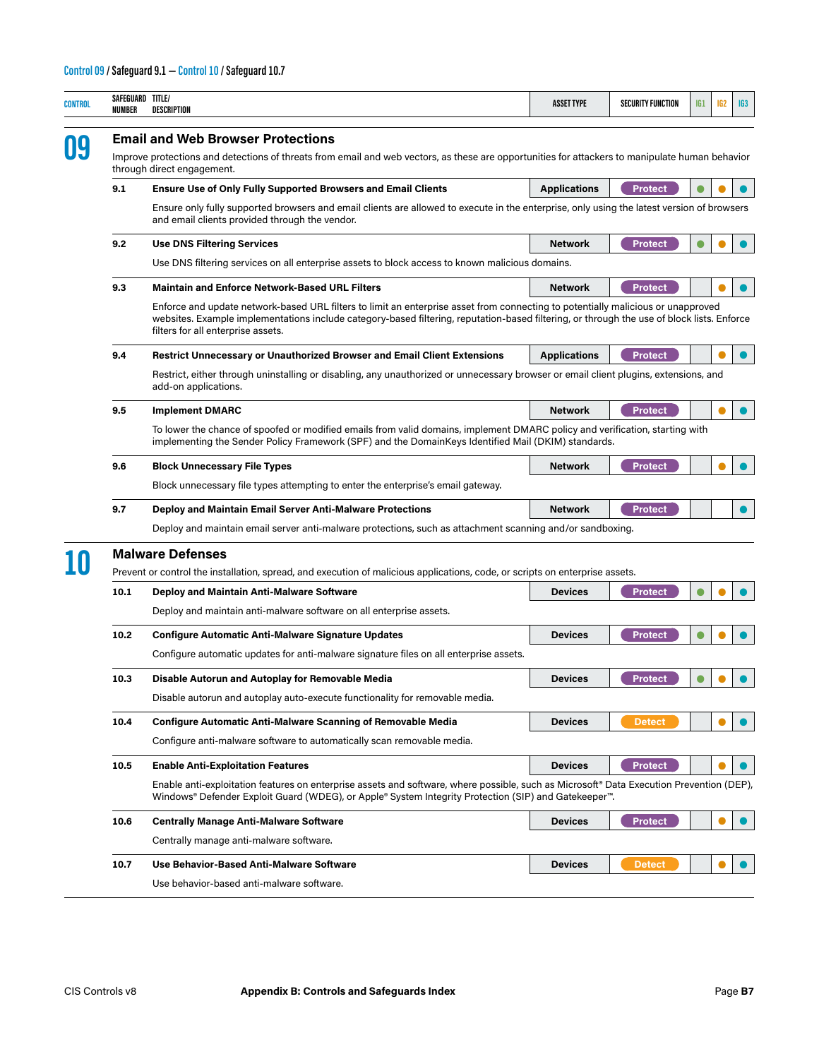Control 09 / Safeguard 9.1 — Control 10 / Safeguard 10.7

| CONTROL | SAFEGUARD NUMBER | TITLE/DESCRIPTION | ASSET TYPE | SECURITY FUNCTION | IG1 | IG2 | IG3 |
|---|---|---|---|---|---|---|---|
| **09** | | **Email and Web Browser Protections**<br>Improve protections and detections of threats from email and web vectors, as these are opportunities for attackers to manipulate human behavior through direct engagement. | | | | | |
| | **9.1** | **Ensure Use of Only Fully Supported Browsers and Email Clients**<br>Ensure only fully supported browsers and email clients are allowed to execute in the enterprise, only using the latest version of browsers and email clients provided through the vendor. | Applications | Protect | ● | ● | ● |
| | **9.2** | **Use DNS Filtering Services**<br>Use DNS filtering services on all enterprise assets to block access to known malicious domains. | Network | Protect | ● | ● | ● |
| | **9.3** | **Maintain and Enforce Network-Based URL Filters**<br>Enforce and update network-based URL filters to limit an enterprise asset from connecting to potentially malicious or unapproved websites. Example implementations include category-based filtering, reputation-based filtering, or through the use of block lists. Enforce filters for all enterprise assets. | Network | Protect | | ● | ● |
| | **9.4** | **Restrict Unnecessary or Unauthorized Browser and Email Client Extensions**<br>Restrict, either through uninstalling or disabling, any unauthorized or unnecessary browser or email client plugins, extensions, and add-on applications. | Applications | Protect | | ● | ● |
| | **9.5** | **Implement DMARC**<br>To lower the chance of spoofed or modified emails from valid domains, implement DMARC policy and verification, starting with implementing the Sender Policy Framework (SPF) and the DomainKeys Identified Mail (DKIM) standards. | Network | Protect | | ● | ● |
| | **9.6** | **Block Unnecessary File Types**<br>Block unnecessary file types attempting to enter the enterprise's email gateway. | Network | Protect | | ● | ● |
| | **9.7** | **Deploy and Maintain Email Server Anti-Malware Protections**<br>Deploy and maintain email server anti-malware protections, such as attachment scanning and/or sandboxing. | Network | Protect | | | ● |
| **10** | | **Malware Defenses**<br>Prevent or control the installation, spread, and execution of malicious applications, code, or scripts on enterprise assets. | | | | | |
| | **10.1** | **Deploy and Maintain Anti-Malware Software**<br>Deploy and maintain anti-malware software on all enterprise assets. | Devices | Protect | ● | ● | ● |
| | **10.2** | **Configure Automatic Anti-Malware Signature Updates**<br>Configure automatic updates for anti-malware signature files on all enterprise assets. | Devices | Protect | ● | ● | ● |
| | **10.3** | **Disable Autorun and Autoplay for Removable Media**<br>Disable autorun and autoplay auto-execute functionality for removable media. | Devices | Protect | ● | ● | ● |
| | **10.4** | **Configure Automatic Anti-Malware Scanning of Removable Media**<br>Configure anti-malware software to automatically scan removable media. | Devices | Detect | | ● | ● |
| | **10.5** | **Enable Anti-Exploitation Features**<br>Enable anti-exploitation features on enterprise assets and software, where possible, such as Microsoft® Data Execution Prevention (DEP), Windows® Defender Exploit Guard (WDEG), or Apple® System Integrity Protection (SIP) and Gatekeeper™. | Devices | Protect | | ● | ● |
| | **10.6** | **Centrally Manage Anti-Malware Software**<br>Centrally manage anti-malware software. | Devices | Protect | | ● | ● |
| | **10.7** | **Use Behavior-Based Anti-Malware Software**<br>Use behavior-based anti-malware software. | Devices | Detect | | ● | ● |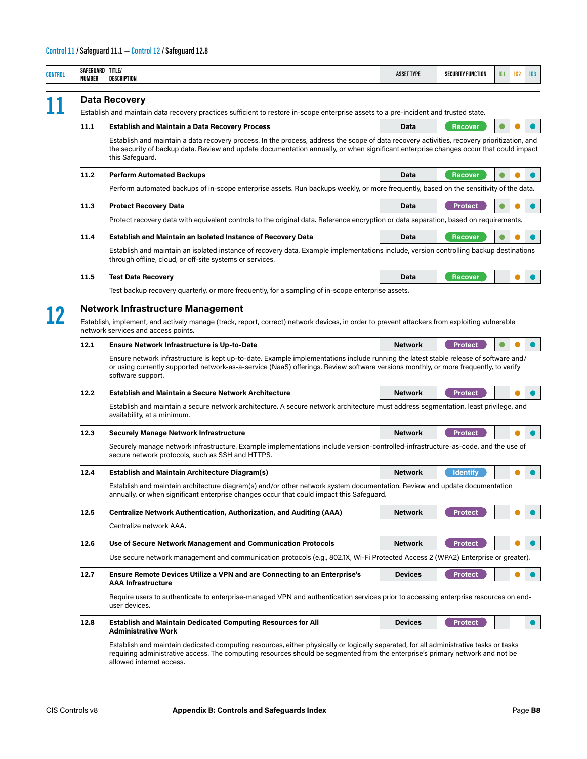| CONTROL | SAFEGUARD NUMBER | TITLE/ DESCRIPTION | ASSET TYPE | SECURITY FUNCTION | IG1 | IG2 | IG3 |
|---|---|---|---|---|---|---|---|
| **11** | | **Data Recovery**<br>Establish and maintain data recovery practices sufficient to restore in-scope enterprise assets to a pre-incident and trusted state. | | | | | |
| | **11.1** | **Establish and Maintain a Data Recovery Process**<br>Establish and maintain a data recovery process. In the process, address the scope of data recovery activities, recovery prioritization, and the security of backup data. Review and update documentation annually, or when significant enterprise changes occur that could impact this Safeguard. | Data | Recover | ● | ● | ● |
| | **11.2** | **Perform Automated Backups**<br>Perform automated backups of in-scope enterprise assets. Run backups weekly, or more frequently, based on the sensitivity of the data. | Data | Recover | ● | ● | ● |
| | **11.3** | **Protect Recovery Data**<br>Protect recovery data with equivalent controls to the original data. Reference encryption or data separation, based on requirements. | Data | Protect | ● | ● | ● |
| | **11.4** | **Establish and Maintain an Isolated Instance of Recovery Data**<br>Establish and maintain an isolated instance of recovery data. Example implementations include, version controlling backup destinations through offline, cloud, or off-site systems or services. | Data | Recover | ● | ● | ● |
| | **11.5** | **Test Data Recovery**<br>Test backup recovery quarterly, or more frequently, for a sampling of in-scope enterprise assets. | Data | Recover | | ● | ● |
| **12** | | **Network Infrastructure Management**<br>Establish, implement, and actively manage (track, report, correct) network devices, in order to prevent attackers from exploiting vulnerable network services and access points. | | | | | |
| | **12.1** | **Ensure Network Infrastructure is Up-to-Date**<br>Ensure network infrastructure is kept up-to-date. Example implementations include running the latest stable release of software and/or using currently supported network-as-a-service (NaaS) offerings. Review software versions monthly, or more frequently, to verify software support. | Network | Protect | ● | ● | ● |
| | **12.2** | **Establish and Maintain a Secure Network Architecture**<br>Establish and maintain a secure network architecture. A secure network architecture must address segmentation, least privilege, and availability, at a minimum. | Network | Protect | | ● | ● |
| | **12.3** | **Securely Manage Network Infrastructure**<br>Securely manage network infrastructure. Example implementations include version-controlled-infrastructure-as-code, and the use of secure network protocols, such as SSH and HTTPS. | Network | Protect | | ● | ● |
| | **12.4** | **Establish and Maintain Architecture Diagram(s)**<br>Establish and maintain architecture diagram(s) and/or other network system documentation. Review and update documentation annually, or when significant enterprise changes occur that could impact this Safeguard. | Network | Identify | | ● | ● |
| | **12.5** | **Centralize Network Authentication, Authorization, and Auditing (AAA)**<br>Centralize network AAA. | Network | Protect | | ● | ● |
| | **12.6** | **Use of Secure Network Management and Communication Protocols**<br>Use secure network management and communication protocols (e.g., 802.1X, Wi-Fi Protected Access 2 (WPA2) Enterprise or greater). | Network | Protect | | ● | ● |
| | **12.7** | **Ensure Remote Devices Utilize a VPN and are Connecting to an Enterprise's AAA Infrastructure**<br>Require users to authenticate to enterprise-managed VPN and authentication services prior to accessing enterprise resources on end-user devices. | Devices | Protect | | ● | ● |
| | **12.8** | **Establish and Maintain Dedicated Computing Resources for All Administrative Work**<br>Establish and maintain dedicated computing resources, either physically or logically separated, for all administrative tasks or tasks requiring administrative access. The computing resources should be segmented from the enterprise's primary network and not be allowed internet access. | Devices | Protect | | | ● |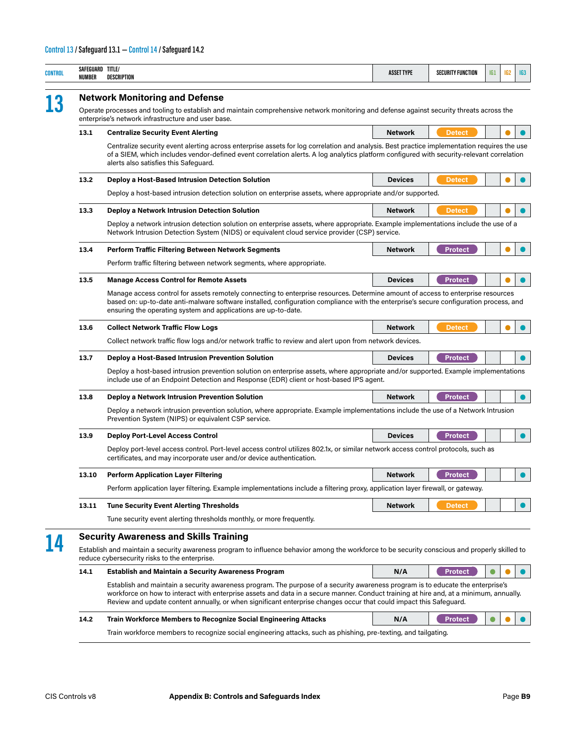Control 13 / Safeguard 13.1 — Control 14 / Safeguard 14.2

| CONTROL | SAFEGUARD NUMBER | TITLE/ DESCRIPTION | ASSET TYPE | SECURITY FUNCTION | IG1 | IG2 | IG3 |
|---|---|---|---|---|---|---|---|
| **13** | | **Network Monitoring and Defense**<br>Operate processes and tooling to establish and maintain comprehensive network monitoring and defense against security threats across the enterprise's network infrastructure and user base. | | | | | |
| | 13.1 | **Centralize Security Event Alerting**<br>Centralize security event alerting across enterprise assets for log correlation and analysis. Best practice implementation requires the use of a SIEM, which includes vendor-defined event correlation alerts. A log analytics platform configured with security-relevant correlation alerts also satisfies this Safeguard. | Network | Detect | | ● | ● |
| | 13.2 | **Deploy a Host-Based Intrusion Detection Solution**<br>Deploy a host-based intrusion detection solution on enterprise assets, where appropriate and/or supported. | Devices | Detect | | ● | ● |
| | 13.3 | **Deploy a Network Intrusion Detection Solution**<br>Deploy a network intrusion detection solution on enterprise assets, where appropriate. Example implementations include the use of a Network Intrusion Detection System (NIDS) or equivalent cloud service provider (CSP) service. | Network | Detect | | ● | ● |
| | 13.4 | **Perform Traffic Filtering Between Network Segments**<br>Perform traffic filtering between network segments, where appropriate. | Network | Protect | | ● | ● |
| | 13.5 | **Manage Access Control for Remote Assets**<br>Manage access control for assets remotely connecting to enterprise resources. Determine amount of access to enterprise resources based on: up-to-date anti-malware software installed, configuration compliance with the enterprise's secure configuration process, and ensuring the operating system and applications are up-to-date. | Devices | Protect | | ● | ● |
| | 13.6 | **Collect Network Traffic Flow Logs**<br>Collect network traffic flow logs and/or network traffic to review and alert upon from network devices. | Network | Detect | | ● | ● |
| | 13.7 | **Deploy a Host-Based Intrusion Prevention Solution**<br>Deploy a host-based intrusion prevention solution on enterprise assets, where appropriate and/or supported. Example implementations include use of an Endpoint Detection and Response (EDR) client or host-based IPS agent. | Devices | Protect | | | ● |
| | 13.8 | **Deploy a Network Intrusion Prevention Solution**<br>Deploy a network intrusion prevention solution, where appropriate. Example implementations include the use of a Network Intrusion Prevention System (NIPS) or equivalent CSP service. | Network | Protect | | | ● |
| | 13.9 | **Deploy Port-Level Access Control**<br>Deploy port-level access control. Port-level access control utilizes 802.1x, or similar network access control protocols, such as certificates, and may incorporate user and/or device authentication. | Devices | Protect | | | ● |
| | 13.10 | **Perform Application Layer Filtering**<br>Perform application layer filtering. Example implementations include a filtering proxy, application layer firewall, or gateway. | Network | Protect | | | ● |
| | 13.11 | **Tune Security Event Alerting Thresholds**<br>Tune security event alerting thresholds monthly, or more frequently. | Network | Detect | | | ● |
| **14** | | **Security Awareness and Skills Training**<br>Establish and maintain a security awareness program to influence behavior among the workforce to be security conscious and properly skilled to reduce cybersecurity risks to the enterprise. | | | | | |
| | 14.1 | **Establish and Maintain a Security Awareness Program**<br>Establish and maintain a security awareness program. The purpose of a security awareness program is to educate the enterprise's workforce on how to interact with enterprise assets and data in a secure manner. Conduct training at hire and, at a minimum, annually. Review and update content annually, or when significant enterprise changes occur that could impact this Safeguard. | N/A | Protect | ● | ● | ● |
| | 14.2 | **Train Workforce Members to Recognize Social Engineering Attacks**<br>Train workforce members to recognize social engineering attacks, such as phishing, pre-texting, and tailgating. | N/A | Protect | ● | ● | ● |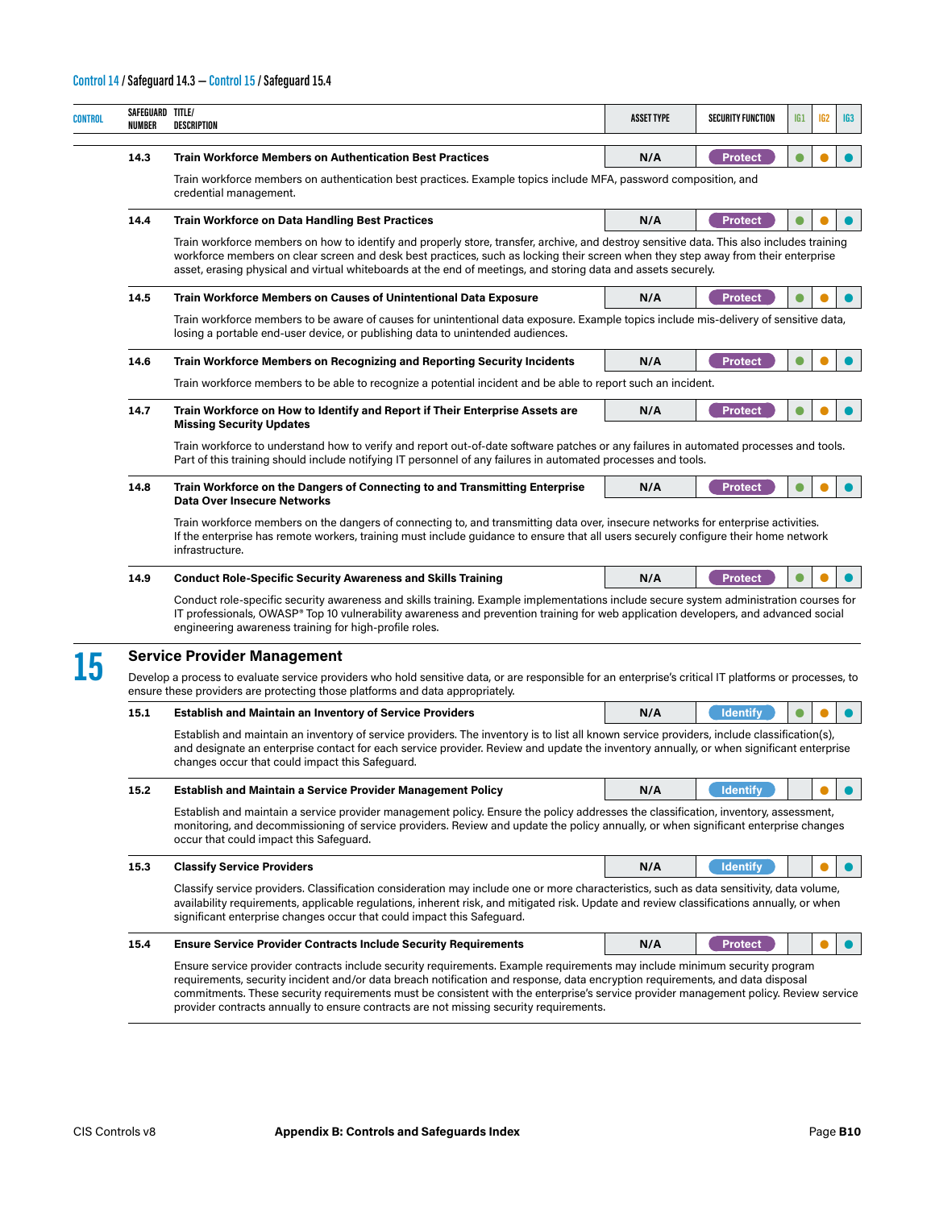Control 14 / Safeguard 14.3 — Control 15 / Safeguard 15.4

| CONTROL | SAFEGUARD NUMBER | TITLE/ DESCRIPTION | ASSET TYPE | SECURITY FUNCTION | IG1 | IG2 | IG3 |
|---|---|---|---|---|---|---|---|
| | 14.3 | **Train Workforce Members on Authentication Best Practices** | N/A | Protect | ● | ● | ● |
| | | Train workforce members on authentication best practices. Example topics include MFA, password composition, and credential management. | | | | | |
| | 14.4 | **Train Workforce on Data Handling Best Practices** | N/A | Protect | ● | ● | ● |
| | | Train workforce members on how to identify and properly store, transfer, archive, and destroy sensitive data. This also includes training workforce members on clear screen and desk best practices, such as locking their screen when they step away from their enterprise asset, erasing physical and virtual whiteboards at the end of meetings, and storing data and assets securely. | | | | | |
| | 14.5 | **Train Workforce Members on Causes of Unintentional Data Exposure** | N/A | Protect | ● | ● | ● |
| | | Train workforce members to be aware of causes for unintentional data exposure. Example topics include mis-delivery of sensitive data, losing a portable end-user device, or publishing data to unintended audiences. | | | | | |
| | 14.6 | **Train Workforce Members on Recognizing and Reporting Security Incidents** | N/A | Protect | ● | ● | ● |
| | | Train workforce members to be able to recognize a potential incident and be able to report such an incident. | | | | | |
| | 14.7 | **Train Workforce on How to Identify and Report if Their Enterprise Assets are Missing Security Updates** | N/A | Protect | ● | ● | ● |
| | | Train workforce to understand how to verify and report out-of-date software patches or any failures in automated processes and tools. Part of this training should include notifying IT personnel of any failures in automated processes and tools. | | | | | |
| | 14.8 | **Train Workforce on the Dangers of Connecting to and Transmitting Enterprise Data Over Insecure Networks** | N/A | Protect | ● | ● | ● |
| | | Train workforce members on the dangers of connecting to, and transmitting data over, insecure networks for enterprise activities. If the enterprise has remote workers, training must include guidance to ensure that all users securely configure their home network infrastructure. | | | | | |
| | 14.9 | **Conduct Role-Specific Security Awareness and Skills Training** | N/A | Protect | ● | ● | ● |
| | | Conduct role-specific security awareness and skills training. Example implementations include secure system administration courses for IT professionals, OWASP® Top 10 vulnerability awareness and prevention training for web application developers, and advanced social engineering awareness training for high-profile roles. | | | | | |

## 15 Service Provider Management

Develop a process to evaluate service providers who hold sensitive data, or are responsible for an enterprise's critical IT platforms or processes, to ensure these providers are protecting those platforms and data appropriately.

| CONTROL | SAFEGUARD NUMBER | TITLE/ DESCRIPTION | ASSET TYPE | SECURITY FUNCTION | IG1 | IG2 | IG3 |
|---|---|---|---|---|---|---|---|
| 15 | 15.1 | **Establish and Maintain an Inventory of Service Providers** | N/A | Identify | ● | ● | ● |
| | | Establish and maintain an inventory of service providers. The inventory is to list all known service providers, include classification(s), and designate an enterprise contact for each service provider. Review and update the inventory annually, or when significant enterprise changes occur that could impact this Safeguard. | | | | | |
| | 15.2 | **Establish and Maintain a Service Provider Management Policy** | N/A | Identify | | ● | ● |
| | | Establish and maintain a service provider management policy. Ensure the policy addresses the classification, inventory, assessment, monitoring, and decommissioning of service providers. Review and update the policy annually, or when significant enterprise changes occur that could impact this Safeguard. | | | | | |
| | 15.3 | **Classify Service Providers** | N/A | Identify | | ● | ● |
| | | Classify service providers. Classification consideration may include one or more characteristics, such as data sensitivity, data volume, availability requirements, applicable regulations, inherent risk, and mitigated risk. Update and review classifications annually, or when significant enterprise changes occur that could impact this Safeguard. | | | | | |
| | 15.4 | **Ensure Service Provider Contracts Include Security Requirements** | N/A | Protect | | ● | ● |
| | | Ensure service provider contracts include security requirements. Example requirements may include minimum security program requirements, security incident and/or data breach notification and response, data encryption requirements, and data disposal commitments. These security requirements must be consistent with the enterprise's service provider management policy. Review service provider contracts annually to ensure contracts are not missing security requirements. | | | | | |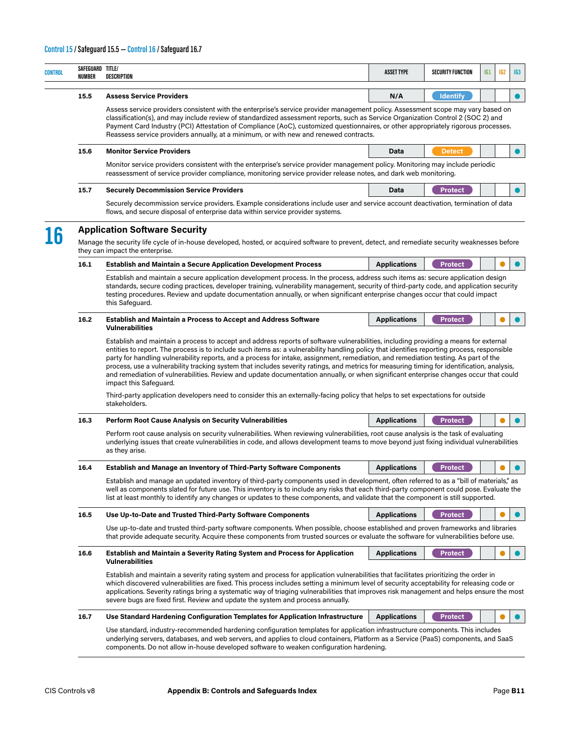| CONTROL | SAFEGUARD NUMBER | TITLE/ DESCRIPTION | ASSET TYPE | SECURITY FUNCTION | IG1 | IG2 | IG3 |
|---|---|---|---|---|---|---|---|
| | **15.5** | **Assess Service Providers** | **N/A** | Identify | | | ● |
| | | Assess service providers consistent with the enterprise's service provider management policy. Assessment scope may vary based on classification(s), and may include review of standardized assessment reports, such as Service Organization Control 2 (SOC 2) and Payment Card Industry (PCI) Attestation of Compliance (AoC), customized questionnaires, or other appropriately rigorous processes. Reassess service providers annually, at a minimum, or with new and renewed contracts. | | | | | |
| | **15.6** | **Monitor Service Providers** | **Data** | Detect | | | ● |
| | | Monitor service providers consistent with the enterprise's service provider management policy. Monitoring may include periodic reassessment of service provider compliance, monitoring service provider release notes, and dark web monitoring. | | | | | |
| | **15.7** | **Securely Decommission Service Providers** | **Data** | Protect | | | ● |
| | | Securely decommission service providers. Example considerations include user and service account deactivation, termination of data flows, and secure disposal of enterprise data within service provider systems. | | | | | |
| **16** | | **Application Software Security** | | | | | |
| | | Manage the security life cycle of in-house developed, hosted, or acquired software to prevent, detect, and remediate security weaknesses before they can impact the enterprise. | | | | | |
| | **16.1** | **Establish and Maintain a Secure Application Development Process** | **Applications** | Protect | | ● | ● |
| | | Establish and maintain a secure application development process. In the process, address such items as: secure application design standards, secure coding practices, developer training, vulnerability management, security of third-party code, and application security testing procedures. Review and update documentation annually, or when significant enterprise changes occur that could impact this Safeguard. | | | | | |
| | **16.2** | **Establish and Maintain a Process to Accept and Address Software Vulnerabilities** | **Applications** | Protect | | ● | ● |
| | | Establish and maintain a process to accept and address reports of software vulnerabilities, including providing a means for external entities to report. The process is to include such items as: a vulnerability handling policy that identifies reporting process, responsible party for handling vulnerability reports, and a process for intake, assignment, remediation, and remediation testing. As part of the process, use a vulnerability tracking system that includes severity ratings, and metrics for measuring timing for identification, analysis, and remediation of vulnerabilities. Review and update documentation annually, or when significant enterprise changes occur that could impact this Safeguard. Third-party application developers need to consider this an externally-facing policy that helps to set expectations for outside stakeholders. | | | | | |
| | **16.3** | **Perform Root Cause Analysis on Security Vulnerabilities** | **Applications** | Protect | | ● | ● |
| | | Perform root cause analysis on security vulnerabilities. When reviewing vulnerabilities, root cause analysis is the task of evaluating underlying issues that create vulnerabilities in code, and allows development teams to move beyond just fixing individual vulnerabilities as they arise. | | | | | |
| | **16.4** | **Establish and Manage an Inventory of Third-Party Software Components** | **Applications** | Protect | | ● | ● |
| | | Establish and manage an updated inventory of third-party components used in development, often referred to as a "bill of materials," as well as components slated for future use. This inventory is to include any risks that each third-party component could pose. Evaluate the list at least monthly to identify any changes or updates to these components, and validate that the component is still supported. | | | | | |
| | **16.5** | **Use Up-to-Date and Trusted Third-Party Software Components** | **Applications** | Protect | | ● | ● |
| | | Use up-to-date and trusted third-party software components. When possible, choose established and proven frameworks and libraries that provide adequate security. Acquire these components from trusted sources or evaluate the software for vulnerabilities before use. | | | | | |
| | **16.6** | **Establish and Maintain a Severity Rating System and Process for Application Vulnerabilities** | **Applications** | Protect | | ● | ● |
| | | Establish and maintain a severity rating system and process for application vulnerabilities that facilitates prioritizing the order in which discovered vulnerabilities are fixed. This process includes setting a minimum level of security acceptability for releasing code or applications. Severity ratings bring a systematic way of triaging vulnerabilities that improves risk management and helps ensure the most severe bugs are fixed first. Review and update the system and process annually. | | | | | |
| | **16.7** | **Use Standard Hardening Configuration Templates for Application Infrastructure** | **Applications** | Protect | | ● | ● |
| | | Use standard, industry-recommended hardening configuration templates for application infrastructure components. This includes underlying servers, databases, and web servers, and applies to cloud containers, Platform as a Service (PaaS) components, and SaaS components. Do not allow in-house developed software to weaken configuration hardening. | | | | | |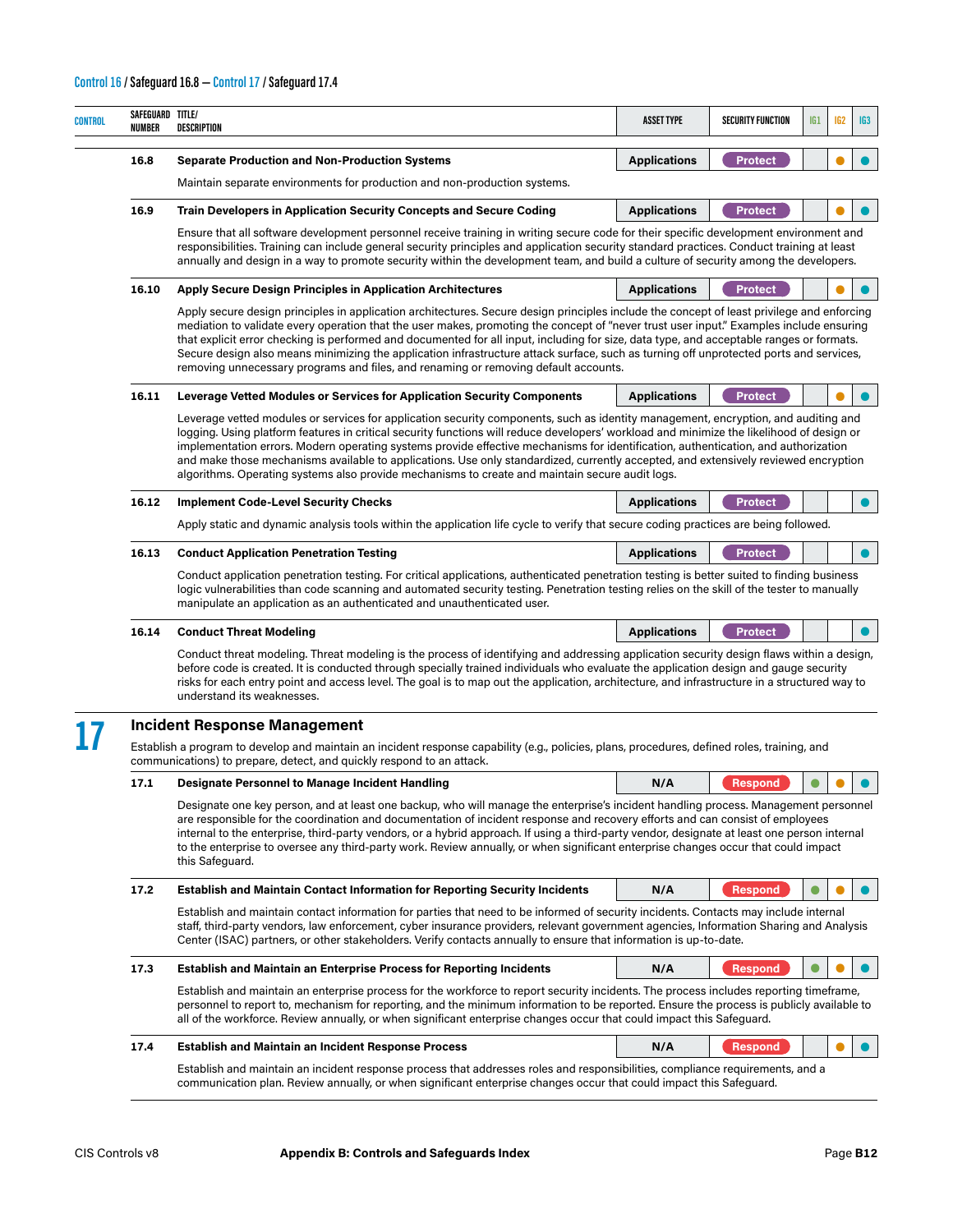Control 16 / Safeguard 16.8 — Control 17 / Safeguard 17.4

| CONTROL | SAFEGUARD NUMBER | TITLE/ DESCRIPTION | ASSET TYPE | SECURITY FUNCTION | IG1 | IG2 | IG3 |
|---|---|---|---|---|---|---|---|
| | 16.8 | **Separate Production and Non-Production Systems**<br>Maintain separate environments for production and non-production systems. | Applications | Protect | | ● | ● |
| | 16.9 | **Train Developers in Application Security Concepts and Secure Coding**<br>Ensure that all software development personnel receive training in writing secure code for their specific development environment and responsibilities. Training can include general security principles and application security standard practices. Conduct training at least annually and design in a way to promote security within the development team, and build a culture of security among the developers. | Applications | Protect | | ● | ● |
| | 16.10 | **Apply Secure Design Principles in Application Architectures**<br>Apply secure design principles in application architectures. Secure design principles include the concept of least privilege and enforcing mediation to validate every operation that the user makes, promoting the concept of "never trust user input." Examples include ensuring that explicit error checking is performed and documented for all input, including for size, data type, and acceptable ranges or formats. Secure design also means minimizing the application infrastructure attack surface, such as turning off unprotected ports and services, removing unnecessary programs and files, and renaming or removing default accounts. | Applications | Protect | | ● | ● |
| | 16.11 | **Leverage Vetted Modules or Services for Application Security Components**<br>Leverage vetted modules or services for application security components, such as identity management, encryption, and auditing and logging. Using platform features in critical security functions will reduce developers' workload and minimize the likelihood of design or implementation errors. Modern operating systems provide effective mechanisms for identification, authentication, and authorization and make those mechanisms available to applications. Use only standardized, currently accepted, and extensively reviewed encryption algorithms. Operating systems also provide mechanisms to create and maintain secure audit logs. | Applications | Protect | | ● | ● |
| | 16.12 | **Implement Code-Level Security Checks**<br>Apply static and dynamic analysis tools within the application life cycle to verify that secure coding practices are being followed. | Applications | Protect | | | ● |
| | 16.13 | **Conduct Application Penetration Testing**<br>Conduct application penetration testing. For critical applications, authenticated penetration testing is better suited to finding business logic vulnerabilities than code scanning and automated security testing. Penetration testing relies on the skill of the tester to manually manipulate an application as an authenticated and unauthenticated user. | Applications | Protect | | | ● |
| | 16.14 | **Conduct Threat Modeling**<br>Conduct threat modeling. Threat modeling is the process of identifying and addressing application security design flaws within a design, before code is created. It is conducted through specially trained individuals who evaluate the application design and gauge security risks for each entry point and access level. The goal is to map out the application, architecture, and infrastructure in a structured way to understand its weaknesses. | Applications | Protect | | | ● |
| **17** | | **Incident Response Management**<br>Establish a program to develop and maintain an incident response capability (e.g., policies, plans, procedures, defined roles, training, and communications) to prepare, detect, and quickly respond to an attack. | | | | | |
| | 17.1 | **Designate Personnel to Manage Incident Handling**<br>Designate one key person, and at least one backup, who will manage the enterprise's incident handling process. Management personnel are responsible for the coordination and documentation of incident response and recovery efforts and can consist of employees internal to the enterprise, third-party vendors, or a hybrid approach. If using a third-party vendor, designate at least one person internal to the enterprise to oversee any third-party work. Review annually, or when significant enterprise changes occur that could impact this Safeguard. | N/A | Respond | ● | ● | ● |
| | 17.2 | **Establish and Maintain Contact Information for Reporting Security Incidents**<br>Establish and maintain contact information for parties that need to be informed of security incidents. Contacts may include internal staff, third-party vendors, law enforcement, cyber insurance providers, relevant government agencies, Information Sharing and Analysis Center (ISAC) partners, or other stakeholders. Verify contacts annually to ensure that information is up-to-date. | N/A | Respond | ● | ● | ● |
| | 17.3 | **Establish and Maintain an Enterprise Process for Reporting Incidents**<br>Establish and maintain an enterprise process for the workforce to report security incidents. The process includes reporting timeframe, personnel to report to, mechanism for reporting, and the minimum information to be reported. Ensure the process is publicly available to all of the workforce. Review annually, or when significant enterprise changes occur that could impact this Safeguard. | N/A | Respond | ● | ● | ● |
| | 17.4 | **Establish and Maintain an Incident Response Process**<br>Establish and maintain an incident response process that addresses roles and responsibilities, compliance requirements, and a communication plan. Review annually, or when significant enterprise changes occur that could impact this Safeguard. | N/A | Respond | | ● | ● |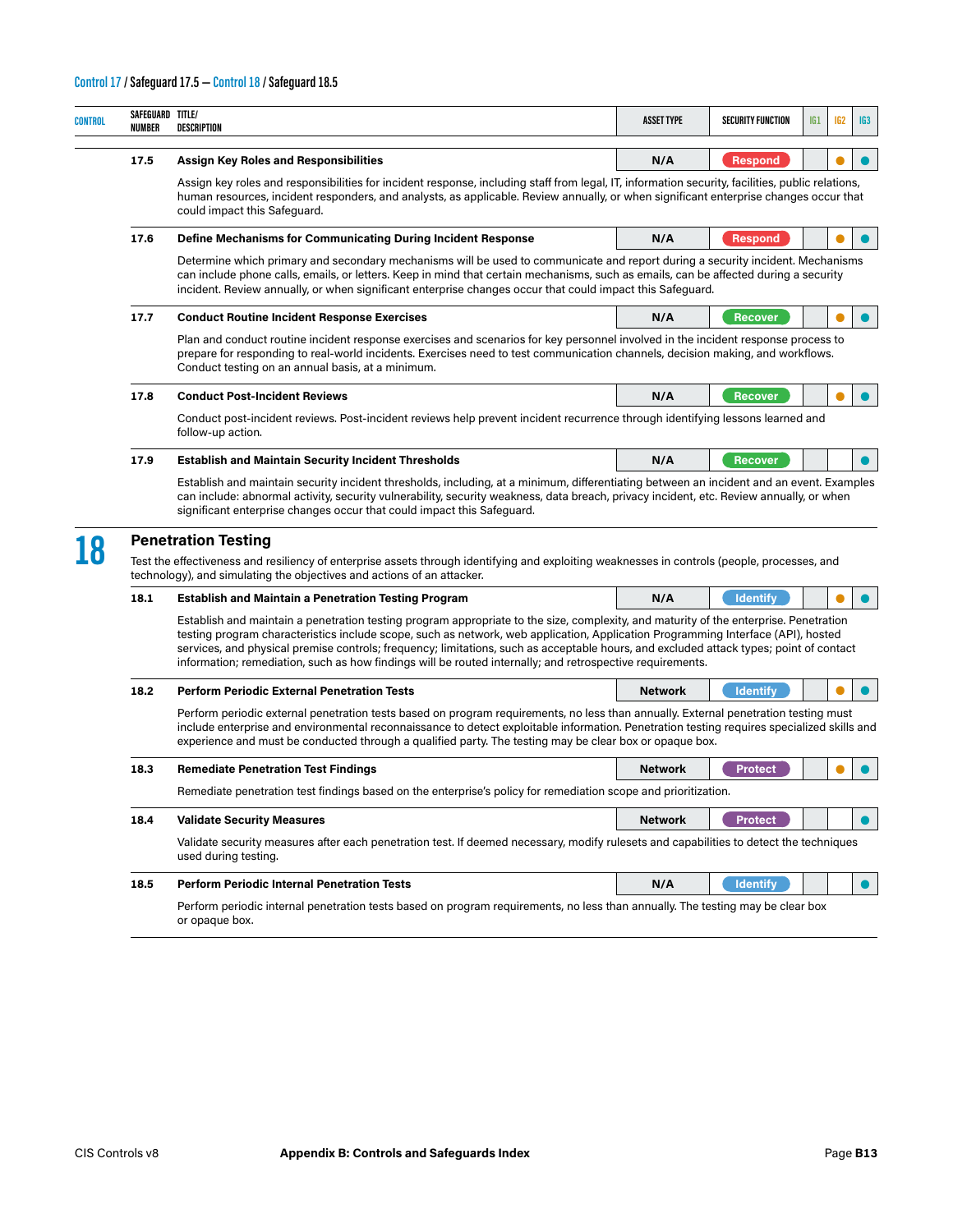Control 17 / Safeguard 17.5 — Control 18 / Safeguard 18.5

| CONTROL | SAFEGUARD NUMBER | TITLE/ DESCRIPTION | ASSET TYPE | SECURITY FUNCTION | IG1 | IG2 | IG3 |
|---|---|---|---|---|---|---|---|
| | 17.5 | **Assign Key Roles and Responsibilities** | N/A | Respond | | ● | ● |
| | | Assign key roles and responsibilities for incident response, including staff from legal, IT, information security, facilities, public relations, human resources, incident responders, and analysts, as applicable. Review annually, or when significant enterprise changes occur that could impact this Safeguard. | | | | | |
| | 17.6 | **Define Mechanisms for Communicating During Incident Response** | N/A | Respond | | ● | ● |
| | | Determine which primary and secondary mechanisms will be used to communicate and report during a security incident. Mechanisms can include phone calls, emails, or letters. Keep in mind that certain mechanisms, such as emails, can be affected during a security incident. Review annually, or when significant enterprise changes occur that could impact this Safeguard. | | | | | |
| | 17.7 | **Conduct Routine Incident Response Exercises** | N/A | Recover | | ● | ● |
| | | Plan and conduct routine incident response exercises and scenarios for key personnel involved in the incident response process to prepare for responding to real-world incidents. Exercises need to test communication channels, decision making, and workflows. Conduct testing on an annual basis, at a minimum. | | | | | |
| | 17.8 | **Conduct Post-Incident Reviews** | N/A | Recover | | ● | ● |
| | | Conduct post-incident reviews. Post-incident reviews help prevent incident recurrence through identifying lessons learned and follow-up action. | | | | | |
| | 17.9 | **Establish and Maintain Security Incident Thresholds** | N/A | Recover | | | ● |
| | | Establish and maintain security incident thresholds, including, at a minimum, differentiating between an incident and an event. Examples can include: abnormal activity, security vulnerability, security weakness, data breach, privacy incident, etc. Review annually, or when significant enterprise changes occur that could impact this Safeguard. | | | | | |
| **18** | | **Penetration Testing** | | | | | |
| | | Test the effectiveness and resiliency of enterprise assets through identifying and exploiting weaknesses in controls (people, processes, and technology), and simulating the objectives and actions of an attacker. | | | | | |
| | 18.1 | **Establish and Maintain a Penetration Testing Program** | N/A | Identify | | ● | ● |
| | | Establish and maintain a penetration testing program appropriate to the size, complexity, and maturity of the enterprise. Penetration testing program characteristics include scope, such as network, web application, Application Programming Interface (API), hosted services, and physical premise controls; frequency; limitations, such as acceptable hours, and excluded attack types; point of contact information; remediation, such as how findings will be routed internally; and retrospective requirements. | | | | | |
| | 18.2 | **Perform Periodic External Penetration Tests** | Network | Identify | | ● | ● |
| | | Perform periodic external penetration tests based on program requirements, no less than annually. External penetration testing must include enterprise and environmental reconnaissance to detect exploitable information. Penetration testing requires specialized skills and experience and must be conducted through a qualified party. The testing may be clear box or opaque box. | | | | | |
| | 18.3 | **Remediate Penetration Test Findings** | Network | Protect | | ● | ● |
| | | Remediate penetration test findings based on the enterprise's policy for remediation scope and prioritization. | | | | | |
| | 18.4 | **Validate Security Measures** | Network | Protect | | | ● |
| | | Validate security measures after each penetration test. If deemed necessary, modify rulesets and capabilities to detect the techniques used during testing. | | | | | |
| | 18.5 | **Perform Periodic Internal Penetration Tests** | N/A | Identify | | | ● |
| | | Perform periodic internal penetration tests based on program requirements, no less than annually. The testing may be clear box or opaque box. | | | | | |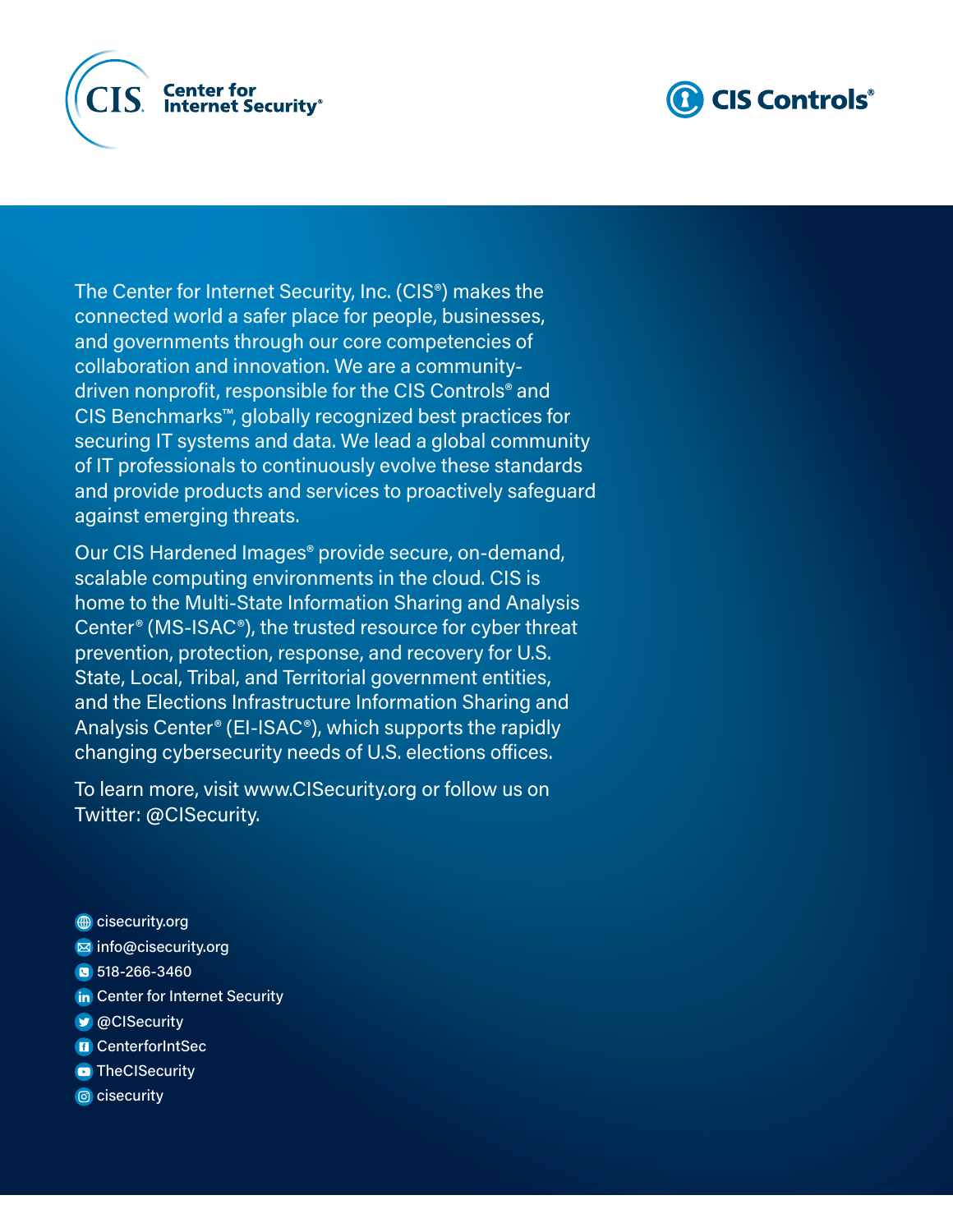Center for Internet Security®

CIS Controls®

The Center for Internet Security, Inc. (CIS®) makes the connected world a safer place for people, businesses, and governments through our core competencies of collaboration and innovation. We are a community-driven nonprofit, responsible for the CIS Controls® and CIS Benchmarks™, globally recognized best practices for securing IT systems and data. We lead a global community of IT professionals to continuously evolve these standards and provide products and services to proactively safeguard against emerging threats.

Our CIS Hardened Images® provide secure, on-demand, scalable computing environments in the cloud. CIS is home to the Multi-State Information Sharing and Analysis Center® (MS-ISAC®), the trusted resource for cyber threat prevention, protection, response, and recovery for U.S. State, Local, Tribal, and Territorial government entities, and the Elections Infrastructure Information Sharing and Analysis Center® (EI-ISAC®), which supports the rapidly changing cybersecurity needs of U.S. elections offices.

To learn more, visit www.CISecurity.org or follow us on Twitter: @CISecurity.

- cisecurity.org
- info@cisecurity.org
- 518-266-3460
- Center for Internet Security
- @CISecurity
- CenterforIntSec
- TheCISecurity
- cisecurity